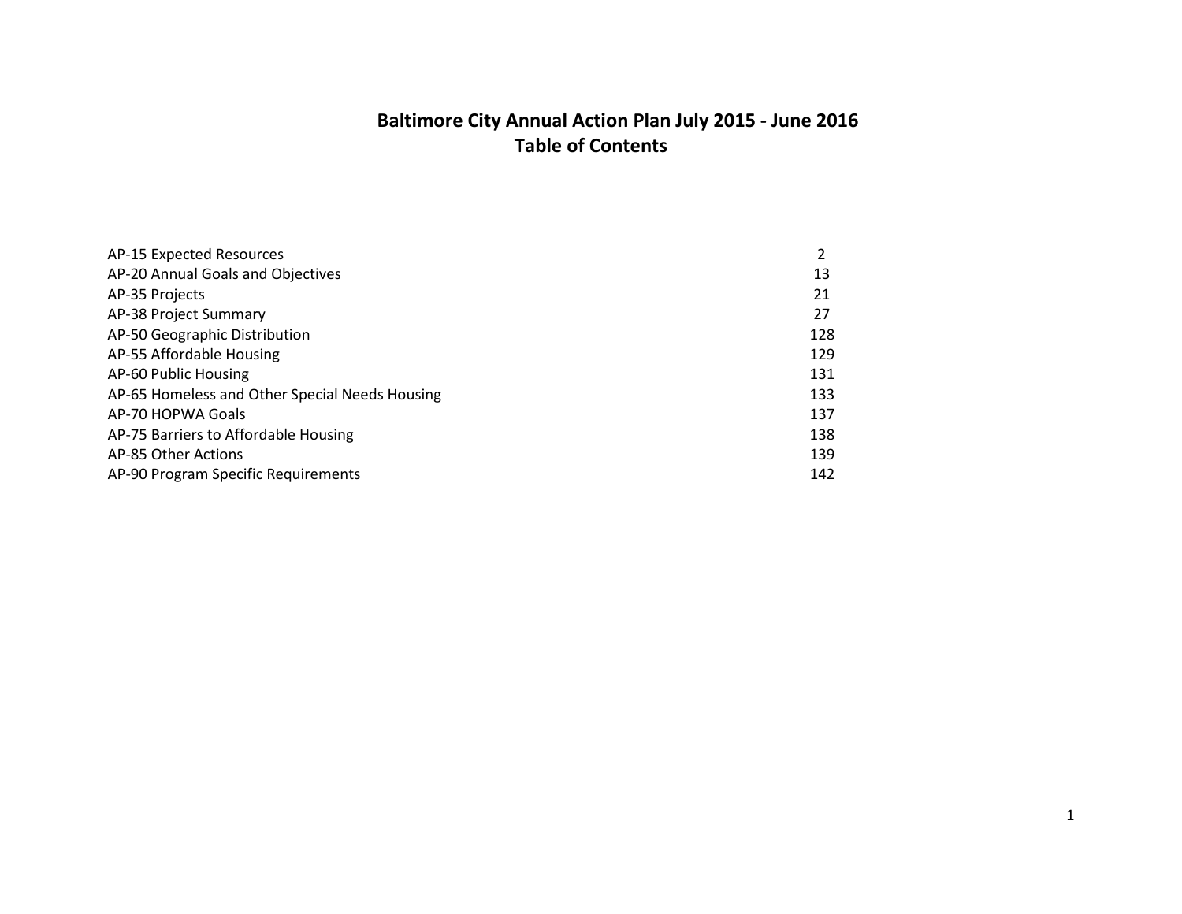# Baltimore City Annual Action Plan July 2015 - June 2016
## Table of Contents

| | |
|---|---|
| AP-15 Expected Resources | 2 |
| AP-20 Annual Goals and Objectives | 13 |
| AP-35 Projects | 21 |
| AP-38 Project Summary | 27 |
| AP-50 Geographic Distribution | 128 |
| AP-55 Affordable Housing | 129 |
| AP-60 Public Housing | 131 |
| AP-65 Homeless and Other Special Needs Housing | 133 |
| AP-70 HOPWA Goals | 137 |
| AP-75 Barriers to Affordable Housing | 138 |
| AP-85 Other Actions | 139 |
| AP-90 Program Specific Requirements | 142 |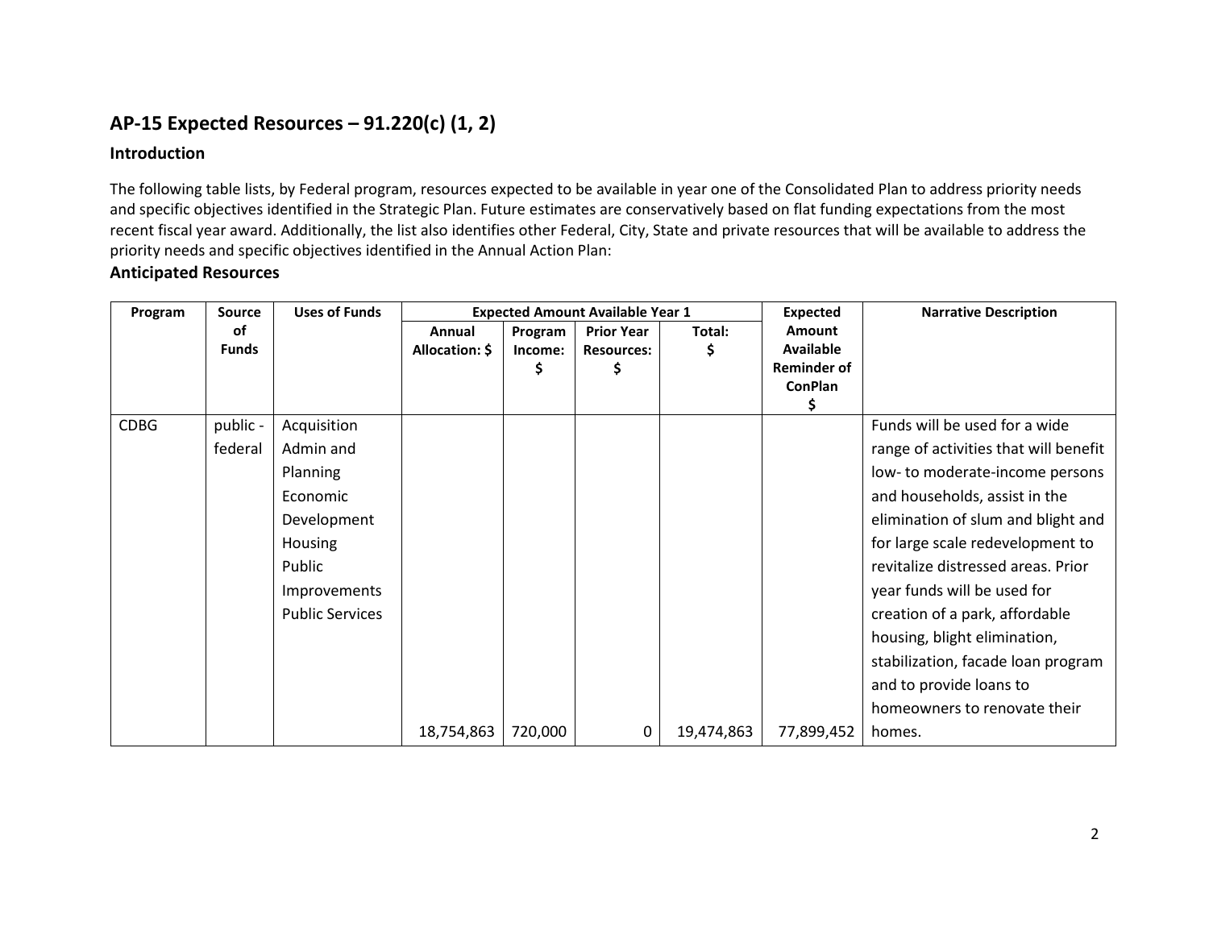## AP-15 Expected Resources – 91.220(c) (1, 2)

### Introduction

The following table lists, by Federal program, resources expected to be available in year one of the Consolidated Plan to address priority needs and specific objectives identified in the Strategic Plan. Future estimates are conservatively based on flat funding expectations from the most recent fiscal year award. Additionally, the list also identifies other Federal, City, State and private resources that will be available to address the priority needs and specific objectives identified in the Annual Action Plan:

### Anticipated Resources

| Program | Source of Funds | Uses of Funds | Expected Amount Available Year 1 | | | | Expected Amount Available Reminder of ConPlan $ | Narrative Description |
|---|---|---|---|---|---|---|---|---|
| | | | Annual Allocation: $ | Program Income: $ | Prior Year Resources: $ | Total: $ | | |
| CDBG | public - federal | Acquisition<br>Admin and Planning<br>Economic Development<br>Housing<br>Public Improvements<br>Public Services | 18,754,863 | 720,000 | 0 | 19,474,863 | 77,899,452 | Funds will be used for a wide range of activities that will benefit low- to moderate-income persons and households, assist in the elimination of slum and blight and for large scale redevelopment to revitalize distressed areas. Prior year funds will be used for creation of a park, affordable housing, blight elimination, stabilization, facade loan program and to provide loans to homeowners to renovate their homes. |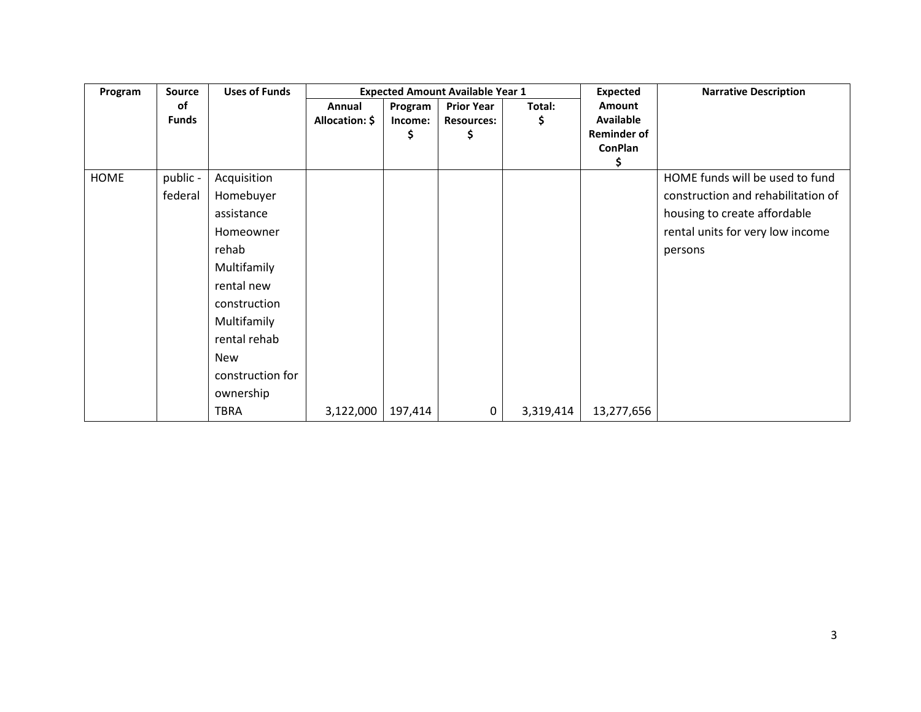| Program | Source of Funds | Uses of Funds | Expected Amount Available Year 1 | | | | Expected Amount Available Reminder of ConPlan $ | Narrative Description |
|---|---|---|---|---|---|---|---|---|
| | | | Annual Allocation: $ | Program Income: $ | Prior Year Resources: $ | Total: $ | | |
| HOME | public - federal | Acquisition Homebuyer assistance Homeowner rehab Multifamily rental new construction Multifamily rental rehab New construction for ownership TBRA | 3,122,000 | 197,414 | 0 | 3,319,414 | 13,277,656 | HOME funds will be used to fund construction and rehabilitation of housing to create affordable rental units for very low income persons |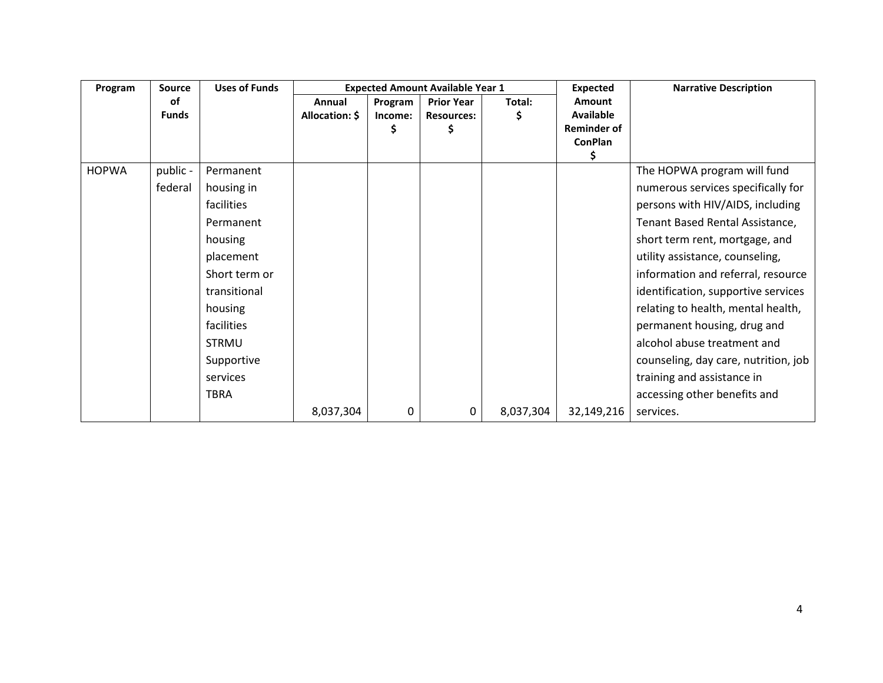| Program | Source of Funds | Uses of Funds | Expected Amount Available Year 1 | | | | Expected Amount Available Reminder of ConPlan $ | Narrative Description |
|---|---|---|---|---|---|---|---|---|
| | | | Annual Allocation: $ | Program Income: $ | Prior Year Resources: $ | Total: $ | | |
| HOPWA | public - federal | Permanent housing in facilities<br>Permanent housing placement<br>Short term or transitional housing facilities<br>STRMU<br>Supportive services<br>TBRA | 8,037,304 | 0 | 0 | 8,037,304 | 32,149,216 | The HOPWA program will fund numerous services specifically for persons with HIV/AIDS, including Tenant Based Rental Assistance, short term rent, mortgage, and utility assistance, counseling, information and referral, resource identification, supportive services relating to health, mental health, permanent housing, drug and alcohol abuse treatment and counseling, day care, nutrition, job training and assistance in accessing other benefits and services. |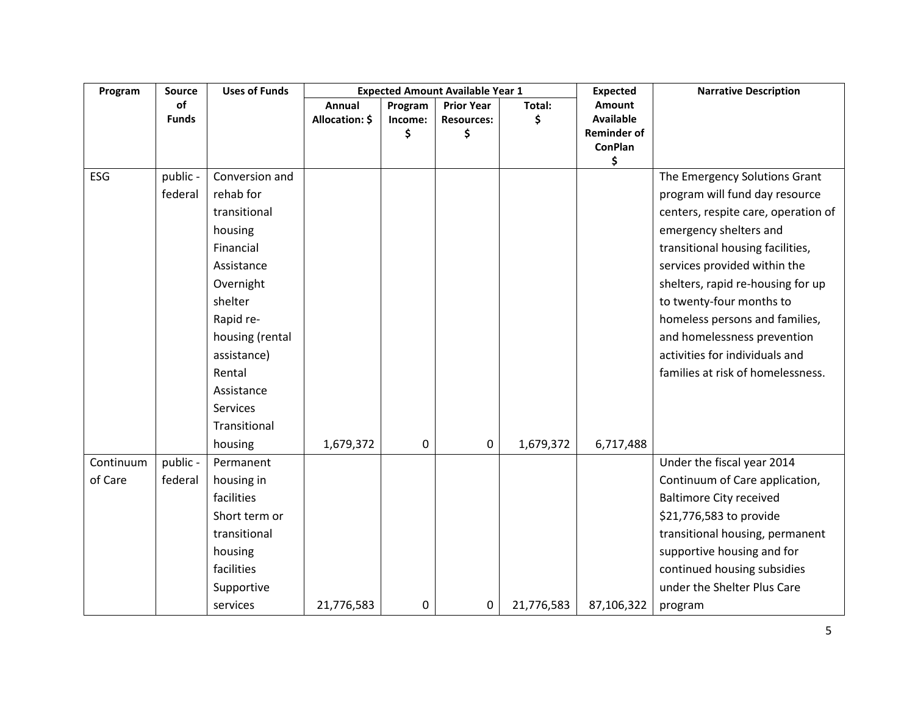| Program | Source of Funds | Uses of Funds | Expected Amount Available Year 1 | | | | Expected Amount Available Reminder of ConPlan $ | Narrative Description |
|---|---|---|---|---|---|---|---|---|
| | | | Annual Allocation: $ | Program Income: $ | Prior Year Resources: $ | Total: $ | | |
| ESG | public - federal | Conversion and rehab for transitional housing<br>Financial Assistance<br>Overnight shelter<br>Rapid re-housing (rental assistance)<br>Rental Assistance<br>Services<br>Transitional housing | 1,679,372 | 0 | 0 | 1,679,372 | 6,717,488 | The Emergency Solutions Grant program will fund day resource centers, respite care, operation of emergency shelters and transitional housing facilities, services provided within the shelters, rapid re-housing for up to twenty-four months to homeless persons and families, and homelessness prevention activities for individuals and families at risk of homelessness. |
| Continuum of Care | public - federal | Permanent housing in facilities<br>Short term or transitional housing facilities<br>Supportive services | 21,776,583 | 0 | 0 | 21,776,583 | 87,106,322 | Under the fiscal year 2014 Continuum of Care application, Baltimore City received $21,776,583 to provide transitional housing, permanent supportive housing and for continued housing subsidies under the Shelter Plus Care program |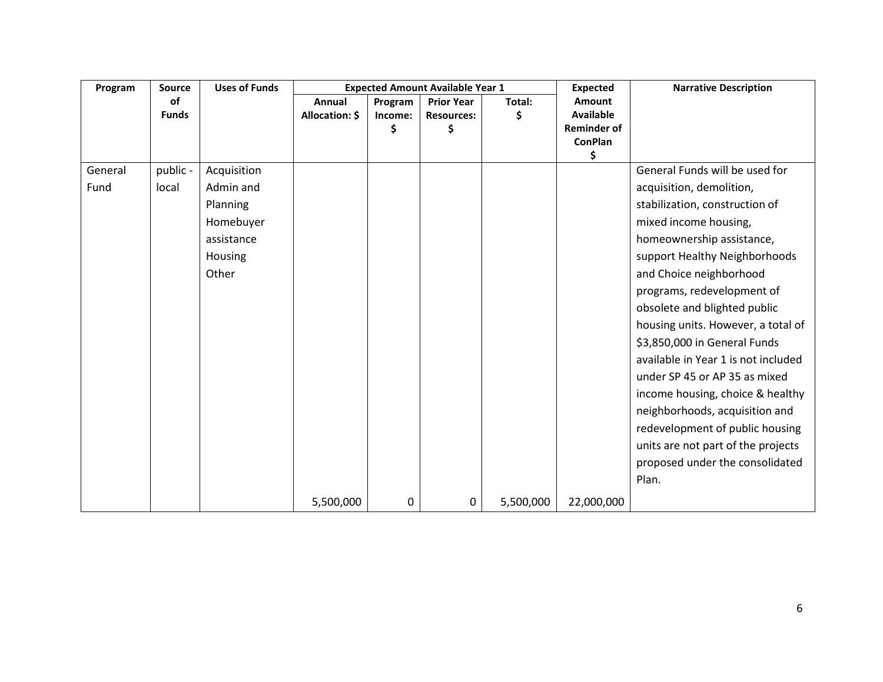| Program | Source of Funds | Uses of Funds | Expected Amount Available Year 1 | | | | Expected Amount Available Reminder of ConPlan $ | Narrative Description |
|---|---|---|---|---|---|---|---|---|
| | | | Annual Allocation: $ | Program Income: $ | Prior Year Resources: $ | Total: $ | | |
| General Fund | public - local | Acquisition<br>Admin and Planning<br>Homebuyer assistance<br>Housing<br>Other | 5,500,000 | 0 | 0 | 5,500,000 | 22,000,000 | General Funds will be used for acquisition, demolition, stabilization, construction of mixed income housing, homeownership assistance, support Healthy Neighborhoods and Choice neighborhood programs, redevelopment of obsolete and blighted public housing units. However, a total of $3,850,000 in General Funds available in Year 1 is not included under SP 45 or AP 35 as mixed income housing, choice & healthy neighborhoods, acquisition and redevelopment of public housing units are not part of the projects proposed under the consolidated Plan. |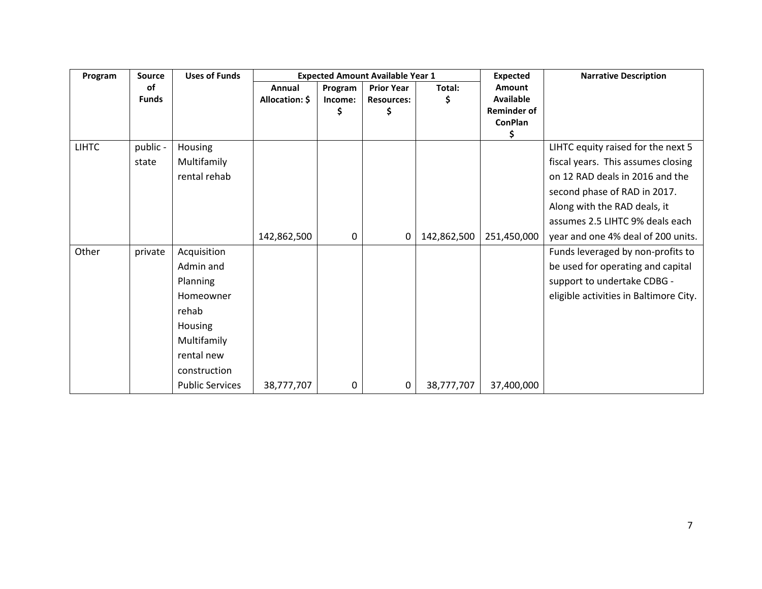| Program | Source of Funds | Uses of Funds | Expected Amount Available Year 1 | | | | Expected Amount Available Reminder of ConPlan $ | Narrative Description |
|---|---|---|---|---|---|---|---|---|
| | | | Annual Allocation: $ | Program Income: $ | Prior Year Resources: $ | Total: $ | | |
| LIHTC | public - state | Housing Multifamily rental rehab | 142,862,500 | 0 | 0 | 142,862,500 | 251,450,000 | LIHTC equity raised for the next 5 fiscal years. This assumes closing on 12 RAD deals in 2016 and the second phase of RAD in 2017. Along with the RAD deals, it assumes 2.5 LIHTC 9% deals each year and one 4% deal of 200 units. |
| Other | private | Acquisition Admin and Planning Homeowner rehab Housing Multifamily rental new construction Public Services | 38,777,707 | 0 | 0 | 38,777,707 | 37,400,000 | Funds leveraged by non-profits to be used for operating and capital support to undertake CDBG - eligible activities in Baltimore City. |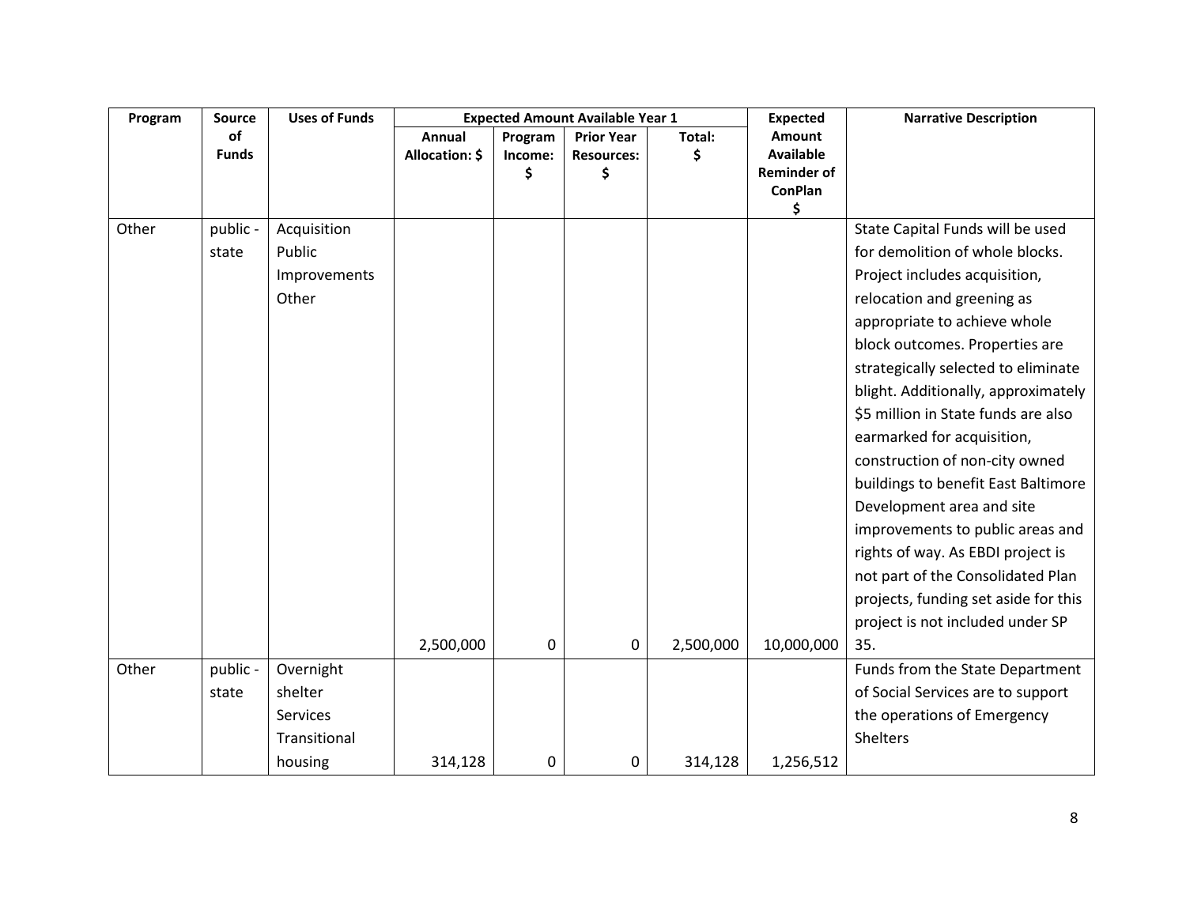| Program | Source of Funds | Uses of Funds | Expected Amount Available Year 1 | | | | Expected Amount Available Reminder of ConPlan $ | Narrative Description |
|---|---|---|---|---|---|---|---|---|
| | | | Annual Allocation: $ | Program Income: $ | Prior Year Resources: $ | Total: $ | | |
| Other | public - state | Acquisition<br>Public Improvements<br>Other | 2,500,000 | 0 | 0 | 2,500,000 | 10,000,000 | State Capital Funds will be used for demolition of whole blocks. Project includes acquisition, relocation and greening as appropriate to achieve whole block outcomes. Properties are strategically selected to eliminate blight. Additionally, approximately $5 million in State funds are also earmarked for acquisition, construction of non-city owned buildings to benefit East Baltimore Development area and site improvements to public areas and rights of way. As EBDI project is not part of the Consolidated Plan projects, funding set aside for this project is not included under SP 35. |
| Other | public - state | Overnight shelter<br>Services<br>Transitional housing | 314,128 | 0 | 0 | 314,128 | 1,256,512 | Funds from the State Department of Social Services are to support the operations of Emergency Shelters |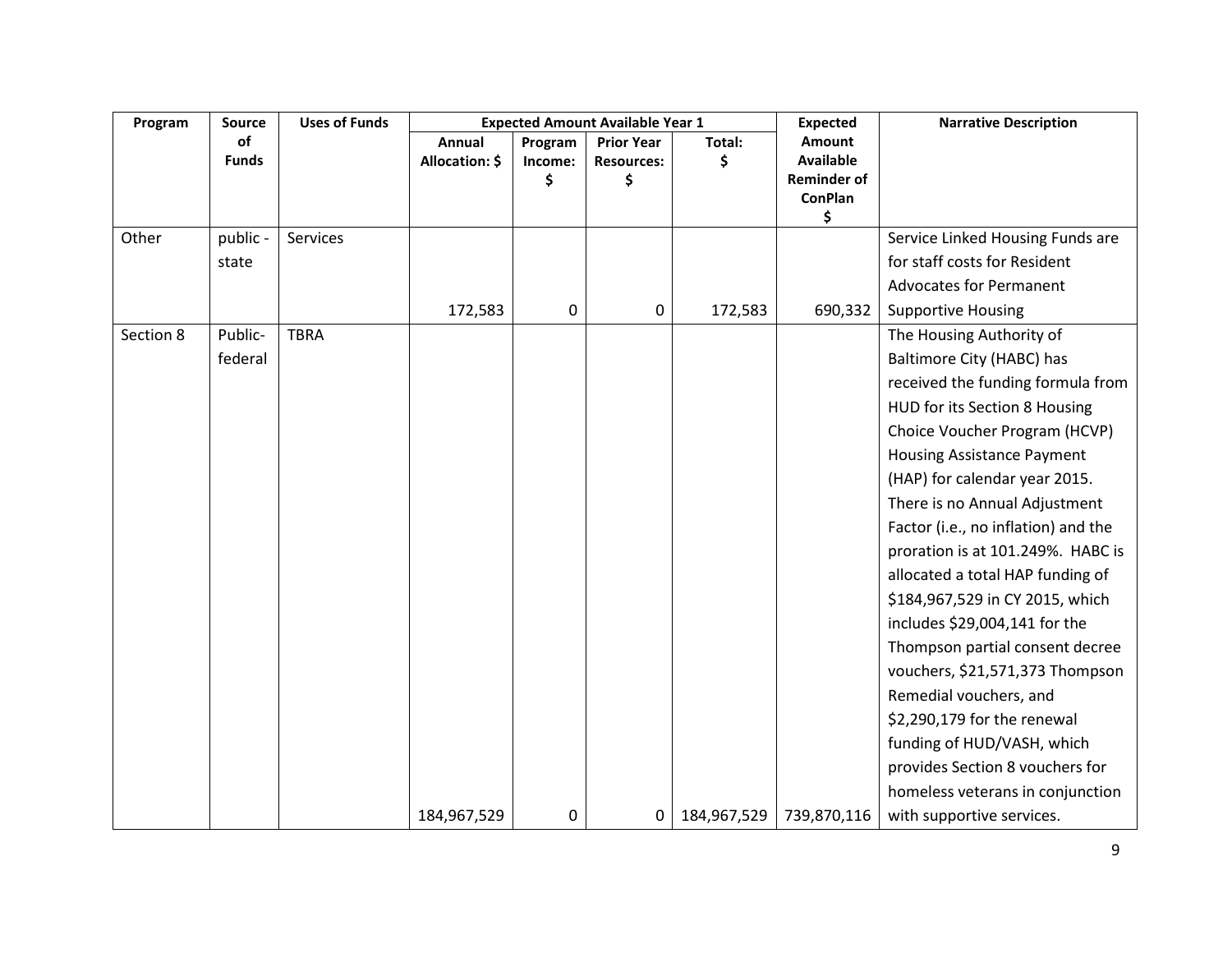| Program | Source of Funds | Uses of Funds | Expected Amount Available Year 1 | | | | Expected Amount Available Reminder of ConPlan $ | Narrative Description |
|---|---|---|---|---|---|---|---|---|
| | | | Annual Allocation: $ | Program Income: $ | Prior Year Resources: $ | Total: $ | | |
| Other | public - state | Services | 172,583 | 0 | 0 | 172,583 | 690,332 | Service Linked Housing Funds are for staff costs for Resident Advocates for Permanent Supportive Housing |
| Section 8 | Public-federal | TBRA | 184,967,529 | 0 | 0 | 184,967,529 | 739,870,116 | The Housing Authority of Baltimore City (HABC) has received the funding formula from HUD for its Section 8 Housing Choice Voucher Program (HCVP) Housing Assistance Payment (HAP) for calendar year 2015. There is no Annual Adjustment Factor (i.e., no inflation) and the proration is at 101.249%. HABC is allocated a total HAP funding of $184,967,529 in CY 2015, which includes $29,004,141 for the Thompson partial consent decree vouchers, $21,571,373 Thompson Remedial vouchers, and $2,290,179 for the renewal funding of HUD/VASH, which provides Section 8 vouchers for homeless veterans in conjunction with supportive services. |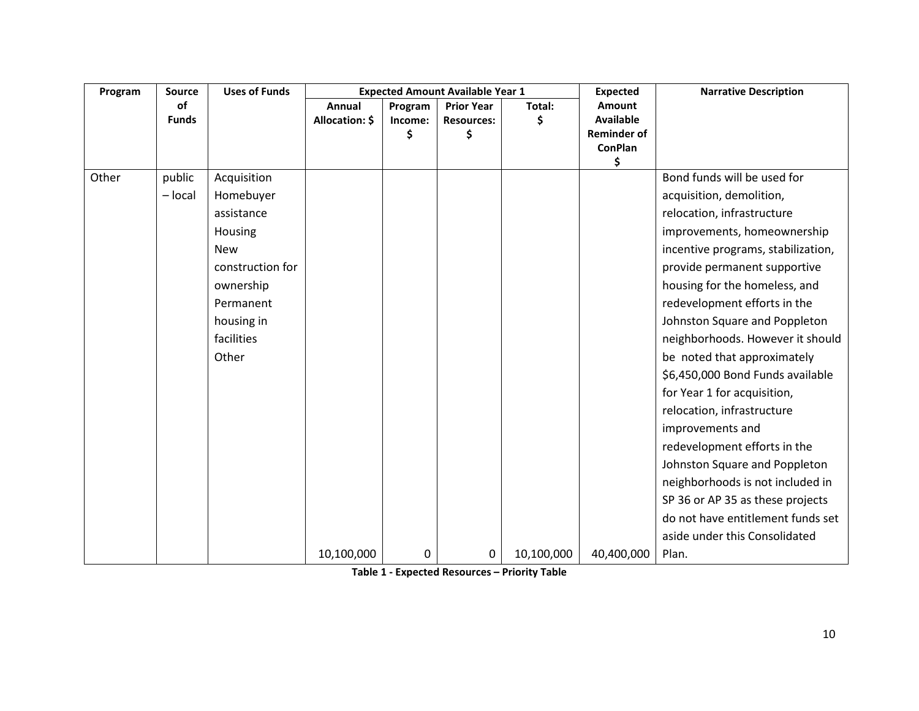| Program | Source of Funds | Uses of Funds | Expected Amount Available Year 1 | | | | Expected Amount Available Reminder of ConPlan $ | Narrative Description |
|---|---|---|---|---|---|---|---|---|
| | | | Annual Allocation: $ | Program Income: $ | Prior Year Resources: $ | Total: $ | | |
| Other | public – local | Acquisition<br>Homebuyer assistance<br>Housing<br>New construction for ownership<br>Permanent housing in facilities<br>Other | 10,100,000 | 0 | 0 | 10,100,000 | 40,400,000 | Bond funds will be used for acquisition, demolition, relocation, infrastructure improvements, homeownership incentive programs, stabilization, provide permanent supportive housing for the homeless, and redevelopment efforts in the Johnston Square and Poppleton neighborhoods. However it should be noted that approximately $6,450,000 Bond Funds available for Year 1 for acquisition, relocation, infrastructure improvements and redevelopment efforts in the Johnston Square and Poppleton neighborhoods is not included in SP 36 or AP 35 as these projects do not have entitlement funds set aside under this Consolidated Plan. |

**Table 1 - Expected Resources – Priority Table**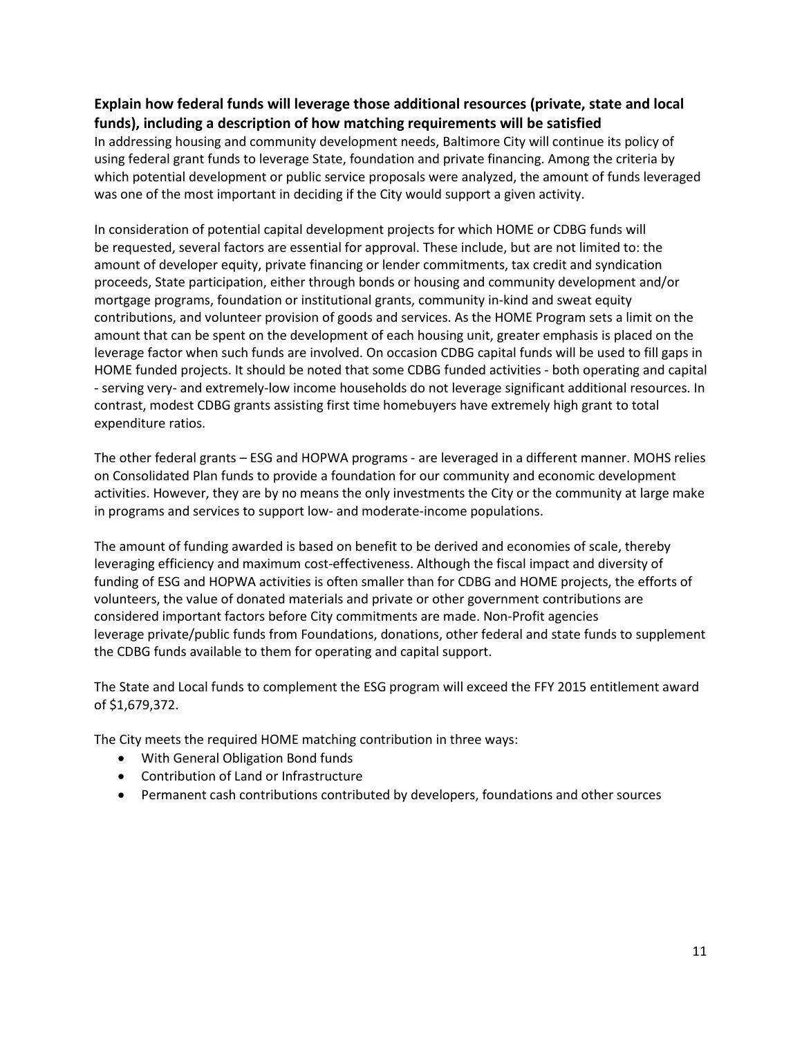### Explain how federal funds will leverage those additional resources (private, state and local funds), including a description of how matching requirements will be satisfied

In addressing housing and community development needs, Baltimore City will continue its policy of using federal grant funds to leverage State, foundation and private financing. Among the criteria by which potential development or public service proposals were analyzed, the amount of funds leveraged was one of the most important in deciding if the City would support a given activity.

In consideration of potential capital development projects for which HOME or CDBG funds will be requested, several factors are essential for approval. These include, but are not limited to: the amount of developer equity, private financing or lender commitments, tax credit and syndication proceeds, State participation, either through bonds or housing and community development and/or mortgage programs, foundation or institutional grants, community in-kind and sweat equity contributions, and volunteer provision of goods and services. As the HOME Program sets a limit on the amount that can be spent on the development of each housing unit, greater emphasis is placed on the leverage factor when such funds are involved. On occasion CDBG capital funds will be used to fill gaps in HOME funded projects. It should be noted that some CDBG funded activities - both operating and capital - serving very- and extremely-low income households do not leverage significant additional resources. In contrast, modest CDBG grants assisting first time homebuyers have extremely high grant to total expenditure ratios.

The other federal grants – ESG and HOPWA programs - are leveraged in a different manner. MOHS relies on Consolidated Plan funds to provide a foundation for our community and economic development activities. However, they are by no means the only investments the City or the community at large make in programs and services to support low- and moderate-income populations.

The amount of funding awarded is based on benefit to be derived and economies of scale, thereby leveraging efficiency and maximum cost-effectiveness. Although the fiscal impact and diversity of funding of ESG and HOPWA activities is often smaller than for CDBG and HOME projects, the efforts of volunteers, the value of donated materials and private or other government contributions are considered important factors before City commitments are made. Non-Profit agencies leverage private/public funds from Foundations, donations, other federal and state funds to supplement the CDBG funds available to them for operating and capital support.

The State and Local funds to complement the ESG program will exceed the FFY 2015 entitlement award of $1,679,372.

The City meets the required HOME matching contribution in three ways:

- With General Obligation Bond funds
- Contribution of Land or Infrastructure
- Permanent cash contributions contributed by developers, foundations and other sources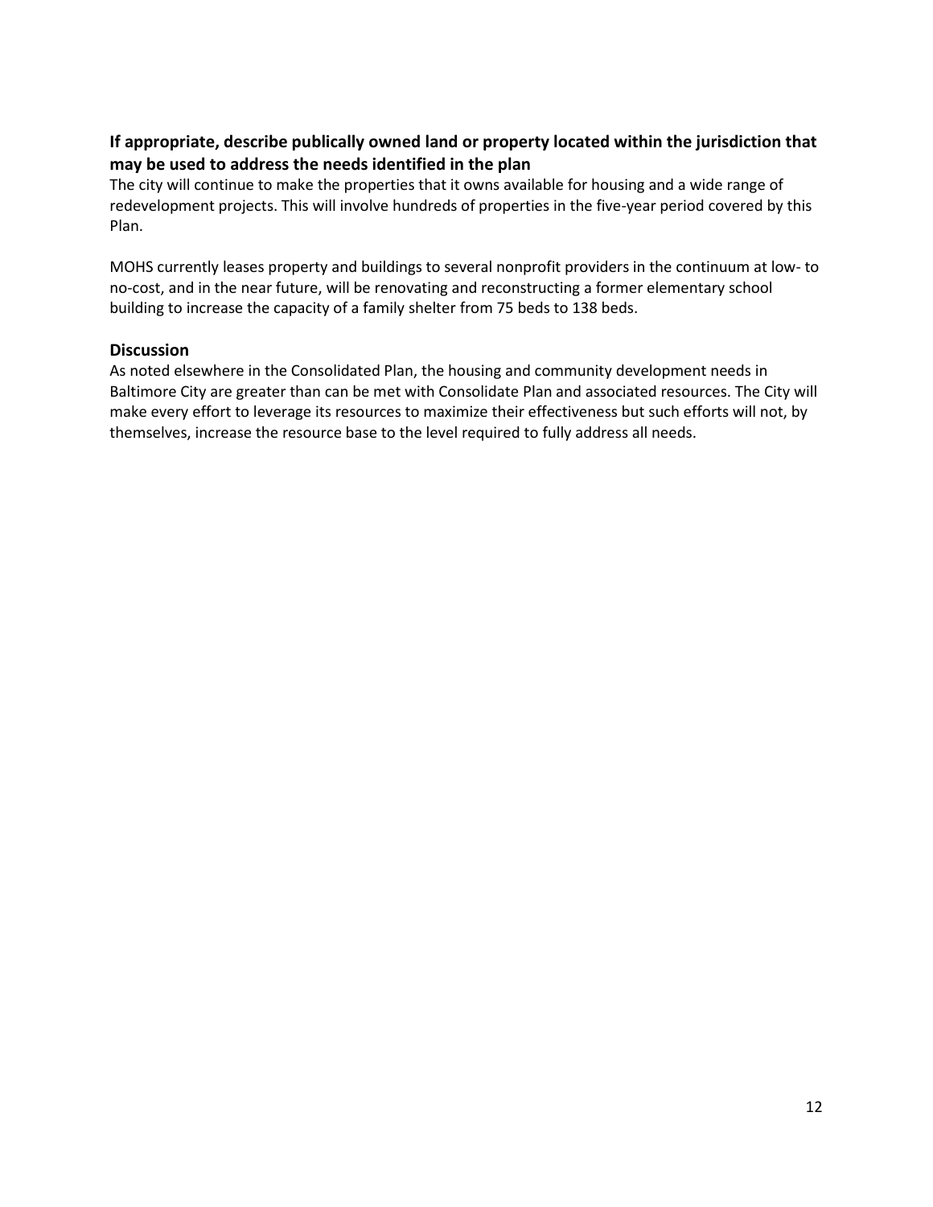### If appropriate, describe publically owned land or property located within the jurisdiction that may be used to address the needs identified in the plan

The city will continue to make the properties that it owns available for housing and a wide range of redevelopment projects. This will involve hundreds of properties in the five-year period covered by this Plan.

MOHS currently leases property and buildings to several nonprofit providers in the continuum at low- to no-cost, and in the near future, will be renovating and reconstructing a former elementary school building to increase the capacity of a family shelter from 75 beds to 138 beds.

### Discussion

As noted elsewhere in the Consolidated Plan, the housing and community development needs in Baltimore City are greater than can be met with Consolidate Plan and associated resources. The City will make every effort to leverage its resources to maximize their effectiveness but such efforts will not, by themselves, increase the resource base to the level required to fully address all needs.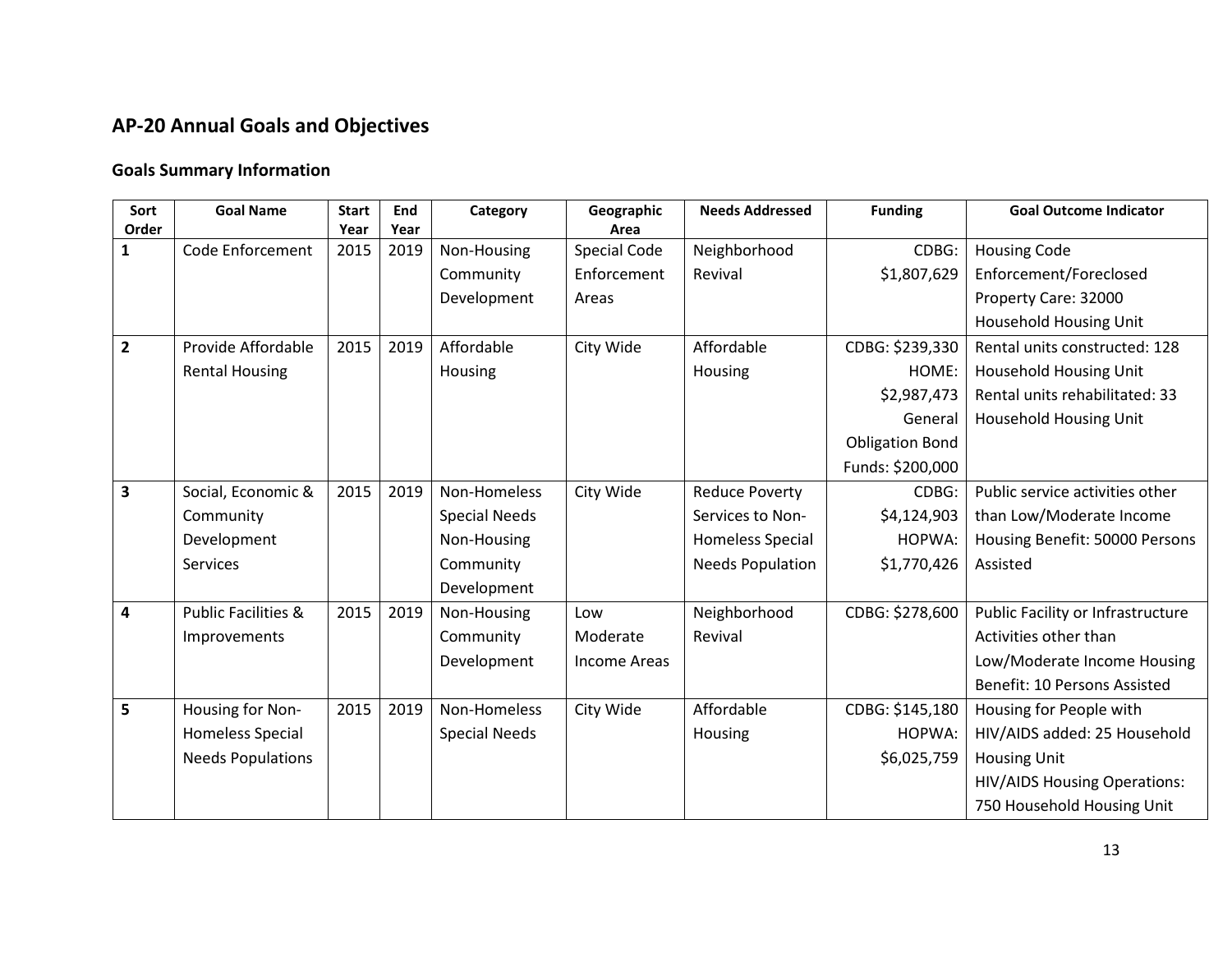## AP-20 Annual Goals and Objectives

### Goals Summary Information

| Sort Order | Goal Name | Start Year | End Year | Category | Geographic Area | Needs Addressed | Funding | Goal Outcome Indicator |
|---|---|---|---|---|---|---|---|---|
| 1 | Code Enforcement | 2015 | 2019 | Non-Housing Community Development | Special Code Enforcement Areas | Neighborhood Revival | CDBG: $1,807,629 | Housing Code Enforcement/Foreclosed Property Care: 32000 Household Housing Unit |
| 2 | Provide Affordable Rental Housing | 2015 | 2019 | Affordable Housing | City Wide | Affordable Housing | CDBG: $239,330 HOME: $2,987,473 General Obligation Bond Funds: $200,000 | Rental units constructed: 128 Household Housing Unit Rental units rehabilitated: 33 Household Housing Unit |
| 3 | Social, Economic & Community Development Services | 2015 | 2019 | Non-Homeless Special Needs Non-Housing Community Development | City Wide | Reduce Poverty Services to Non-Homeless Special Needs Population | CDBG: $4,124,903 HOPWA: $1,770,426 | Public service activities other than Low/Moderate Income Housing Benefit: 50000 Persons Assisted |
| 4 | Public Facilities & Improvements | 2015 | 2019 | Non-Housing Community Development | Low Moderate Income Areas | Neighborhood Revival | CDBG: $278,600 | Public Facility or Infrastructure Activities other than Low/Moderate Income Housing Benefit: 10 Persons Assisted |
| 5 | Housing for Non-Homeless Special Needs Populations | 2015 | 2019 | Non-Homeless Special Needs | City Wide | Affordable Housing | CDBG: $145,180 HOPWA: $6,025,759 | Housing for People with HIV/AIDS added: 25 Household Housing Unit HIV/AIDS Housing Operations: 750 Household Housing Unit |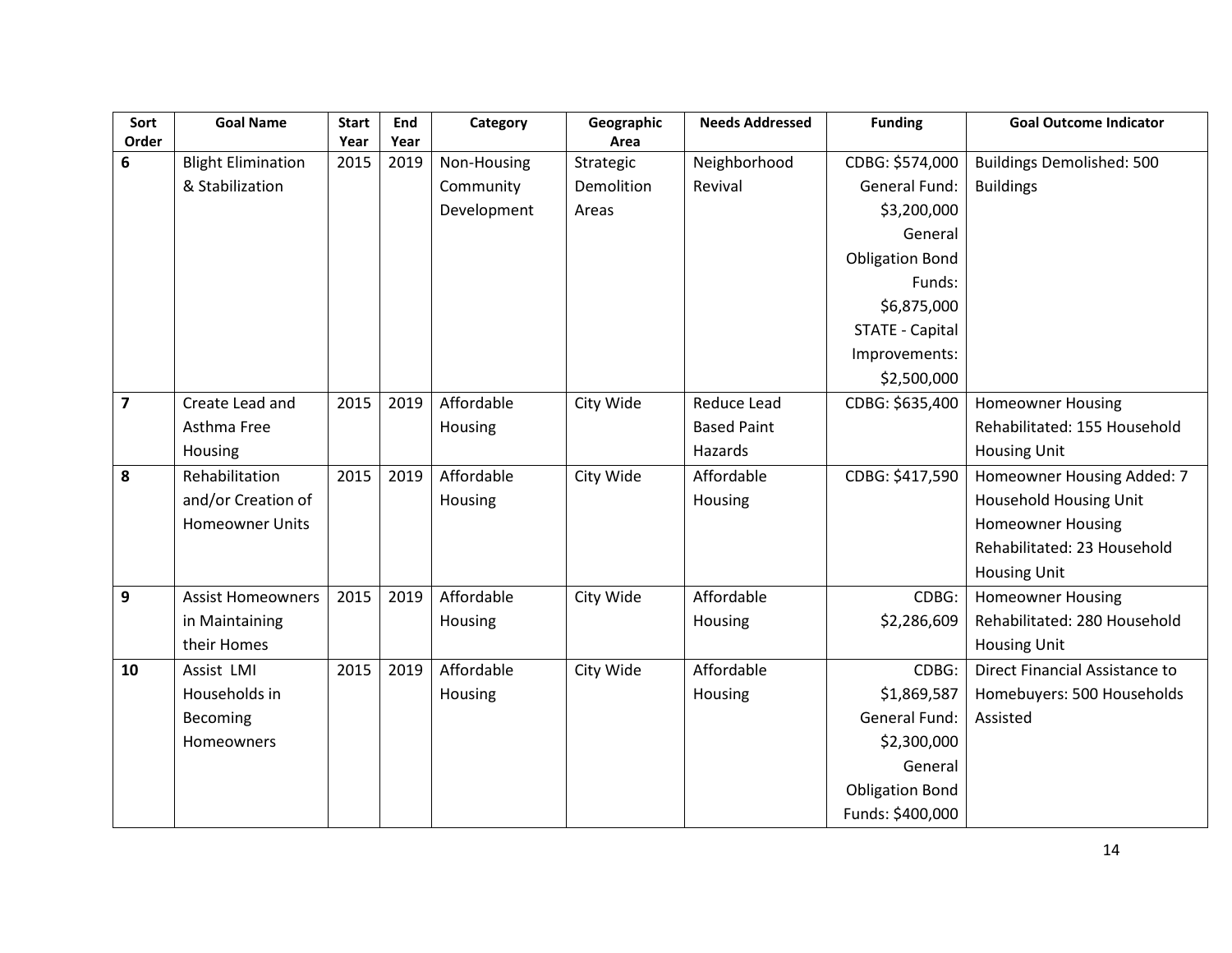| Sort Order | Goal Name | Start Year | End Year | Category | Geographic Area | Needs Addressed | Funding | Goal Outcome Indicator |
|---|---|---|---|---|---|---|---|---|
| 6 | Blight Elimination & Stabilization | 2015 | 2019 | Non-Housing Community Development | Strategic Demolition Areas | Neighborhood Revival | CDBG: $574,000 General Fund: $3,200,000 General Obligation Bond Funds: $6,875,000 STATE - Capital Improvements: $2,500,000 | Buildings Demolished: 500 Buildings |
| 7 | Create Lead and Asthma Free Housing | 2015 | 2019 | Affordable Housing | City Wide | Reduce Lead Based Paint Hazards | CDBG: $635,400 | Homeowner Housing Rehabilitated: 155 Household Housing Unit |
| 8 | Rehabilitation and/or Creation of Homeowner Units | 2015 | 2019 | Affordable Housing | City Wide | Affordable Housing | CDBG: $417,590 | Homeowner Housing Added: 7 Household Housing Unit Homeowner Housing Rehabilitated: 23 Household Housing Unit |
| 9 | Assist Homeowners in Maintaining their Homes | 2015 | 2019 | Affordable Housing | City Wide | Affordable Housing | CDBG: $2,286,609 | Homeowner Housing Rehabilitated: 280 Household Housing Unit |
| 10 | Assist LMI Households in Becoming Homeowners | 2015 | 2019 | Affordable Housing | City Wide | Affordable Housing | CDBG: $1,869,587 General Fund: $2,300,000 General Obligation Bond Funds: $400,000 | Direct Financial Assistance to Homebuyers: 500 Households Assisted |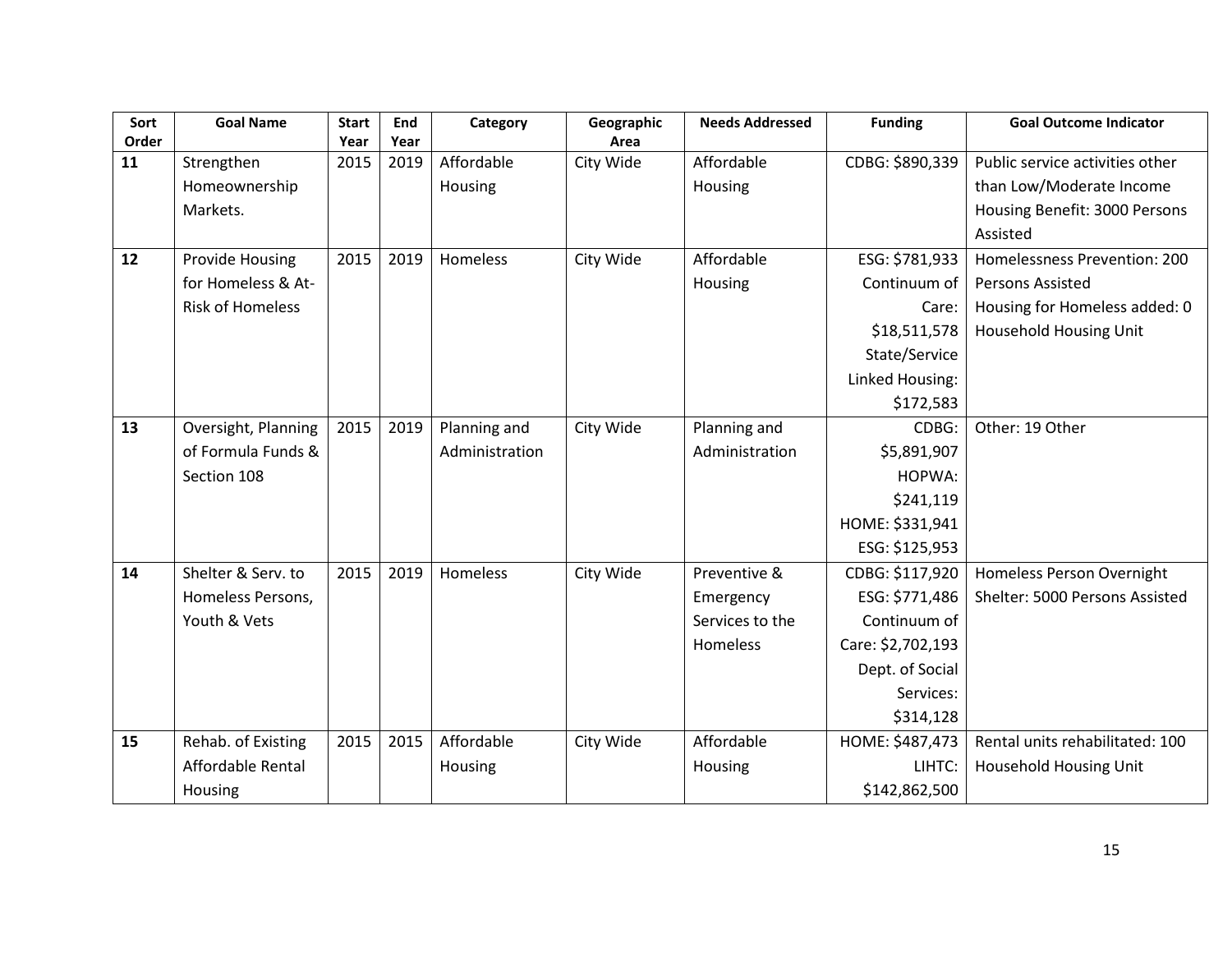| Sort Order | Goal Name | Start Year | End Year | Category | Geographic Area | Needs Addressed | Funding | Goal Outcome Indicator |
|---|---|---|---|---|---|---|---|---|
| **11** | Strengthen Homeownership Markets. | 2015 | 2019 | Affordable Housing | City Wide | Affordable Housing | CDBG: $890,339 | Public service activities other than Low/Moderate Income Housing Benefit: 3000 Persons Assisted |
| **12** | Provide Housing for Homeless & At-Risk of Homeless | 2015 | 2019 | Homeless | City Wide | Affordable Housing | ESG: $781,933 Continuum of Care: $18,511,578 State/Service Linked Housing: $172,583 | Homelessness Prevention: 200 Persons Assisted Housing for Homeless added: 0 Household Housing Unit |
| **13** | Oversight, Planning of Formula Funds & Section 108 | 2015 | 2019 | Planning and Administration | City Wide | Planning and Administration | CDBG: $5,891,907 HOPWA: $241,119 HOME: $331,941 ESG: $125,953 | Other: 19 Other |
| **14** | Shelter & Serv. to Homeless Persons, Youth & Vets | 2015 | 2019 | Homeless | City Wide | Preventive & Emergency Services to the Homeless | CDBG: $117,920 ESG: $771,486 Continuum of Care: $2,702,193 Dept. of Social Services: $314,128 | Homeless Person Overnight Shelter: 5000 Persons Assisted |
| **15** | Rehab. of Existing Affordable Rental Housing | 2015 | 2015 | Affordable Housing | City Wide | Affordable Housing | HOME: $487,473 LIHTC: $142,862,500 | Rental units rehabilitated: 100 Household Housing Unit |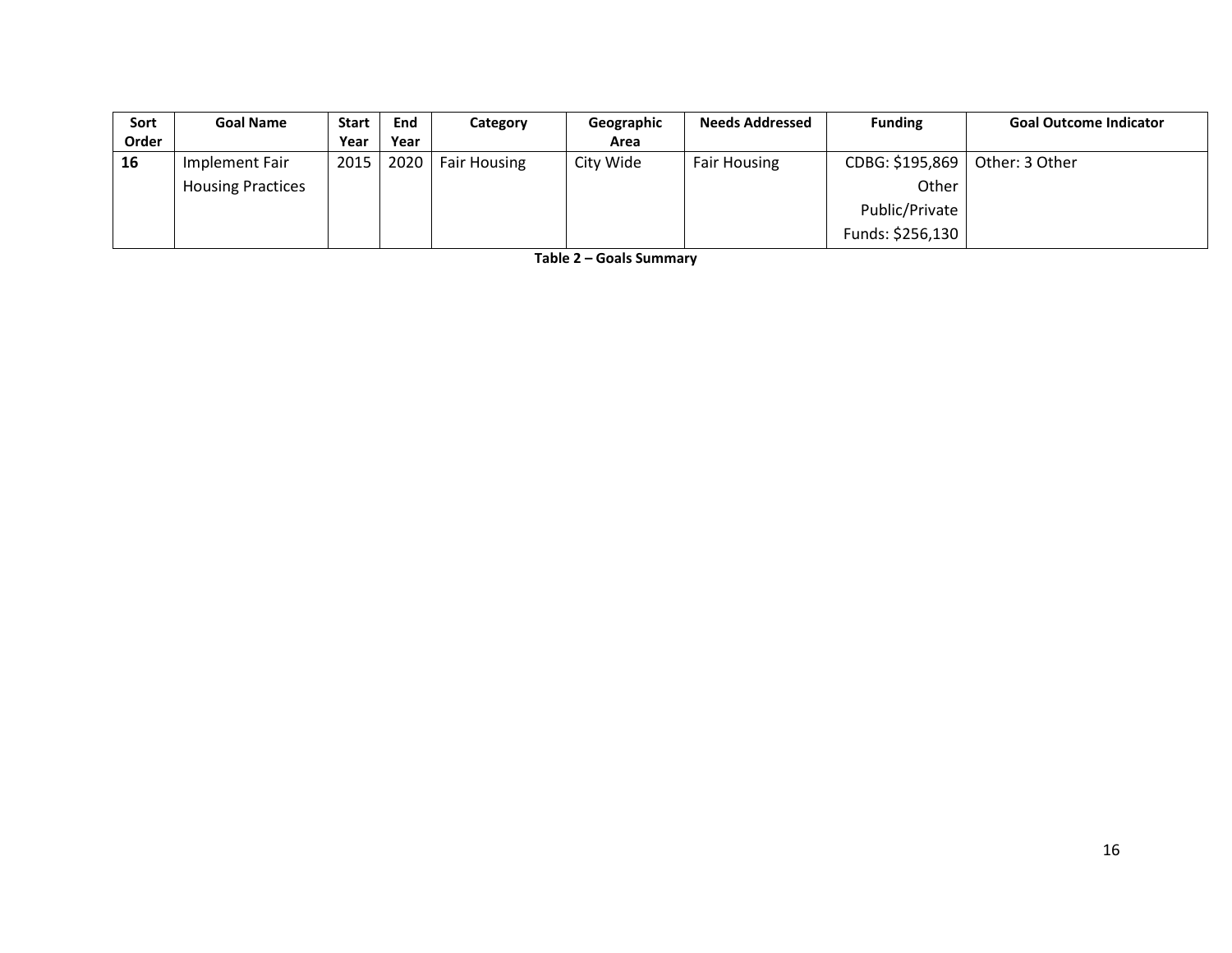| Sort Order | Goal Name | Start Year | End Year | Category | Geographic Area | Needs Addressed | Funding | Goal Outcome Indicator |
|---|---|---|---|---|---|---|---|---|
| **16** | Implement Fair Housing Practices | 2015 | 2020 | Fair Housing | City Wide | Fair Housing | CDBG: $195,869 Other Public/Private Funds: $256,130 | Other: 3 Other |

**Table 2 – Goals Summary**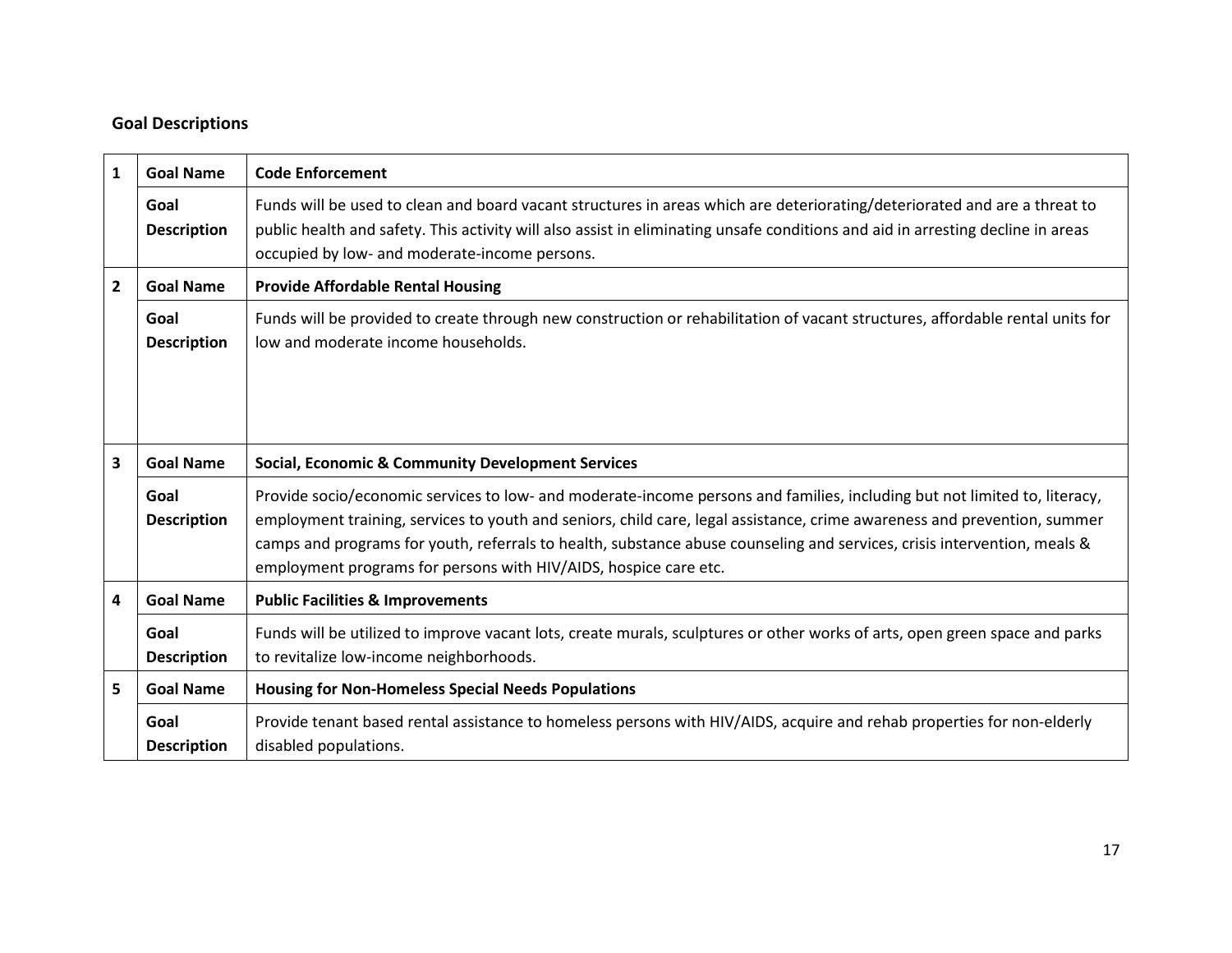## Goal Descriptions

| | | |
|---|---|---|
| 1 | **Goal Name** | **Code Enforcement** |
| | **Goal Description** | Funds will be used to clean and board vacant structures in areas which are deteriorating/deteriorated and are a threat to public health and safety. This activity will also assist in eliminating unsafe conditions and aid in arresting decline in areas occupied by low- and moderate-income persons. |
| 2 | **Goal Name** | **Provide Affordable Rental Housing** |
| | **Goal Description** | Funds will be provided to create through new construction or rehabilitation of vacant structures, affordable rental units for low and moderate income households. |
| 3 | **Goal Name** | **Social, Economic & Community Development Services** |
| | **Goal Description** | Provide socio/economic services to low- and moderate-income persons and families, including but not limited to, literacy, employment training, services to youth and seniors, child care, legal assistance, crime awareness and prevention, summer camps and programs for youth, referrals to health, substance abuse counseling and services, crisis intervention, meals & employment programs for persons with HIV/AIDS, hospice care etc. |
| 4 | **Goal Name** | **Public Facilities & Improvements** |
| | **Goal Description** | Funds will be utilized to improve vacant lots, create murals, sculptures or other works of arts, open green space and parks to revitalize low-income neighborhoods. |
| 5 | **Goal Name** | **Housing for Non-Homeless Special Needs Populations** |
| | **Goal Description** | Provide tenant based rental assistance to homeless persons with HIV/AIDS, acquire and rehab properties for non-elderly disabled populations. |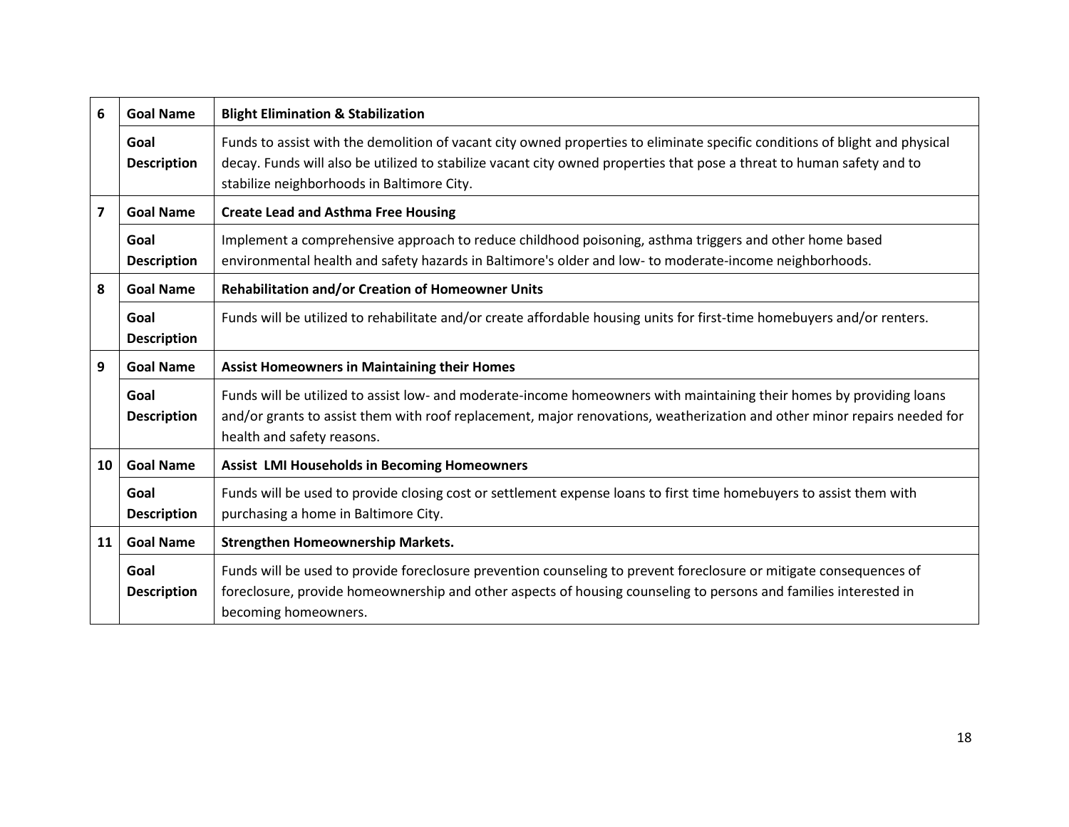| | | |
|---|---|---|
| 6 | **Goal Name** | **Blight Elimination & Stabilization** |
| | **Goal Description** | Funds to assist with the demolition of vacant city owned properties to eliminate specific conditions of blight and physical decay. Funds will also be utilized to stabilize vacant city owned properties that pose a threat to human safety and to stabilize neighborhoods in Baltimore City. |
| 7 | **Goal Name** | **Create Lead and Asthma Free Housing** |
| | **Goal Description** | Implement a comprehensive approach to reduce childhood poisoning, asthma triggers and other home based environmental health and safety hazards in Baltimore's older and low- to moderate-income neighborhoods. |
| 8 | **Goal Name** | **Rehabilitation and/or Creation of Homeowner Units** |
| | **Goal Description** | Funds will be utilized to rehabilitate and/or create affordable housing units for first-time homebuyers and/or renters. |
| 9 | **Goal Name** | **Assist Homeowners in Maintaining their Homes** |
| | **Goal Description** | Funds will be utilized to assist low- and moderate-income homeowners with maintaining their homes by providing loans and/or grants to assist them with roof replacement, major renovations, weatherization and other minor repairs needed for health and safety reasons. |
| 10 | **Goal Name** | **Assist LMI Households in Becoming Homeowners** |
| | **Goal Description** | Funds will be used to provide closing cost or settlement expense loans to first time homebuyers to assist them with purchasing a home in Baltimore City. |
| 11 | **Goal Name** | **Strengthen Homeownership Markets.** |
| | **Goal Description** | Funds will be used to provide foreclosure prevention counseling to prevent foreclosure or mitigate consequences of foreclosure, provide homeownership and other aspects of housing counseling to persons and families interested in becoming homeowners. |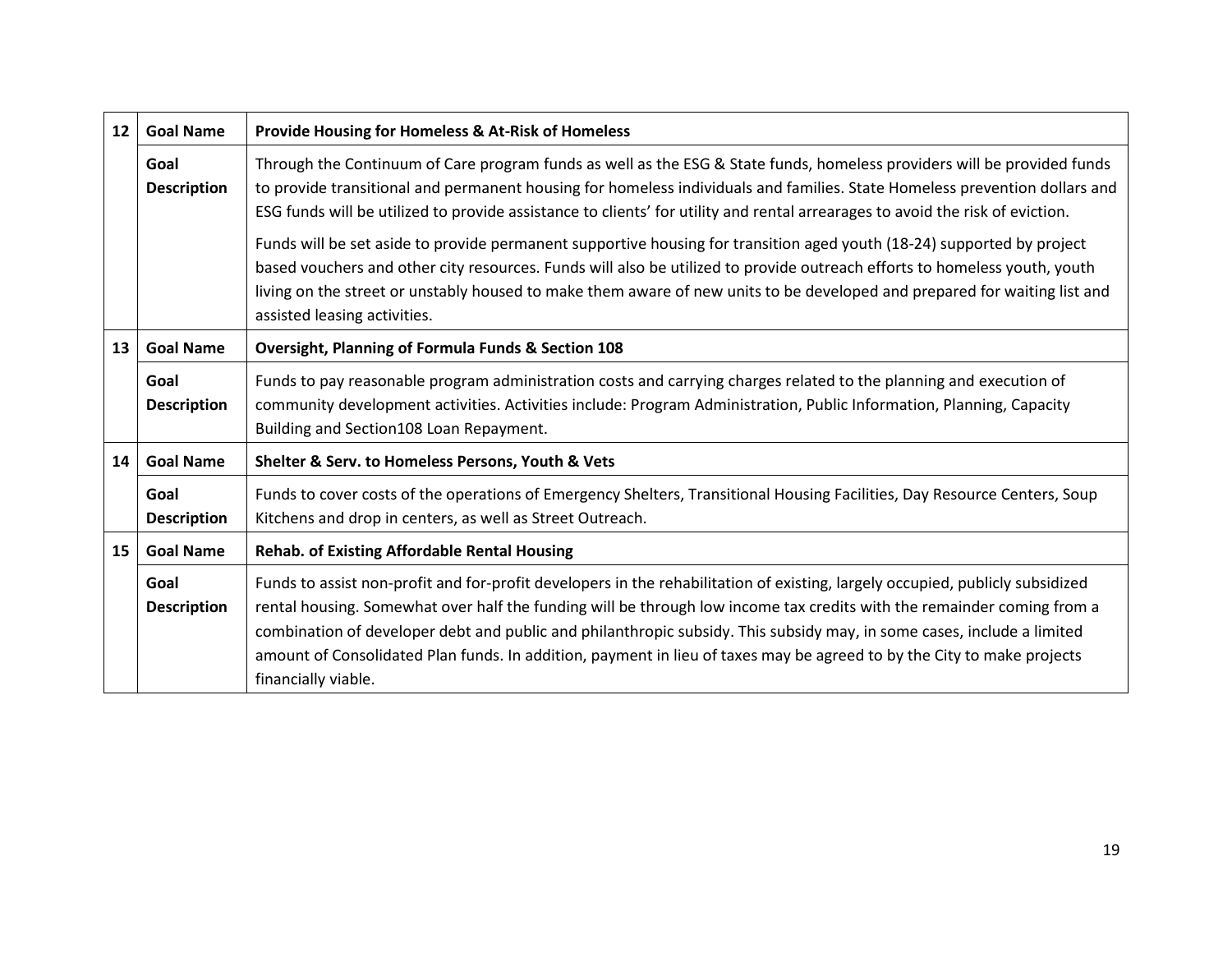| | | |
|---|---|---|
| 12 | **Goal Name** | **Provide Housing for Homeless & At-Risk of Homeless** |
| | **Goal Description** | Through the Continuum of Care program funds as well as the ESG & State funds, homeless providers will be provided funds to provide transitional and permanent housing for homeless individuals and families. State Homeless prevention dollars and ESG funds will be utilized to provide assistance to clients' for utility and rental arrearages to avoid the risk of eviction.<br><br>Funds will be set aside to provide permanent supportive housing for transition aged youth (18-24) supported by project based vouchers and other city resources. Funds will also be utilized to provide outreach efforts to homeless youth, youth living on the street or unstably housed to make them aware of new units to be developed and prepared for waiting list and assisted leasing activities. |
| 13 | **Goal Name** | **Oversight, Planning of Formula Funds & Section 108** |
| | **Goal Description** | Funds to pay reasonable program administration costs and carrying charges related to the planning and execution of community development activities. Activities include: Program Administration, Public Information, Planning, Capacity Building and Section108 Loan Repayment. |
| 14 | **Goal Name** | **Shelter & Serv. to Homeless Persons, Youth & Vets** |
| | **Goal Description** | Funds to cover costs of the operations of Emergency Shelters, Transitional Housing Facilities, Day Resource Centers, Soup Kitchens and drop in centers, as well as Street Outreach. |
| 15 | **Goal Name** | **Rehab. of Existing Affordable Rental Housing** |
| | **Goal Description** | Funds to assist non-profit and for-profit developers in the rehabilitation of existing, largely occupied, publicly subsidized rental housing. Somewhat over half the funding will be through low income tax credits with the remainder coming from a combination of developer debt and public and philanthropic subsidy. This subsidy may, in some cases, include a limited amount of Consolidated Plan funds. In addition, payment in lieu of taxes may be agreed to by the City to make projects financially viable. |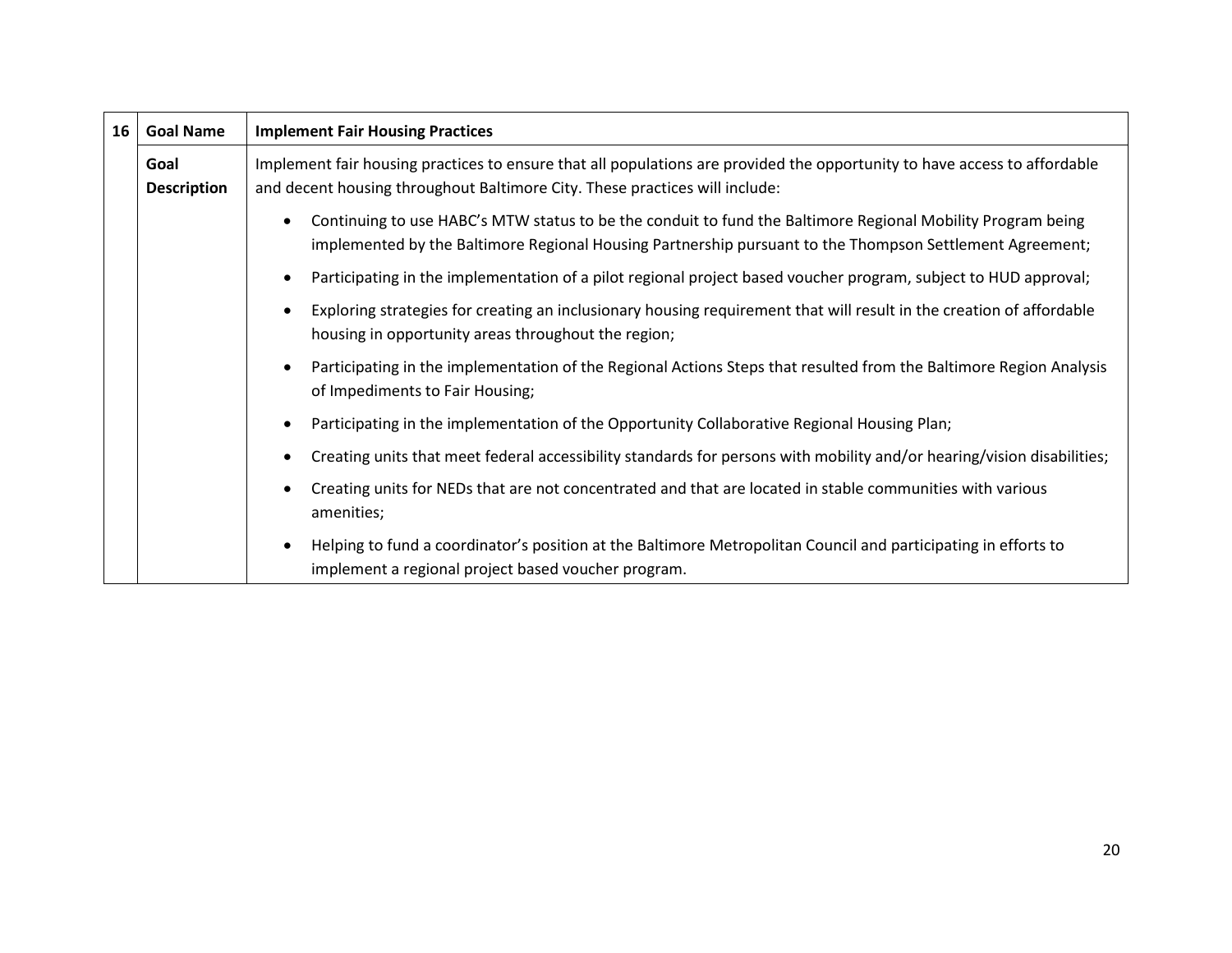| 16 | Goal Name | Implement Fair Housing Practices |
|---|---|---|
| | Goal Description | Implement fair housing practices to ensure that all populations are provided the opportunity to have access to affordable and decent housing throughout Baltimore City. These practices will include:<br>• Continuing to use HABC's MTW status to be the conduit to fund the Baltimore Regional Mobility Program being implemented by the Baltimore Regional Housing Partnership pursuant to the Thompson Settlement Agreement;<br>• Participating in the implementation of a pilot regional project based voucher program, subject to HUD approval;<br>• Exploring strategies for creating an inclusionary housing requirement that will result in the creation of affordable housing in opportunity areas throughout the region;<br>• Participating in the implementation of the Regional Actions Steps that resulted from the Baltimore Region Analysis of Impediments to Fair Housing;<br>• Participating in the implementation of the Opportunity Collaborative Regional Housing Plan;<br>• Creating units that meet federal accessibility standards for persons with mobility and/or hearing/vision disabilities;<br>• Creating units for NEDs that are not concentrated and that are located in stable communities with various amenities;<br>• Helping to fund a coordinator's position at the Baltimore Metropolitan Council and participating in efforts to implement a regional project based voucher program. |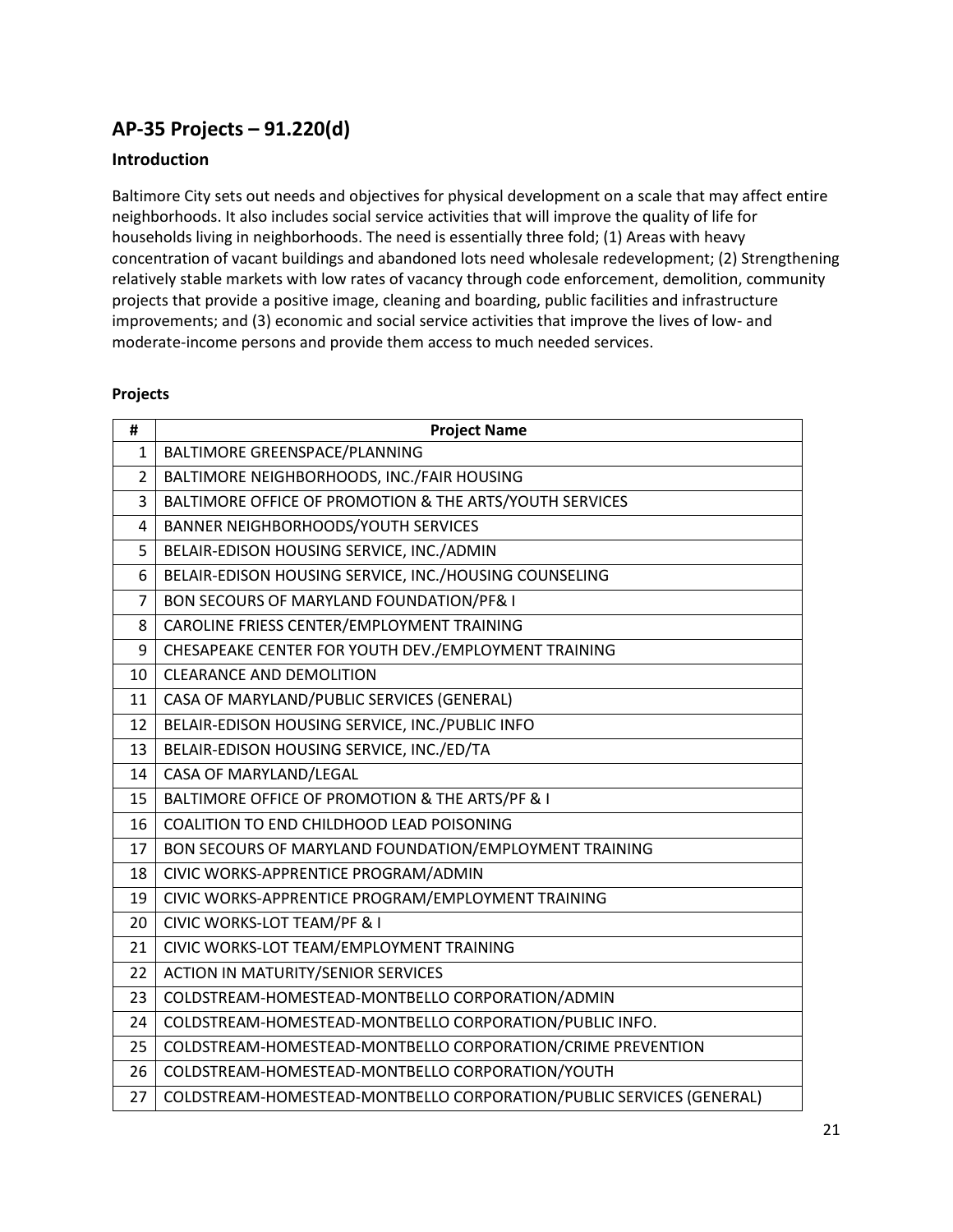## AP-35 Projects – 91.220(d)

### Introduction

Baltimore City sets out needs and objectives for physical development on a scale that may affect entire neighborhoods. It also includes social service activities that will improve the quality of life for households living in neighborhoods. The need is essentially three fold; (1) Areas with heavy concentration of vacant buildings and abandoned lots need wholesale redevelopment; (2) Strengthening relatively stable markets with low rates of vacancy through code enforcement, demolition, community projects that provide a positive image, cleaning and boarding, public facilities and infrastructure improvements; and (3) economic and social service activities that improve the lives of low- and moderate-income persons and provide them access to much needed services.

**Projects**

| # | Project Name |
|---|---|
| 1 | BALTIMORE GREENSPACE/PLANNING |
| 2 | BALTIMORE NEIGHBORHOODS, INC./FAIR HOUSING |
| 3 | BALTIMORE OFFICE OF PROMOTION & THE ARTS/YOUTH SERVICES |
| 4 | BANNER NEIGHBORHOODS/YOUTH SERVICES |
| 5 | BELAIR-EDISON HOUSING SERVICE, INC./ADMIN |
| 6 | BELAIR-EDISON HOUSING SERVICE, INC./HOUSING COUNSELING |
| 7 | BON SECOURS OF MARYLAND FOUNDATION/PF& I |
| 8 | CAROLINE FRIESS CENTER/EMPLOYMENT TRAINING |
| 9 | CHESAPEAKE CENTER FOR YOUTH DEV./EMPLOYMENT TRAINING |
| 10 | CLEARANCE AND DEMOLITION |
| 11 | CASA OF MARYLAND/PUBLIC SERVICES (GENERAL) |
| 12 | BELAIR-EDISON HOUSING SERVICE, INC./PUBLIC INFO |
| 13 | BELAIR-EDISON HOUSING SERVICE, INC./ED/TA |
| 14 | CASA OF MARYLAND/LEGAL |
| 15 | BALTIMORE OFFICE OF PROMOTION & THE ARTS/PF & I |
| 16 | COALITION TO END CHILDHOOD LEAD POISONING |
| 17 | BON SECOURS OF MARYLAND FOUNDATION/EMPLOYMENT TRAINING |
| 18 | CIVIC WORKS-APPRENTICE PROGRAM/ADMIN |
| 19 | CIVIC WORKS-APPRENTICE PROGRAM/EMPLOYMENT TRAINING |
| 20 | CIVIC WORKS-LOT TEAM/PF & I |
| 21 | CIVIC WORKS-LOT TEAM/EMPLOYMENT TRAINING |
| 22 | ACTION IN MATURITY/SENIOR SERVICES |
| 23 | COLDSTREAM-HOMESTEAD-MONTBELLO CORPORATION/ADMIN |
| 24 | COLDSTREAM-HOMESTEAD-MONTBELLO CORPORATION/PUBLIC INFO. |
| 25 | COLDSTREAM-HOMESTEAD-MONTBELLO CORPORATION/CRIME PREVENTION |
| 26 | COLDSTREAM-HOMESTEAD-MONTBELLO CORPORATION/YOUTH |
| 27 | COLDSTREAM-HOMESTEAD-MONTBELLO CORPORATION/PUBLIC SERVICES (GENERAL) |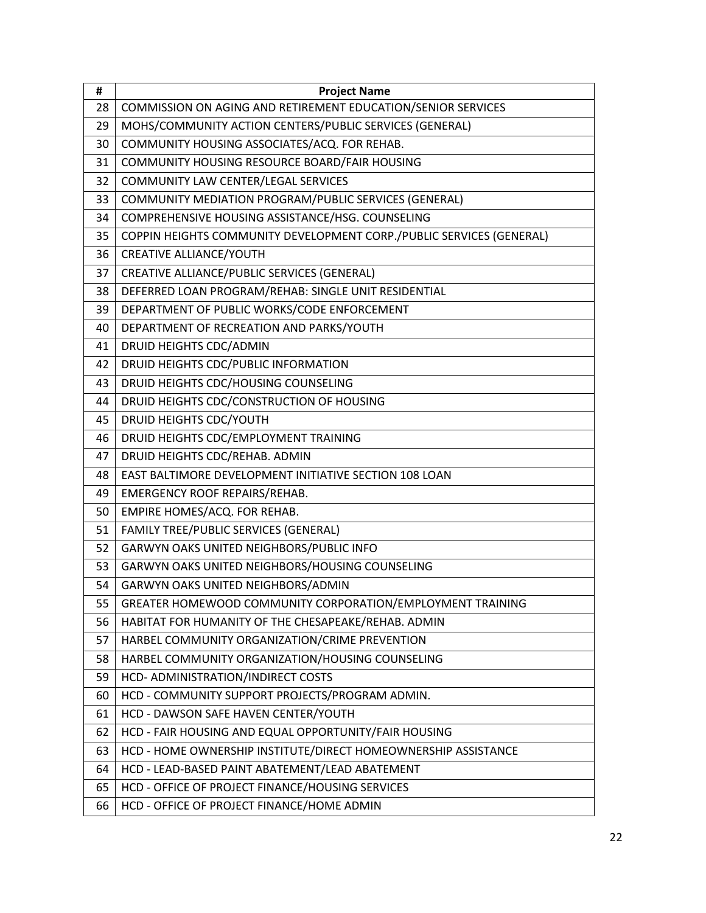| # | Project Name |
|---|---|
| 28 | COMMISSION ON AGING AND RETIREMENT EDUCATION/SENIOR SERVICES |
| 29 | MOHS/COMMUNITY ACTION CENTERS/PUBLIC SERVICES (GENERAL) |
| 30 | COMMUNITY HOUSING ASSOCIATES/ACQ. FOR REHAB. |
| 31 | COMMUNITY HOUSING RESOURCE BOARD/FAIR HOUSING |
| 32 | COMMUNITY LAW CENTER/LEGAL SERVICES |
| 33 | COMMUNITY MEDIATION PROGRAM/PUBLIC SERVICES (GENERAL) |
| 34 | COMPREHENSIVE HOUSING ASSISTANCE/HSG. COUNSELING |
| 35 | COPPIN HEIGHTS COMMUNITY DEVELOPMENT CORP./PUBLIC SERVICES (GENERAL) |
| 36 | CREATIVE ALLIANCE/YOUTH |
| 37 | CREATIVE ALLIANCE/PUBLIC SERVICES (GENERAL) |
| 38 | DEFERRED LOAN PROGRAM/REHAB: SINGLE UNIT RESIDENTIAL |
| 39 | DEPARTMENT OF PUBLIC WORKS/CODE ENFORCEMENT |
| 40 | DEPARTMENT OF RECREATION AND PARKS/YOUTH |
| 41 | DRUID HEIGHTS CDC/ADMIN |
| 42 | DRUID HEIGHTS CDC/PUBLIC INFORMATION |
| 43 | DRUID HEIGHTS CDC/HOUSING COUNSELING |
| 44 | DRUID HEIGHTS CDC/CONSTRUCTION OF HOUSING |
| 45 | DRUID HEIGHTS CDC/YOUTH |
| 46 | DRUID HEIGHTS CDC/EMPLOYMENT TRAINING |
| 47 | DRUID HEIGHTS CDC/REHAB. ADMIN |
| 48 | EAST BALTIMORE DEVELOPMENT INITIATIVE SECTION 108 LOAN |
| 49 | EMERGENCY ROOF REPAIRS/REHAB. |
| 50 | EMPIRE HOMES/ACQ. FOR REHAB. |
| 51 | FAMILY TREE/PUBLIC SERVICES (GENERAL) |
| 52 | GARWYN OAKS UNITED NEIGHBORS/PUBLIC INFO |
| 53 | GARWYN OAKS UNITED NEIGHBORS/HOUSING COUNSELING |
| 54 | GARWYN OAKS UNITED NEIGHBORS/ADMIN |
| 55 | GREATER HOMEWOOD COMMUNITY CORPORATION/EMPLOYMENT TRAINING |
| 56 | HABITAT FOR HUMANITY OF THE CHESAPEAKE/REHAB. ADMIN |
| 57 | HARBEL COMMUNITY ORGANIZATION/CRIME PREVENTION |
| 58 | HARBEL COMMUNITY ORGANIZATION/HOUSING COUNSELING |
| 59 | HCD- ADMINISTRATION/INDIRECT COSTS |
| 60 | HCD - COMMUNITY SUPPORT PROJECTS/PROGRAM ADMIN. |
| 61 | HCD - DAWSON SAFE HAVEN CENTER/YOUTH |
| 62 | HCD - FAIR HOUSING AND EQUAL OPPORTUNITY/FAIR HOUSING |
| 63 | HCD - HOME OWNERSHIP INSTITUTE/DIRECT HOMEOWNERSHIP ASSISTANCE |
| 64 | HCD - LEAD-BASED PAINT ABATEMENT/LEAD ABATEMENT |
| 65 | HCD - OFFICE OF PROJECT FINANCE/HOUSING SERVICES |
| 66 | HCD - OFFICE OF PROJECT FINANCE/HOME ADMIN |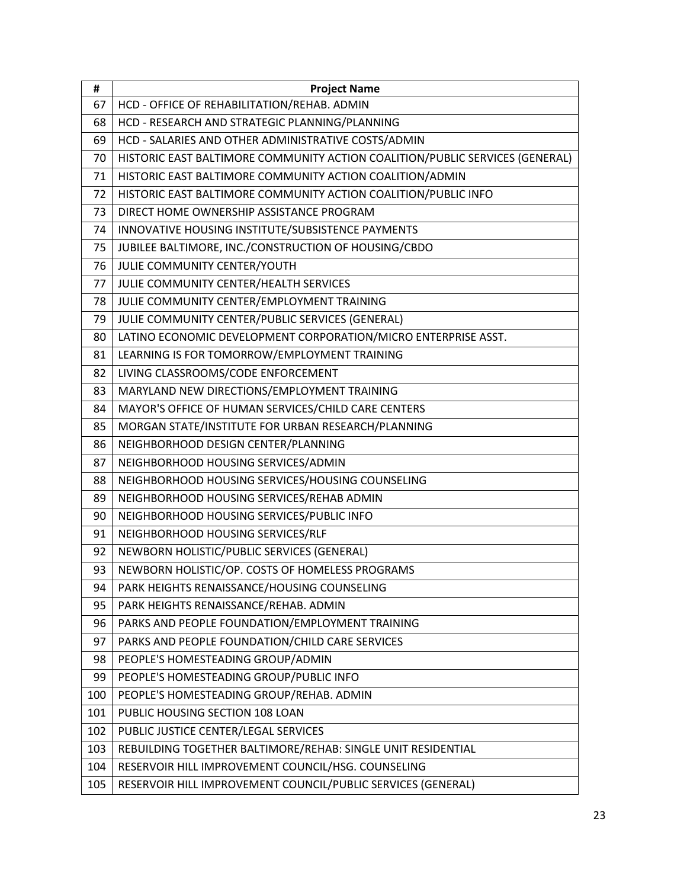| # | Project Name |
|---|---|
| 67 | HCD - OFFICE OF REHABILITATION/REHAB. ADMIN |
| 68 | HCD - RESEARCH AND STRATEGIC PLANNING/PLANNING |
| 69 | HCD - SALARIES AND OTHER ADMINISTRATIVE COSTS/ADMIN |
| 70 | HISTORIC EAST BALTIMORE COMMUNITY ACTION COALITION/PUBLIC SERVICES (GENERAL) |
| 71 | HISTORIC EAST BALTIMORE COMMUNITY ACTION COALITION/ADMIN |
| 72 | HISTORIC EAST BALTIMORE COMMUNITY ACTION COALITION/PUBLIC INFO |
| 73 | DIRECT HOME OWNERSHIP ASSISTANCE PROGRAM |
| 74 | INNOVATIVE HOUSING INSTITUTE/SUBSISTENCE PAYMENTS |
| 75 | JUBILEE BALTIMORE, INC./CONSTRUCTION OF HOUSING/CBDO |
| 76 | JULIE COMMUNITY CENTER/YOUTH |
| 77 | JULIE COMMUNITY CENTER/HEALTH SERVICES |
| 78 | JULIE COMMUNITY CENTER/EMPLOYMENT TRAINING |
| 79 | JULIE COMMUNITY CENTER/PUBLIC SERVICES (GENERAL) |
| 80 | LATINO ECONOMIC DEVELOPMENT CORPORATION/MICRO ENTERPRISE ASST. |
| 81 | LEARNING IS FOR TOMORROW/EMPLOYMENT TRAINING |
| 82 | LIVING CLASSROOMS/CODE ENFORCEMENT |
| 83 | MARYLAND NEW DIRECTIONS/EMPLOYMENT TRAINING |
| 84 | MAYOR'S OFFICE OF HUMAN SERVICES/CHILD CARE CENTERS |
| 85 | MORGAN STATE/INSTITUTE FOR URBAN RESEARCH/PLANNING |
| 86 | NEIGHBORHOOD DESIGN CENTER/PLANNING |
| 87 | NEIGHBORHOOD HOUSING SERVICES/ADMIN |
| 88 | NEIGHBORHOOD HOUSING SERVICES/HOUSING COUNSELING |
| 89 | NEIGHBORHOOD HOUSING SERVICES/REHAB ADMIN |
| 90 | NEIGHBORHOOD HOUSING SERVICES/PUBLIC INFO |
| 91 | NEIGHBORHOOD HOUSING SERVICES/RLF |
| 92 | NEWBORN HOLISTIC/PUBLIC SERVICES (GENERAL) |
| 93 | NEWBORN HOLISTIC/OP. COSTS OF HOMELESS PROGRAMS |
| 94 | PARK HEIGHTS RENAISSANCE/HOUSING COUNSELING |
| 95 | PARK HEIGHTS RENAISSANCE/REHAB. ADMIN |
| 96 | PARKS AND PEOPLE FOUNDATION/EMPLOYMENT TRAINING |
| 97 | PARKS AND PEOPLE FOUNDATION/CHILD CARE SERVICES |
| 98 | PEOPLE'S HOMESTEADING GROUP/ADMIN |
| 99 | PEOPLE'S HOMESTEADING GROUP/PUBLIC INFO |
| 100 | PEOPLE'S HOMESTEADING GROUP/REHAB. ADMIN |
| 101 | PUBLIC HOUSING SECTION 108 LOAN |
| 102 | PUBLIC JUSTICE CENTER/LEGAL SERVICES |
| 103 | REBUILDING TOGETHER BALTIMORE/REHAB: SINGLE UNIT RESIDENTIAL |
| 104 | RESERVOIR HILL IMPROVEMENT COUNCIL/HSG. COUNSELING |
| 105 | RESERVOIR HILL IMPROVEMENT COUNCIL/PUBLIC SERVICES (GENERAL) |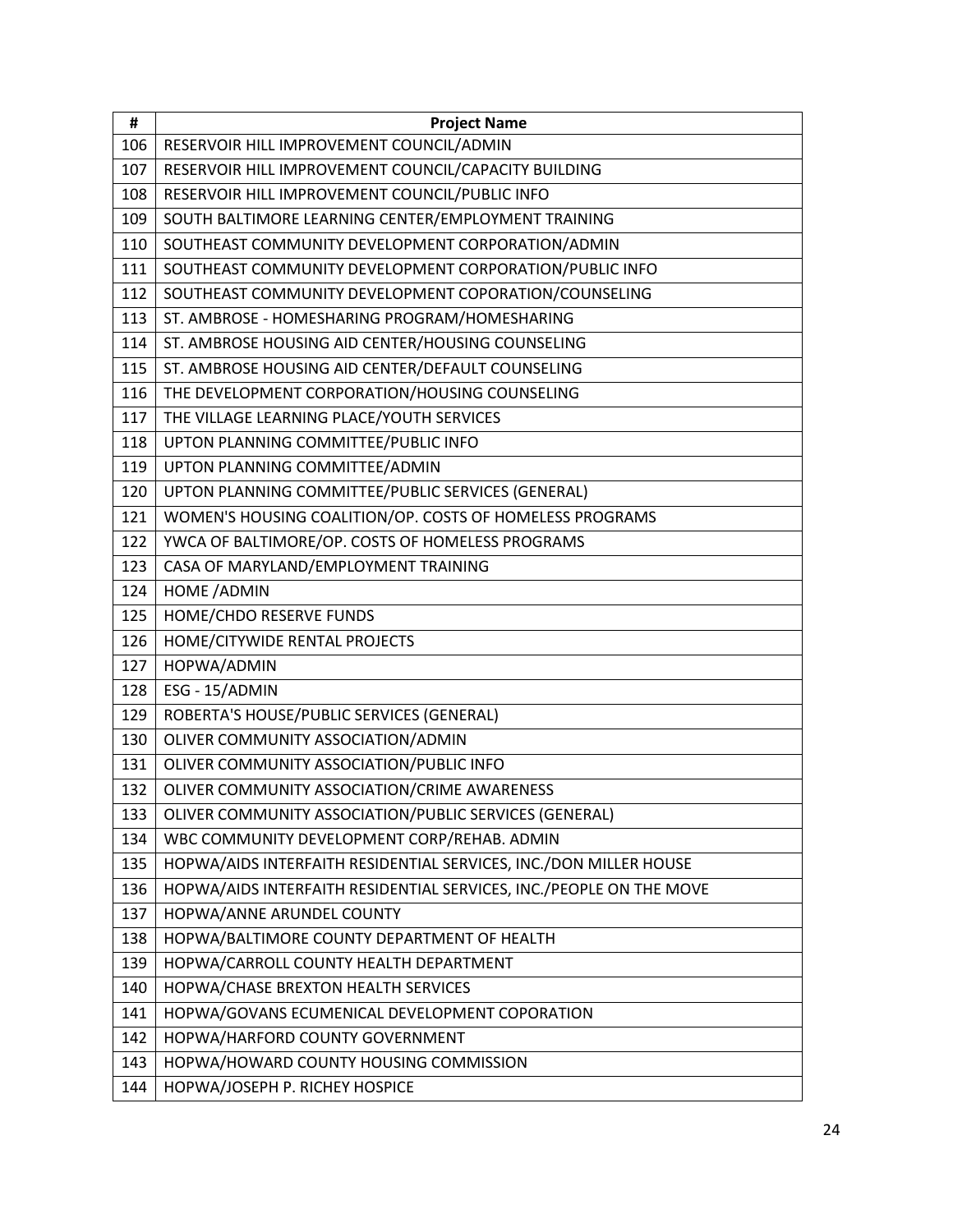| # | Project Name |
|---|---|
| 106 | RESERVOIR HILL IMPROVEMENT COUNCIL/ADMIN |
| 107 | RESERVOIR HILL IMPROVEMENT COUNCIL/CAPACITY BUILDING |
| 108 | RESERVOIR HILL IMPROVEMENT COUNCIL/PUBLIC INFO |
| 109 | SOUTH BALTIMORE LEARNING CENTER/EMPLOYMENT TRAINING |
| 110 | SOUTHEAST COMMUNITY DEVELOPMENT CORPORATION/ADMIN |
| 111 | SOUTHEAST COMMUNITY DEVELOPMENT CORPORATION/PUBLIC INFO |
| 112 | SOUTHEAST COMMUNITY DEVELOPMENT COPORATION/COUNSELING |
| 113 | ST. AMBROSE - HOMESHARING PROGRAM/HOMESHARING |
| 114 | ST. AMBROSE HOUSING AID CENTER/HOUSING COUNSELING |
| 115 | ST. AMBROSE HOUSING AID CENTER/DEFAULT COUNSELING |
| 116 | THE DEVELOPMENT CORPORATION/HOUSING COUNSELING |
| 117 | THE VILLAGE LEARNING PLACE/YOUTH SERVICES |
| 118 | UPTON PLANNING COMMITTEE/PUBLIC INFO |
| 119 | UPTON PLANNING COMMITTEE/ADMIN |
| 120 | UPTON PLANNING COMMITTEE/PUBLIC SERVICES (GENERAL) |
| 121 | WOMEN'S HOUSING COALITION/OP. COSTS OF HOMELESS PROGRAMS |
| 122 | YWCA OF BALTIMORE/OP. COSTS OF HOMELESS PROGRAMS |
| 123 | CASA OF MARYLAND/EMPLOYMENT TRAINING |
| 124 | HOME /ADMIN |
| 125 | HOME/CHDO RESERVE FUNDS |
| 126 | HOME/CITYWIDE RENTAL PROJECTS |
| 127 | HOPWA/ADMIN |
| 128 | ESG - 15/ADMIN |
| 129 | ROBERTA'S HOUSE/PUBLIC SERVICES (GENERAL) |
| 130 | OLIVER COMMUNITY ASSOCIATION/ADMIN |
| 131 | OLIVER COMMUNITY ASSOCIATION/PUBLIC INFO |
| 132 | OLIVER COMMUNITY ASSOCIATION/CRIME AWARENESS |
| 133 | OLIVER COMMUNITY ASSOCIATION/PUBLIC SERVICES (GENERAL) |
| 134 | WBC COMMUNITY DEVELOPMENT CORP/REHAB. ADMIN |
| 135 | HOPWA/AIDS INTERFAITH RESIDENTIAL SERVICES, INC./DON MILLER HOUSE |
| 136 | HOPWA/AIDS INTERFAITH RESIDENTIAL SERVICES, INC./PEOPLE ON THE MOVE |
| 137 | HOPWA/ANNE ARUNDEL COUNTY |
| 138 | HOPWA/BALTIMORE COUNTY DEPARTMENT OF HEALTH |
| 139 | HOPWA/CARROLL COUNTY HEALTH DEPARTMENT |
| 140 | HOPWA/CHASE BREXTON HEALTH SERVICES |
| 141 | HOPWA/GOVANS ECUMENICAL DEVELOPMENT COPORATION |
| 142 | HOPWA/HARFORD COUNTY GOVERNMENT |
| 143 | HOPWA/HOWARD COUNTY HOUSING COMMISSION |
| 144 | HOPWA/JOSEPH P. RICHEY HOSPICE |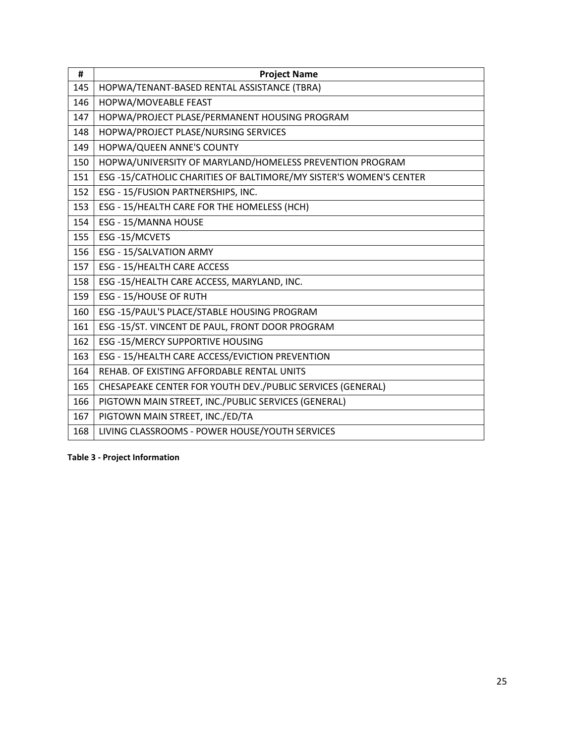| # | Project Name |
|---|---|
| 145 | HOPWA/TENANT-BASED RENTAL ASSISTANCE (TBRA) |
| 146 | HOPWA/MOVEABLE FEAST |
| 147 | HOPWA/PROJECT PLASE/PERMANENT HOUSING PROGRAM |
| 148 | HOPWA/PROJECT PLASE/NURSING SERVICES |
| 149 | HOPWA/QUEEN ANNE'S COUNTY |
| 150 | HOPWA/UNIVERSITY OF MARYLAND/HOMELESS PREVENTION PROGRAM |
| 151 | ESG -15/CATHOLIC CHARITIES OF BALTIMORE/MY SISTER'S WOMEN'S CENTER |
| 152 | ESG - 15/FUSION PARTNERSHIPS, INC. |
| 153 | ESG - 15/HEALTH CARE FOR THE HOMELESS (HCH) |
| 154 | ESG - 15/MANNA HOUSE |
| 155 | ESG -15/MCVETS |
| 156 | ESG - 15/SALVATION ARMY |
| 157 | ESG - 15/HEALTH CARE ACCESS |
| 158 | ESG -15/HEALTH CARE ACCESS, MARYLAND, INC. |
| 159 | ESG - 15/HOUSE OF RUTH |
| 160 | ESG -15/PAUL'S PLACE/STABLE HOUSING PROGRAM |
| 161 | ESG -15/ST. VINCENT DE PAUL, FRONT DOOR PROGRAM |
| 162 | ESG -15/MERCY SUPPORTIVE HOUSING |
| 163 | ESG - 15/HEALTH CARE ACCESS/EVICTION PREVENTION |
| 164 | REHAB. OF EXISTING AFFORDABLE RENTAL UNITS |
| 165 | CHESAPEAKE CENTER FOR YOUTH DEV./PUBLIC SERVICES (GENERAL) |
| 166 | PIGTOWN MAIN STREET, INC./PUBLIC SERVICES (GENERAL) |
| 167 | PIGTOWN MAIN STREET, INC./ED/TA |
| 168 | LIVING CLASSROOMS - POWER HOUSE/YOUTH SERVICES |

**Table 3 - Project Information**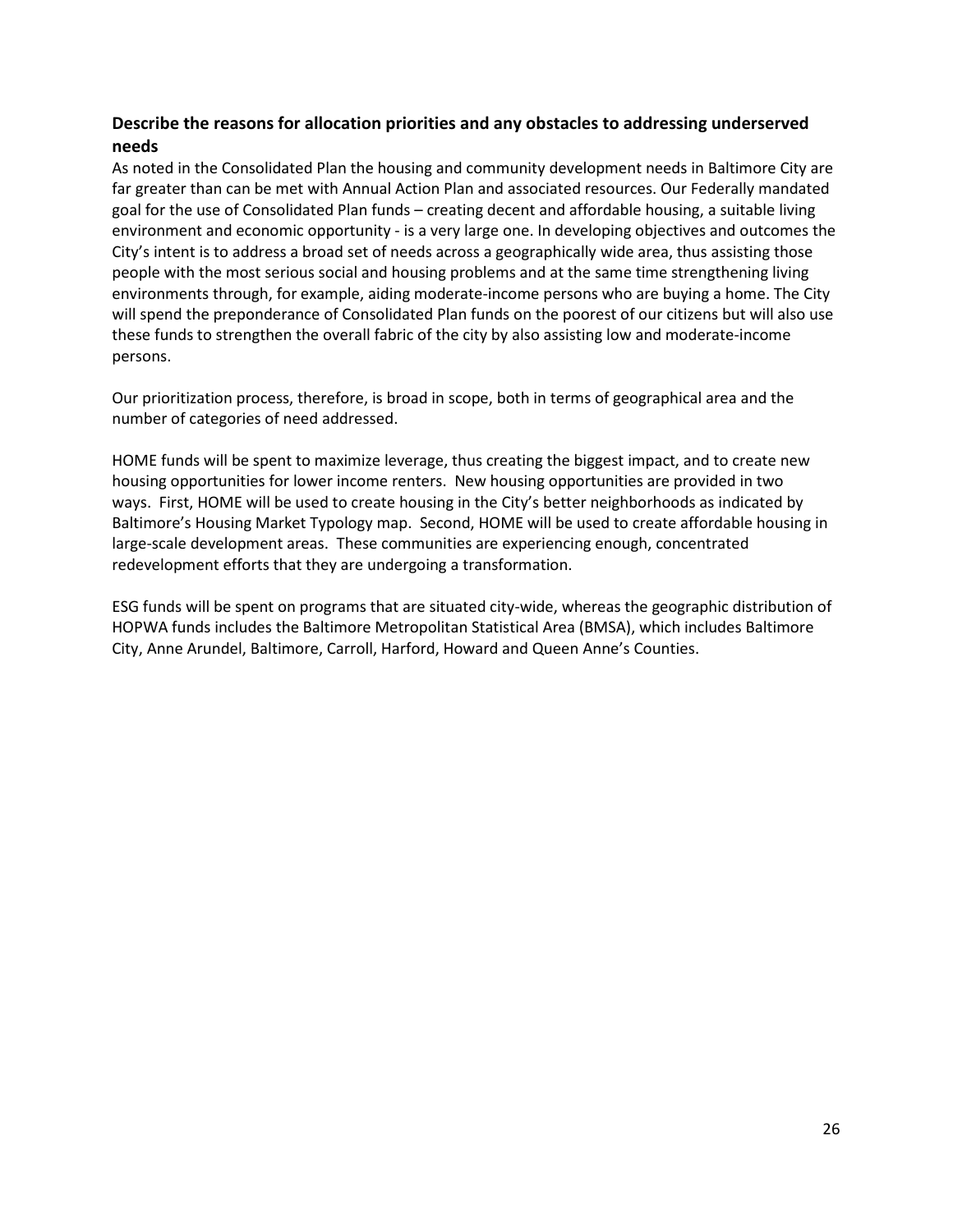### Describe the reasons for allocation priorities and any obstacles to addressing underserved needs

As noted in the Consolidated Plan the housing and community development needs in Baltimore City are far greater than can be met with Annual Action Plan and associated resources. Our Federally mandated goal for the use of Consolidated Plan funds – creating decent and affordable housing, a suitable living environment and economic opportunity - is a very large one. In developing objectives and outcomes the City's intent is to address a broad set of needs across a geographically wide area, thus assisting those people with the most serious social and housing problems and at the same time strengthening living environments through, for example, aiding moderate-income persons who are buying a home. The City will spend the preponderance of Consolidated Plan funds on the poorest of our citizens but will also use these funds to strengthen the overall fabric of the city by also assisting low and moderate-income persons.

Our prioritization process, therefore, is broad in scope, both in terms of geographical area and the number of categories of need addressed.

HOME funds will be spent to maximize leverage, thus creating the biggest impact, and to create new housing opportunities for lower income renters. New housing opportunities are provided in two ways. First, HOME will be used to create housing in the City's better neighborhoods as indicated by Baltimore's Housing Market Typology map. Second, HOME will be used to create affordable housing in large-scale development areas. These communities are experiencing enough, concentrated redevelopment efforts that they are undergoing a transformation.

ESG funds will be spent on programs that are situated city-wide, whereas the geographic distribution of HOPWA funds includes the Baltimore Metropolitan Statistical Area (BMSA), which includes Baltimore City, Anne Arundel, Baltimore, Carroll, Harford, Howard and Queen Anne's Counties.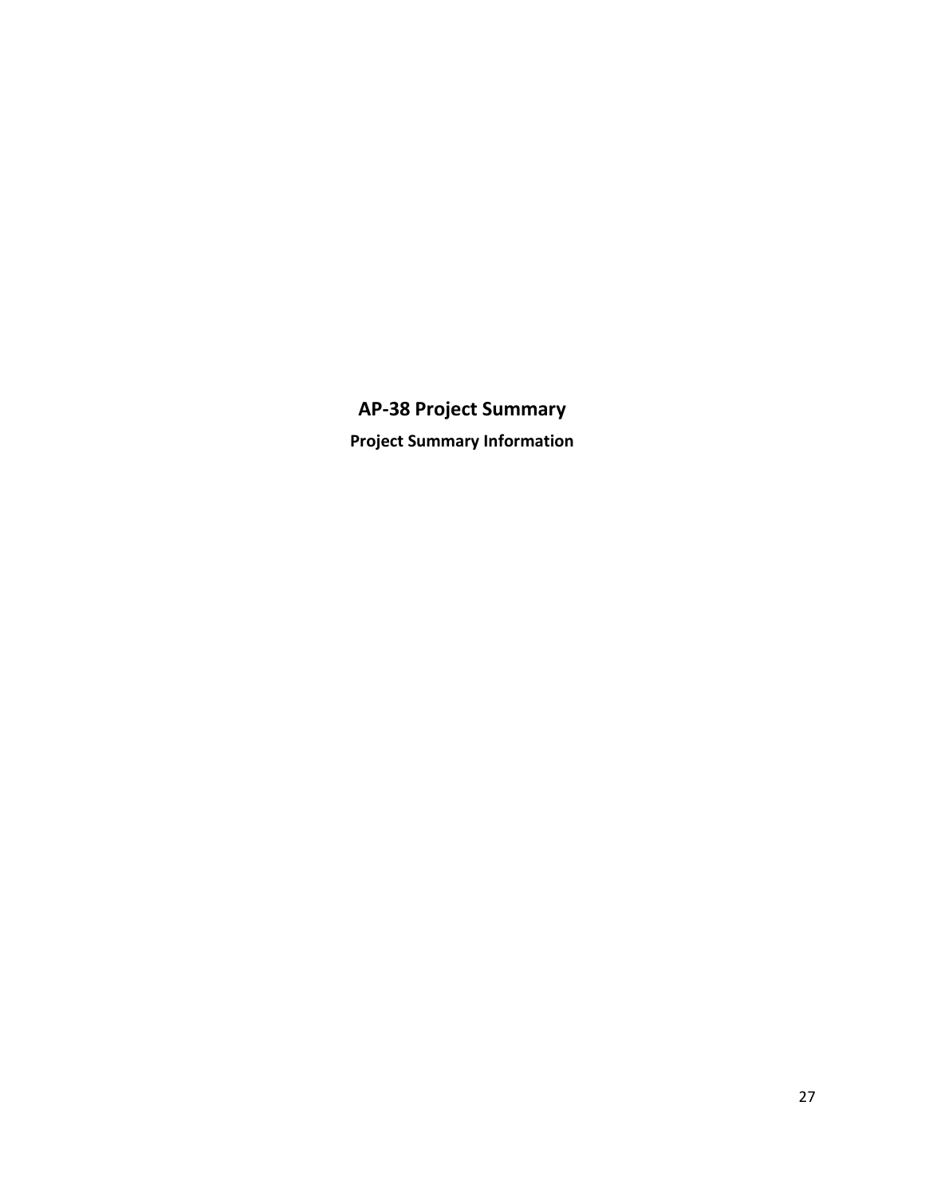## AP-38 Project Summary

### Project Summary Information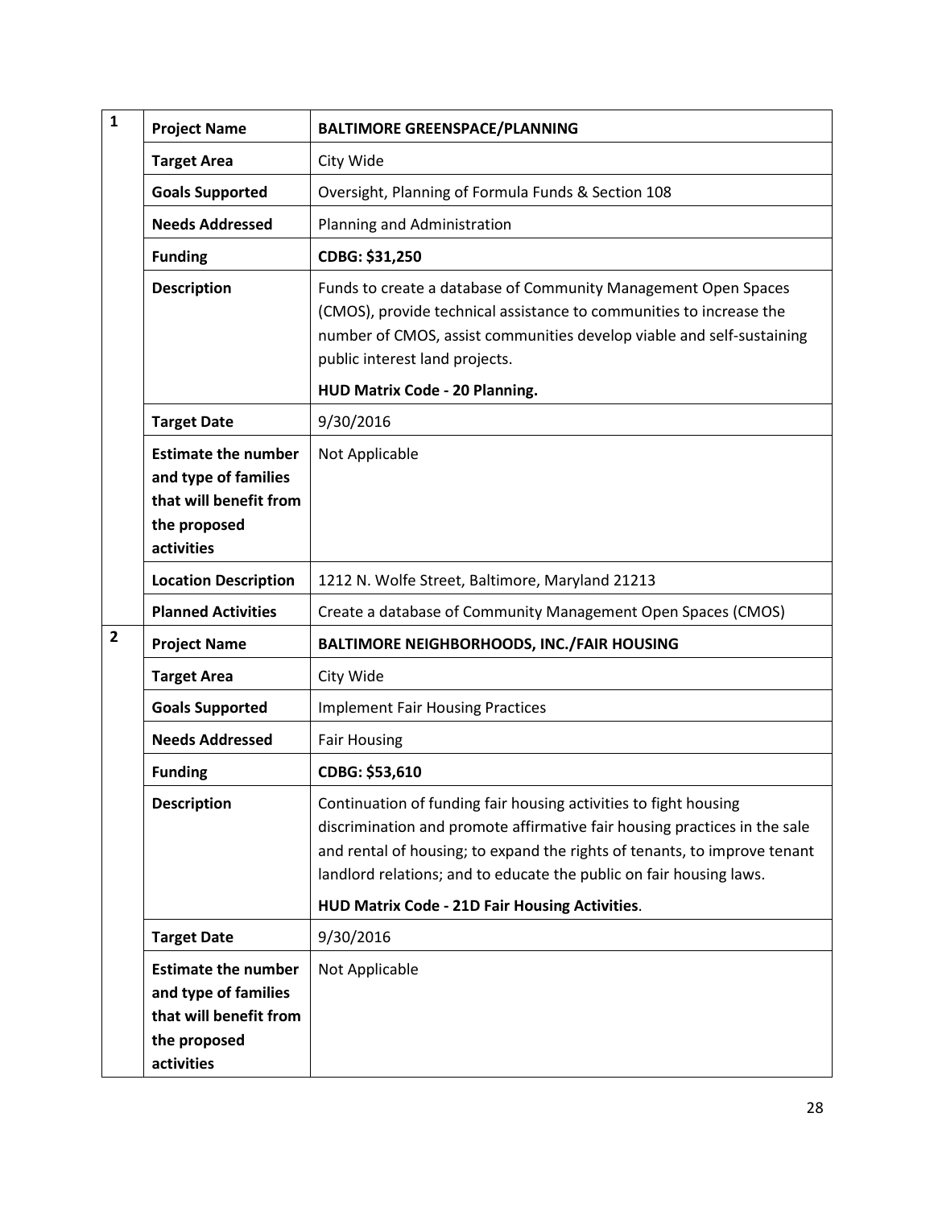| | | |
|---|---|---|
| **1** | **Project Name** | **BALTIMORE GREENSPACE/PLANNING** |
| | **Target Area** | City Wide |
| | **Goals Supported** | Oversight, Planning of Formula Funds & Section 108 |
| | **Needs Addressed** | Planning and Administration |
| | **Funding** | **CDBG: $31,250** |
| | **Description** | Funds to create a database of Community Management Open Spaces (CMOS), provide technical assistance to communities to increase the number of CMOS, assist communities develop viable and self-sustaining public interest land projects.<br>**HUD Matrix Code - 20 Planning.** |
| | **Target Date** | 9/30/2016 |
| | **Estimate the number and type of families that will benefit from the proposed activities** | Not Applicable |
| | **Location Description** | 1212 N. Wolfe Street, Baltimore, Maryland 21213 |
| | **Planned Activities** | Create a database of Community Management Open Spaces (CMOS) |
| **2** | **Project Name** | **BALTIMORE NEIGHBORHOODS, INC./FAIR HOUSING** |
| | **Target Area** | City Wide |
| | **Goals Supported** | Implement Fair Housing Practices |
| | **Needs Addressed** | Fair Housing |
| | **Funding** | **CDBG: $53,610** |
| | **Description** | Continuation of funding fair housing activities to fight housing discrimination and promote affirmative fair housing practices in the sale and rental of housing; to expand the rights of tenants, to improve tenant landlord relations; and to educate the public on fair housing laws.<br>**HUD Matrix Code - 21D Fair Housing Activities**. |
| | **Target Date** | 9/30/2016 |
| | **Estimate the number and type of families that will benefit from the proposed activities** | Not Applicable |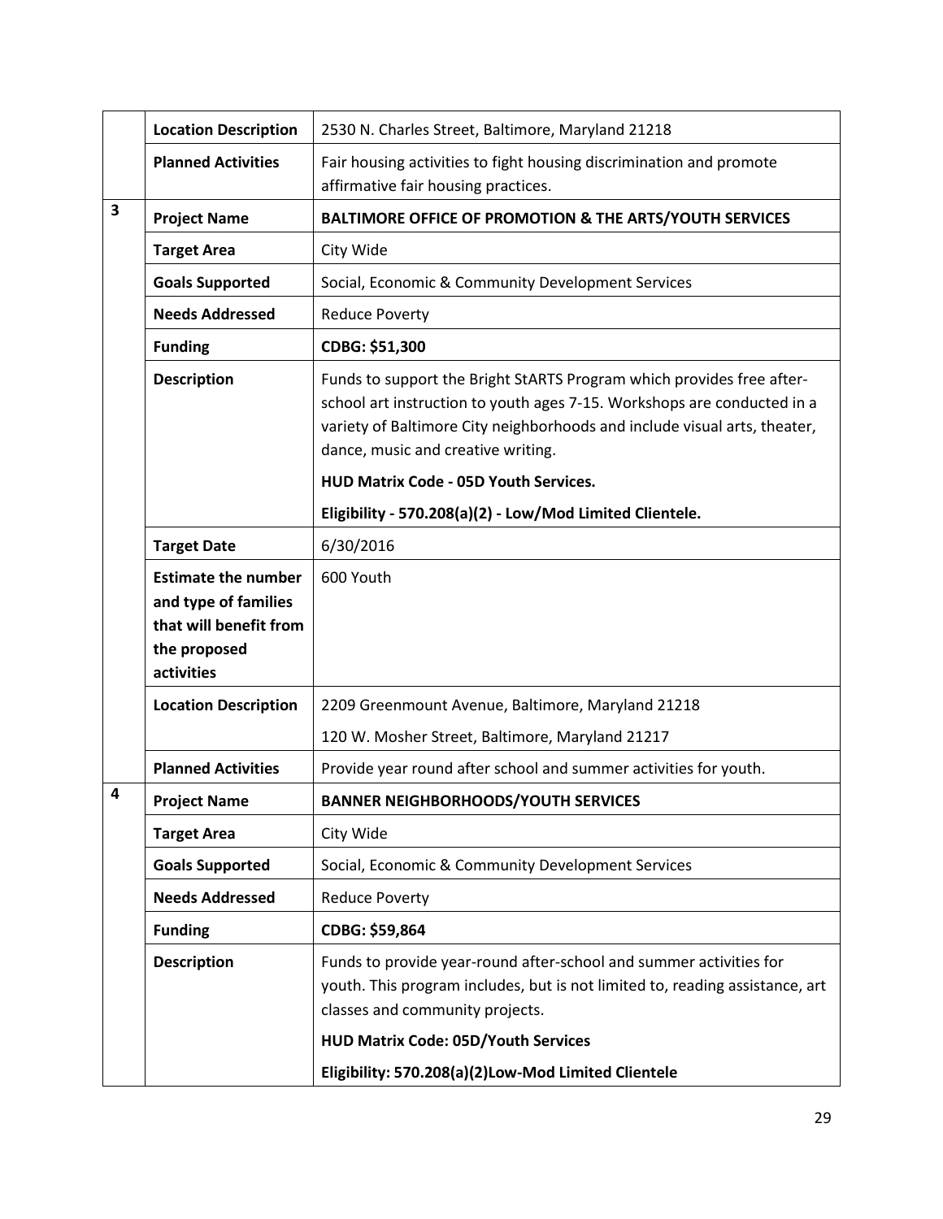| | | |
|---|---|---|
| | **Location Description** | 2530 N. Charles Street, Baltimore, Maryland 21218 |
| | **Planned Activities** | Fair housing activities to fight housing discrimination and promote affirmative fair housing practices. |
| **3** | **Project Name** | **BALTIMORE OFFICE OF PROMOTION & THE ARTS/YOUTH SERVICES** |
| | **Target Area** | City Wide |
| | **Goals Supported** | Social, Economic & Community Development Services |
| | **Needs Addressed** | Reduce Poverty |
| | **Funding** | **CDBG: $51,300** |
| | **Description** | Funds to support the Bright StARTS Program which provides free after-school art instruction to youth ages 7-15. Workshops are conducted in a variety of Baltimore City neighborhoods and include visual arts, theater, dance, music and creative writing.<br><br>**HUD Matrix Code - 05D Youth Services.**<br><br>**Eligibility - 570.208(a)(2) - Low/Mod Limited Clientele.** |
| | **Target Date** | 6/30/2016 |
| | **Estimate the number and type of families that will benefit from the proposed activities** | 600 Youth |
| | **Location Description** | 2209 Greenmount Avenue, Baltimore, Maryland 21218<br><br>120 W. Mosher Street, Baltimore, Maryland 21217 |
| | **Planned Activities** | Provide year round after school and summer activities for youth. |
| **4** | **Project Name** | **BANNER NEIGHBORHOODS/YOUTH SERVICES** |
| | **Target Area** | City Wide |
| | **Goals Supported** | Social, Economic & Community Development Services |
| | **Needs Addressed** | Reduce Poverty |
| | **Funding** | **CDBG: $59,864** |
| | **Description** | Funds to provide year-round after-school and summer activities for youth. This program includes, but is not limited to, reading assistance, art classes and community projects.<br><br>**HUD Matrix Code: 05D/Youth Services**<br><br>**Eligibility: 570.208(a)(2)Low-Mod Limited Clientele** |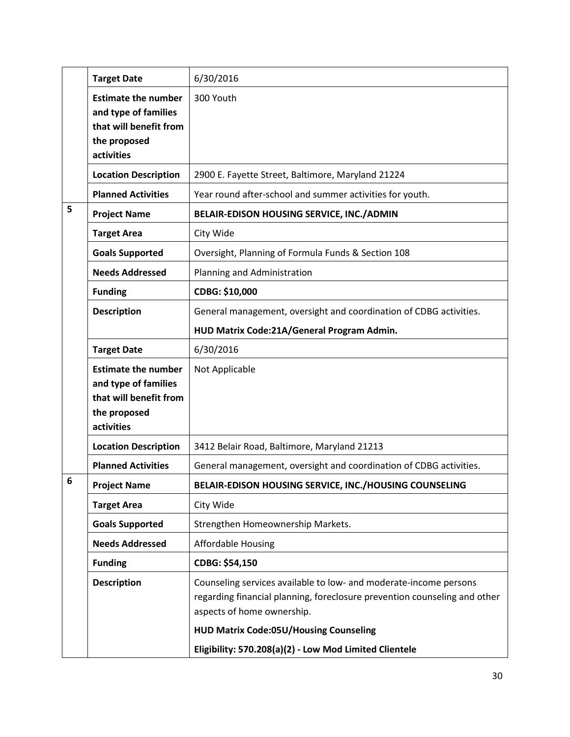| | | |
|---|---|---|
| | **Target Date** | 6/30/2016 |
| | **Estimate the number and type of families that will benefit from the proposed activities** | 300 Youth |
| | **Location Description** | 2900 E. Fayette Street, Baltimore, Maryland 21224 |
| | **Planned Activities** | Year round after-school and summer activities for youth. |
| **5** | **Project Name** | **BELAIR-EDISON HOUSING SERVICE, INC./ADMIN** |
| | **Target Area** | City Wide |
| | **Goals Supported** | Oversight, Planning of Formula Funds & Section 108 |
| | **Needs Addressed** | Planning and Administration |
| | **Funding** | **CDBG: $10,000** |
| | **Description** | General management, oversight and coordination of CDBG activities.<br>**HUD Matrix Code:21A/General Program Admin.** |
| | **Target Date** | 6/30/2016 |
| | **Estimate the number and type of families that will benefit from the proposed activities** | Not Applicable |
| | **Location Description** | 3412 Belair Road, Baltimore, Maryland 21213 |
| | **Planned Activities** | General management, oversight and coordination of CDBG activities. |
| **6** | **Project Name** | **BELAIR-EDISON HOUSING SERVICE, INC./HOUSING COUNSELING** |
| | **Target Area** | City Wide |
| | **Goals Supported** | Strengthen Homeownership Markets. |
| | **Needs Addressed** | Affordable Housing |
| | **Funding** | **CDBG: $54,150** |
| | **Description** | Counseling services available to low- and moderate-income persons regarding financial planning, foreclosure prevention counseling and other aspects of home ownership.<br>**HUD Matrix Code:05U/Housing Counseling**<br>**Eligibility: 570.208(a)(2) - Low Mod Limited Clientele** |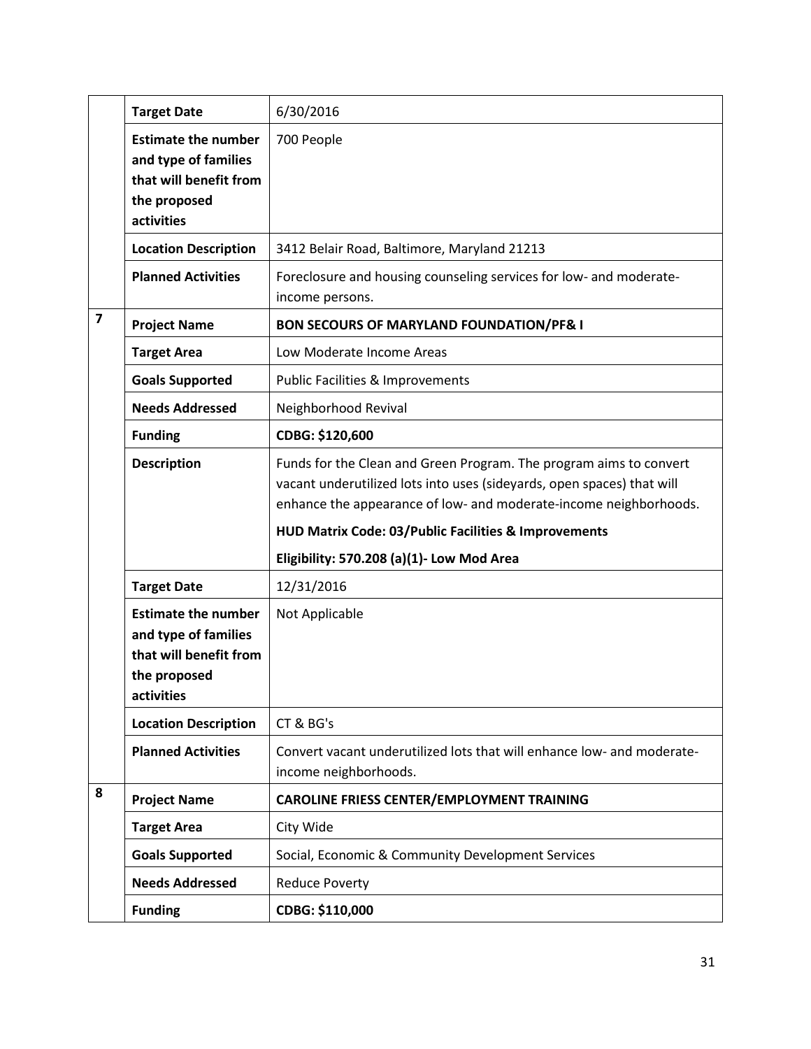| | | |
|---|---|---|
| | **Target Date** | 6/30/2016 |
| | **Estimate the number and type of families that will benefit from the proposed activities** | 700 People |
| | **Location Description** | 3412 Belair Road, Baltimore, Maryland 21213 |
| | **Planned Activities** | Foreclosure and housing counseling services for low- and moderate-income persons. |
| **7** | **Project Name** | **BON SECOURS OF MARYLAND FOUNDATION/PF& I** |
| | **Target Area** | Low Moderate Income Areas |
| | **Goals Supported** | Public Facilities & Improvements |
| | **Needs Addressed** | Neighborhood Revival |
| | **Funding** | **CDBG: $120,600** |
| | **Description** | Funds for the Clean and Green Program. The program aims to convert vacant underutilized lots into uses (sideyards, open spaces) that will enhance the appearance of low- and moderate-income neighborhoods.<br><br>**HUD Matrix Code: 03/Public Facilities & Improvements**<br><br>**Eligibility: 570.208 (a)(1)- Low Mod Area** |
| | **Target Date** | 12/31/2016 |
| | **Estimate the number and type of families that will benefit from the proposed activities** | Not Applicable |
| | **Location Description** | CT & BG's |
| | **Planned Activities** | Convert vacant underutilized lots that will enhance low- and moderate-income neighborhoods. |
| **8** | **Project Name** | **CAROLINE FRIESS CENTER/EMPLOYMENT TRAINING** |
| | **Target Area** | City Wide |
| | **Goals Supported** | Social, Economic & Community Development Services |
| | **Needs Addressed** | Reduce Poverty |
| | **Funding** | **CDBG: $110,000** |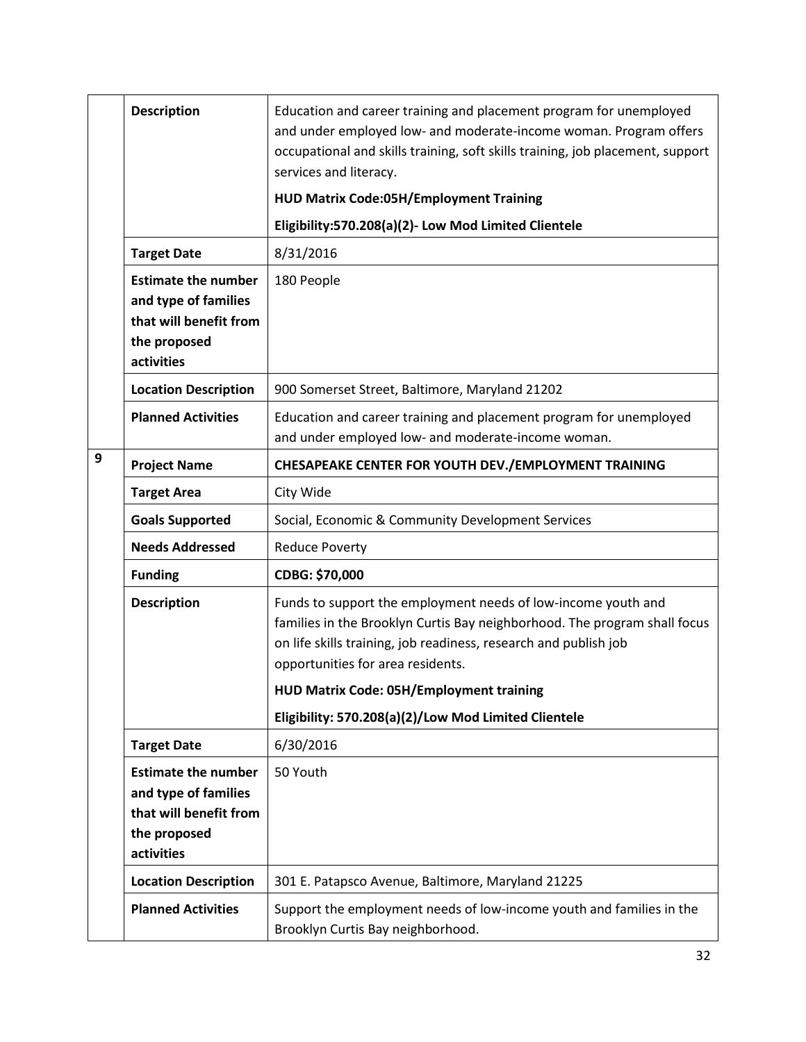| | | |
|---|---|---|
| | **Description** | Education and career training and placement program for unemployed and under employed low- and moderate-income woman. Program offers occupational and skills training, soft skills training, job placement, support services and literacy.<br>**HUD Matrix Code:05H/Employment Training**<br>**Eligibility:570.208(a)(2)- Low Mod Limited Clientele** |
| | **Target Date** | 8/31/2016 |
| | **Estimate the number and type of families that will benefit from the proposed activities** | 180 People |
| | **Location Description** | 900 Somerset Street, Baltimore, Maryland 21202 |
| | **Planned Activities** | Education and career training and placement program for unemployed and under employed low- and moderate-income woman. |
| 9 | **Project Name** | **CHESAPEAKE CENTER FOR YOUTH DEV./EMPLOYMENT TRAINING** |
| | **Target Area** | City Wide |
| | **Goals Supported** | Social, Economic & Community Development Services |
| | **Needs Addressed** | Reduce Poverty |
| | **Funding** | **CDBG: $70,000** |
| | **Description** | Funds to support the employment needs of low-income youth and families in the Brooklyn Curtis Bay neighborhood. The program shall focus on life skills training, job readiness, research and publish job opportunities for area residents.<br>**HUD Matrix Code: 05H/Employment training**<br>**Eligibility: 570.208(a)(2)/Low Mod Limited Clientele** |
| | **Target Date** | 6/30/2016 |
| | **Estimate the number and type of families that will benefit from the proposed activities** | 50 Youth |
| | **Location Description** | 301 E. Patapsco Avenue, Baltimore, Maryland 21225 |
| | **Planned Activities** | Support the employment needs of low-income youth and families in the Brooklyn Curtis Bay neighborhood. |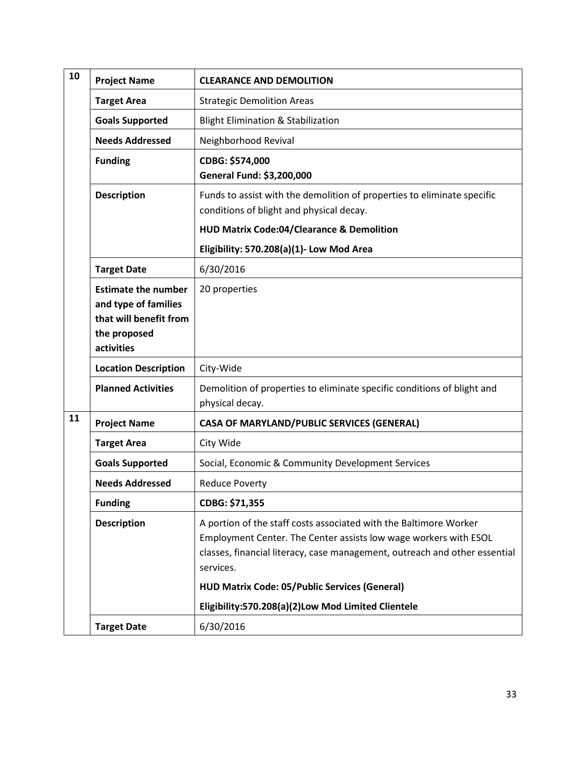| | | |
|---|---|---|
| **10** | **Project Name** | **CLEARANCE AND DEMOLITION** |
| | **Target Area** | Strategic Demolition Areas |
| | **Goals Supported** | Blight Elimination & Stabilization |
| | **Needs Addressed** | Neighborhood Revival |
| | **Funding** | **CDBG: $574,000**<br>**General Fund: $3,200,000** |
| | **Description** | Funds to assist with the demolition of properties to eliminate specific conditions of blight and physical decay.<br>**HUD Matrix Code:04/Clearance & Demolition**<br>**Eligibility: 570.208(a)(1)- Low Mod Area** |
| | **Target Date** | 6/30/2016 |
| | **Estimate the number and type of families that will benefit from the proposed activities** | 20 properties |
| | **Location Description** | City-Wide |
| | **Planned Activities** | Demolition of properties to eliminate specific conditions of blight and physical decay. |
| **11** | **Project Name** | **CASA OF MARYLAND/PUBLIC SERVICES (GENERAL)** |
| | **Target Area** | City Wide |
| | **Goals Supported** | Social, Economic & Community Development Services |
| | **Needs Addressed** | Reduce Poverty |
| | **Funding** | **CDBG: $71,355** |
| | **Description** | A portion of the staff costs associated with the Baltimore Worker Employment Center. The Center assists low wage workers with ESOL classes, financial literacy, case management, outreach and other essential services.<br>**HUD Matrix Code: 05/Public Services (General)**<br>**Eligibility:570.208(a)(2)Low Mod Limited Clientele** |
| | **Target Date** | 6/30/2016 |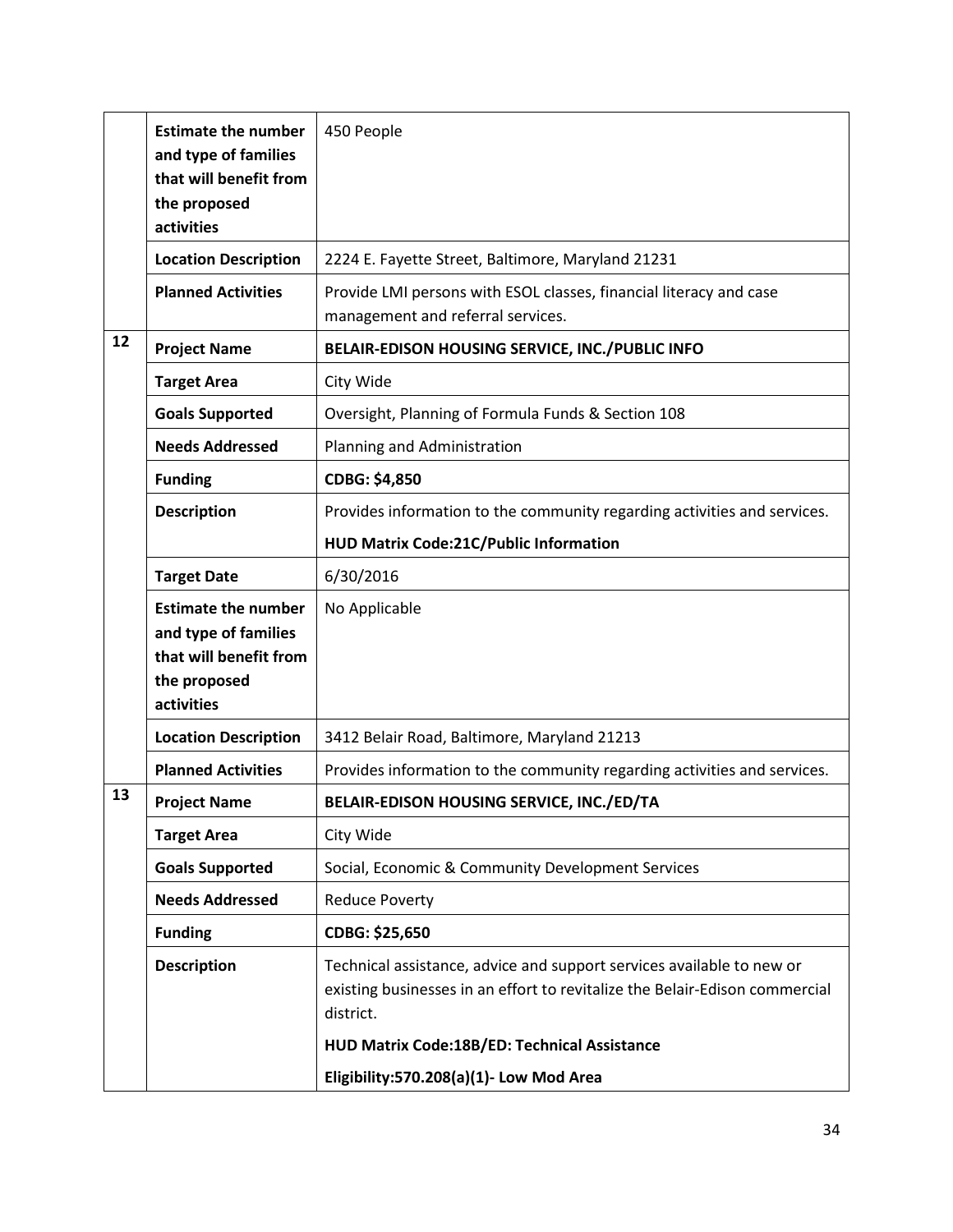| | | |
|---|---|---|
| | **Estimate the number and type of families that will benefit from the proposed activities** | 450 People |
| | **Location Description** | 2224 E. Fayette Street, Baltimore, Maryland 21231 |
| | **Planned Activities** | Provide LMI persons with ESOL classes, financial literacy and case management and referral services. |
| **12** | **Project Name** | **BELAIR-EDISON HOUSING SERVICE, INC./PUBLIC INFO** |
| | **Target Area** | City Wide |
| | **Goals Supported** | Oversight, Planning of Formula Funds & Section 108 |
| | **Needs Addressed** | Planning and Administration |
| | **Funding** | **CDBG: $4,850** |
| | **Description** | Provides information to the community regarding activities and services.<br>**HUD Matrix Code:21C/Public Information** |
| | **Target Date** | 6/30/2016 |
| | **Estimate the number and type of families that will benefit from the proposed activities** | No Applicable |
| | **Location Description** | 3412 Belair Road, Baltimore, Maryland 21213 |
| | **Planned Activities** | Provides information to the community regarding activities and services. |
| **13** | **Project Name** | **BELAIR-EDISON HOUSING SERVICE, INC./ED/TA** |
| | **Target Area** | City Wide |
| | **Goals Supported** | Social, Economic & Community Development Services |
| | **Needs Addressed** | Reduce Poverty |
| | **Funding** | **CDBG: $25,650** |
| | **Description** | Technical assistance, advice and support services available to new or existing businesses in an effort to revitalize the Belair-Edison commercial district.<br>**HUD Matrix Code:18B/ED: Technical Assistance**<br>**Eligibility:570.208(a)(1)- Low Mod Area** |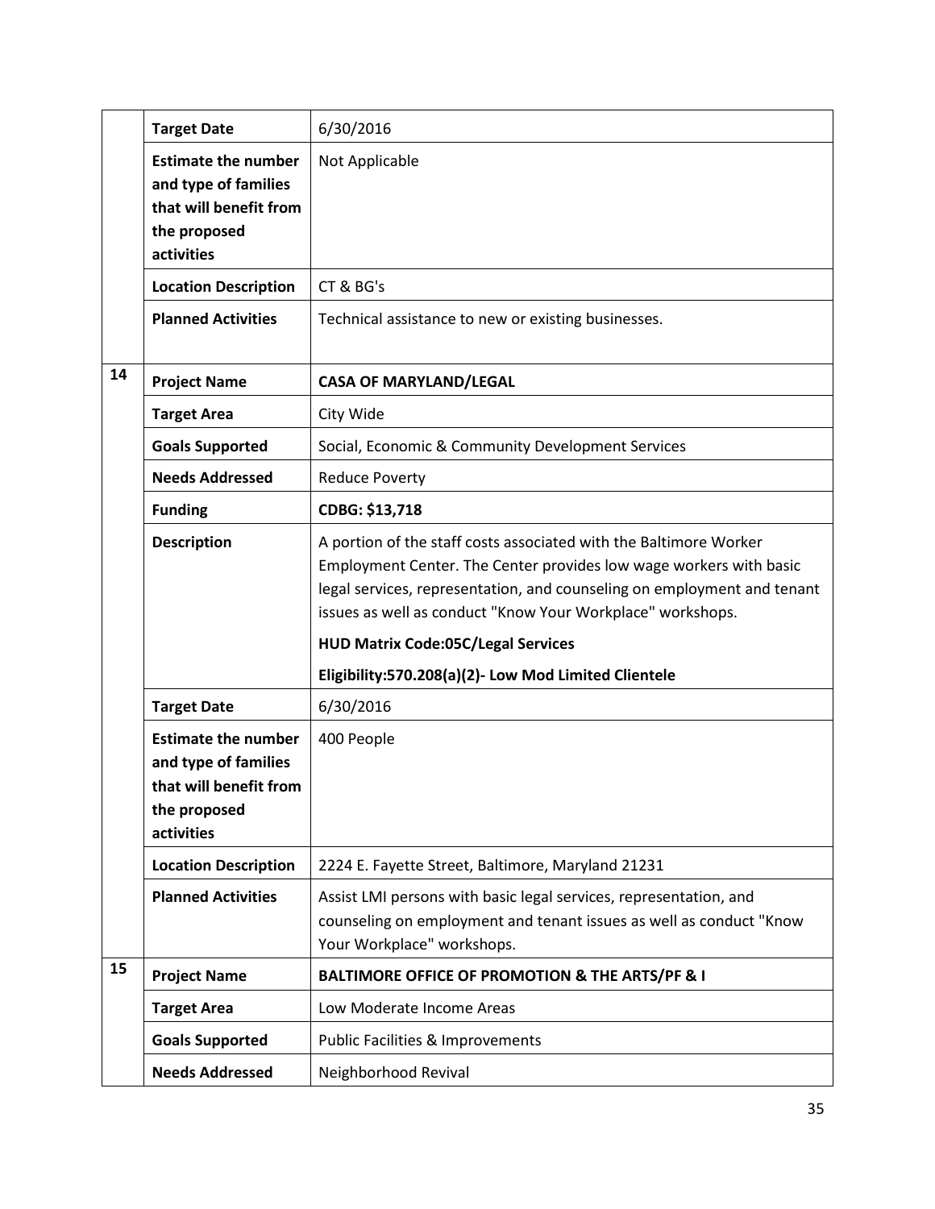| | | |
|---|---|---|
| | **Target Date** | 6/30/2016 |
| | **Estimate the number and type of families that will benefit from the proposed activities** | Not Applicable |
| | **Location Description** | CT & BG's |
| | **Planned Activities** | Technical assistance to new or existing businesses. |
| **14** | **Project Name** | **CASA OF MARYLAND/LEGAL** |
| | **Target Area** | City Wide |
| | **Goals Supported** | Social, Economic & Community Development Services |
| | **Needs Addressed** | Reduce Poverty |
| | **Funding** | **CDBG: $13,718** |
| | **Description** | A portion of the staff costs associated with the Baltimore Worker Employment Center. The Center provides low wage workers with basic legal services, representation, and counseling on employment and tenant issues as well as conduct "Know Your Workplace" workshops.<br><br>**HUD Matrix Code:05C/Legal Services**<br><br>**Eligibility:570.208(a)(2)- Low Mod Limited Clientele** |
| | **Target Date** | 6/30/2016 |
| | **Estimate the number and type of families that will benefit from the proposed activities** | 400 People |
| | **Location Description** | 2224 E. Fayette Street, Baltimore, Maryland 21231 |
| | **Planned Activities** | Assist LMI persons with basic legal services, representation, and counseling on employment and tenant issues as well as conduct "Know Your Workplace" workshops. |
| **15** | **Project Name** | **BALTIMORE OFFICE OF PROMOTION & THE ARTS/PF & I** |
| | **Target Area** | Low Moderate Income Areas |
| | **Goals Supported** | Public Facilities & Improvements |
| | **Needs Addressed** | Neighborhood Revival |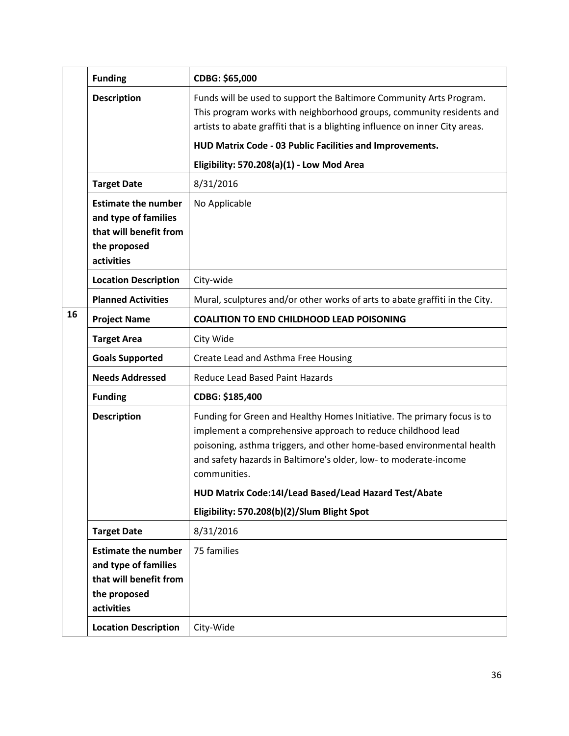| | | |
|---|---|---|
| | **Funding** | **CDBG: $65,000** |
| | **Description** | Funds will be used to support the Baltimore Community Arts Program. This program works with neighborhood groups, community residents and artists to abate graffiti that is a blighting influence on inner City areas.<br>**HUD Matrix Code - 03 Public Facilities and Improvements.**<br>**Eligibility: 570.208(a)(1) - Low Mod Area** |
| | **Target Date** | 8/31/2016 |
| | **Estimate the number and type of families that will benefit from the proposed activities** | No Applicable |
| | **Location Description** | City-wide |
| | **Planned Activities** | Mural, sculptures and/or other works of arts to abate graffiti in the City. |
| **16** | **Project Name** | **COALITION TO END CHILDHOOD LEAD POISONING** |
| | **Target Area** | City Wide |
| | **Goals Supported** | Create Lead and Asthma Free Housing |
| | **Needs Addressed** | Reduce Lead Based Paint Hazards |
| | **Funding** | **CDBG: $185,400** |
| | **Description** | Funding for Green and Healthy Homes Initiative. The primary focus is to implement a comprehensive approach to reduce childhood lead poisoning, asthma triggers, and other home-based environmental health and safety hazards in Baltimore's older, low- to moderate-income communities.<br>**HUD Matrix Code:14I/Lead Based/Lead Hazard Test/Abate**<br>**Eligibility: 570.208(b)(2)/Slum Blight Spot** |
| | **Target Date** | 8/31/2016 |
| | **Estimate the number and type of families that will benefit from the proposed activities** | 75 families |
| | **Location Description** | City-Wide |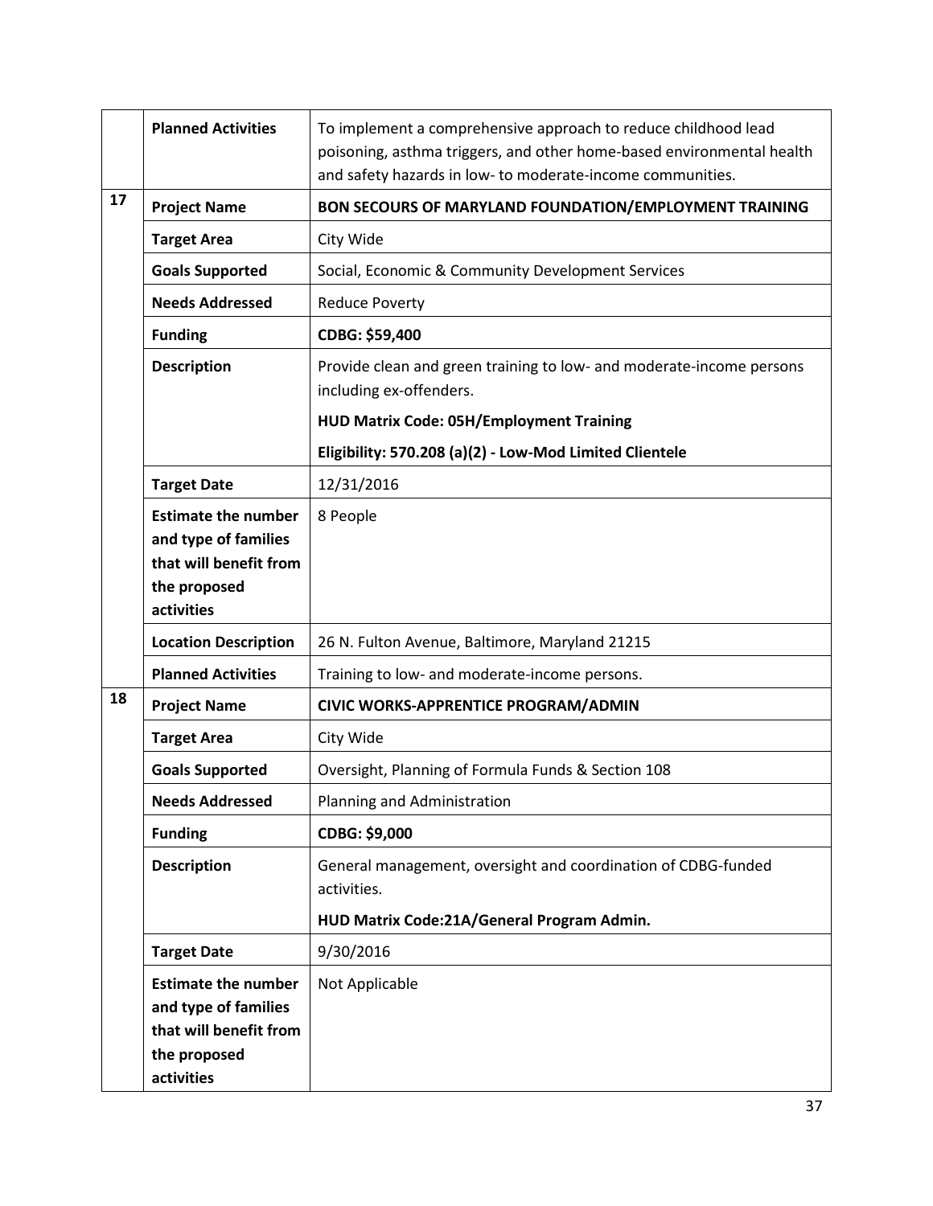| | | |
|---|---|---|
| | **Planned Activities** | To implement a comprehensive approach to reduce childhood lead poisoning, asthma triggers, and other home-based environmental health and safety hazards in low- to moderate-income communities. |
| **17** | **Project Name** | **BON SECOURS OF MARYLAND FOUNDATION/EMPLOYMENT TRAINING** |
| | **Target Area** | City Wide |
| | **Goals Supported** | Social, Economic & Community Development Services |
| | **Needs Addressed** | Reduce Poverty |
| | **Funding** | **CDBG: $59,400** |
| | **Description** | Provide clean and green training to low- and moderate-income persons including ex-offenders.<br>**HUD Matrix Code: 05H/Employment Training**<br>**Eligibility: 570.208 (a)(2) - Low-Mod Limited Clientele** |
| | **Target Date** | 12/31/2016 |
| | **Estimate the number and type of families that will benefit from the proposed activities** | 8 People |
| | **Location Description** | 26 N. Fulton Avenue, Baltimore, Maryland 21215 |
| | **Planned Activities** | Training to low- and moderate-income persons. |
| **18** | **Project Name** | **CIVIC WORKS-APPRENTICE PROGRAM/ADMIN** |
| | **Target Area** | City Wide |
| | **Goals Supported** | Oversight, Planning of Formula Funds & Section 108 |
| | **Needs Addressed** | Planning and Administration |
| | **Funding** | **CDBG: $9,000** |
| | **Description** | General management, oversight and coordination of CDBG-funded activities.<br>**HUD Matrix Code:21A/General Program Admin.** |
| | **Target Date** | 9/30/2016 |
| | **Estimate the number and type of families that will benefit from the proposed activities** | Not Applicable |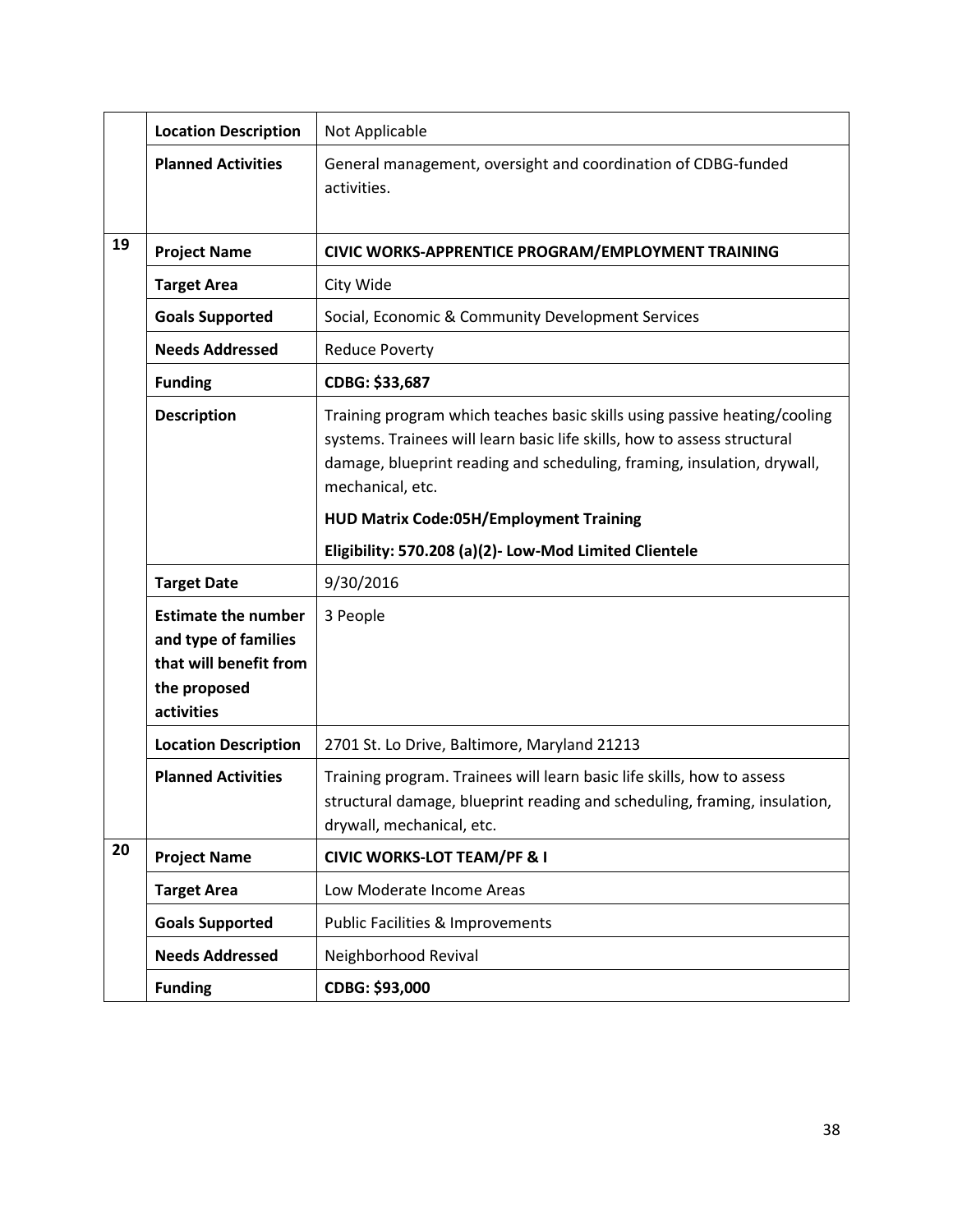| | | |
|---|---|---|
| | **Location Description** | Not Applicable |
| | **Planned Activities** | General management, oversight and coordination of CDBG-funded activities. |
| **19** | **Project Name** | **CIVIC WORKS-APPRENTICE PROGRAM/EMPLOYMENT TRAINING** |
| | **Target Area** | City Wide |
| | **Goals Supported** | Social, Economic & Community Development Services |
| | **Needs Addressed** | Reduce Poverty |
| | **Funding** | **CDBG: $33,687** |
| | **Description** | Training program which teaches basic skills using passive heating/cooling systems. Trainees will learn basic life skills, how to assess structural damage, blueprint reading and scheduling, framing, insulation, drywall, mechanical, etc.<br>**HUD Matrix Code:05H/Employment Training**<br>**Eligibility: 570.208 (a)(2)- Low-Mod Limited Clientele** |
| | **Target Date** | 9/30/2016 |
| | **Estimate the number and type of families that will benefit from the proposed activities** | 3 People |
| | **Location Description** | 2701 St. Lo Drive, Baltimore, Maryland 21213 |
| | **Planned Activities** | Training program. Trainees will learn basic life skills, how to assess structural damage, blueprint reading and scheduling, framing, insulation, drywall, mechanical, etc. |
| **20** | **Project Name** | **CIVIC WORKS-LOT TEAM/PF & I** |
| | **Target Area** | Low Moderate Income Areas |
| | **Goals Supported** | Public Facilities & Improvements |
| | **Needs Addressed** | Neighborhood Revival |
| | **Funding** | **CDBG: $93,000** |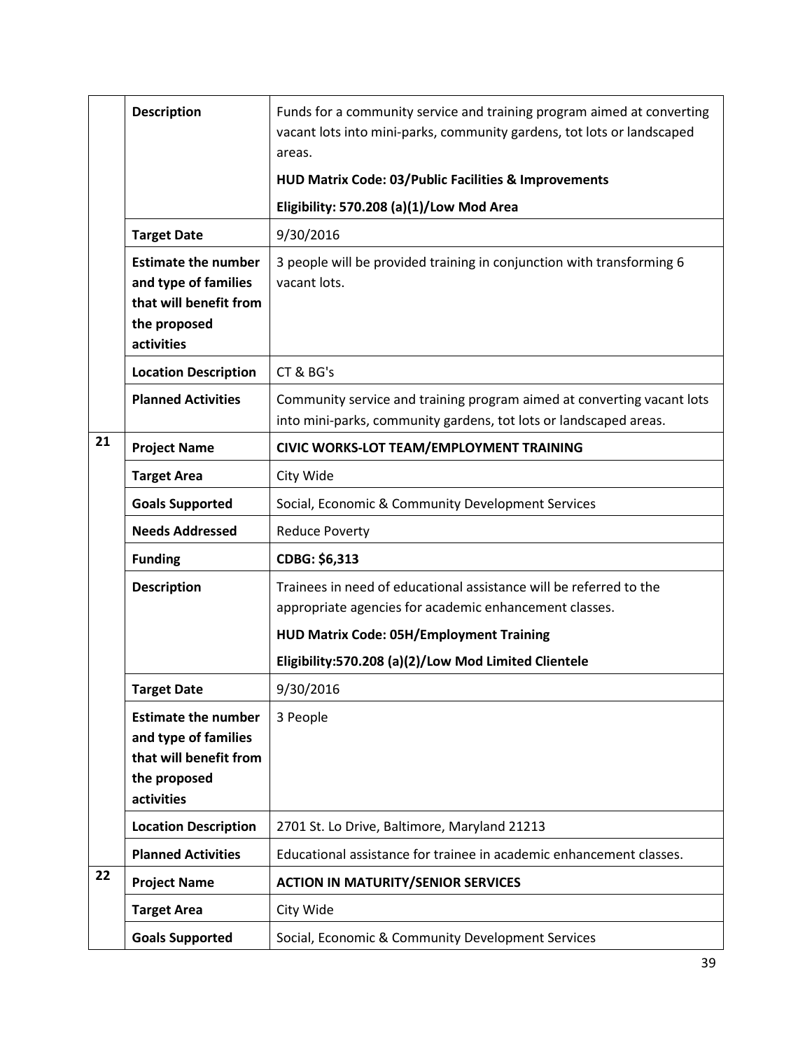|  |  |  |
|---|---|---|
|  | **Description** | Funds for a community service and training program aimed at converting vacant lots into mini-parks, community gardens, tot lots or landscaped areas.<br><br>**HUD Matrix Code: 03/Public Facilities & Improvements**<br><br>**Eligibility: 570.208 (a)(1)/Low Mod Area** |
|  | **Target Date** | 9/30/2016 |
|  | **Estimate the number and type of families that will benefit from the proposed activities** | 3 people will be provided training in conjunction with transforming 6 vacant lots. |
|  | **Location Description** | CT & BG's |
|  | **Planned Activities** | Community service and training program aimed at converting vacant lots into mini-parks, community gardens, tot lots or landscaped areas. |
| **21** | **Project Name** | **CIVIC WORKS-LOT TEAM/EMPLOYMENT TRAINING** |
|  | **Target Area** | City Wide |
|  | **Goals Supported** | Social, Economic & Community Development Services |
|  | **Needs Addressed** | Reduce Poverty |
|  | **Funding** | **CDBG: $6,313** |
|  | **Description** | Trainees in need of educational assistance will be referred to the appropriate agencies for academic enhancement classes.<br><br>**HUD Matrix Code: 05H/Employment Training**<br><br>**Eligibility:570.208 (a)(2)/Low Mod Limited Clientele** |
|  | **Target Date** | 9/30/2016 |
|  | **Estimate the number and type of families that will benefit from the proposed activities** | 3 People |
|  | **Location Description** | 2701 St. Lo Drive, Baltimore, Maryland 21213 |
|  | **Planned Activities** | Educational assistance for trainee in academic enhancement classes. |
| **22** | **Project Name** | **ACTION IN MATURITY/SENIOR SERVICES** |
|  | **Target Area** | City Wide |
|  | **Goals Supported** | Social, Economic & Community Development Services |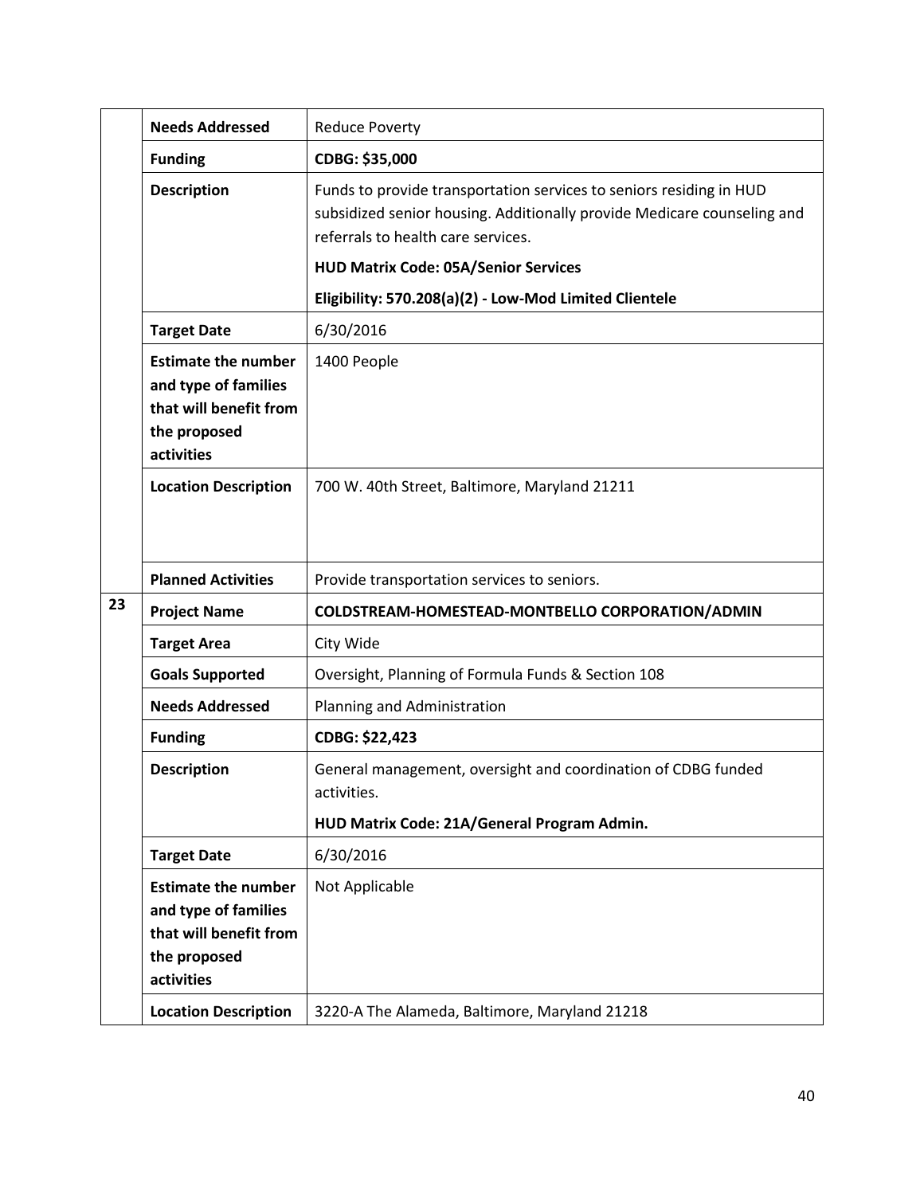| | | |
|---|---|---|
| | **Needs Addressed** | Reduce Poverty |
| | **Funding** | **CDBG: $35,000** |
| | **Description** | Funds to provide transportation services to seniors residing in HUD subsidized senior housing. Additionally provide Medicare counseling and referrals to health care services.<br>**HUD Matrix Code: 05A/Senior Services**<br>**Eligibility: 570.208(a)(2) - Low-Mod Limited Clientele** |
| | **Target Date** | 6/30/2016 |
| | **Estimate the number and type of families that will benefit from the proposed activities** | 1400 People |
| | **Location Description** | 700 W. 40th Street, Baltimore, Maryland 21211 |
| | **Planned Activities** | Provide transportation services to seniors. |
| **23** | **Project Name** | **COLDSTREAM-HOMESTEAD-MONTBELLO CORPORATION/ADMIN** |
| | **Target Area** | City Wide |
| | **Goals Supported** | Oversight, Planning of Formula Funds & Section 108 |
| | **Needs Addressed** | Planning and Administration |
| | **Funding** | **CDBG: $22,423** |
| | **Description** | General management, oversight and coordination of CDBG funded activities.<br>**HUD Matrix Code: 21A/General Program Admin.** |
| | **Target Date** | 6/30/2016 |
| | **Estimate the number and type of families that will benefit from the proposed activities** | Not Applicable |
| | **Location Description** | 3220-A The Alameda, Baltimore, Maryland 21218 |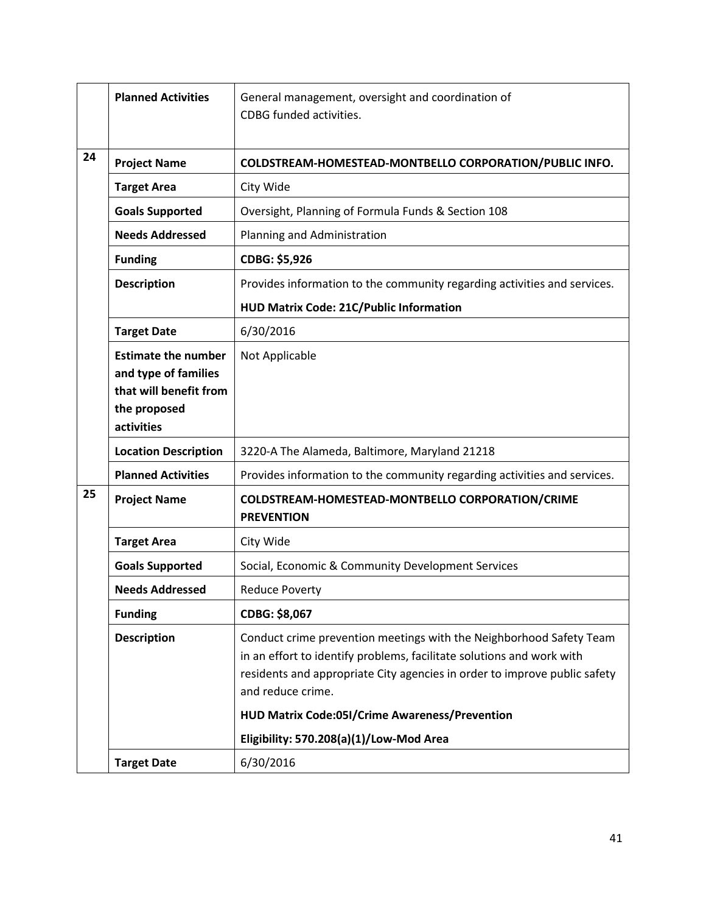|  |  |  |
|---|---|---|
|  | **Planned Activities** | General management, oversight and coordination of CDBG funded activities. |
| 24 | **Project Name** | **COLDSTREAM-HOMESTEAD-MONTBELLO CORPORATION/PUBLIC INFO.** |
|  | **Target Area** | City Wide |
|  | **Goals Supported** | Oversight, Planning of Formula Funds & Section 108 |
|  | **Needs Addressed** | Planning and Administration |
|  | **Funding** | **CDBG: $5,926** |
|  | **Description** | Provides information to the community regarding activities and services.<br>**HUD Matrix Code: 21C/Public Information** |
|  | **Target Date** | 6/30/2016 |
|  | **Estimate the number and type of families that will benefit from the proposed activities** | Not Applicable |
|  | **Location Description** | 3220-A The Alameda, Baltimore, Maryland 21218 |
|  | **Planned Activities** | Provides information to the community regarding activities and services. |
| 25 | **Project Name** | **COLDSTREAM-HOMESTEAD-MONTBELLO CORPORATION/CRIME PREVENTION** |
|  | **Target Area** | City Wide |
|  | **Goals Supported** | Social, Economic & Community Development Services |
|  | **Needs Addressed** | Reduce Poverty |
|  | **Funding** | **CDBG: $8,067** |
|  | **Description** | Conduct crime prevention meetings with the Neighborhood Safety Team in an effort to identify problems, facilitate solutions and work with residents and appropriate City agencies in order to improve public safety and reduce crime.<br>**HUD Matrix Code:05I/Crime Awareness/Prevention**<br>**Eligibility: 570.208(a)(1)/Low-Mod Area** |
|  | **Target Date** | 6/30/2016 |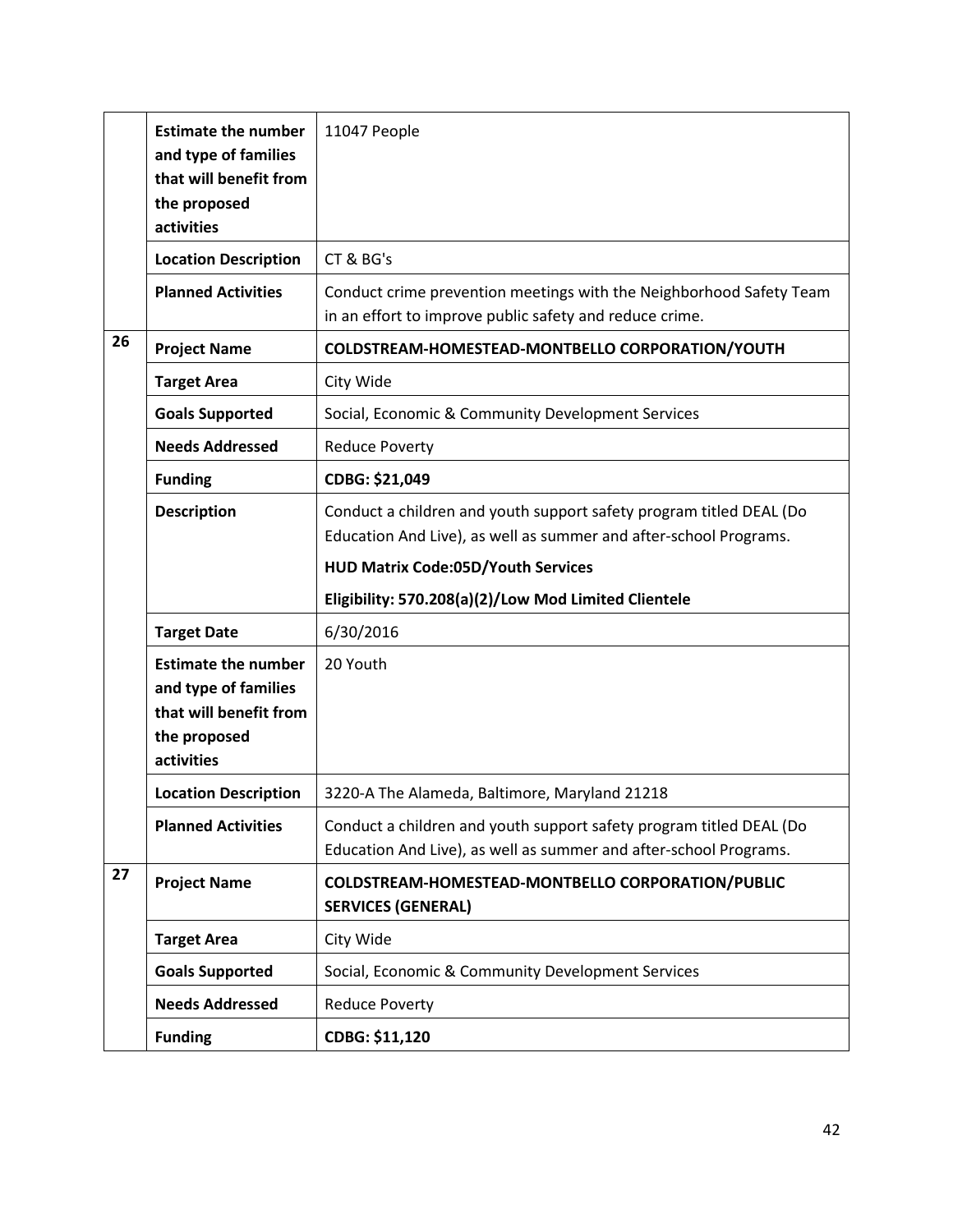| | | |
|---|---|---|
| | **Estimate the number and type of families that will benefit from the proposed activities** | 11047 People |
| | **Location Description** | CT & BG's |
| | **Planned Activities** | Conduct crime prevention meetings with the Neighborhood Safety Team in an effort to improve public safety and reduce crime. |
| **26** | **Project Name** | **COLDSTREAM-HOMESTEAD-MONTBELLO CORPORATION/YOUTH** |
| | **Target Area** | City Wide |
| | **Goals Supported** | Social, Economic & Community Development Services |
| | **Needs Addressed** | Reduce Poverty |
| | **Funding** | **CDBG: $21,049** |
| | **Description** | Conduct a children and youth support safety program titled DEAL (Do Education And Live), as well as summer and after-school Programs. **HUD Matrix Code:05D/Youth Services** **Eligibility: 570.208(a)(2)/Low Mod Limited Clientele** |
| | **Target Date** | 6/30/2016 |
| | **Estimate the number and type of families that will benefit from the proposed activities** | 20 Youth |
| | **Location Description** | 3220-A The Alameda, Baltimore, Maryland 21218 |
| | **Planned Activities** | Conduct a children and youth support safety program titled DEAL (Do Education And Live), as well as summer and after-school Programs. |
| **27** | **Project Name** | **COLDSTREAM-HOMESTEAD-MONTBELLO CORPORATION/PUBLIC SERVICES (GENERAL)** |
| | **Target Area** | City Wide |
| | **Goals Supported** | Social, Economic & Community Development Services |
| | **Needs Addressed** | Reduce Poverty |
| | **Funding** | **CDBG: $11,120** |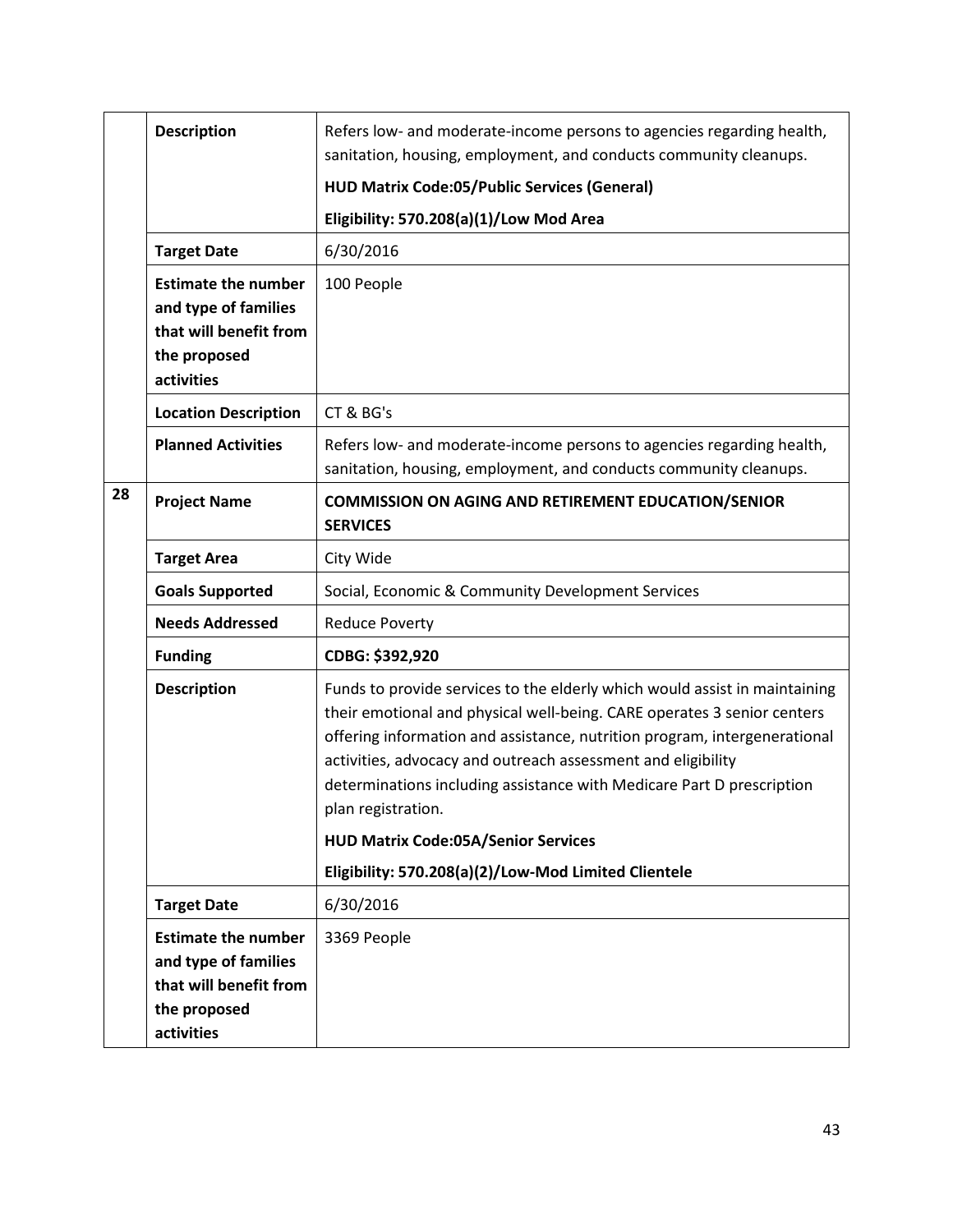| | | |
|---|---|---|
| | **Description** | Refers low- and moderate-income persons to agencies regarding health, sanitation, housing, employment, and conducts community cleanups.<br><br>**HUD Matrix Code:05/Public Services (General)**<br><br>**Eligibility: 570.208(a)(1)/Low Mod Area** |
| | **Target Date** | 6/30/2016 |
| | **Estimate the number and type of families that will benefit from the proposed activities** | 100 People |
| | **Location Description** | CT & BG's |
| | **Planned Activities** | Refers low- and moderate-income persons to agencies regarding health, sanitation, housing, employment, and conducts community cleanups. |
| **28** | **Project Name** | **COMMISSION ON AGING AND RETIREMENT EDUCATION/SENIOR SERVICES** |
| | **Target Area** | City Wide |
| | **Goals Supported** | Social, Economic & Community Development Services |
| | **Needs Addressed** | Reduce Poverty |
| | **Funding** | **CDBG: $392,920** |
| | **Description** | Funds to provide services to the elderly which would assist in maintaining their emotional and physical well-being. CARE operates 3 senior centers offering information and assistance, nutrition program, intergenerational activities, advocacy and outreach assessment and eligibility determinations including assistance with Medicare Part D prescription plan registration.<br><br>**HUD Matrix Code:05A/Senior Services**<br><br>**Eligibility: 570.208(a)(2)/Low-Mod Limited Clientele** |
| | **Target Date** | 6/30/2016 |
| | **Estimate the number and type of families that will benefit from the proposed activities** | 3369 People |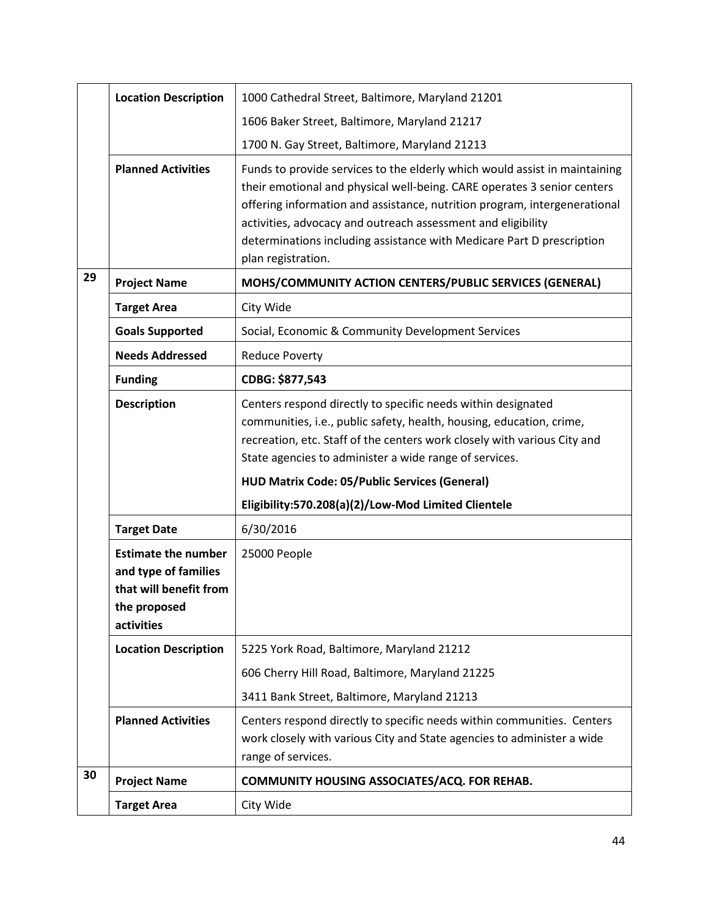| | | |
|---|---|---|
| | **Location Description** | 1000 Cathedral Street, Baltimore, Maryland 21201<br>1606 Baker Street, Baltimore, Maryland 21217<br>1700 N. Gay Street, Baltimore, Maryland 21213 |
| | **Planned Activities** | Funds to provide services to the elderly which would assist in maintaining their emotional and physical well-being. CARE operates 3 senior centers offering information and assistance, nutrition program, intergenerational activities, advocacy and outreach assessment and eligibility determinations including assistance with Medicare Part D prescription plan registration. |
| **29** | **Project Name** | **MOHS/COMMUNITY ACTION CENTERS/PUBLIC SERVICES (GENERAL)** |
| | **Target Area** | City Wide |
| | **Goals Supported** | Social, Economic & Community Development Services |
| | **Needs Addressed** | Reduce Poverty |
| | **Funding** | **CDBG: $877,543** |
| | **Description** | Centers respond directly to specific needs within designated communities, i.e., public safety, health, housing, education, crime, recreation, etc. Staff of the centers work closely with various City and State agencies to administer a wide range of services.<br>**HUD Matrix Code: 05/Public Services (General)**<br>**Eligibility:570.208(a)(2)/Low-Mod Limited Clientele** |
| | **Target Date** | 6/30/2016 |
| | **Estimate the number and type of families that will benefit from the proposed activities** | 25000 People |
| | **Location Description** | 5225 York Road, Baltimore, Maryland 21212<br>606 Cherry Hill Road, Baltimore, Maryland 21225<br>3411 Bank Street, Baltimore, Maryland 21213 |
| | **Planned Activities** | Centers respond directly to specific needs within communities. Centers work closely with various City and State agencies to administer a wide range of services. |
| **30** | **Project Name** | **COMMUNITY HOUSING ASSOCIATES/ACQ. FOR REHAB.** |
| | **Target Area** | City Wide |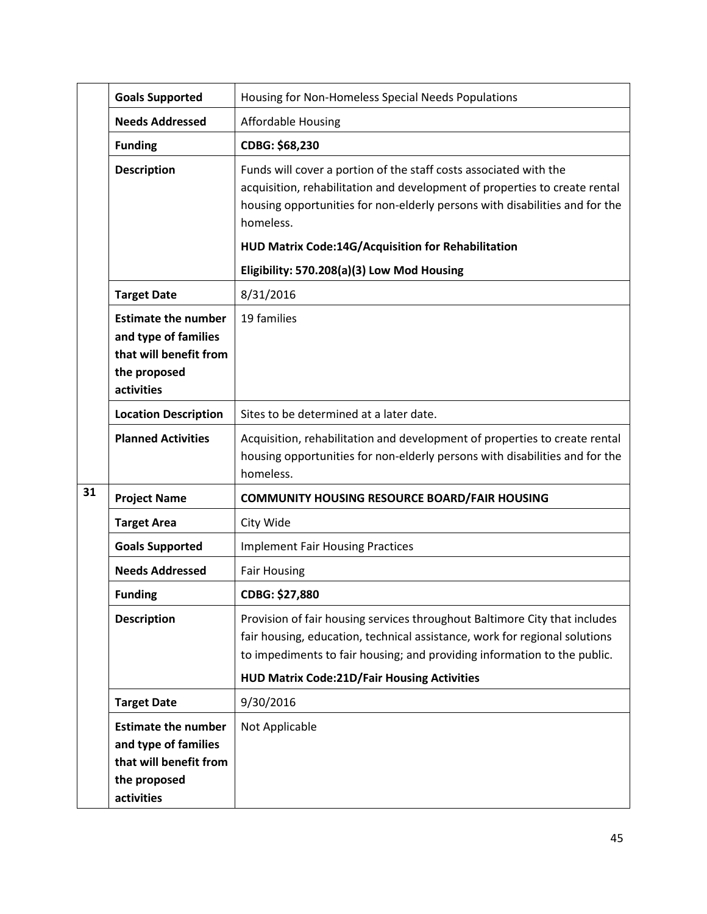| | | |
|---|---|---|
| | **Goals Supported** | Housing for Non-Homeless Special Needs Populations |
| | **Needs Addressed** | Affordable Housing |
| | **Funding** | **CDBG: $68,230** |
| | **Description** | Funds will cover a portion of the staff costs associated with the acquisition, rehabilitation and development of properties to create rental housing opportunities for non-elderly persons with disabilities and for the homeless.<br>**HUD Matrix Code:14G/Acquisition for Rehabilitation**<br>**Eligibility: 570.208(a)(3) Low Mod Housing** |
| | **Target Date** | 8/31/2016 |
| | **Estimate the number and type of families that will benefit from the proposed activities** | 19 families |
| | **Location Description** | Sites to be determined at a later date. |
| | **Planned Activities** | Acquisition, rehabilitation and development of properties to create rental housing opportunities for non-elderly persons with disabilities and for the homeless. |
| **31** | **Project Name** | **COMMUNITY HOUSING RESOURCE BOARD/FAIR HOUSING** |
| | **Target Area** | City Wide |
| | **Goals Supported** | Implement Fair Housing Practices |
| | **Needs Addressed** | Fair Housing |
| | **Funding** | **CDBG: $27,880** |
| | **Description** | Provision of fair housing services throughout Baltimore City that includes fair housing, education, technical assistance, work for regional solutions to impediments to fair housing; and providing information to the public.<br>**HUD Matrix Code:21D/Fair Housing Activities** |
| | **Target Date** | 9/30/2016 |
| | **Estimate the number and type of families that will benefit from the proposed activities** | Not Applicable |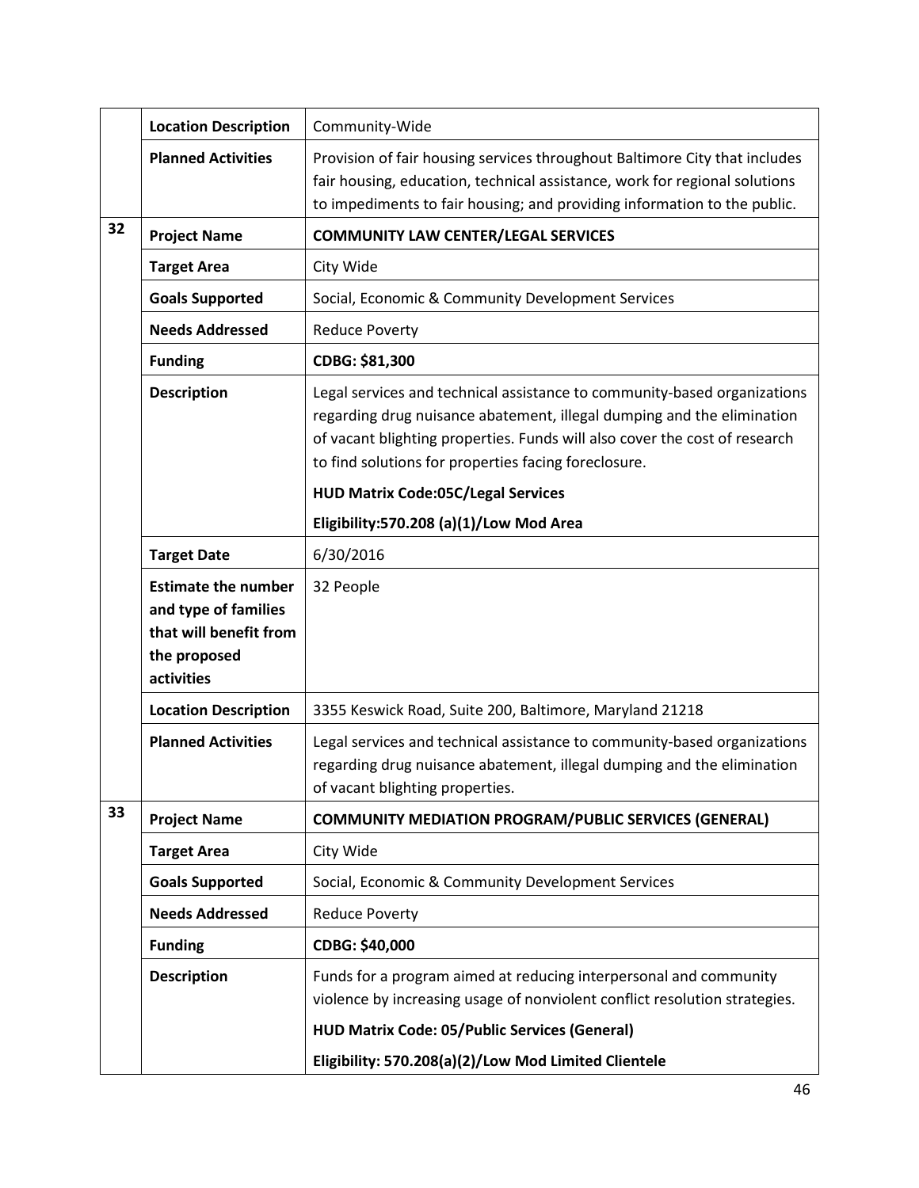| | | |
|---|---|---|
| | **Location Description** | Community-Wide |
| | **Planned Activities** | Provision of fair housing services throughout Baltimore City that includes fair housing, education, technical assistance, work for regional solutions to impediments to fair housing; and providing information to the public. |
| **32** | **Project Name** | **COMMUNITY LAW CENTER/LEGAL SERVICES** |
| | **Target Area** | City Wide |
| | **Goals Supported** | Social, Economic & Community Development Services |
| | **Needs Addressed** | Reduce Poverty |
| | **Funding** | **CDBG: $81,300** |
| | **Description** | Legal services and technical assistance to community-based organizations regarding drug nuisance abatement, illegal dumping and the elimination of vacant blighting properties. Funds will also cover the cost of research to find solutions for properties facing foreclosure.<br>**HUD Matrix Code:05C/Legal Services**<br>**Eligibility:570.208 (a)(1)/Low Mod Area** |
| | **Target Date** | 6/30/2016 |
| | **Estimate the number and type of families that will benefit from the proposed activities** | 32 People |
| | **Location Description** | 3355 Keswick Road, Suite 200, Baltimore, Maryland 21218 |
| | **Planned Activities** | Legal services and technical assistance to community-based organizations regarding drug nuisance abatement, illegal dumping and the elimination of vacant blighting properties. |
| **33** | **Project Name** | **COMMUNITY MEDIATION PROGRAM/PUBLIC SERVICES (GENERAL)** |
| | **Target Area** | City Wide |
| | **Goals Supported** | Social, Economic & Community Development Services |
| | **Needs Addressed** | Reduce Poverty |
| | **Funding** | **CDBG: $40,000** |
| | **Description** | Funds for a program aimed at reducing interpersonal and community violence by increasing usage of nonviolent conflict resolution strategies.<br>**HUD Matrix Code: 05/Public Services (General)**<br>**Eligibility: 570.208(a)(2)/Low Mod Limited Clientele** |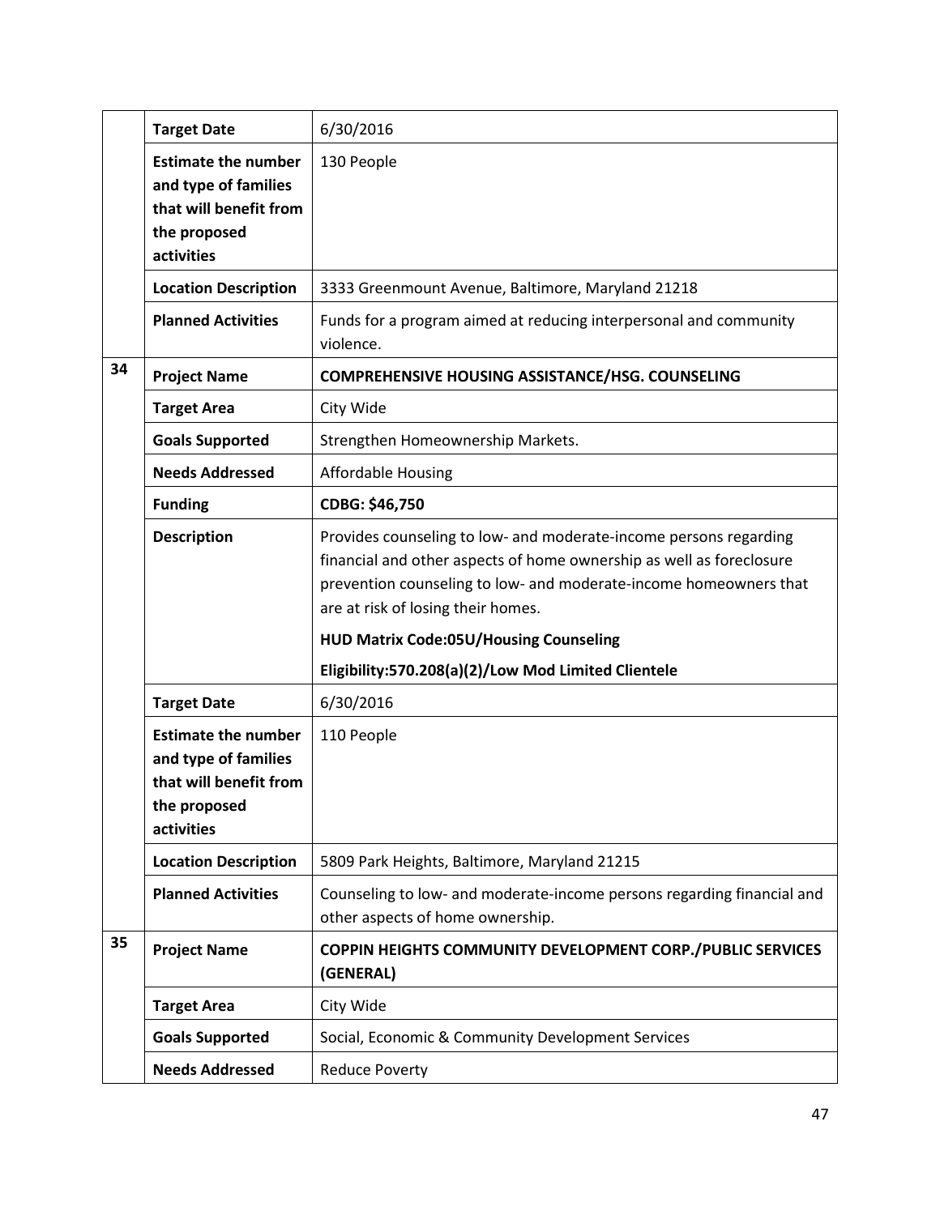| | | |
|---|---|---|
| | **Target Date** | 6/30/2016 |
| | **Estimate the number and type of families that will benefit from the proposed activities** | 130 People |
| | **Location Description** | 3333 Greenmount Avenue, Baltimore, Maryland 21218 |
| | **Planned Activities** | Funds for a program aimed at reducing interpersonal and community violence. |
| **34** | **Project Name** | **COMPREHENSIVE HOUSING ASSISTANCE/HSG. COUNSELING** |
| | **Target Area** | City Wide |
| | **Goals Supported** | Strengthen Homeownership Markets. |
| | **Needs Addressed** | Affordable Housing |
| | **Funding** | **CDBG: $46,750** |
| | **Description** | Provides counseling to low- and moderate-income persons regarding financial and other aspects of home ownership as well as foreclosure prevention counseling to low- and moderate-income homeowners that are at risk of losing their homes.<br>**HUD Matrix Code:05U/Housing Counseling**<br>**Eligibility:570.208(a)(2)/Low Mod Limited Clientele** |
| | **Target Date** | 6/30/2016 |
| | **Estimate the number and type of families that will benefit from the proposed activities** | 110 People |
| | **Location Description** | 5809 Park Heights, Baltimore, Maryland 21215 |
| | **Planned Activities** | Counseling to low- and moderate-income persons regarding financial and other aspects of home ownership. |
| **35** | **Project Name** | **COPPIN HEIGHTS COMMUNITY DEVELOPMENT CORP./PUBLIC SERVICES (GENERAL)** |
| | **Target Area** | City Wide |
| | **Goals Supported** | Social, Economic & Community Development Services |
| | **Needs Addressed** | Reduce Poverty |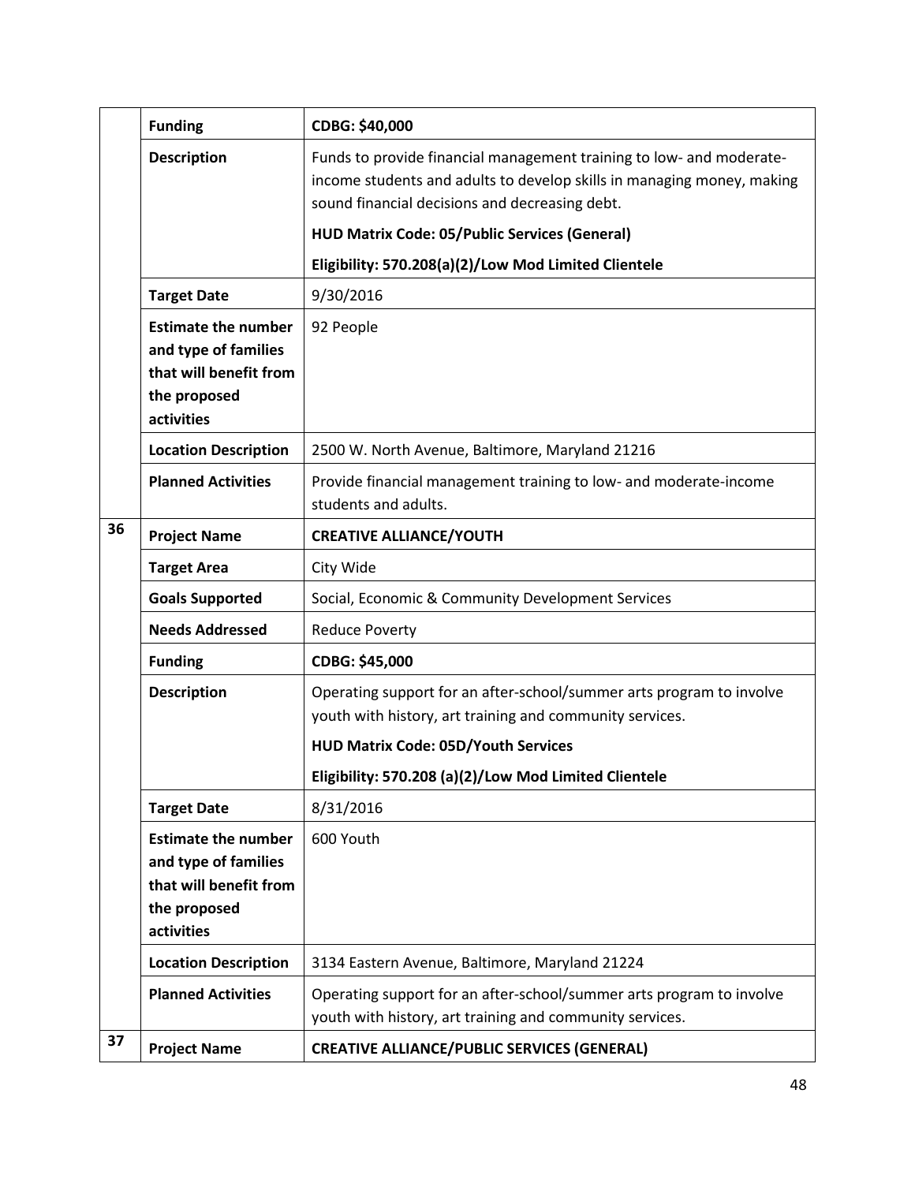| | | |
|---|---|---|
| | **Funding** | **CDBG: $40,000** |
| | **Description** | Funds to provide financial management training to low- and moderate-income students and adults to develop skills in managing money, making sound financial decisions and decreasing debt.<br>**HUD Matrix Code: 05/Public Services (General)**<br>**Eligibility: 570.208(a)(2)/Low Mod Limited Clientele** |
| | **Target Date** | 9/30/2016 |
| | **Estimate the number and type of families that will benefit from the proposed activities** | 92 People |
| | **Location Description** | 2500 W. North Avenue, Baltimore, Maryland 21216 |
| | **Planned Activities** | Provide financial management training to low- and moderate-income students and adults. |
| 36 | **Project Name** | **CREATIVE ALLIANCE/YOUTH** |
| | **Target Area** | City Wide |
| | **Goals Supported** | Social, Economic & Community Development Services |
| | **Needs Addressed** | Reduce Poverty |
| | **Funding** | **CDBG: $45,000** |
| | **Description** | Operating support for an after-school/summer arts program to involve youth with history, art training and community services.<br>**HUD Matrix Code: 05D/Youth Services**<br>**Eligibility: 570.208 (a)(2)/Low Mod Limited Clientele** |
| | **Target Date** | 8/31/2016 |
| | **Estimate the number and type of families that will benefit from the proposed activities** | 600 Youth |
| | **Location Description** | 3134 Eastern Avenue, Baltimore, Maryland 21224 |
| | **Planned Activities** | Operating support for an after-school/summer arts program to involve youth with history, art training and community services. |
| 37 | **Project Name** | **CREATIVE ALLIANCE/PUBLIC SERVICES (GENERAL)** |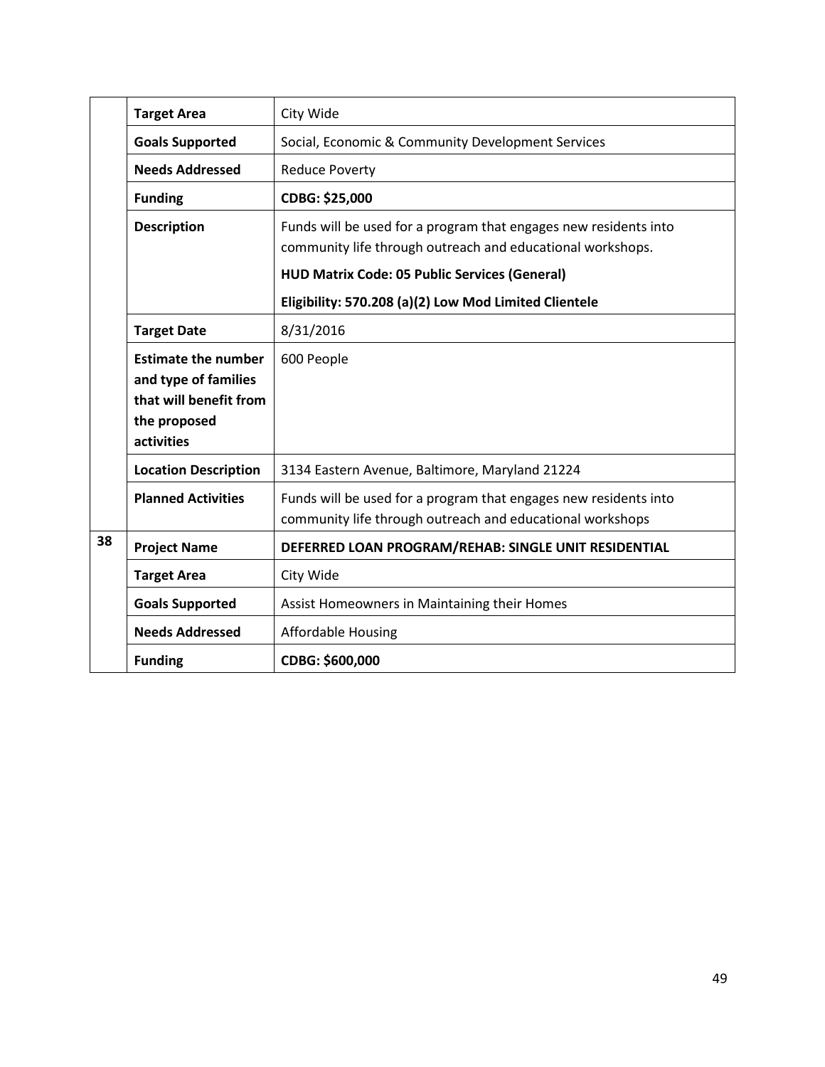| | | |
|---|---|---|
| | **Target Area** | City Wide |
| | **Goals Supported** | Social, Economic & Community Development Services |
| | **Needs Addressed** | Reduce Poverty |
| | **Funding** | **CDBG: $25,000** |
| | **Description** | Funds will be used for a program that engages new residents into community life through outreach and educational workshops.<br>**HUD Matrix Code: 05 Public Services (General)**<br>**Eligibility: 570.208 (a)(2) Low Mod Limited Clientele** |
| | **Target Date** | 8/31/2016 |
| | **Estimate the number and type of families that will benefit from the proposed activities** | 600 People |
| | **Location Description** | 3134 Eastern Avenue, Baltimore, Maryland 21224 |
| | **Planned Activities** | Funds will be used for a program that engages new residents into community life through outreach and educational workshops |
| **38** | **Project Name** | **DEFERRED LOAN PROGRAM/REHAB: SINGLE UNIT RESIDENTIAL** |
| | **Target Area** | City Wide |
| | **Goals Supported** | Assist Homeowners in Maintaining their Homes |
| | **Needs Addressed** | Affordable Housing |
| | **Funding** | **CDBG: $600,000** |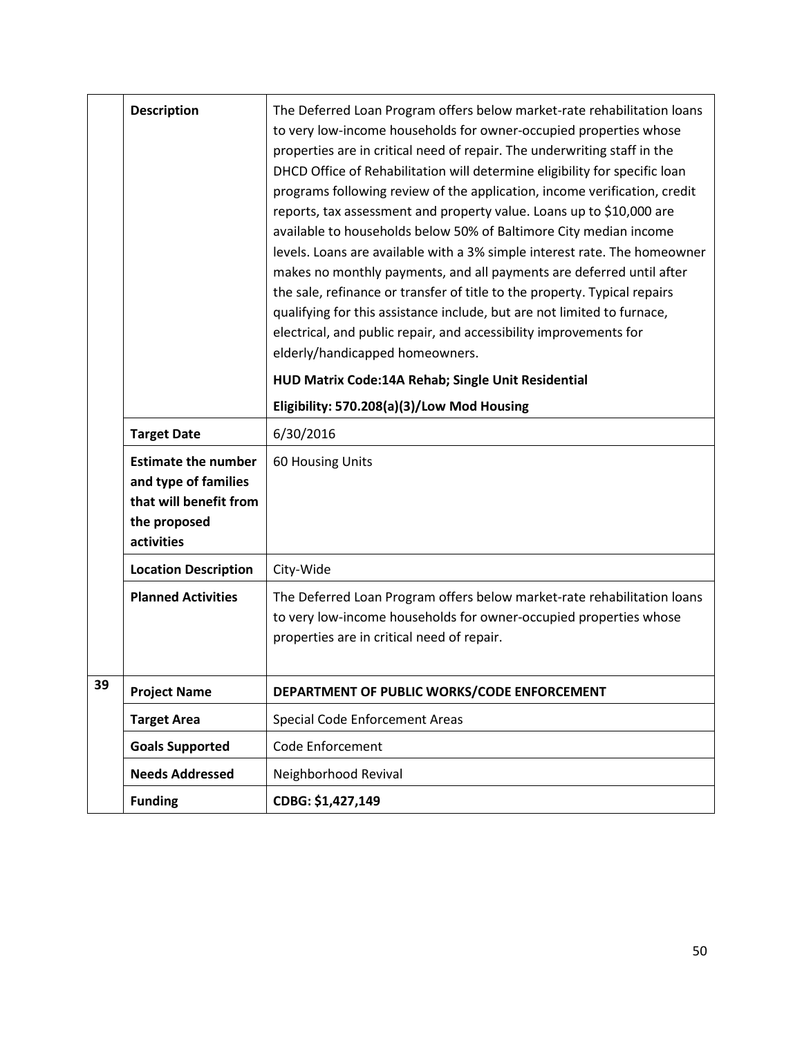| | | |
|---|---|---|
| | **Description** | The Deferred Loan Program offers below market-rate rehabilitation loans to very low-income households for owner-occupied properties whose properties are in critical need of repair. The underwriting staff in the DHCD Office of Rehabilitation will determine eligibility for specific loan programs following review of the application, income verification, credit reports, tax assessment and property value. Loans up to $10,000 are available to households below 50% of Baltimore City median income levels. Loans are available with a 3% simple interest rate. The homeowner makes no monthly payments, and all payments are deferred until after the sale, refinance or transfer of title to the property. Typical repairs qualifying for this assistance include, but are not limited to furnace, electrical, and public repair, and accessibility improvements for elderly/handicapped homeowners.<br><br>**HUD Matrix Code:14A Rehab; Single Unit Residential**<br><br>**Eligibility: 570.208(a)(3)/Low Mod Housing** |
| | **Target Date** | 6/30/2016 |
| | **Estimate the number and type of families that will benefit from the proposed activities** | 60 Housing Units |
| | **Location Description** | City-Wide |
| | **Planned Activities** | The Deferred Loan Program offers below market-rate rehabilitation loans to very low-income households for owner-occupied properties whose properties are in critical need of repair. |
| **39** | **Project Name** | **DEPARTMENT OF PUBLIC WORKS/CODE ENFORCEMENT** |
| | **Target Area** | Special Code Enforcement Areas |
| | **Goals Supported** | Code Enforcement |
| | **Needs Addressed** | Neighborhood Revival |
| | **Funding** | **CDBG: $1,427,149** |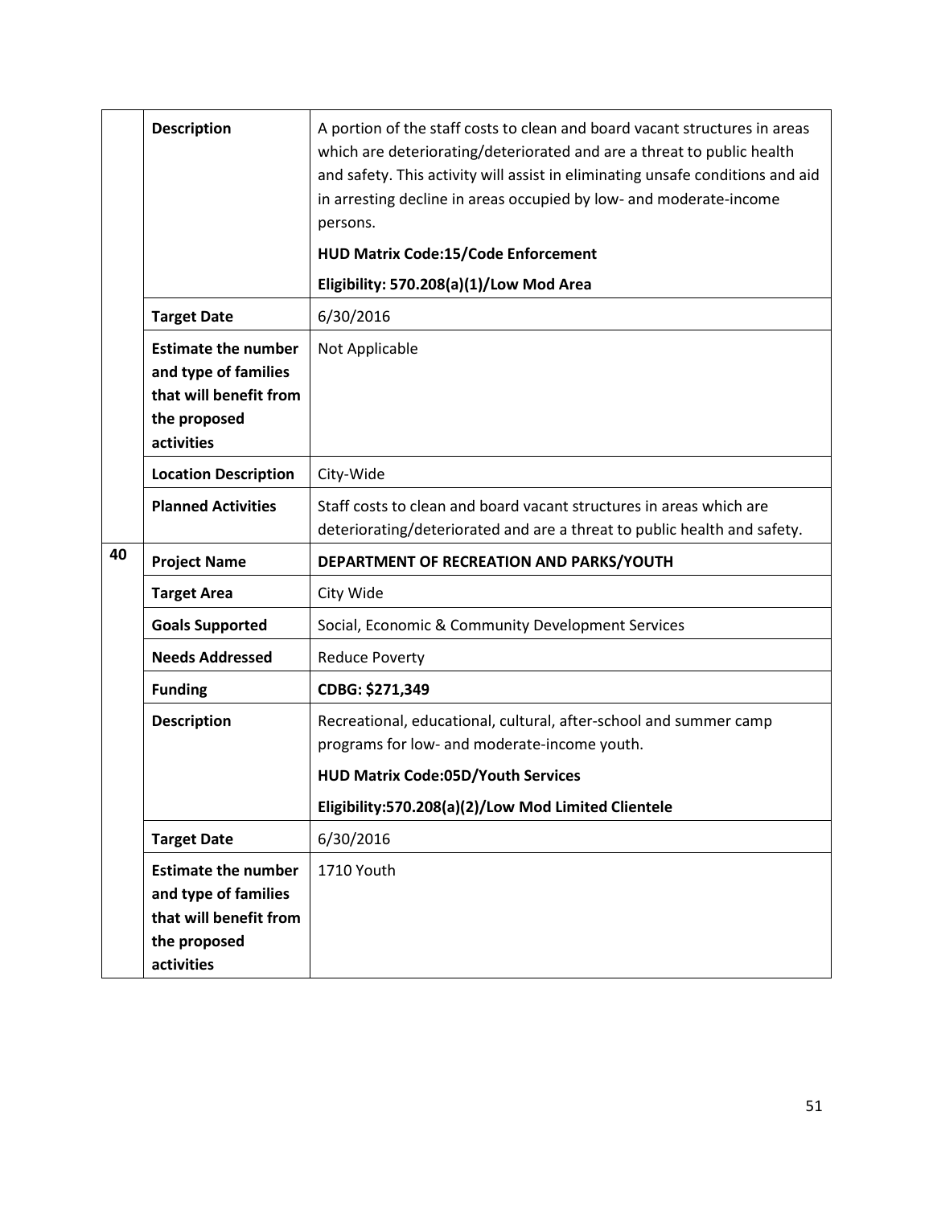| | | |
|---|---|---|
| | **Description** | A portion of the staff costs to clean and board vacant structures in areas which are deteriorating/deteriorated and are a threat to public health and safety. This activity will assist in eliminating unsafe conditions and aid in arresting decline in areas occupied by low- and moderate-income persons.<br>**HUD Matrix Code:15/Code Enforcement**<br>**Eligibility: 570.208(a)(1)/Low Mod Area** |
| | **Target Date** | 6/30/2016 |
| | **Estimate the number and type of families that will benefit from the proposed activities** | Not Applicable |
| | **Location Description** | City-Wide |
| | **Planned Activities** | Staff costs to clean and board vacant structures in areas which are deteriorating/deteriorated and are a threat to public health and safety. |
| **40** | **Project Name** | **DEPARTMENT OF RECREATION AND PARKS/YOUTH** |
| | **Target Area** | City Wide |
| | **Goals Supported** | Social, Economic & Community Development Services |
| | **Needs Addressed** | Reduce Poverty |
| | **Funding** | **CDBG: $271,349** |
| | **Description** | Recreational, educational, cultural, after-school and summer camp programs for low- and moderate-income youth.<br>**HUD Matrix Code:05D/Youth Services**<br>**Eligibility:570.208(a)(2)/Low Mod Limited Clientele** |
| | **Target Date** | 6/30/2016 |
| | **Estimate the number and type of families that will benefit from the proposed activities** | 1710 Youth |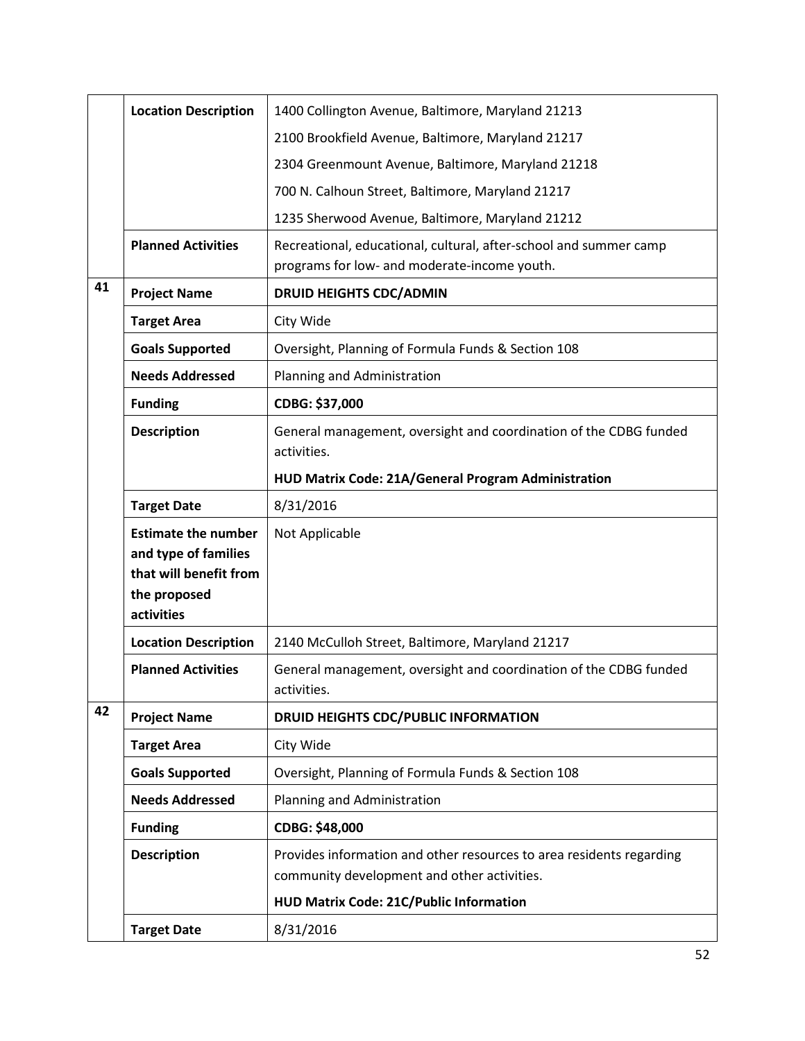| | | |
|---|---|---|
| | **Location Description** | 1400 Collington Avenue, Baltimore, Maryland 21213<br>2100 Brookfield Avenue, Baltimore, Maryland 21217<br>2304 Greenmount Avenue, Baltimore, Maryland 21218<br>700 N. Calhoun Street, Baltimore, Maryland 21217<br>1235 Sherwood Avenue, Baltimore, Maryland 21212 |
| | **Planned Activities** | Recreational, educational, cultural, after-school and summer camp programs for low- and moderate-income youth. |
| **41** | **Project Name** | **DRUID HEIGHTS CDC/ADMIN** |
| | **Target Area** | City Wide |
| | **Goals Supported** | Oversight, Planning of Formula Funds & Section 108 |
| | **Needs Addressed** | Planning and Administration |
| | **Funding** | **CDBG: $37,000** |
| | **Description** | General management, oversight and coordination of the CDBG funded activities.<br>**HUD Matrix Code: 21A/General Program Administration** |
| | **Target Date** | 8/31/2016 |
| | **Estimate the number and type of families that will benefit from the proposed activities** | Not Applicable |
| | **Location Description** | 2140 McCulloh Street, Baltimore, Maryland 21217 |
| | **Planned Activities** | General management, oversight and coordination of the CDBG funded activities. |
| **42** | **Project Name** | **DRUID HEIGHTS CDC/PUBLIC INFORMATION** |
| | **Target Area** | City Wide |
| | **Goals Supported** | Oversight, Planning of Formula Funds & Section 108 |
| | **Needs Addressed** | Planning and Administration |
| | **Funding** | **CDBG: $48,000** |
| | **Description** | Provides information and other resources to area residents regarding community development and other activities.<br>**HUD Matrix Code: 21C/Public Information** |
| | **Target Date** | 8/31/2016 |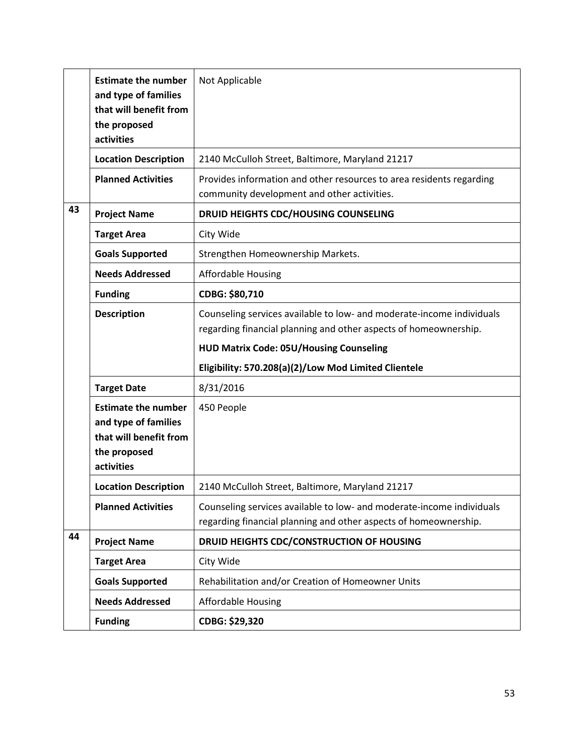| | | |
|---|---|---|
| | **Estimate the number and type of families that will benefit from the proposed activities** | Not Applicable |
| | **Location Description** | 2140 McCulloh Street, Baltimore, Maryland 21217 |
| | **Planned Activities** | Provides information and other resources to area residents regarding community development and other activities. |
| **43** | **Project Name** | **DRUID HEIGHTS CDC/HOUSING COUNSELING** |
| | **Target Area** | City Wide |
| | **Goals Supported** | Strengthen Homeownership Markets. |
| | **Needs Addressed** | Affordable Housing |
| | **Funding** | **CDBG: $80,710** |
| | **Description** | Counseling services available to low- and moderate-income individuals regarding financial planning and other aspects of homeownership.<br>**HUD Matrix Code: 05U/Housing Counseling**<br>**Eligibility: 570.208(a)(2)/Low Mod Limited Clientele** |
| | **Target Date** | 8/31/2016 |
| | **Estimate the number and type of families that will benefit from the proposed activities** | 450 People |
| | **Location Description** | 2140 McCulloh Street, Baltimore, Maryland 21217 |
| | **Planned Activities** | Counseling services available to low- and moderate-income individuals regarding financial planning and other aspects of homeownership. |
| **44** | **Project Name** | **DRUID HEIGHTS CDC/CONSTRUCTION OF HOUSING** |
| | **Target Area** | City Wide |
| | **Goals Supported** | Rehabilitation and/or Creation of Homeowner Units |
| | **Needs Addressed** | Affordable Housing |
| | **Funding** | **CDBG: $29,320** |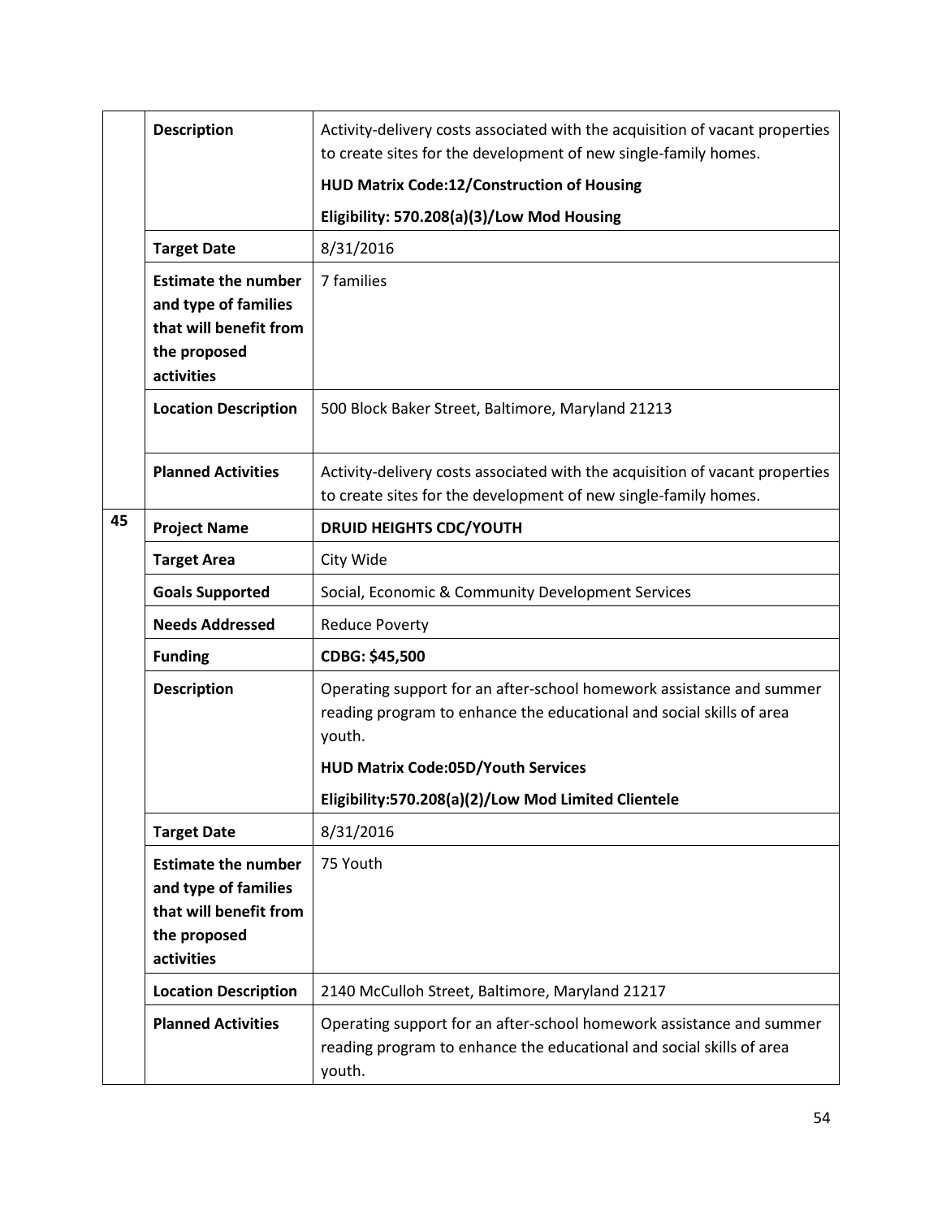| | | |
|---|---|---|
| | **Description** | Activity-delivery costs associated with the acquisition of vacant properties to create sites for the development of new single-family homes.<br>**HUD Matrix Code:12/Construction of Housing**<br>**Eligibility: 570.208(a)(3)/Low Mod Housing** |
| | **Target Date** | 8/31/2016 |
| | **Estimate the number and type of families that will benefit from the proposed activities** | 7 families |
| | **Location Description** | 500 Block Baker Street, Baltimore, Maryland 21213 |
| | **Planned Activities** | Activity-delivery costs associated with the acquisition of vacant properties to create sites for the development of new single-family homes. |
| **45** | **Project Name** | **DRUID HEIGHTS CDC/YOUTH** |
| | **Target Area** | City Wide |
| | **Goals Supported** | Social, Economic & Community Development Services |
| | **Needs Addressed** | Reduce Poverty |
| | **Funding** | **CDBG: $45,500** |
| | **Description** | Operating support for an after-school homework assistance and summer reading program to enhance the educational and social skills of area youth.<br>**HUD Matrix Code:05D/Youth Services**<br>**Eligibility:570.208(a)(2)/Low Mod Limited Clientele** |
| | **Target Date** | 8/31/2016 |
| | **Estimate the number and type of families that will benefit from the proposed activities** | 75 Youth |
| | **Location Description** | 2140 McCulloh Street, Baltimore, Maryland 21217 |
| | **Planned Activities** | Operating support for an after-school homework assistance and summer reading program to enhance the educational and social skills of area youth. |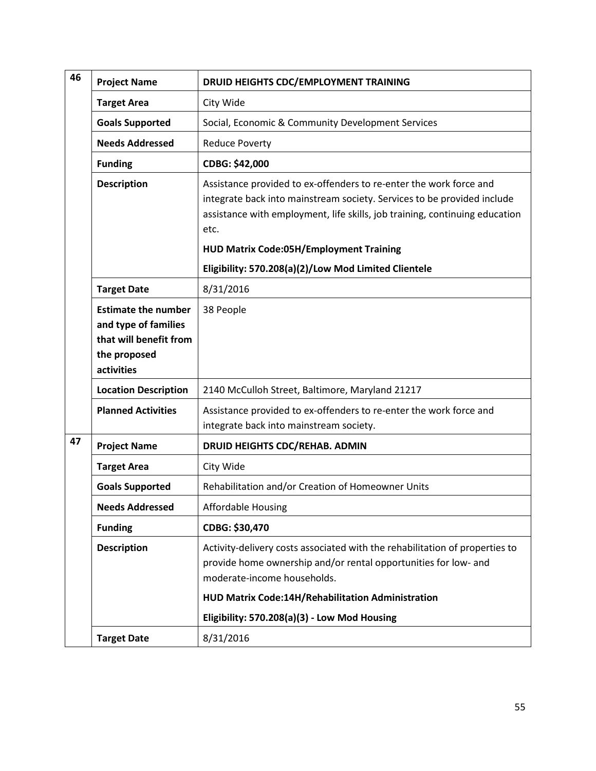| | | |
|---|---|---|
| **46** | **Project Name** | **DRUID HEIGHTS CDC/EMPLOYMENT TRAINING** |
| | **Target Area** | City Wide |
| | **Goals Supported** | Social, Economic & Community Development Services |
| | **Needs Addressed** | Reduce Poverty |
| | **Funding** | **CDBG: $42,000** |
| | **Description** | Assistance provided to ex-offenders to re-enter the work force and integrate back into mainstream society. Services to be provided include assistance with employment, life skills, job training, continuing education etc.<br>**HUD Matrix Code:05H/Employment Training**<br>**Eligibility: 570.208(a)(2)/Low Mod Limited Clientele** |
| | **Target Date** | 8/31/2016 |
| | **Estimate the number and type of families that will benefit from the proposed activities** | 38 People |
| | **Location Description** | 2140 McCulloh Street, Baltimore, Maryland 21217 |
| | **Planned Activities** | Assistance provided to ex-offenders to re-enter the work force and integrate back into mainstream society. |
| **47** | **Project Name** | **DRUID HEIGHTS CDC/REHAB. ADMIN** |
| | **Target Area** | City Wide |
| | **Goals Supported** | Rehabilitation and/or Creation of Homeowner Units |
| | **Needs Addressed** | Affordable Housing |
| | **Funding** | **CDBG: $30,470** |
| | **Description** | Activity-delivery costs associated with the rehabilitation of properties to provide home ownership and/or rental opportunities for low- and moderate-income households.<br>**HUD Matrix Code:14H/Rehabilitation Administration**<br>**Eligibility: 570.208(a)(3) - Low Mod Housing** |
| | **Target Date** | 8/31/2016 |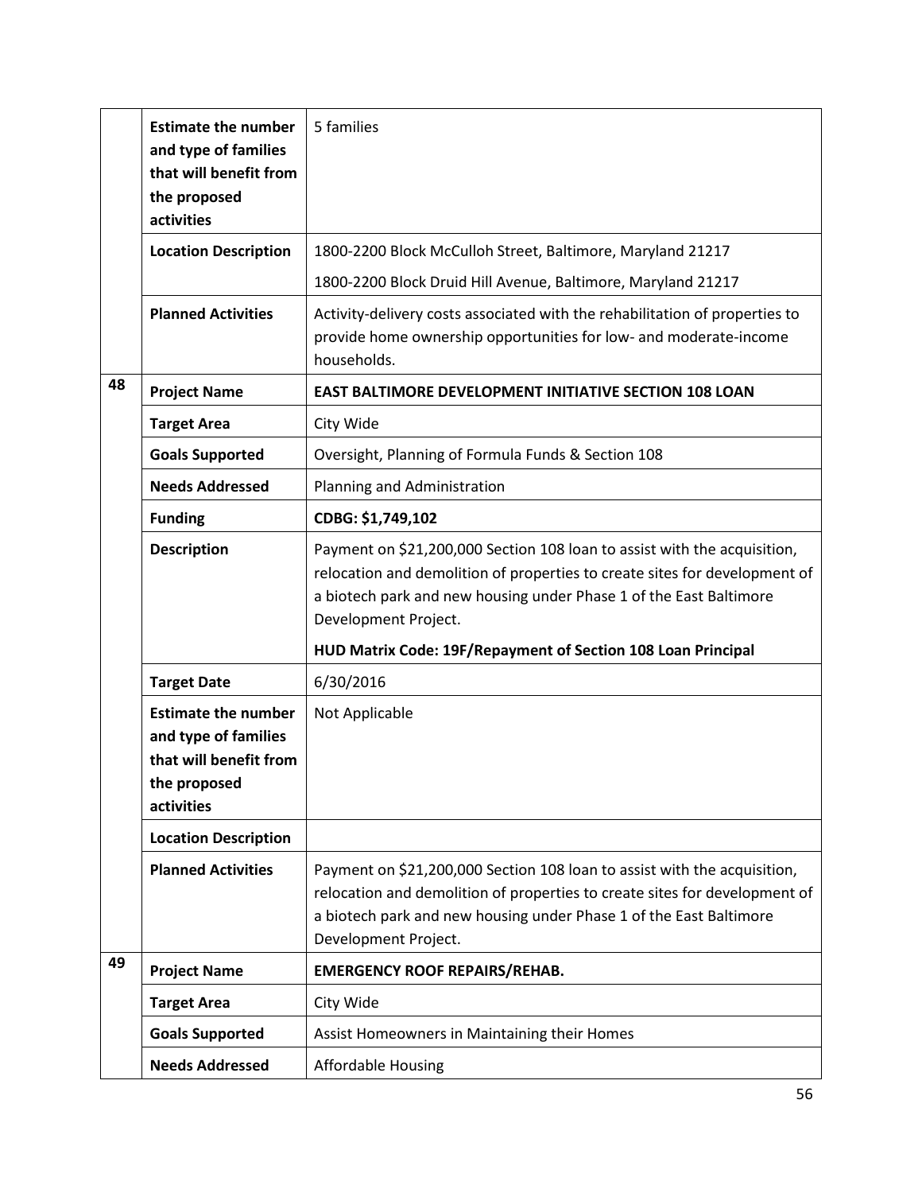| | | |
|---|---|---|
| | **Estimate the number and type of families that will benefit from the proposed activities** | 5 families |
| | **Location Description** | 1800-2200 Block McCulloh Street, Baltimore, Maryland 21217<br>1800-2200 Block Druid Hill Avenue, Baltimore, Maryland 21217 |
| | **Planned Activities** | Activity-delivery costs associated with the rehabilitation of properties to provide home ownership opportunities for low- and moderate-income households. |
| **48** | **Project Name** | **EAST BALTIMORE DEVELOPMENT INITIATIVE SECTION 108 LOAN** |
| | **Target Area** | City Wide |
| | **Goals Supported** | Oversight, Planning of Formula Funds & Section 108 |
| | **Needs Addressed** | Planning and Administration |
| | **Funding** | **CDBG: $1,749,102** |
| | **Description** | Payment on $21,200,000 Section 108 loan to assist with the acquisition, relocation and demolition of properties to create sites for development of a biotech park and new housing under Phase 1 of the East Baltimore Development Project.<br>**HUD Matrix Code: 19F/Repayment of Section 108 Loan Principal** |
| | **Target Date** | 6/30/2016 |
| | **Estimate the number and type of families that will benefit from the proposed activities** | Not Applicable |
| | **Location Description** | |
| | **Planned Activities** | Payment on $21,200,000 Section 108 loan to assist with the acquisition, relocation and demolition of properties to create sites for development of a biotech park and new housing under Phase 1 of the East Baltimore Development Project. |
| **49** | **Project Name** | **EMERGENCY ROOF REPAIRS/REHAB.** |
| | **Target Area** | City Wide |
| | **Goals Supported** | Assist Homeowners in Maintaining their Homes |
| | **Needs Addressed** | Affordable Housing |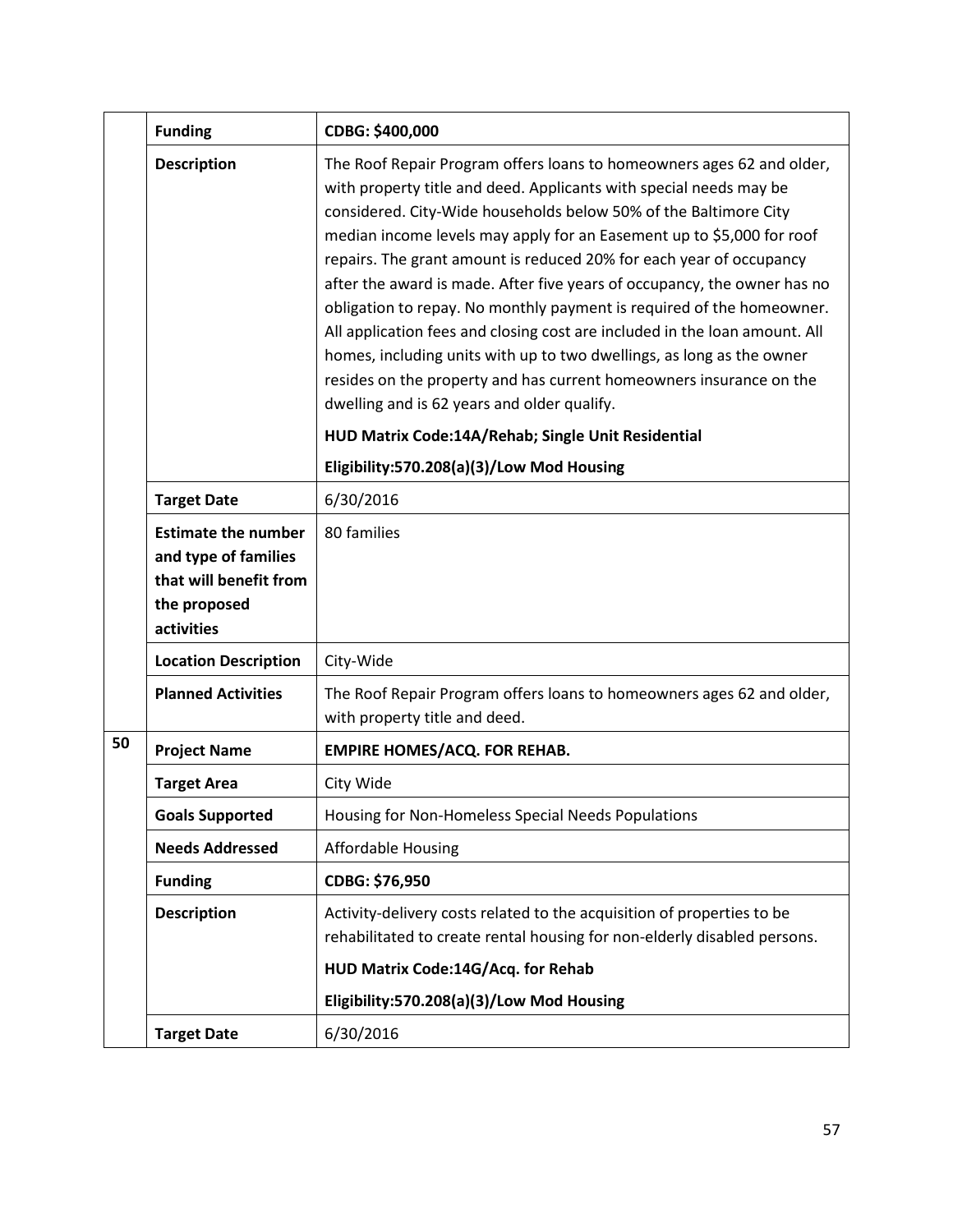| | | |
|---|---|---|
| | **Funding** | **CDBG: $400,000** |
| | **Description** | The Roof Repair Program offers loans to homeowners ages 62 and older, with property title and deed. Applicants with special needs may be considered. City-Wide households below 50% of the Baltimore City median income levels may apply for an Easement up to $5,000 for roof repairs. The grant amount is reduced 20% for each year of occupancy after the award is made. After five years of occupancy, the owner has no obligation to repay. No monthly payment is required of the homeowner. All application fees and closing cost are included in the loan amount. All homes, including units with up to two dwellings, as long as the owner resides on the property and has current homeowners insurance on the dwelling and is 62 years and older qualify.<br>**HUD Matrix Code:14A/Rehab; Single Unit Residential**<br>**Eligibility:570.208(a)(3)/Low Mod Housing** |
| | **Target Date** | 6/30/2016 |
| | **Estimate the number and type of families that will benefit from the proposed activities** | 80 families |
| | **Location Description** | City-Wide |
| | **Planned Activities** | The Roof Repair Program offers loans to homeowners ages 62 and older, with property title and deed. |
| **50** | **Project Name** | **EMPIRE HOMES/ACQ. FOR REHAB.** |
| | **Target Area** | City Wide |
| | **Goals Supported** | Housing for Non-Homeless Special Needs Populations |
| | **Needs Addressed** | Affordable Housing |
| | **Funding** | **CDBG: $76,950** |
| | **Description** | Activity-delivery costs related to the acquisition of properties to be rehabilitated to create rental housing for non-elderly disabled persons.<br>**HUD Matrix Code:14G/Acq. for Rehab**<br>**Eligibility:570.208(a)(3)/Low Mod Housing** |
| | **Target Date** | 6/30/2016 |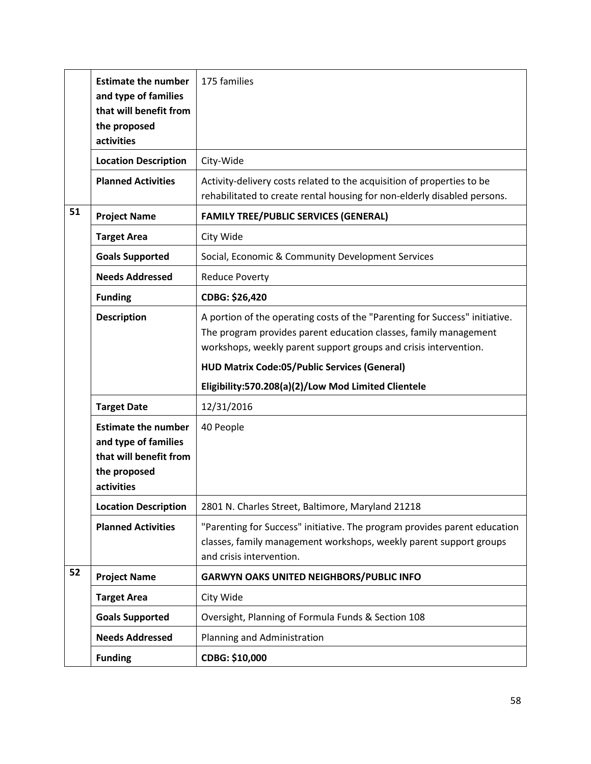| | | |
|---|---|---|
| | **Estimate the number and type of families that will benefit from the proposed activities** | 175 families |
| | **Location Description** | City-Wide |
| | **Planned Activities** | Activity-delivery costs related to the acquisition of properties to be rehabilitated to create rental housing for non-elderly disabled persons. |
| **51** | **Project Name** | **FAMILY TREE/PUBLIC SERVICES (GENERAL)** |
| | **Target Area** | City Wide |
| | **Goals Supported** | Social, Economic & Community Development Services |
| | **Needs Addressed** | Reduce Poverty |
| | **Funding** | **CDBG: $26,420** |
| | **Description** | A portion of the operating costs of the "Parenting for Success" initiative. The program provides parent education classes, family management workshops, weekly parent support groups and crisis intervention.<br>**HUD Matrix Code:05/Public Services (General)**<br>**Eligibility:570.208(a)(2)/Low Mod Limited Clientele** |
| | **Target Date** | 12/31/2016 |
| | **Estimate the number and type of families that will benefit from the proposed activities** | 40 People |
| | **Location Description** | 2801 N. Charles Street, Baltimore, Maryland 21218 |
| | **Planned Activities** | "Parenting for Success" initiative. The program provides parent education classes, family management workshops, weekly parent support groups and crisis intervention. |
| **52** | **Project Name** | **GARWYN OAKS UNITED NEIGHBORS/PUBLIC INFO** |
| | **Target Area** | City Wide |
| | **Goals Supported** | Oversight, Planning of Formula Funds & Section 108 |
| | **Needs Addressed** | Planning and Administration |
| | **Funding** | **CDBG: $10,000** |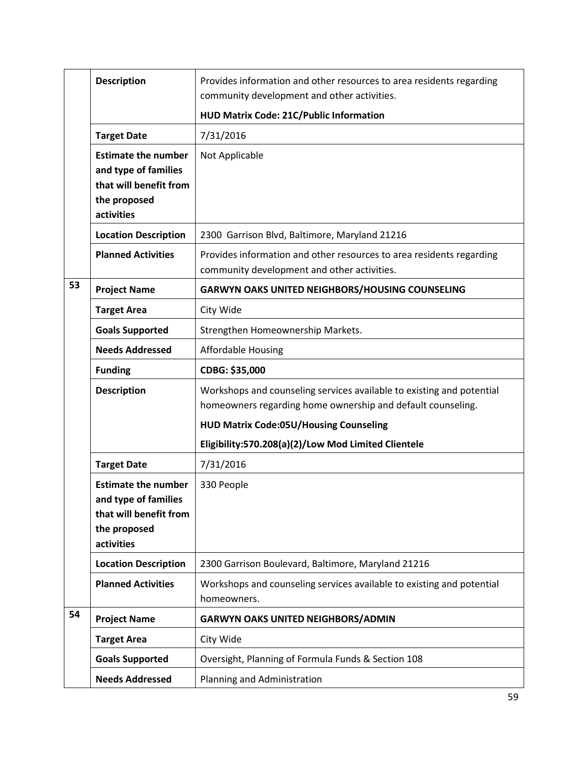| | | |
|---|---|---|
| | **Description** | Provides information and other resources to area residents regarding community development and other activities.<br>**HUD Matrix Code: 21C/Public Information** |
| | **Target Date** | 7/31/2016 |
| | **Estimate the number and type of families that will benefit from the proposed activities** | Not Applicable |
| | **Location Description** | 2300 Garrison Blvd, Baltimore, Maryland 21216 |
| | **Planned Activities** | Provides information and other resources to area residents regarding community development and other activities. |
| 53 | **Project Name** | **GARWYN OAKS UNITED NEIGHBORS/HOUSING COUNSELING** |
| | **Target Area** | City Wide |
| | **Goals Supported** | Strengthen Homeownership Markets. |
| | **Needs Addressed** | Affordable Housing |
| | **Funding** | **CDBG: $35,000** |
| | **Description** | Workshops and counseling services available to existing and potential homeowners regarding home ownership and default counseling.<br>**HUD Matrix Code:05U/Housing Counseling**<br>**Eligibility:570.208(a)(2)/Low Mod Limited Clientele** |
| | **Target Date** | 7/31/2016 |
| | **Estimate the number and type of families that will benefit from the proposed activities** | 330 People |
| | **Location Description** | 2300 Garrison Boulevard, Baltimore, Maryland 21216 |
| | **Planned Activities** | Workshops and counseling services available to existing and potential homeowners. |
| 54 | **Project Name** | **GARWYN OAKS UNITED NEIGHBORS/ADMIN** |
| | **Target Area** | City Wide |
| | **Goals Supported** | Oversight, Planning of Formula Funds & Section 108 |
| | **Needs Addressed** | Planning and Administration |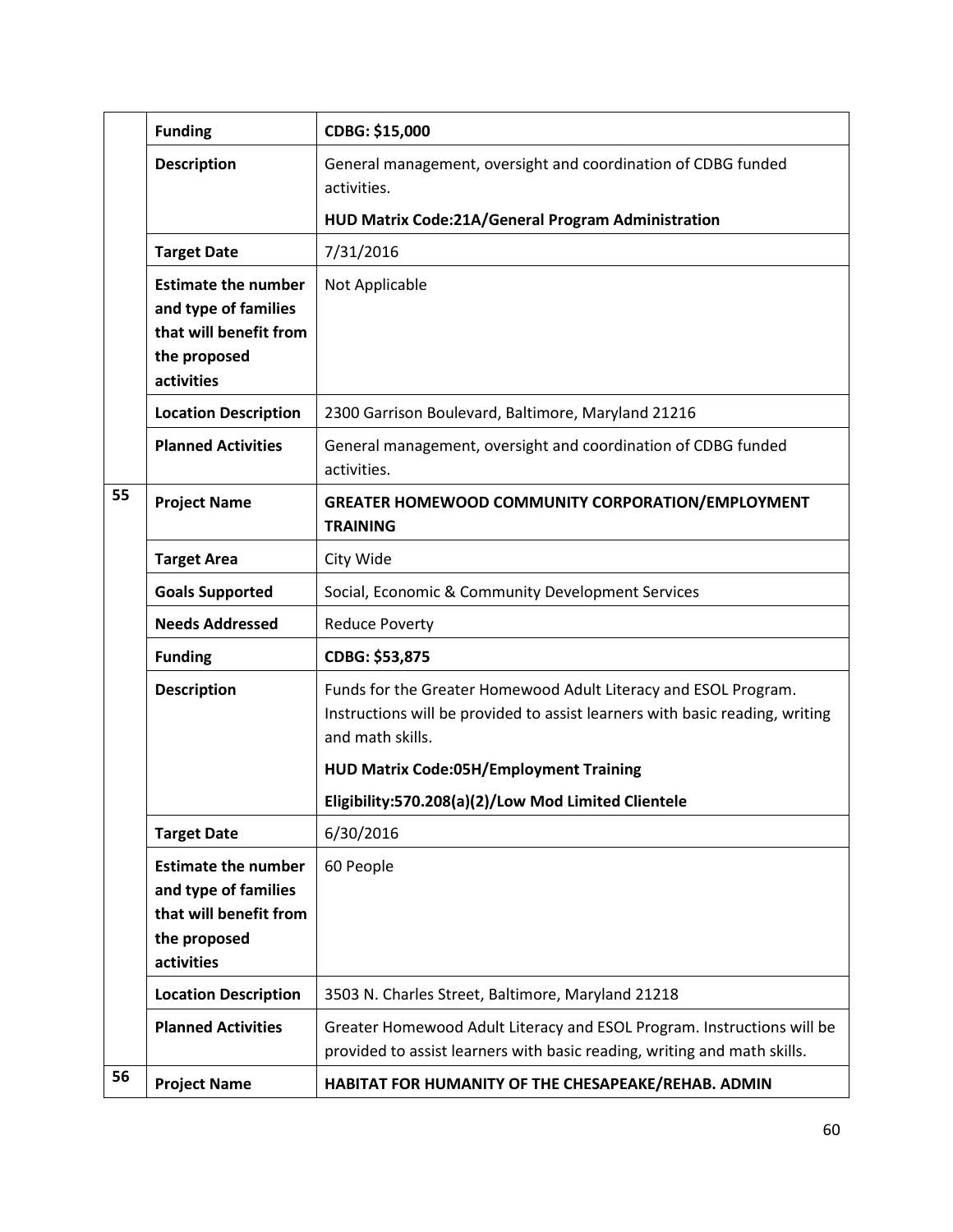| | | |
|---|---|---|
| | **Funding** | **CDBG: $15,000** |
| | **Description** | General management, oversight and coordination of CDBG funded activities.<br>**HUD Matrix Code:21A/General Program Administration** |
| | **Target Date** | 7/31/2016 |
| | **Estimate the number and type of families that will benefit from the proposed activities** | Not Applicable |
| | **Location Description** | 2300 Garrison Boulevard, Baltimore, Maryland 21216 |
| | **Planned Activities** | General management, oversight and coordination of CDBG funded activities. |
| **55** | **Project Name** | **GREATER HOMEWOOD COMMUNITY CORPORATION/EMPLOYMENT TRAINING** |
| | **Target Area** | City Wide |
| | **Goals Supported** | Social, Economic & Community Development Services |
| | **Needs Addressed** | Reduce Poverty |
| | **Funding** | **CDBG: $53,875** |
| | **Description** | Funds for the Greater Homewood Adult Literacy and ESOL Program. Instructions will be provided to assist learners with basic reading, writing and math skills.<br>**HUD Matrix Code:05H/Employment Training**<br>**Eligibility:570.208(a)(2)/Low Mod Limited Clientele** |
| | **Target Date** | 6/30/2016 |
| | **Estimate the number and type of families that will benefit from the proposed activities** | 60 People |
| | **Location Description** | 3503 N. Charles Street, Baltimore, Maryland 21218 |
| | **Planned Activities** | Greater Homewood Adult Literacy and ESOL Program. Instructions will be provided to assist learners with basic reading, writing and math skills. |
| **56** | **Project Name** | **HABITAT FOR HUMANITY OF THE CHESAPEAKE/REHAB. ADMIN** |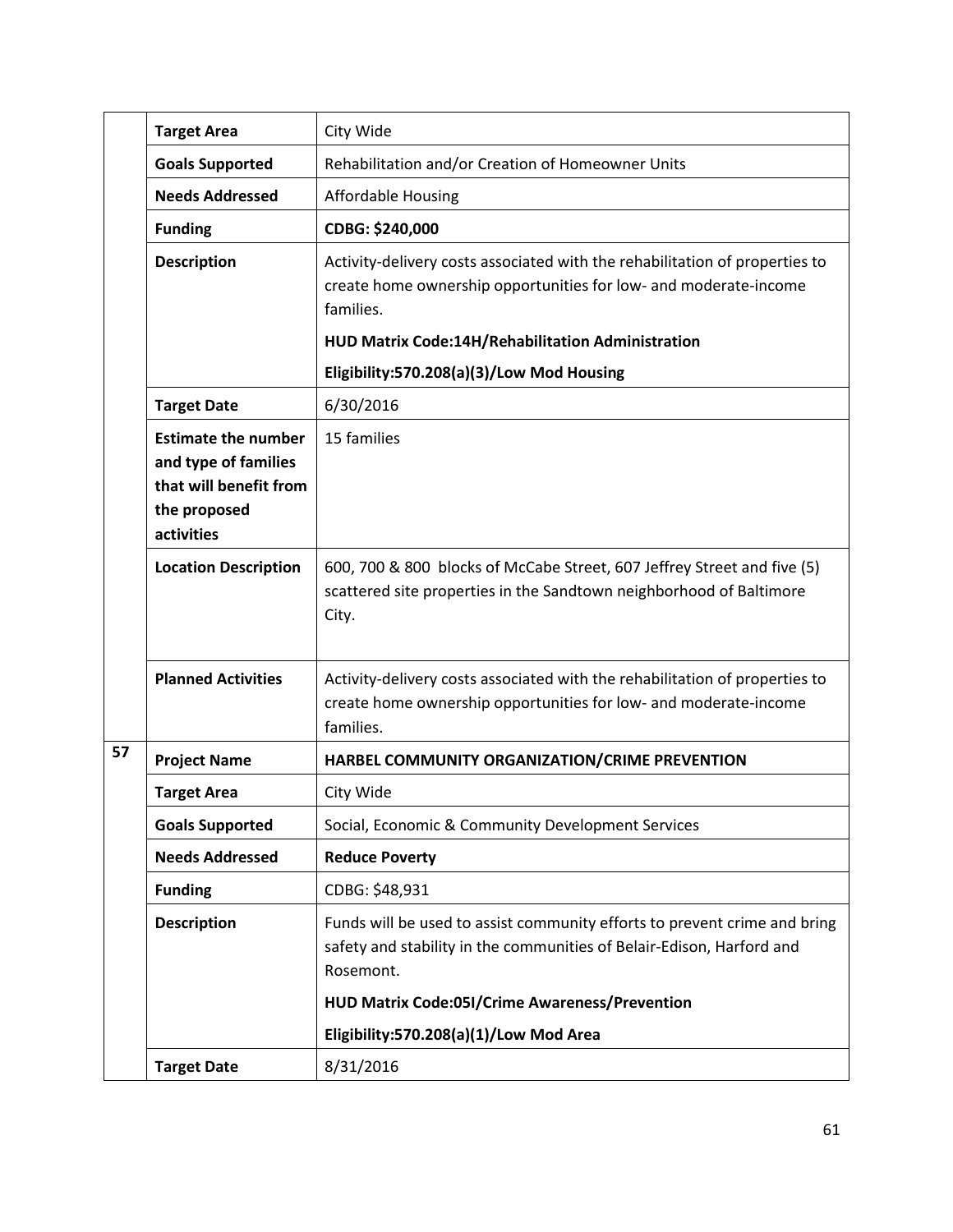| | | |
|---|---|---|
| | **Target Area** | City Wide |
| | **Goals Supported** | Rehabilitation and/or Creation of Homeowner Units |
| | **Needs Addressed** | Affordable Housing |
| | **Funding** | **CDBG: $240,000** |
| | **Description** | Activity-delivery costs associated with the rehabilitation of properties to create home ownership opportunities for low- and moderate-income families.<br><br>**HUD Matrix Code:14H/Rehabilitation Administration**<br><br>**Eligibility:570.208(a)(3)/Low Mod Housing** |
| | **Target Date** | 6/30/2016 |
| | **Estimate the number and type of families that will benefit from the proposed activities** | 15 families |
| | **Location Description** | 600, 700 & 800 blocks of McCabe Street, 607 Jeffrey Street and five (5) scattered site properties in the Sandtown neighborhood of Baltimore City. |
| | **Planned Activities** | Activity-delivery costs associated with the rehabilitation of properties to create home ownership opportunities for low- and moderate-income families. |
| **57** | **Project Name** | **HARBEL COMMUNITY ORGANIZATION/CRIME PREVENTION** |
| | **Target Area** | City Wide |
| | **Goals Supported** | Social, Economic & Community Development Services |
| | **Needs Addressed** | **Reduce Poverty** |
| | **Funding** | CDBG: $48,931 |
| | **Description** | Funds will be used to assist community efforts to prevent crime and bring safety and stability in the communities of Belair-Edison, Harford and Rosemont.<br><br>**HUD Matrix Code:05I/Crime Awareness/Prevention**<br><br>**Eligibility:570.208(a)(1)/Low Mod Area** |
| | **Target Date** | 8/31/2016 |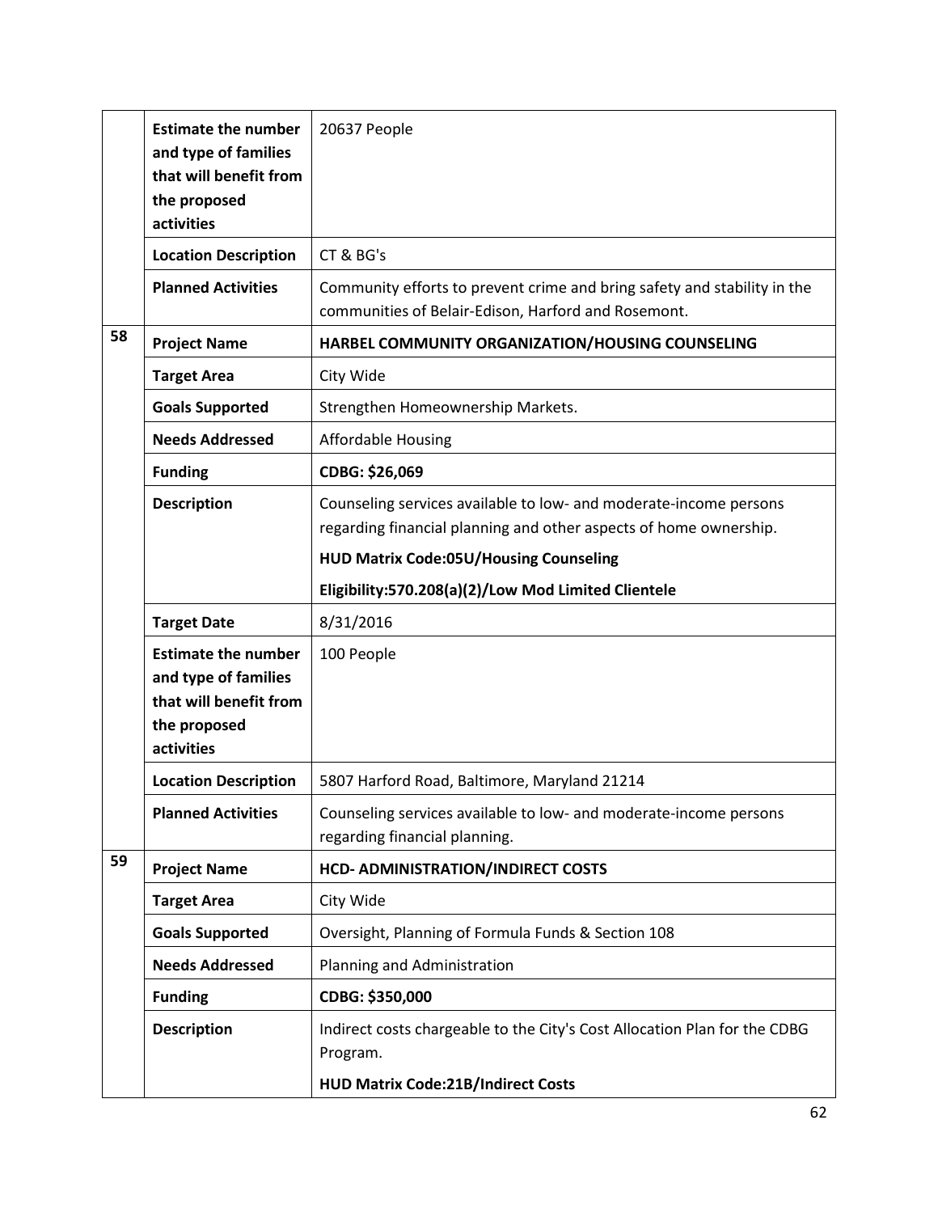| | | |
|---|---|---|
| | **Estimate the number and type of families that will benefit from the proposed activities** | 20637 People |
| | **Location Description** | CT & BG's |
| | **Planned Activities** | Community efforts to prevent crime and bring safety and stability in the communities of Belair-Edison, Harford and Rosemont. |
| **58** | **Project Name** | **HARBEL COMMUNITY ORGANIZATION/HOUSING COUNSELING** |
| | **Target Area** | City Wide |
| | **Goals Supported** | Strengthen Homeownership Markets. |
| | **Needs Addressed** | Affordable Housing |
| | **Funding** | **CDBG: $26,069** |
| | **Description** | Counseling services available to low- and moderate-income persons regarding financial planning and other aspects of home ownership. **HUD Matrix Code:05U/Housing Counseling** **Eligibility:570.208(a)(2)/Low Mod Limited Clientele** |
| | **Target Date** | 8/31/2016 |
| | **Estimate the number and type of families that will benefit from the proposed activities** | 100 People |
| | **Location Description** | 5807 Harford Road, Baltimore, Maryland 21214 |
| | **Planned Activities** | Counseling services available to low- and moderate-income persons regarding financial planning. |
| **59** | **Project Name** | **HCD- ADMINISTRATION/INDIRECT COSTS** |
| | **Target Area** | City Wide |
| | **Goals Supported** | Oversight, Planning of Formula Funds & Section 108 |
| | **Needs Addressed** | Planning and Administration |
| | **Funding** | **CDBG: $350,000** |
| | **Description** | Indirect costs chargeable to the City's Cost Allocation Plan for the CDBG Program. **HUD Matrix Code:21B/Indirect Costs** |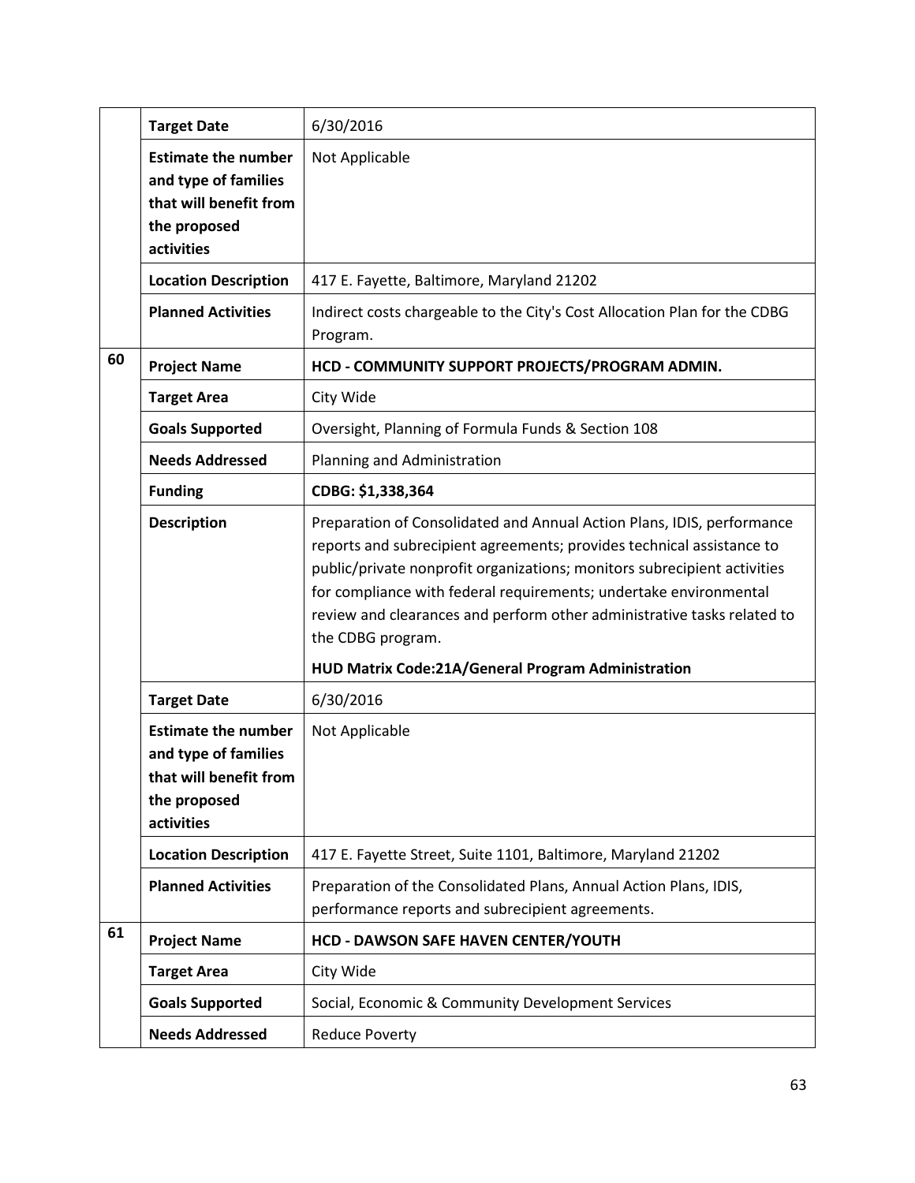| | | |
|---|---|---|
| | **Target Date** | 6/30/2016 |
| | **Estimate the number and type of families that will benefit from the proposed activities** | Not Applicable |
| | **Location Description** | 417 E. Fayette, Baltimore, Maryland 21202 |
| | **Planned Activities** | Indirect costs chargeable to the City's Cost Allocation Plan for the CDBG Program. |
| **60** | **Project Name** | **HCD - COMMUNITY SUPPORT PROJECTS/PROGRAM ADMIN.** |
| | **Target Area** | City Wide |
| | **Goals Supported** | Oversight, Planning of Formula Funds & Section 108 |
| | **Needs Addressed** | Planning and Administration |
| | **Funding** | **CDBG: $1,338,364** |
| | **Description** | Preparation of Consolidated and Annual Action Plans, IDIS, performance reports and subrecipient agreements; provides technical assistance to public/private nonprofit organizations; monitors subrecipient activities for compliance with federal requirements; undertake environmental review and clearances and perform other administrative tasks related to the CDBG program. **HUD Matrix Code:21A/General Program Administration** |
| | **Target Date** | 6/30/2016 |
| | **Estimate the number and type of families that will benefit from the proposed activities** | Not Applicable |
| | **Location Description** | 417 E. Fayette Street, Suite 1101, Baltimore, Maryland 21202 |
| | **Planned Activities** | Preparation of the Consolidated Plans, Annual Action Plans, IDIS, performance reports and subrecipient agreements. |
| **61** | **Project Name** | **HCD - DAWSON SAFE HAVEN CENTER/YOUTH** |
| | **Target Area** | City Wide |
| | **Goals Supported** | Social, Economic & Community Development Services |
| | **Needs Addressed** | Reduce Poverty |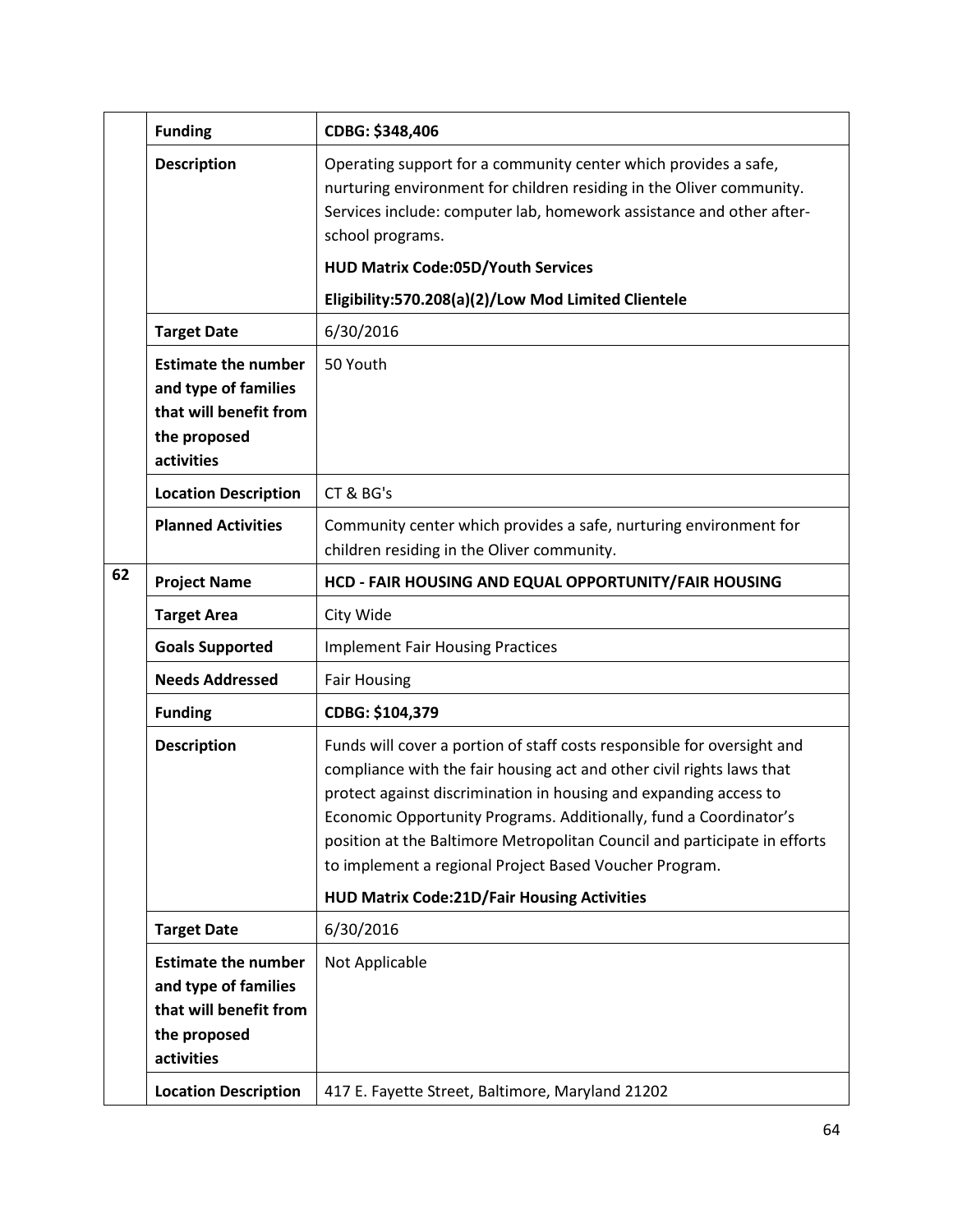| | | |
|---|---|---|
| | **Funding** | **CDBG: $348,406** |
| | **Description** | Operating support for a community center which provides a safe, nurturing environment for children residing in the Oliver community. Services include: computer lab, homework assistance and other after-school programs.<br><br>**HUD Matrix Code:05D/Youth Services**<br><br>**Eligibility:570.208(a)(2)/Low Mod Limited Clientele** |
| | **Target Date** | 6/30/2016 |
| | **Estimate the number and type of families that will benefit from the proposed activities** | 50 Youth |
| | **Location Description** | CT & BG's |
| | **Planned Activities** | Community center which provides a safe, nurturing environment for children residing in the Oliver community. |
| **62** | **Project Name** | **HCD - FAIR HOUSING AND EQUAL OPPORTUNITY/FAIR HOUSING** |
| | **Target Area** | City Wide |
| | **Goals Supported** | Implement Fair Housing Practices |
| | **Needs Addressed** | Fair Housing |
| | **Funding** | **CDBG: $104,379** |
| | **Description** | Funds will cover a portion of staff costs responsible for oversight and compliance with the fair housing act and other civil rights laws that protect against discrimination in housing and expanding access to Economic Opportunity Programs. Additionally, fund a Coordinator's position at the Baltimore Metropolitan Council and participate in efforts to implement a regional Project Based Voucher Program.<br><br>**HUD Matrix Code:21D/Fair Housing Activities** |
| | **Target Date** | 6/30/2016 |
| | **Estimate the number and type of families that will benefit from the proposed activities** | Not Applicable |
| | **Location Description** | 417 E. Fayette Street, Baltimore, Maryland 21202 |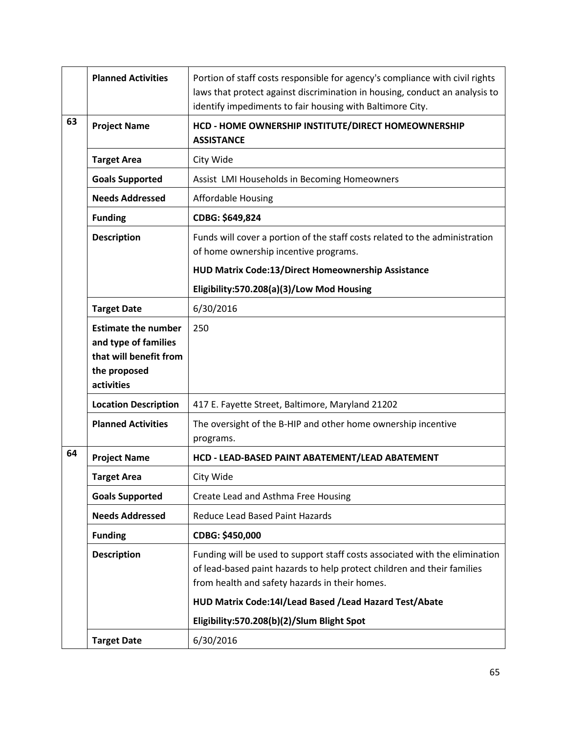| | | |
|---|---|---|
| | **Planned Activities** | Portion of staff costs responsible for agency's compliance with civil rights laws that protect against discrimination in housing, conduct an analysis to identify impediments to fair housing with Baltimore City. |
| **63** | **Project Name** | **HCD - HOME OWNERSHIP INSTITUTE/DIRECT HOMEOWNERSHIP ASSISTANCE** |
| | **Target Area** | City Wide |
| | **Goals Supported** | Assist LMI Households in Becoming Homeowners |
| | **Needs Addressed** | Affordable Housing |
| | **Funding** | **CDBG: $649,824** |
| | **Description** | Funds will cover a portion of the staff costs related to the administration of home ownership incentive programs.<br>**HUD Matrix Code:13/Direct Homeownership Assistance**<br>**Eligibility:570.208(a)(3)/Low Mod Housing** |
| | **Target Date** | 6/30/2016 |
| | **Estimate the number and type of families that will benefit from the proposed activities** | 250 |
| | **Location Description** | 417 E. Fayette Street, Baltimore, Maryland 21202 |
| | **Planned Activities** | The oversight of the B-HIP and other home ownership incentive programs. |
| **64** | **Project Name** | **HCD - LEAD-BASED PAINT ABATEMENT/LEAD ABATEMENT** |
| | **Target Area** | City Wide |
| | **Goals Supported** | Create Lead and Asthma Free Housing |
| | **Needs Addressed** | Reduce Lead Based Paint Hazards |
| | **Funding** | **CDBG: $450,000** |
| | **Description** | Funding will be used to support staff costs associated with the elimination of lead-based paint hazards to help protect children and their families from health and safety hazards in their homes.<br>**HUD Matrix Code:14I/Lead Based /Lead Hazard Test/Abate**<br>**Eligibility:570.208(b)(2)/Slum Blight Spot** |
| | **Target Date** | 6/30/2016 |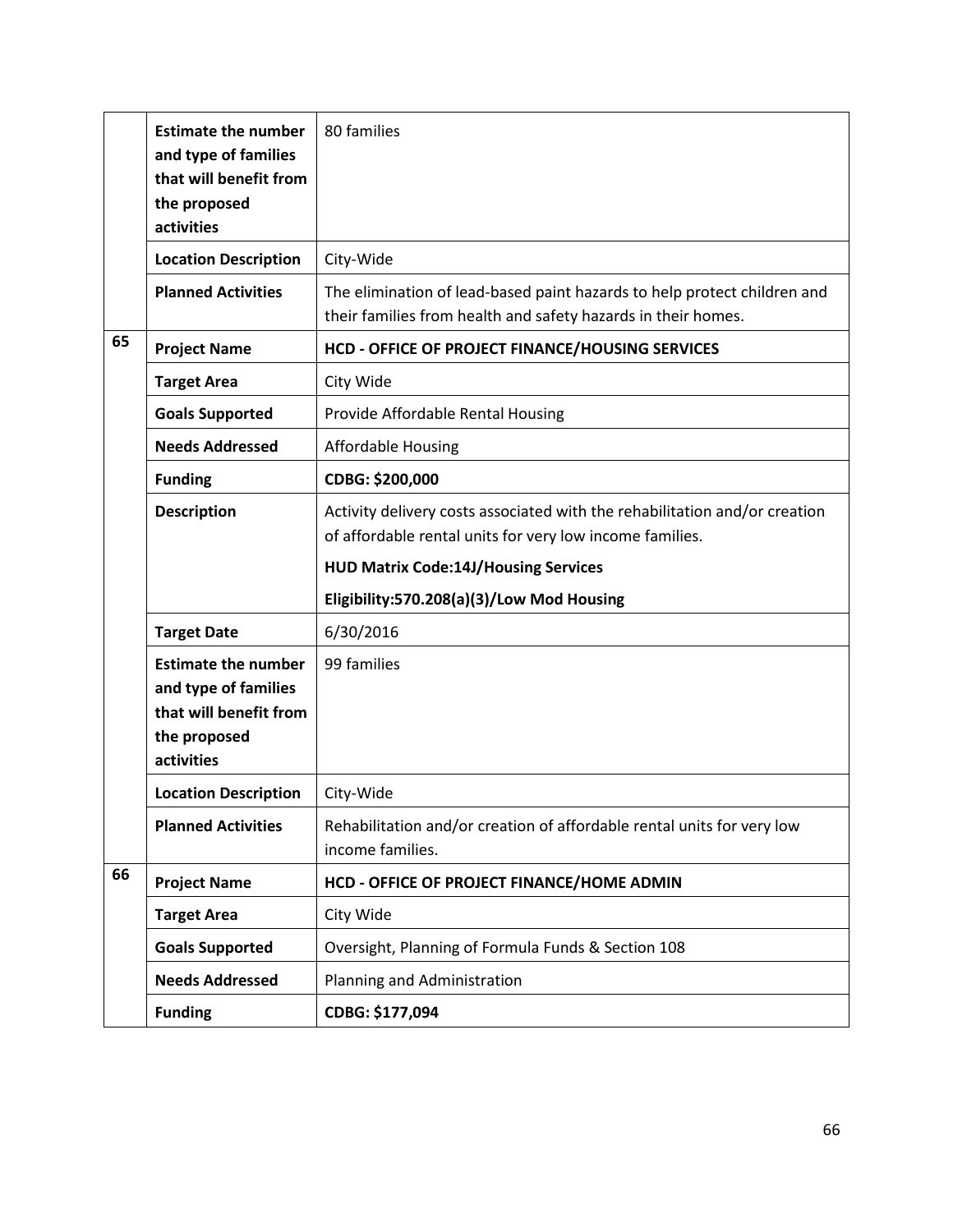| | | |
|---|---|---|
| | **Estimate the number and type of families that will benefit from the proposed activities** | 80 families |
| | **Location Description** | City-Wide |
| | **Planned Activities** | The elimination of lead-based paint hazards to help protect children and their families from health and safety hazards in their homes. |
| **65** | **Project Name** | **HCD - OFFICE OF PROJECT FINANCE/HOUSING SERVICES** |
| | **Target Area** | City Wide |
| | **Goals Supported** | Provide Affordable Rental Housing |
| | **Needs Addressed** | Affordable Housing |
| | **Funding** | **CDBG: $200,000** |
| | **Description** | Activity delivery costs associated with the rehabilitation and/or creation of affordable rental units for very low income families.<br>**HUD Matrix Code:14J/Housing Services**<br>**Eligibility:570.208(a)(3)/Low Mod Housing** |
| | **Target Date** | 6/30/2016 |
| | **Estimate the number and type of families that will benefit from the proposed activities** | 99 families |
| | **Location Description** | City-Wide |
| | **Planned Activities** | Rehabilitation and/or creation of affordable rental units for very low income families. |
| **66** | **Project Name** | **HCD - OFFICE OF PROJECT FINANCE/HOME ADMIN** |
| | **Target Area** | City Wide |
| | **Goals Supported** | Oversight, Planning of Formula Funds & Section 108 |
| | **Needs Addressed** | Planning and Administration |
| | **Funding** | **CDBG: $177,094** |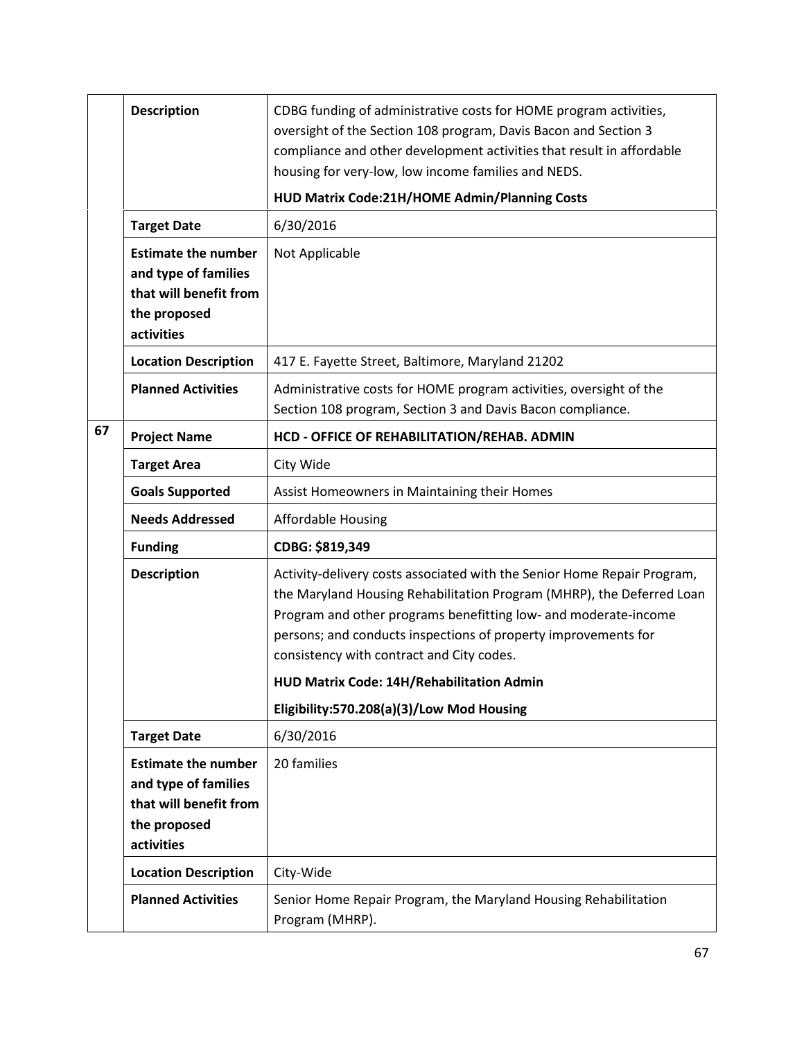| | | |
|---|---|---|
| | **Description** | CDBG funding of administrative costs for HOME program activities, oversight of the Section 108 program, Davis Bacon and Section 3 compliance and other development activities that result in affordable housing for very-low, low income families and NEDS.<br><br>**HUD Matrix Code:21H/HOME Admin/Planning Costs** |
| | **Target Date** | 6/30/2016 |
| | **Estimate the number and type of families that will benefit from the proposed activities** | Not Applicable |
| | **Location Description** | 417 E. Fayette Street, Baltimore, Maryland 21202 |
| | **Planned Activities** | Administrative costs for HOME program activities, oversight of the Section 108 program, Section 3 and Davis Bacon compliance. |
| **67** | **Project Name** | **HCD - OFFICE OF REHABILITATION/REHAB. ADMIN** |
| | **Target Area** | City Wide |
| | **Goals Supported** | Assist Homeowners in Maintaining their Homes |
| | **Needs Addressed** | Affordable Housing |
| | **Funding** | **CDBG: $819,349** |
| | **Description** | Activity-delivery costs associated with the Senior Home Repair Program, the Maryland Housing Rehabilitation Program (MHRP), the Deferred Loan Program and other programs benefitting low- and moderate-income persons; and conducts inspections of property improvements for consistency with contract and City codes.<br><br>**HUD Matrix Code: 14H/Rehabilitation Admin**<br><br>**Eligibility:570.208(a)(3)/Low Mod Housing** |
| | **Target Date** | 6/30/2016 |
| | **Estimate the number and type of families that will benefit from the proposed activities** | 20 families |
| | **Location Description** | City-Wide |
| | **Planned Activities** | Senior Home Repair Program, the Maryland Housing Rehabilitation Program (MHRP). |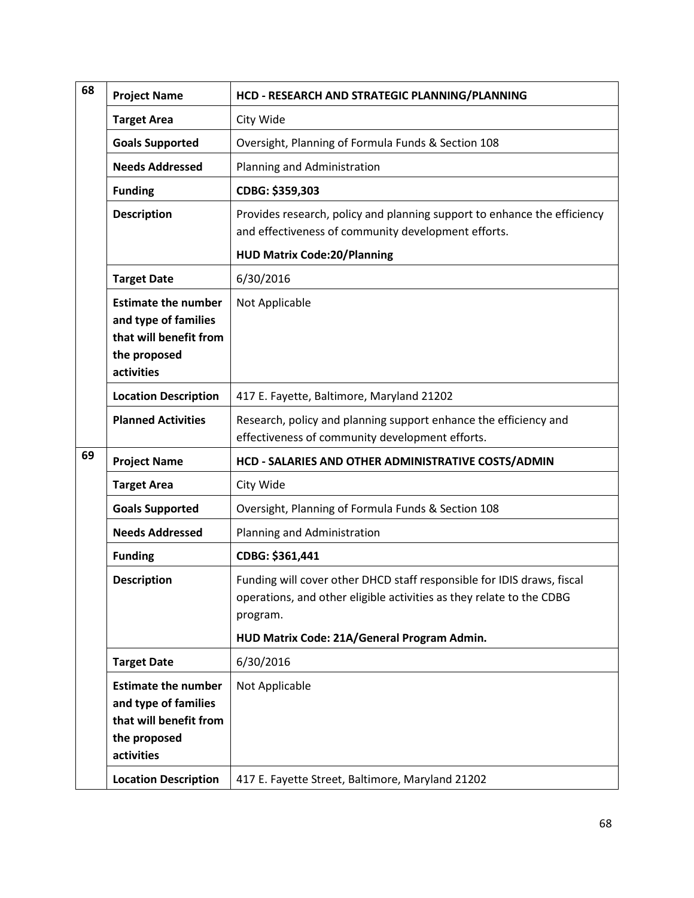| | | |
|---|---|---|
| 68 | **Project Name** | **HCD - RESEARCH AND STRATEGIC PLANNING/PLANNING** |
| | **Target Area** | City Wide |
| | **Goals Supported** | Oversight, Planning of Formula Funds & Section 108 |
| | **Needs Addressed** | Planning and Administration |
| | **Funding** | **CDBG: $359,303** |
| | **Description** | Provides research, policy and planning support to enhance the efficiency and effectiveness of community development efforts.<br>**HUD Matrix Code:20/Planning** |
| | **Target Date** | 6/30/2016 |
| | **Estimate the number and type of families that will benefit from the proposed activities** | Not Applicable |
| | **Location Description** | 417 E. Fayette, Baltimore, Maryland 21202 |
| | **Planned Activities** | Research, policy and planning support enhance the efficiency and effectiveness of community development efforts. |
| 69 | **Project Name** | **HCD - SALARIES AND OTHER ADMINISTRATIVE COSTS/ADMIN** |
| | **Target Area** | City Wide |
| | **Goals Supported** | Oversight, Planning of Formula Funds & Section 108 |
| | **Needs Addressed** | Planning and Administration |
| | **Funding** | **CDBG: $361,441** |
| | **Description** | Funding will cover other DHCD staff responsible for IDIS draws, fiscal operations, and other eligible activities as they relate to the CDBG program.<br>**HUD Matrix Code: 21A/General Program Admin.** |
| | **Target Date** | 6/30/2016 |
| | **Estimate the number and type of families that will benefit from the proposed activities** | Not Applicable |
| | **Location Description** | 417 E. Fayette Street, Baltimore, Maryland 21202 |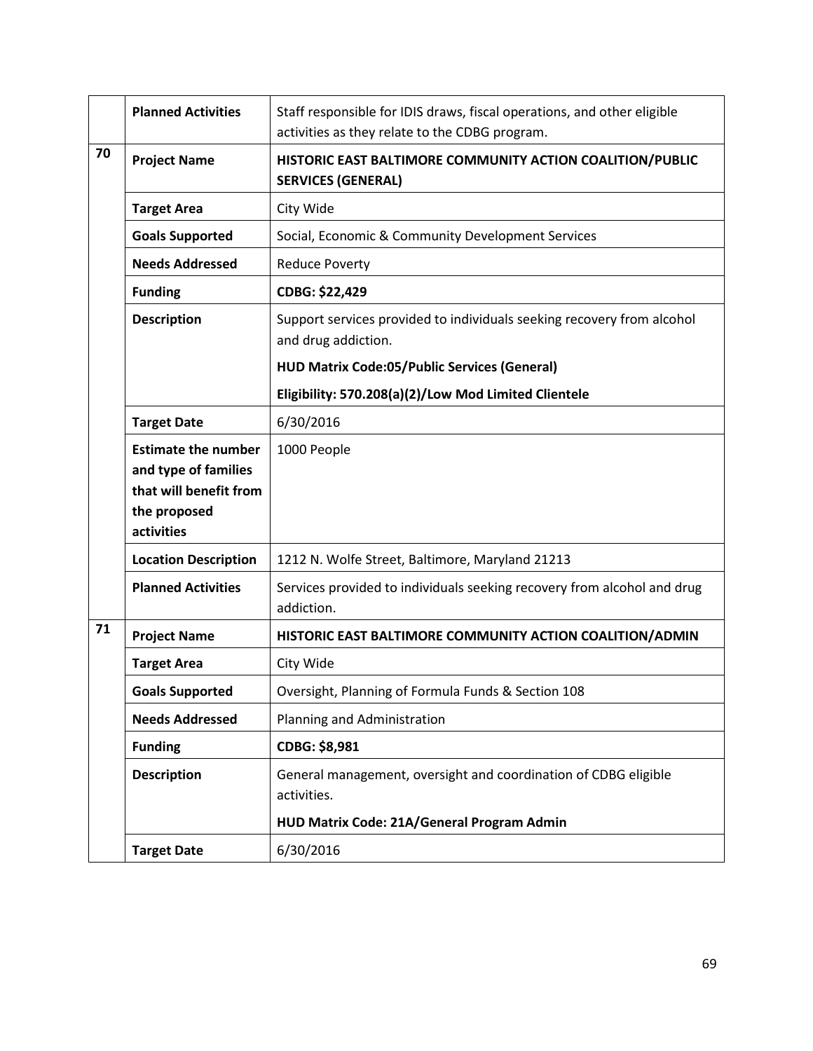| | | |
|---|---|---|
| | **Planned Activities** | Staff responsible for IDIS draws, fiscal operations, and other eligible activities as they relate to the CDBG program. |
| **70** | **Project Name** | **HISTORIC EAST BALTIMORE COMMUNITY ACTION COALITION/PUBLIC SERVICES (GENERAL)** |
| | **Target Area** | City Wide |
| | **Goals Supported** | Social, Economic & Community Development Services |
| | **Needs Addressed** | Reduce Poverty |
| | **Funding** | **CDBG: $22,429** |
| | **Description** | Support services provided to individuals seeking recovery from alcohol and drug addiction.<br>**HUD Matrix Code:05/Public Services (General)**<br>**Eligibility: 570.208(a)(2)/Low Mod Limited Clientele** |
| | **Target Date** | 6/30/2016 |
| | **Estimate the number and type of families that will benefit from the proposed activities** | 1000 People |
| | **Location Description** | 1212 N. Wolfe Street, Baltimore, Maryland 21213 |
| | **Planned Activities** | Services provided to individuals seeking recovery from alcohol and drug addiction. |
| **71** | **Project Name** | **HISTORIC EAST BALTIMORE COMMUNITY ACTION COALITION/ADMIN** |
| | **Target Area** | City Wide |
| | **Goals Supported** | Oversight, Planning of Formula Funds & Section 108 |
| | **Needs Addressed** | Planning and Administration |
| | **Funding** | **CDBG: $8,981** |
| | **Description** | General management, oversight and coordination of CDBG eligible activities.<br>**HUD Matrix Code: 21A/General Program Admin** |
| | **Target Date** | 6/30/2016 |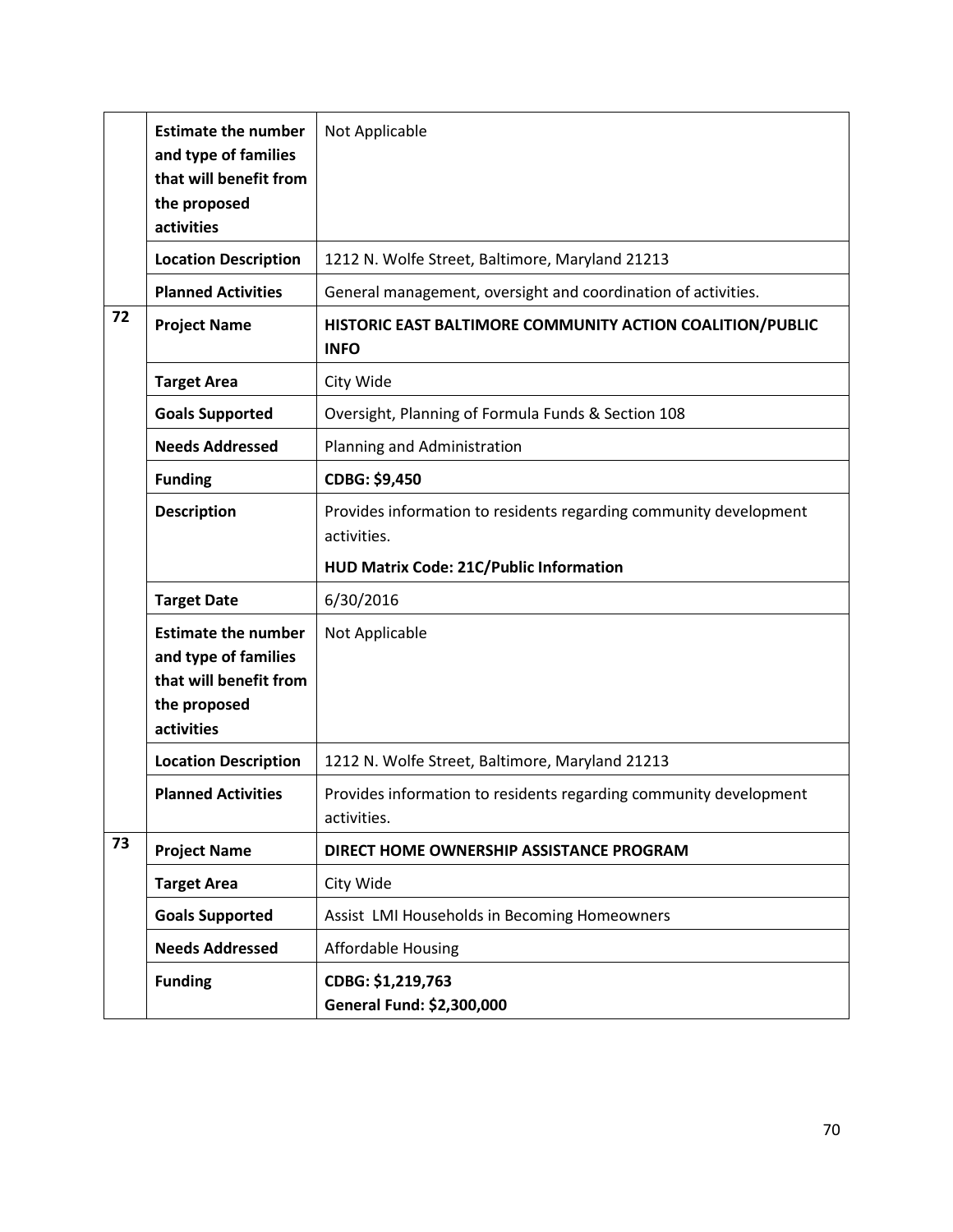| | | |
|---|---|---|
| | **Estimate the number and type of families that will benefit from the proposed activities** | Not Applicable |
| | **Location Description** | 1212 N. Wolfe Street, Baltimore, Maryland 21213 |
| | **Planned Activities** | General management, oversight and coordination of activities. |
| **72** | **Project Name** | **HISTORIC EAST BALTIMORE COMMUNITY ACTION COALITION/PUBLIC INFO** |
| | **Target Area** | City Wide |
| | **Goals Supported** | Oversight, Planning of Formula Funds & Section 108 |
| | **Needs Addressed** | Planning and Administration |
| | **Funding** | **CDBG: $9,450** |
| | **Description** | Provides information to residents regarding community development activities.<br>**HUD Matrix Code: 21C/Public Information** |
| | **Target Date** | 6/30/2016 |
| | **Estimate the number and type of families that will benefit from the proposed activities** | Not Applicable |
| | **Location Description** | 1212 N. Wolfe Street, Baltimore, Maryland 21213 |
| | **Planned Activities** | Provides information to residents regarding community development activities. |
| **73** | **Project Name** | **DIRECT HOME OWNERSHIP ASSISTANCE PROGRAM** |
| | **Target Area** | City Wide |
| | **Goals Supported** | Assist LMI Households in Becoming Homeowners |
| | **Needs Addressed** | Affordable Housing |
| | **Funding** | **CDBG: $1,219,763**<br>**General Fund: $2,300,000** |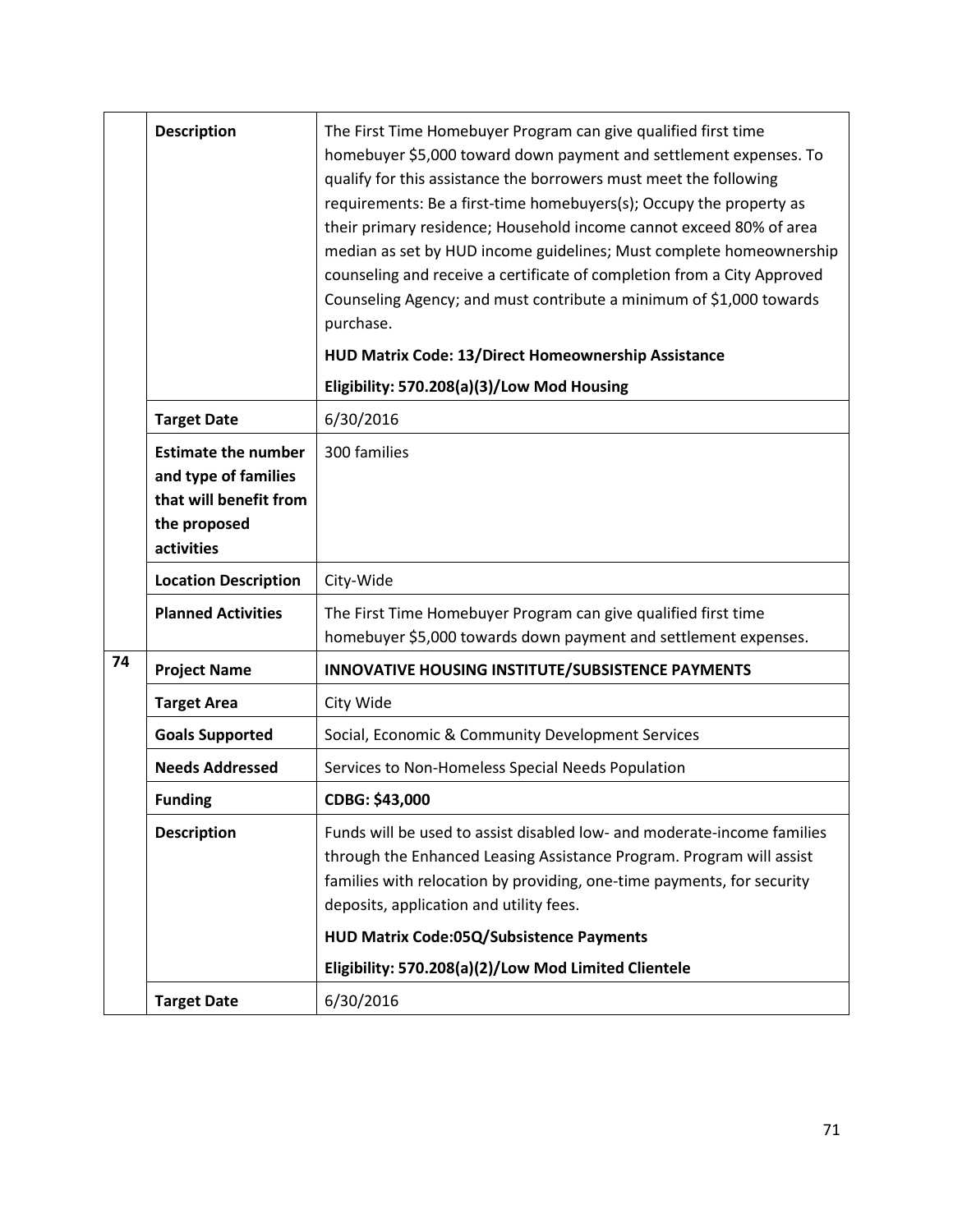| | | |
|---|---|---|
| | **Description** | The First Time Homebuyer Program can give qualified first time homebuyer $5,000 toward down payment and settlement expenses. To qualify for this assistance the borrowers must meet the following requirements: Be a first-time homebuyers(s); Occupy the property as their primary residence; Household income cannot exceed 80% of area median as set by HUD income guidelines; Must complete homeownership counseling and receive a certificate of completion from a City Approved Counseling Agency; and must contribute a minimum of $1,000 towards purchase.<br><br>**HUD Matrix Code: 13/Direct Homeownership Assistance**<br><br>**Eligibility: 570.208(a)(3)/Low Mod Housing** |
| | **Target Date** | 6/30/2016 |
| | **Estimate the number and type of families that will benefit from the proposed activities** | 300 families |
| | **Location Description** | City-Wide |
| | **Planned Activities** | The First Time Homebuyer Program can give qualified first time homebuyer $5,000 towards down payment and settlement expenses. |
| **74** | **Project Name** | **INNOVATIVE HOUSING INSTITUTE/SUBSISTENCE PAYMENTS** |
| | **Target Area** | City Wide |
| | **Goals Supported** | Social, Economic & Community Development Services |
| | **Needs Addressed** | Services to Non-Homeless Special Needs Population |
| | **Funding** | **CDBG: $43,000** |
| | **Description** | Funds will be used to assist disabled low- and moderate-income families through the Enhanced Leasing Assistance Program. Program will assist families with relocation by providing, one-time payments, for security deposits, application and utility fees.<br><br>**HUD Matrix Code:05Q/Subsistence Payments**<br><br>**Eligibility: 570.208(a)(2)/Low Mod Limited Clientele** |
| | **Target Date** | 6/30/2016 |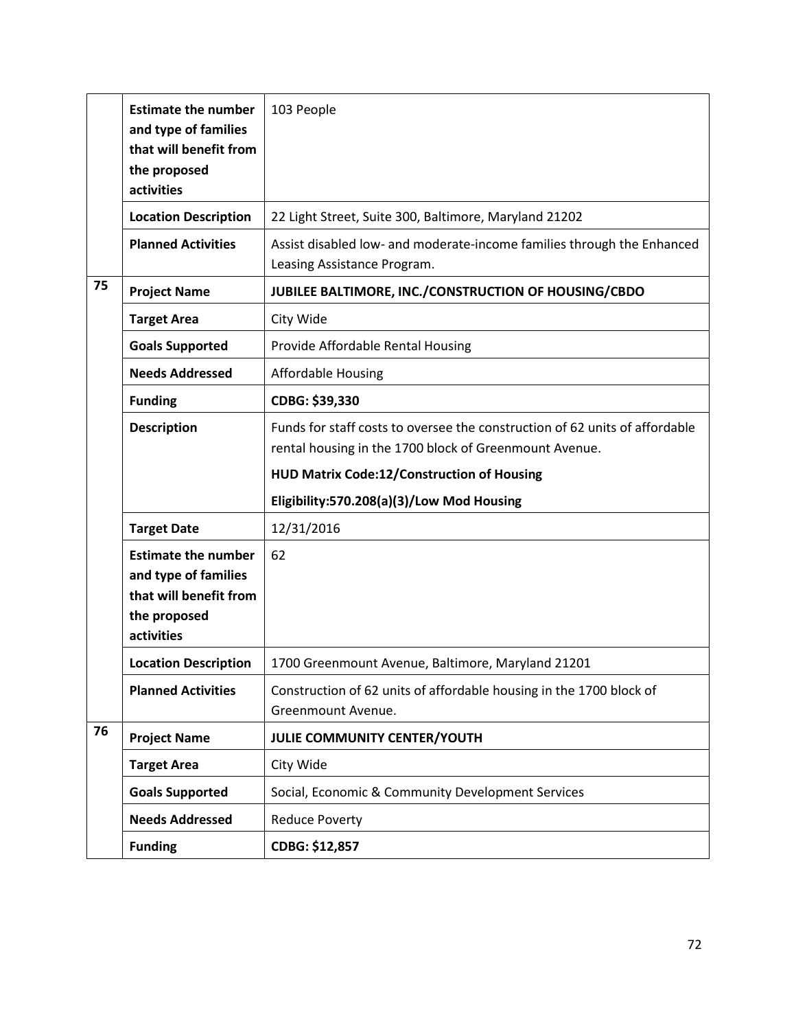| | | |
|---|---|---|
| | **Estimate the number and type of families that will benefit from the proposed activities** | 103 People |
| | **Location Description** | 22 Light Street, Suite 300, Baltimore, Maryland 21202 |
| | **Planned Activities** | Assist disabled low- and moderate-income families through the Enhanced Leasing Assistance Program. |
| **75** | **Project Name** | **JUBILEE BALTIMORE, INC./CONSTRUCTION OF HOUSING/CBDO** |
| | **Target Area** | City Wide |
| | **Goals Supported** | Provide Affordable Rental Housing |
| | **Needs Addressed** | Affordable Housing |
| | **Funding** | **CDBG: $39,330** |
| | **Description** | Funds for staff costs to oversee the construction of 62 units of affordable rental housing in the 1700 block of Greenmount Avenue.<br>**HUD Matrix Code:12/Construction of Housing**<br>**Eligibility:570.208(a)(3)/Low Mod Housing** |
| | **Target Date** | 12/31/2016 |
| | **Estimate the number and type of families that will benefit from the proposed activities** | 62 |
| | **Location Description** | 1700 Greenmount Avenue, Baltimore, Maryland 21201 |
| | **Planned Activities** | Construction of 62 units of affordable housing in the 1700 block of Greenmount Avenue. |
| **76** | **Project Name** | **JULIE COMMUNITY CENTER/YOUTH** |
| | **Target Area** | City Wide |
| | **Goals Supported** | Social, Economic & Community Development Services |
| | **Needs Addressed** | Reduce Poverty |
| | **Funding** | **CDBG: $12,857** |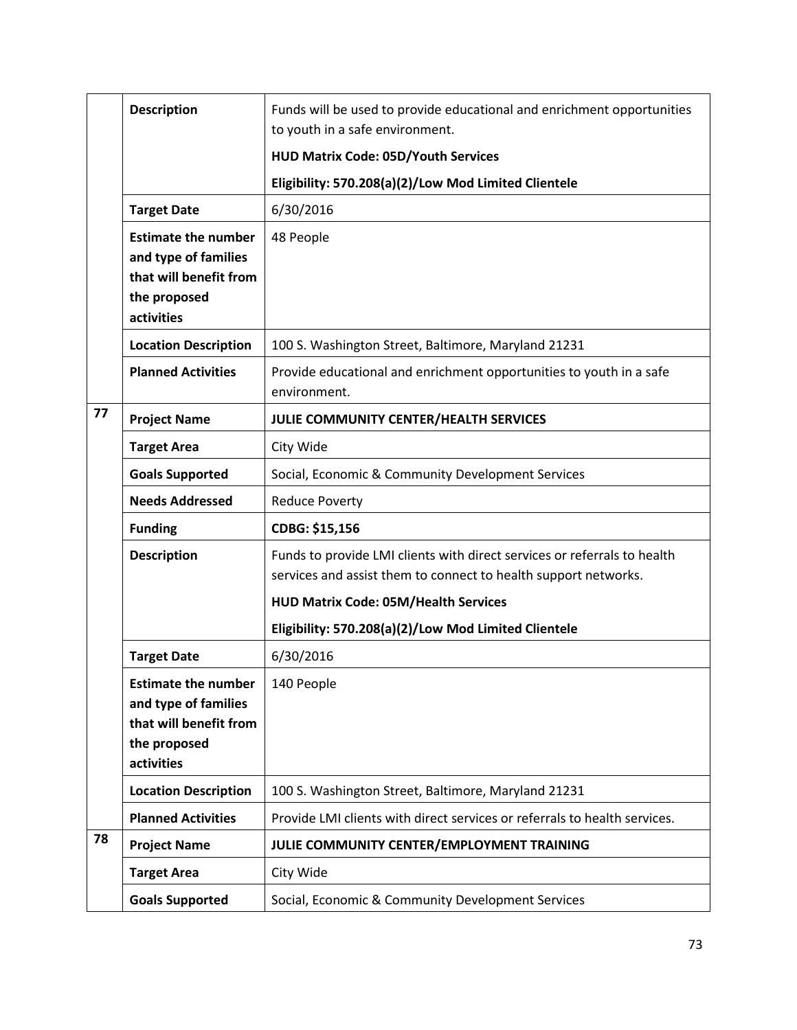| | | |
|---|---|---|
| | **Description** | Funds will be used to provide educational and enrichment opportunities to youth in a safe environment.<br>**HUD Matrix Code: 05D/Youth Services**<br>**Eligibility: 570.208(a)(2)/Low Mod Limited Clientele** |
| | **Target Date** | 6/30/2016 |
| | **Estimate the number and type of families that will benefit from the proposed activities** | 48 People |
| | **Location Description** | 100 S. Washington Street, Baltimore, Maryland 21231 |
| | **Planned Activities** | Provide educational and enrichment opportunities to youth in a safe environment. |
| **77** | **Project Name** | **JULIE COMMUNITY CENTER/HEALTH SERVICES** |
| | **Target Area** | City Wide |
| | **Goals Supported** | Social, Economic & Community Development Services |
| | **Needs Addressed** | Reduce Poverty |
| | **Funding** | **CDBG: $15,156** |
| | **Description** | Funds to provide LMI clients with direct services or referrals to health services and assist them to connect to health support networks.<br>**HUD Matrix Code: 05M/Health Services**<br>**Eligibility: 570.208(a)(2)/Low Mod Limited Clientele** |
| | **Target Date** | 6/30/2016 |
| | **Estimate the number and type of families that will benefit from the proposed activities** | 140 People |
| | **Location Description** | 100 S. Washington Street, Baltimore, Maryland 21231 |
| | **Planned Activities** | Provide LMI clients with direct services or referrals to health services. |
| **78** | **Project Name** | **JULIE COMMUNITY CENTER/EMPLOYMENT TRAINING** |
| | **Target Area** | City Wide |
| | **Goals Supported** | Social, Economic & Community Development Services |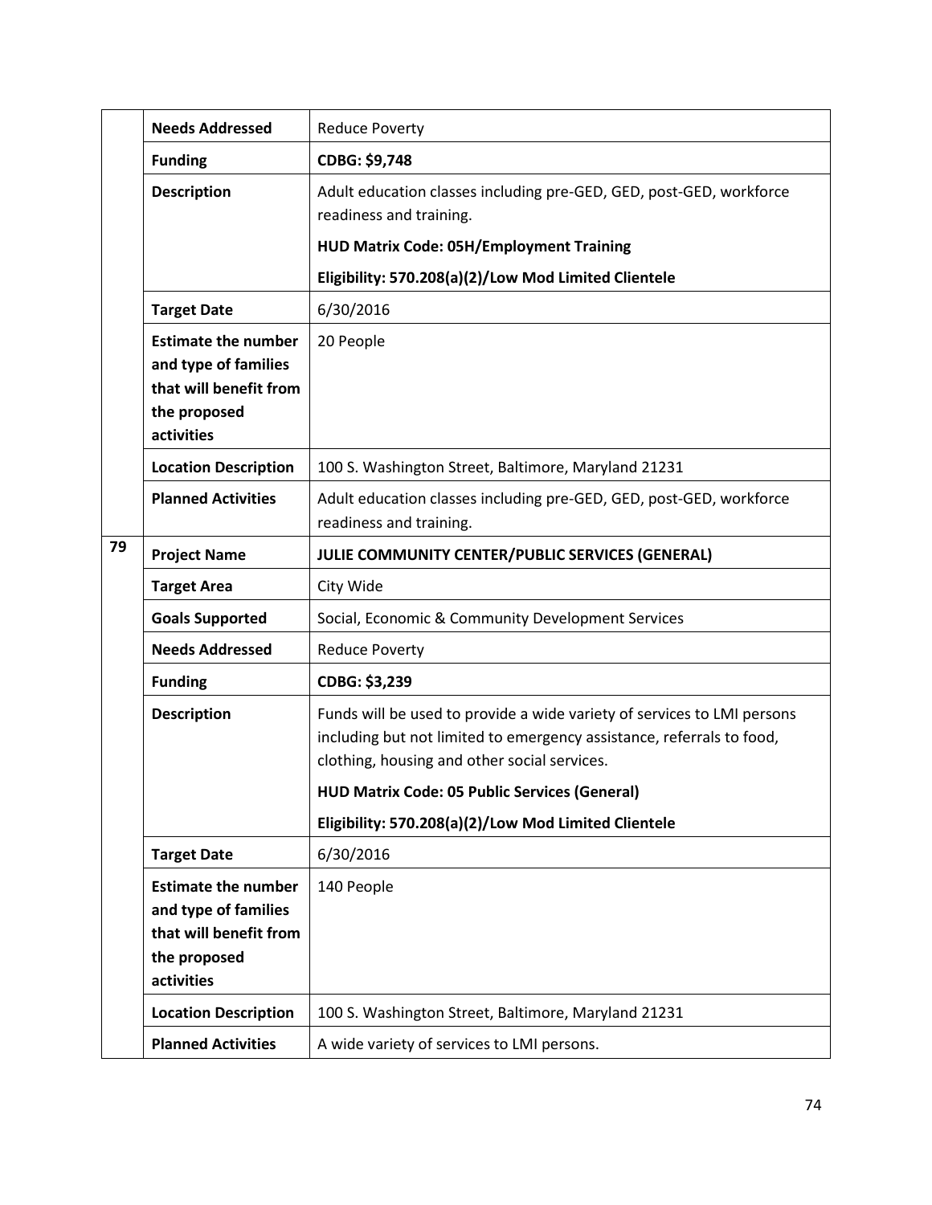| | | |
|---|---|---|
| | **Needs Addressed** | Reduce Poverty |
| | **Funding** | **CDBG: $9,748** |
| | **Description** | Adult education classes including pre-GED, GED, post-GED, workforce readiness and training.<br>**HUD Matrix Code: 05H/Employment Training**<br>**Eligibility: 570.208(a)(2)/Low Mod Limited Clientele** |
| | **Target Date** | 6/30/2016 |
| | **Estimate the number and type of families that will benefit from the proposed activities** | 20 People |
| | **Location Description** | 100 S. Washington Street, Baltimore, Maryland 21231 |
| | **Planned Activities** | Adult education classes including pre-GED, GED, post-GED, workforce readiness and training. |
| **79** | **Project Name** | **JULIE COMMUNITY CENTER/PUBLIC SERVICES (GENERAL)** |
| | **Target Area** | City Wide |
| | **Goals Supported** | Social, Economic & Community Development Services |
| | **Needs Addressed** | Reduce Poverty |
| | **Funding** | **CDBG: $3,239** |
| | **Description** | Funds will be used to provide a wide variety of services to LMI persons including but not limited to emergency assistance, referrals to food, clothing, housing and other social services.<br>**HUD Matrix Code: 05 Public Services (General)**<br>**Eligibility: 570.208(a)(2)/Low Mod Limited Clientele** |
| | **Target Date** | 6/30/2016 |
| | **Estimate the number and type of families that will benefit from the proposed activities** | 140 People |
| | **Location Description** | 100 S. Washington Street, Baltimore, Maryland 21231 |
| | **Planned Activities** | A wide variety of services to LMI persons. |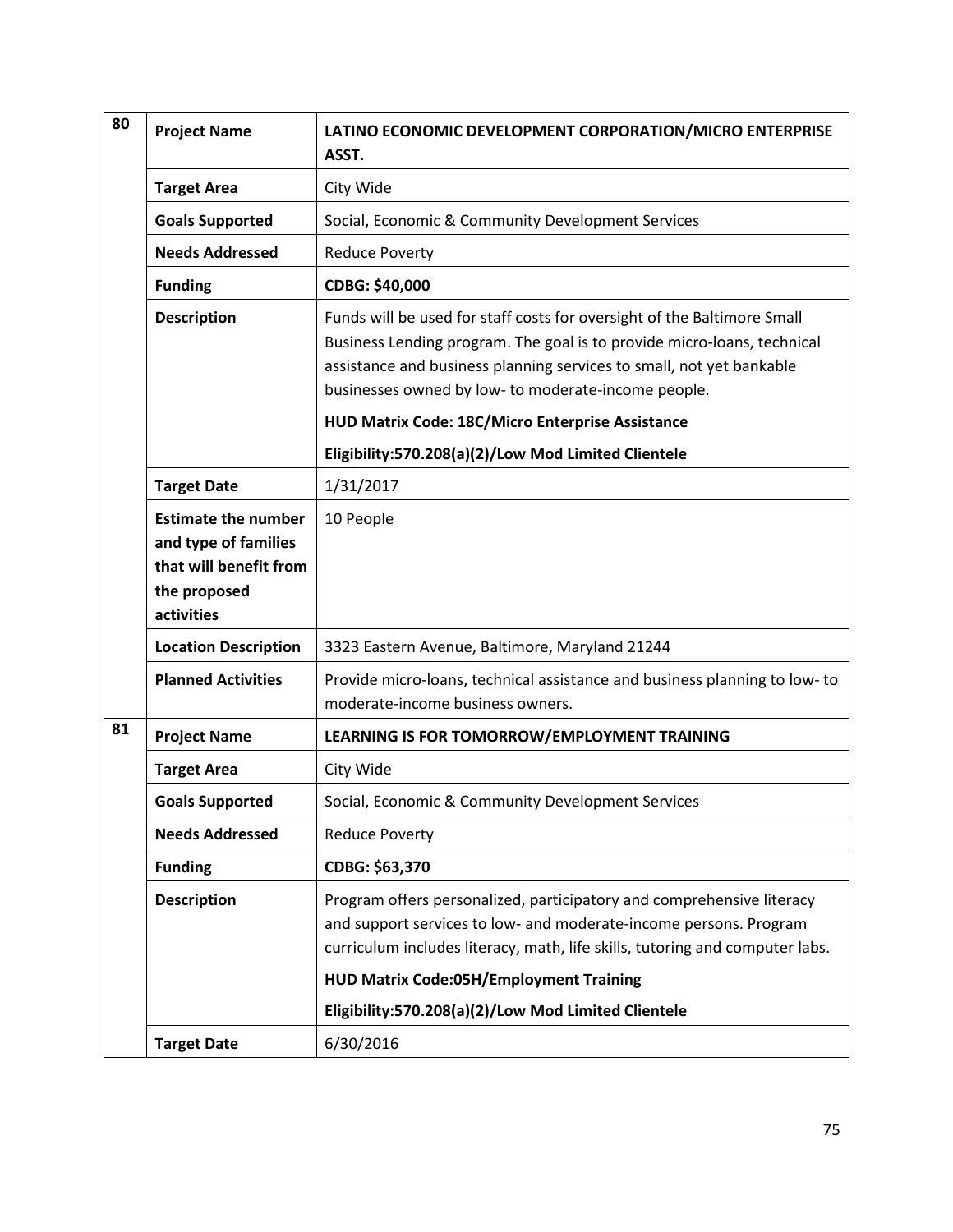| | | |
|---|---|---|
| **80** | **Project Name** | **LATINO ECONOMIC DEVELOPMENT CORPORATION/MICRO ENTERPRISE ASST.** |
| | **Target Area** | City Wide |
| | **Goals Supported** | Social, Economic & Community Development Services |
| | **Needs Addressed** | Reduce Poverty |
| | **Funding** | **CDBG: $40,000** |
| | **Description** | Funds will be used for staff costs for oversight of the Baltimore Small Business Lending program. The goal is to provide micro-loans, technical assistance and business planning services to small, not yet bankable businesses owned by low- to moderate-income people. **HUD Matrix Code: 18C/Micro Enterprise Assistance** **Eligibility:570.208(a)(2)/Low Mod Limited Clientele** |
| | **Target Date** | 1/31/2017 |
| | **Estimate the number and type of families that will benefit from the proposed activities** | 10 People |
| | **Location Description** | 3323 Eastern Avenue, Baltimore, Maryland 21244 |
| | **Planned Activities** | Provide micro-loans, technical assistance and business planning to low- to moderate-income business owners. |
| **81** | **Project Name** | **LEARNING IS FOR TOMORROW/EMPLOYMENT TRAINING** |
| | **Target Area** | City Wide |
| | **Goals Supported** | Social, Economic & Community Development Services |
| | **Needs Addressed** | Reduce Poverty |
| | **Funding** | **CDBG: $63,370** |
| | **Description** | Program offers personalized, participatory and comprehensive literacy and support services to low- and moderate-income persons. Program curriculum includes literacy, math, life skills, tutoring and computer labs. **HUD Matrix Code:05H/Employment Training** **Eligibility:570.208(a)(2)/Low Mod Limited Clientele** |
| | **Target Date** | 6/30/2016 |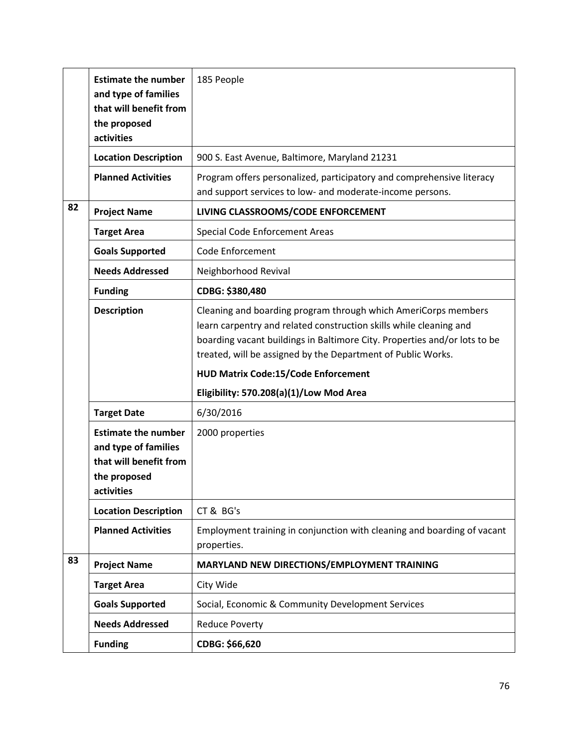| | | |
|---|---|---|
| | **Estimate the number and type of families that will benefit from the proposed activities** | 185 People |
| | **Location Description** | 900 S. East Avenue, Baltimore, Maryland 21231 |
| | **Planned Activities** | Program offers personalized, participatory and comprehensive literacy and support services to low- and moderate-income persons. |
| **82** | **Project Name** | **LIVING CLASSROOMS/CODE ENFORCEMENT** |
| | **Target Area** | Special Code Enforcement Areas |
| | **Goals Supported** | Code Enforcement |
| | **Needs Addressed** | Neighborhood Revival |
| | **Funding** | **CDBG: $380,480** |
| | **Description** | Cleaning and boarding program through which AmeriCorps members learn carpentry and related construction skills while cleaning and boarding vacant buildings in Baltimore City. Properties and/or lots to be treated, will be assigned by the Department of Public Works.<br>**HUD Matrix Code:15/Code Enforcement**<br>**Eligibility: 570.208(a)(1)/Low Mod Area** |
| | **Target Date** | 6/30/2016 |
| | **Estimate the number and type of families that will benefit from the proposed activities** | 2000 properties |
| | **Location Description** | CT & BG's |
| | **Planned Activities** | Employment training in conjunction with cleaning and boarding of vacant properties. |
| **83** | **Project Name** | **MARYLAND NEW DIRECTIONS/EMPLOYMENT TRAINING** |
| | **Target Area** | City Wide |
| | **Goals Supported** | Social, Economic & Community Development Services |
| | **Needs Addressed** | Reduce Poverty |
| | **Funding** | **CDBG: $66,620** |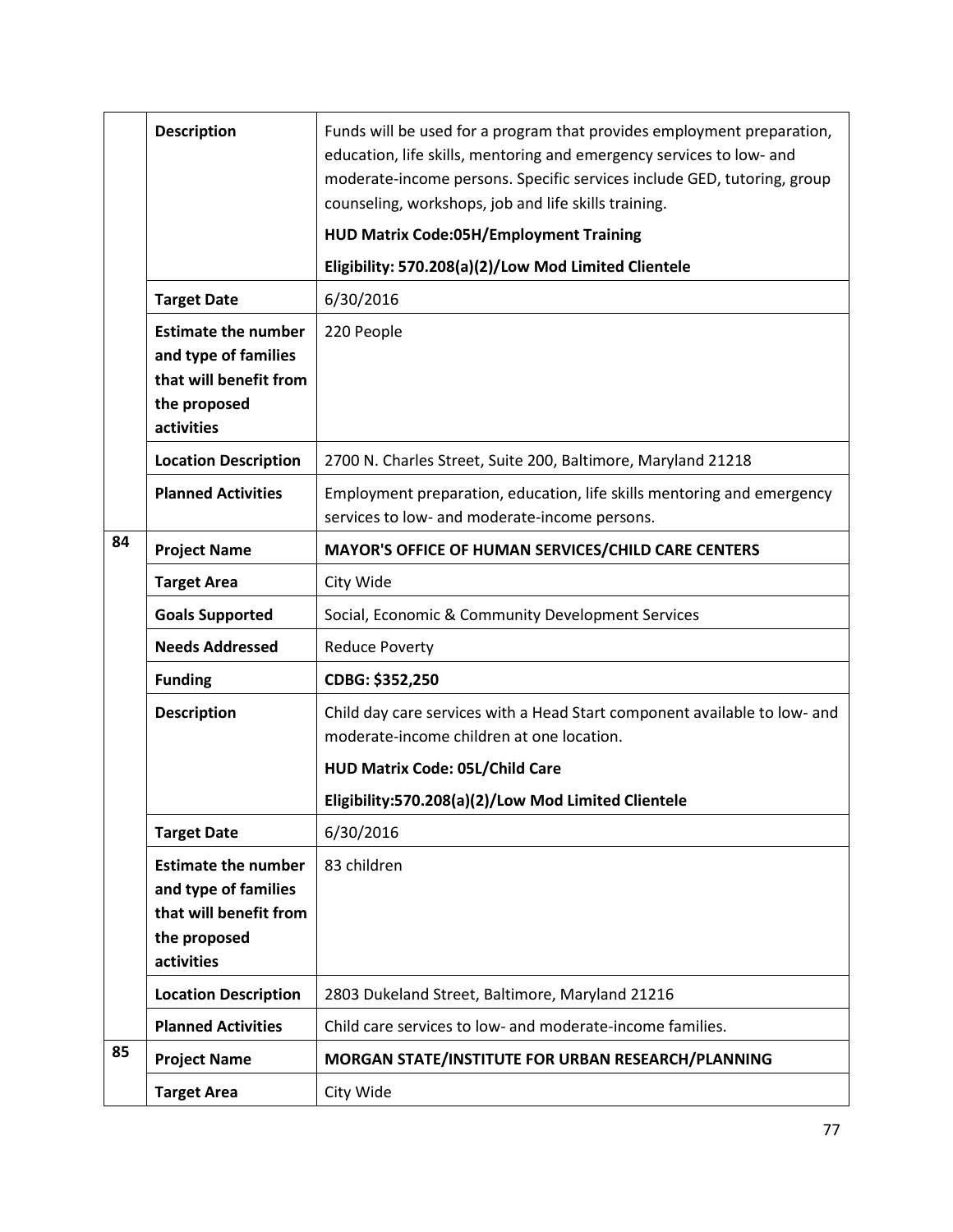| | | |
|---|---|---|
| | **Description** | Funds will be used for a program that provides employment preparation, education, life skills, mentoring and emergency services to low- and moderate-income persons. Specific services include GED, tutoring, group counseling, workshops, job and life skills training.<br>**HUD Matrix Code:05H/Employment Training**<br>**Eligibility: 570.208(a)(2)/Low Mod Limited Clientele** |
| | **Target Date** | 6/30/2016 |
| | **Estimate the number and type of families that will benefit from the proposed activities** | 220 People |
| | **Location Description** | 2700 N. Charles Street, Suite 200, Baltimore, Maryland 21218 |
| | **Planned Activities** | Employment preparation, education, life skills mentoring and emergency services to low- and moderate-income persons. |
| **84** | **Project Name** | **MAYOR'S OFFICE OF HUMAN SERVICES/CHILD CARE CENTERS** |
| | **Target Area** | City Wide |
| | **Goals Supported** | Social, Economic & Community Development Services |
| | **Needs Addressed** | Reduce Poverty |
| | **Funding** | **CDBG: $352,250** |
| | **Description** | Child day care services with a Head Start component available to low- and moderate-income children at one location.<br>**HUD Matrix Code: 05L/Child Care**<br>**Eligibility:570.208(a)(2)/Low Mod Limited Clientele** |
| | **Target Date** | 6/30/2016 |
| | **Estimate the number and type of families that will benefit from the proposed activities** | 83 children |
| | **Location Description** | 2803 Dukeland Street, Baltimore, Maryland 21216 |
| | **Planned Activities** | Child care services to low- and moderate-income families. |
| **85** | **Project Name** | **MORGAN STATE/INSTITUTE FOR URBAN RESEARCH/PLANNING** |
| | **Target Area** | City Wide |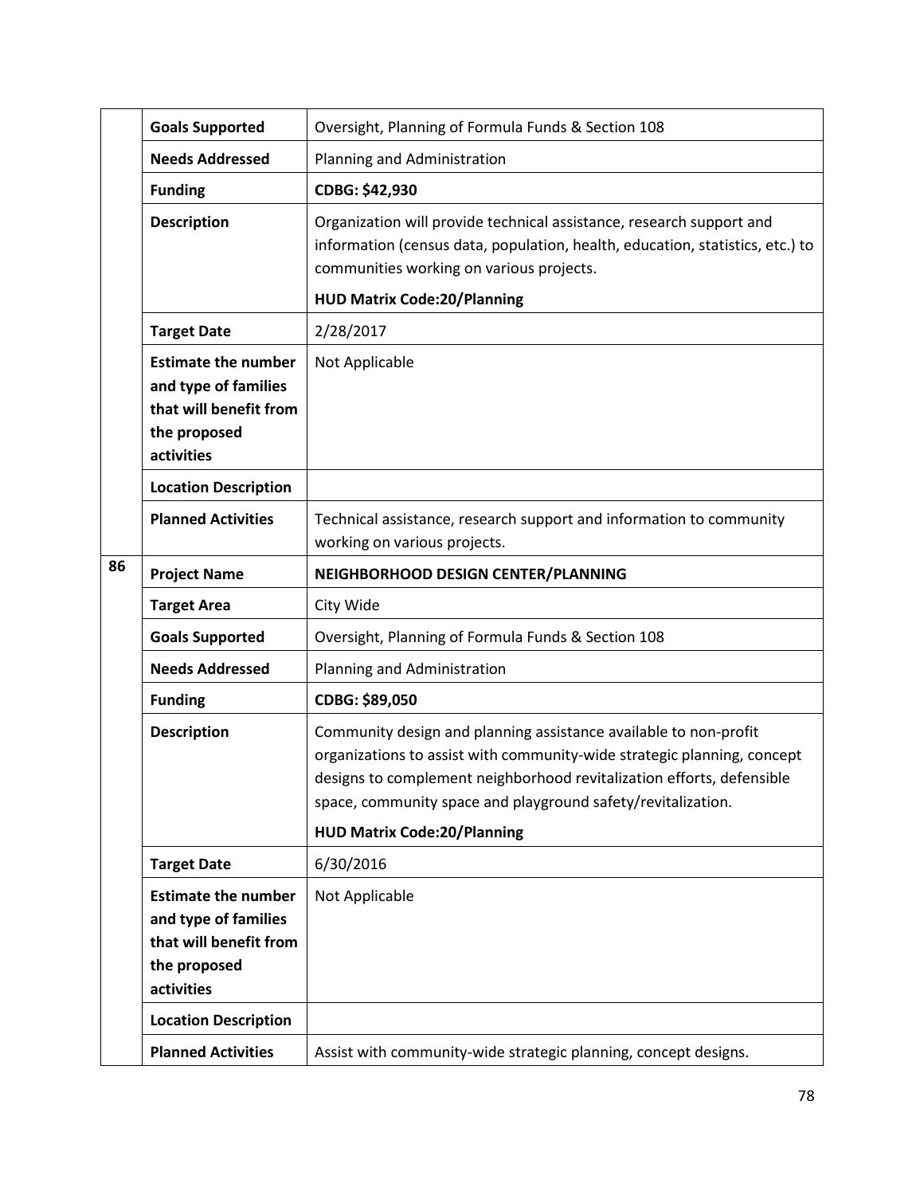| | | |
|---|---|---|
| | **Goals Supported** | Oversight, Planning of Formula Funds & Section 108 |
| | **Needs Addressed** | Planning and Administration |
| | **Funding** | **CDBG: $42,930** |
| | **Description** | Organization will provide technical assistance, research support and information (census data, population, health, education, statistics, etc.) to communities working on various projects.<br><br>**HUD Matrix Code:20/Planning** |
| | **Target Date** | 2/28/2017 |
| | **Estimate the number and type of families that will benefit from the proposed activities** | Not Applicable |
| | **Location Description** | |
| | **Planned Activities** | Technical assistance, research support and information to community working on various projects. |
| **86** | **Project Name** | **NEIGHBORHOOD DESIGN CENTER/PLANNING** |
| | **Target Area** | City Wide |
| | **Goals Supported** | Oversight, Planning of Formula Funds & Section 108 |
| | **Needs Addressed** | Planning and Administration |
| | **Funding** | **CDBG: $89,050** |
| | **Description** | Community design and planning assistance available to non-profit organizations to assist with community-wide strategic planning, concept designs to complement neighborhood revitalization efforts, defensible space, community space and playground safety/revitalization.<br><br>**HUD Matrix Code:20/Planning** |
| | **Target Date** | 6/30/2016 |
| | **Estimate the number and type of families that will benefit from the proposed activities** | Not Applicable |
| | **Location Description** | |
| | **Planned Activities** | Assist with community-wide strategic planning, concept designs. |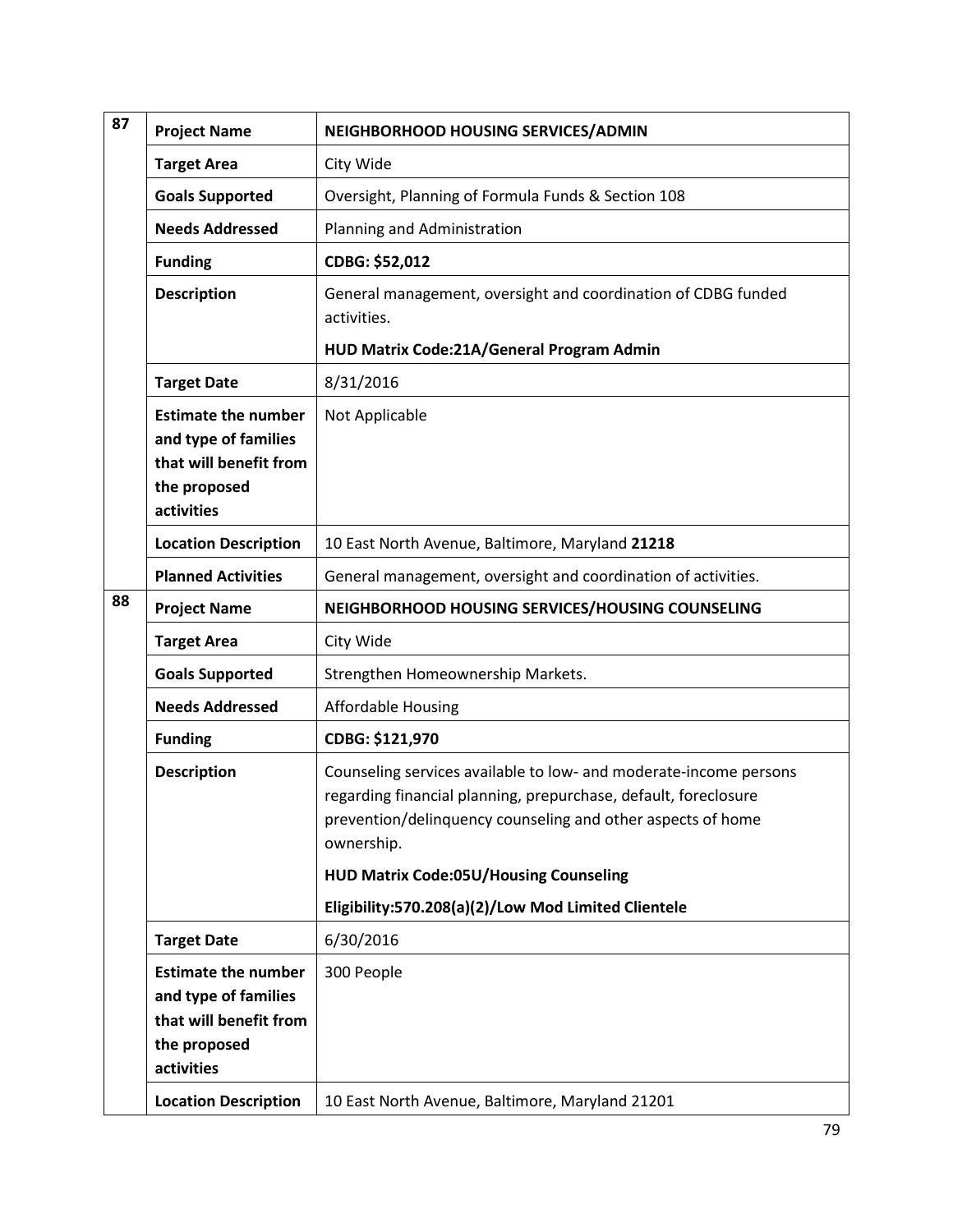| | | |
|---|---|---|
| 87 | **Project Name** | **NEIGHBORHOOD HOUSING SERVICES/ADMIN** |
| | **Target Area** | City Wide |
| | **Goals Supported** | Oversight, Planning of Formula Funds & Section 108 |
| | **Needs Addressed** | Planning and Administration |
| | **Funding** | **CDBG: $52,012** |
| | **Description** | General management, oversight and coordination of CDBG funded activities.<br><br>**HUD Matrix Code:21A/General Program Admin** |
| | **Target Date** | 8/31/2016 |
| | **Estimate the number and type of families that will benefit from the proposed activities** | Not Applicable |
| | **Location Description** | 10 East North Avenue, Baltimore, Maryland **21218** |
| | **Planned Activities** | General management, oversight and coordination of activities. |
| 88 | **Project Name** | **NEIGHBORHOOD HOUSING SERVICES/HOUSING COUNSELING** |
| | **Target Area** | City Wide |
| | **Goals Supported** | Strengthen Homeownership Markets. |
| | **Needs Addressed** | Affordable Housing |
| | **Funding** | **CDBG: $121,970** |
| | **Description** | Counseling services available to low- and moderate-income persons regarding financial planning, prepurchase, default, foreclosure prevention/delinquency counseling and other aspects of home ownership.<br><br>**HUD Matrix Code:05U/Housing Counseling**<br><br>**Eligibility:570.208(a)(2)/Low Mod Limited Clientele** |
| | **Target Date** | 6/30/2016 |
| | **Estimate the number and type of families that will benefit from the proposed activities** | 300 People |
| | **Location Description** | 10 East North Avenue, Baltimore, Maryland 21201 |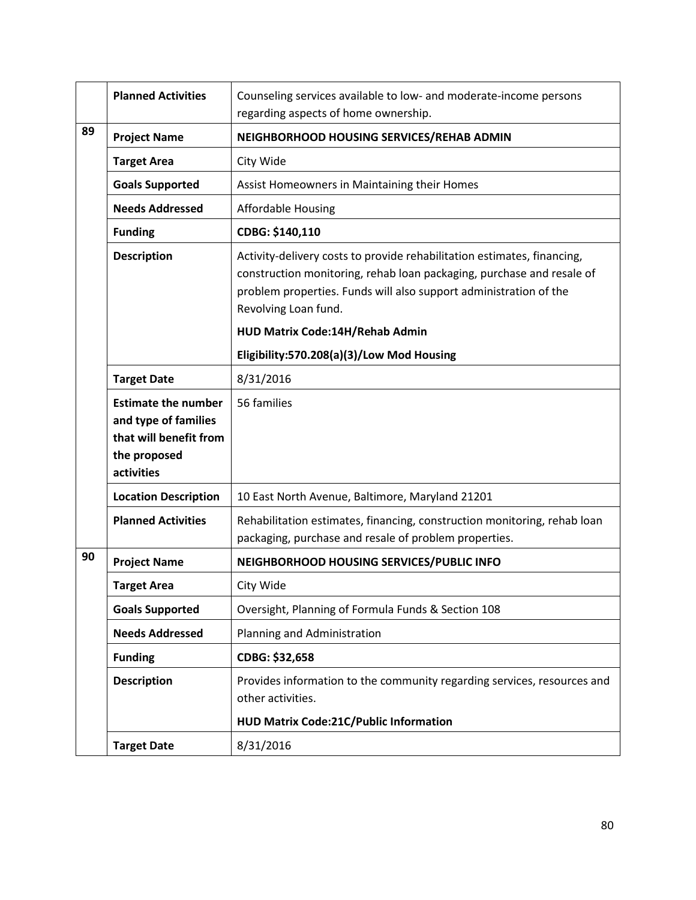| | | |
|---|---|---|
| | **Planned Activities** | Counseling services available to low- and moderate-income persons regarding aspects of home ownership. |
| **89** | **Project Name** | **NEIGHBORHOOD HOUSING SERVICES/REHAB ADMIN** |
| | **Target Area** | City Wide |
| | **Goals Supported** | Assist Homeowners in Maintaining their Homes |
| | **Needs Addressed** | Affordable Housing |
| | **Funding** | **CDBG: $140,110** |
| | **Description** | Activity-delivery costs to provide rehabilitation estimates, financing, construction monitoring, rehab loan packaging, purchase and resale of problem properties. Funds will also support administration of the Revolving Loan fund.<br>**HUD Matrix Code:14H/Rehab Admin**<br>**Eligibility:570.208(a)(3)/Low Mod Housing** |
| | **Target Date** | 8/31/2016 |
| | **Estimate the number and type of families that will benefit from the proposed activities** | 56 families |
| | **Location Description** | 10 East North Avenue, Baltimore, Maryland 21201 |
| | **Planned Activities** | Rehabilitation estimates, financing, construction monitoring, rehab loan packaging, purchase and resale of problem properties. |
| **90** | **Project Name** | **NEIGHBORHOOD HOUSING SERVICES/PUBLIC INFO** |
| | **Target Area** | City Wide |
| | **Goals Supported** | Oversight, Planning of Formula Funds & Section 108 |
| | **Needs Addressed** | Planning and Administration |
| | **Funding** | **CDBG: $32,658** |
| | **Description** | Provides information to the community regarding services, resources and other activities.<br>**HUD Matrix Code:21C/Public Information** |
| | **Target Date** | 8/31/2016 |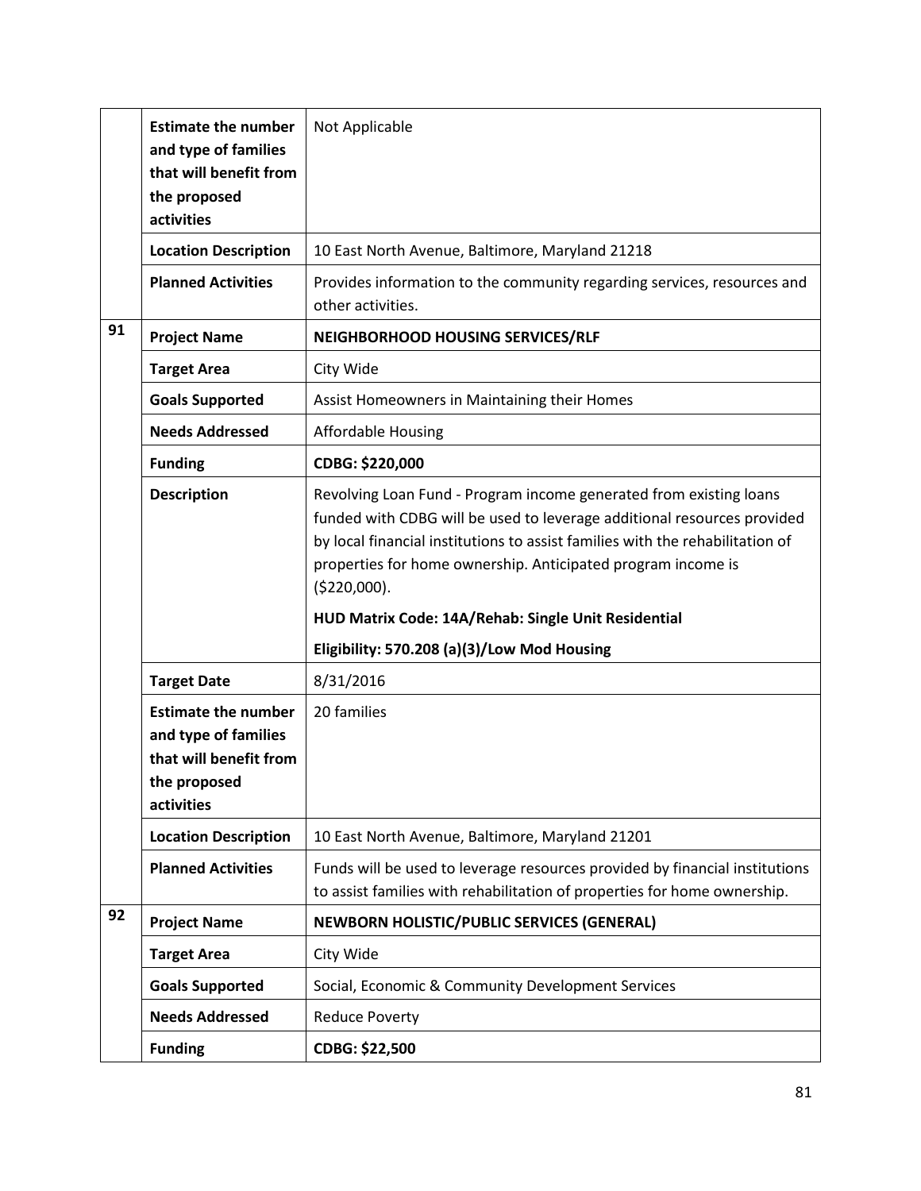| | | |
|---|---|---|
| | **Estimate the number and type of families that will benefit from the proposed activities** | Not Applicable |
| | **Location Description** | 10 East North Avenue, Baltimore, Maryland 21218 |
| | **Planned Activities** | Provides information to the community regarding services, resources and other activities. |
| **91** | **Project Name** | **NEIGHBORHOOD HOUSING SERVICES/RLF** |
| | **Target Area** | City Wide |
| | **Goals Supported** | Assist Homeowners in Maintaining their Homes |
| | **Needs Addressed** | Affordable Housing |
| | **Funding** | **CDBG: $220,000** |
| | **Description** | Revolving Loan Fund - Program income generated from existing loans funded with CDBG will be used to leverage additional resources provided by local financial institutions to assist families with the rehabilitation of properties for home ownership. Anticipated program income is ($220,000).<br>**HUD Matrix Code: 14A/Rehab: Single Unit Residential**<br>**Eligibility: 570.208 (a)(3)/Low Mod Housing** |
| | **Target Date** | 8/31/2016 |
| | **Estimate the number and type of families that will benefit from the proposed activities** | 20 families |
| | **Location Description** | 10 East North Avenue, Baltimore, Maryland 21201 |
| | **Planned Activities** | Funds will be used to leverage resources provided by financial institutions to assist families with rehabilitation of properties for home ownership. |
| **92** | **Project Name** | **NEWBORN HOLISTIC/PUBLIC SERVICES (GENERAL)** |
| | **Target Area** | City Wide |
| | **Goals Supported** | Social, Economic & Community Development Services |
| | **Needs Addressed** | Reduce Poverty |
| | **Funding** | **CDBG: $22,500** |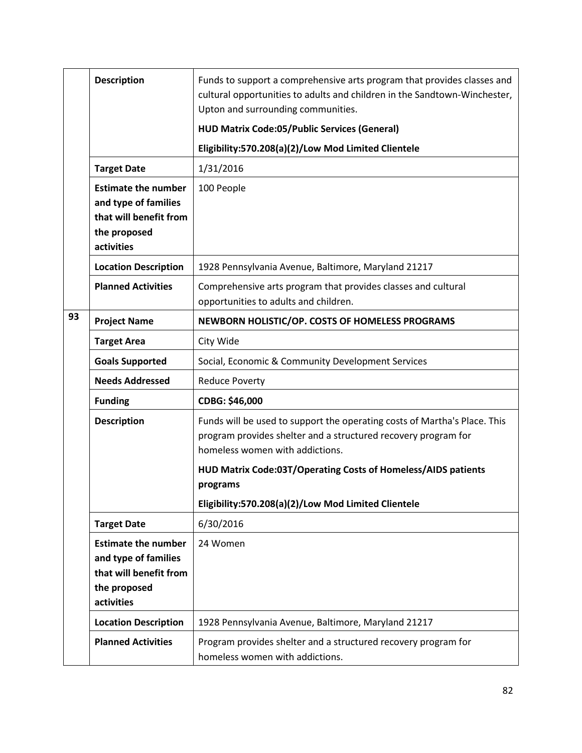| | | |
|---|---|---|
| | **Description** | Funds to support a comprehensive arts program that provides classes and cultural opportunities to adults and children in the Sandtown-Winchester, Upton and surrounding communities.<br><br>**HUD Matrix Code:05/Public Services (General)**<br><br>**Eligibility:570.208(a)(2)/Low Mod Limited Clientele** |
| | **Target Date** | 1/31/2016 |
| | **Estimate the number and type of families that will benefit from the proposed activities** | 100 People |
| | **Location Description** | 1928 Pennsylvania Avenue, Baltimore, Maryland 21217 |
| | **Planned Activities** | Comprehensive arts program that provides classes and cultural opportunities to adults and children. |
| **93** | **Project Name** | **NEWBORN HOLISTIC/OP. COSTS OF HOMELESS PROGRAMS** |
| | **Target Area** | City Wide |
| | **Goals Supported** | Social, Economic & Community Development Services |
| | **Needs Addressed** | Reduce Poverty |
| | **Funding** | **CDBG: $46,000** |
| | **Description** | Funds will be used to support the operating costs of Martha's Place. This program provides shelter and a structured recovery program for homeless women with addictions.<br><br>**HUD Matrix Code:03T/Operating Costs of Homeless/AIDS patients programs**<br><br>**Eligibility:570.208(a)(2)/Low Mod Limited Clientele** |
| | **Target Date** | 6/30/2016 |
| | **Estimate the number and type of families that will benefit from the proposed activities** | 24 Women |
| | **Location Description** | 1928 Pennsylvania Avenue, Baltimore, Maryland 21217 |
| | **Planned Activities** | Program provides shelter and a structured recovery program for homeless women with addictions. |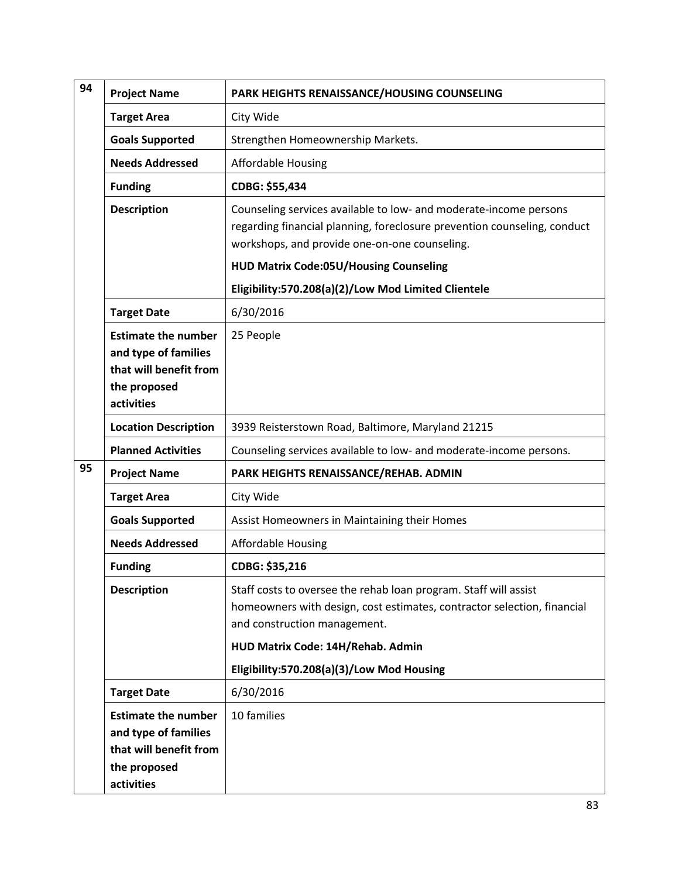| 94 | Project Name | PARK HEIGHTS RENAISSANCE/HOUSING COUNSELING |
|---|---|---|
| | Target Area | City Wide |
| | Goals Supported | Strengthen Homeownership Markets. |
| | Needs Addressed | Affordable Housing |
| | Funding | **CDBG: $55,434** |
| | Description | Counseling services available to low- and moderate-income persons regarding financial planning, foreclosure prevention counseling, conduct workshops, and provide one-on-one counseling.<br>**HUD Matrix Code:05U/Housing Counseling**<br>**Eligibility:570.208(a)(2)/Low Mod Limited Clientele** |
| | Target Date | 6/30/2016 |
| | Estimate the number and type of families that will benefit from the proposed activities | 25 People |
| | Location Description | 3939 Reisterstown Road, Baltimore, Maryland 21215 |
| | Planned Activities | Counseling services available to low- and moderate-income persons. |
| 95 | Project Name | PARK HEIGHTS RENAISSANCE/REHAB. ADMIN |
| | Target Area | City Wide |
| | Goals Supported | Assist Homeowners in Maintaining their Homes |
| | Needs Addressed | Affordable Housing |
| | Funding | **CDBG: $35,216** |
| | Description | Staff costs to oversee the rehab loan program. Staff will assist homeowners with design, cost estimates, contractor selection, financial and construction management.<br>**HUD Matrix Code: 14H/Rehab. Admin**<br>**Eligibility:570.208(a)(3)/Low Mod Housing** |
| | Target Date | 6/30/2016 |
| | Estimate the number and type of families that will benefit from the proposed activities | 10 families |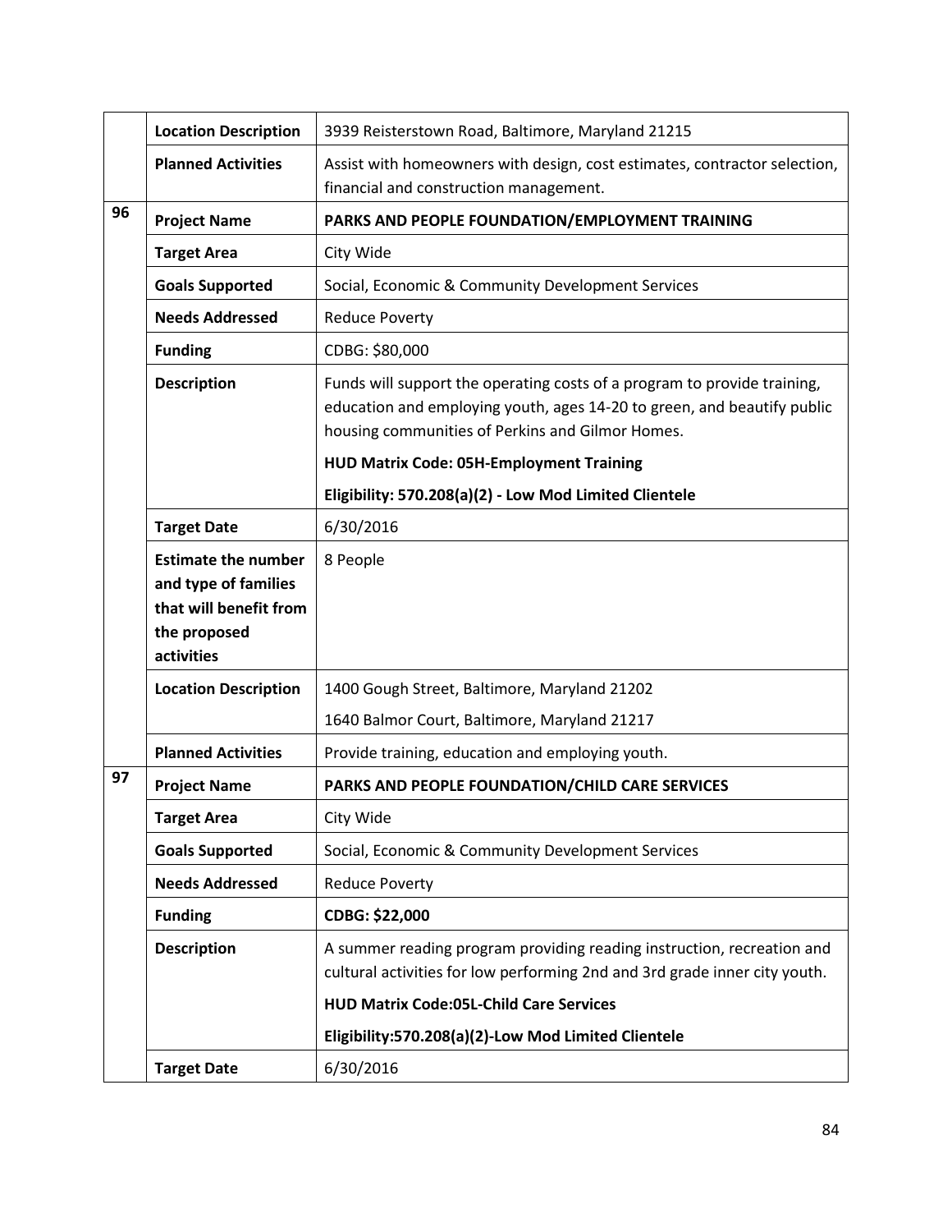| | | |
|---|---|---|
| | **Location Description** | 3939 Reisterstown Road, Baltimore, Maryland 21215 |
| | **Planned Activities** | Assist with homeowners with design, cost estimates, contractor selection, financial and construction management. |
| **96** | **Project Name** | **PARKS AND PEOPLE FOUNDATION/EMPLOYMENT TRAINING** |
| | **Target Area** | City Wide |
| | **Goals Supported** | Social, Economic & Community Development Services |
| | **Needs Addressed** | Reduce Poverty |
| | **Funding** | CDBG: $80,000 |
| | **Description** | Funds will support the operating costs of a program to provide training, education and employing youth, ages 14-20 to green, and beautify public housing communities of Perkins and Gilmor Homes.<br><br>**HUD Matrix Code: 05H-Employment Training**<br><br>**Eligibility: 570.208(a)(2) - Low Mod Limited Clientele** |
| | **Target Date** | 6/30/2016 |
| | **Estimate the number and type of families that will benefit from the proposed activities** | 8 People |
| | **Location Description** | 1400 Gough Street, Baltimore, Maryland 21202<br><br>1640 Balmor Court, Baltimore, Maryland 21217 |
| | **Planned Activities** | Provide training, education and employing youth. |
| **97** | **Project Name** | **PARKS AND PEOPLE FOUNDATION/CHILD CARE SERVICES** |
| | **Target Area** | City Wide |
| | **Goals Supported** | Social, Economic & Community Development Services |
| | **Needs Addressed** | Reduce Poverty |
| | **Funding** | **CDBG: $22,000** |
| | **Description** | A summer reading program providing reading instruction, recreation and cultural activities for low performing 2nd and 3rd grade inner city youth.<br><br>**HUD Matrix Code:05L-Child Care Services**<br><br>**Eligibility:570.208(a)(2)-Low Mod Limited Clientele** |
| | **Target Date** | 6/30/2016 |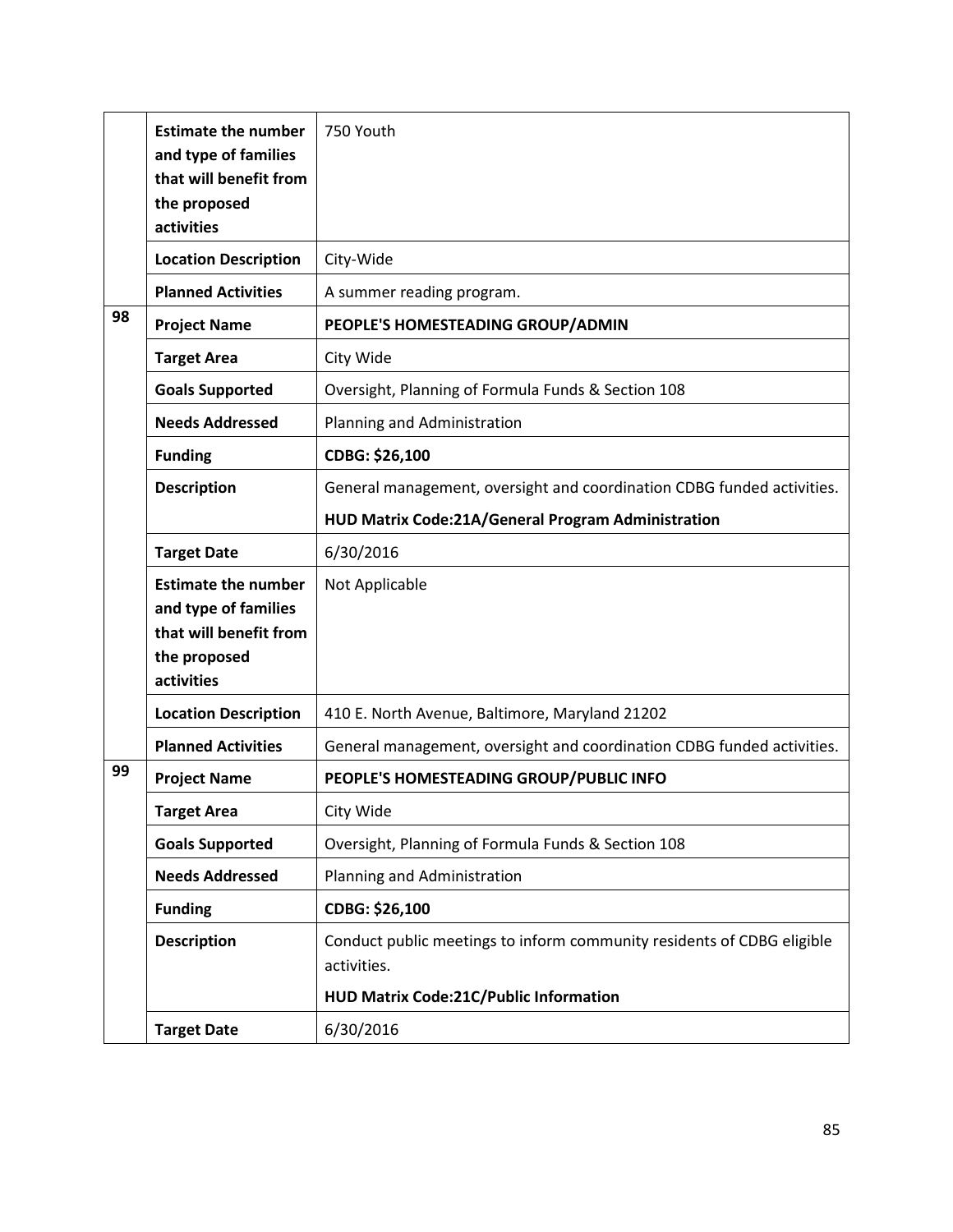| | | |
|---|---|---|
| | **Estimate the number and type of families that will benefit from the proposed activities** | 750 Youth |
| | **Location Description** | City-Wide |
| | **Planned Activities** | A summer reading program. |
| **98** | **Project Name** | **PEOPLE'S HOMESTEADING GROUP/ADMIN** |
| | **Target Area** | City Wide |
| | **Goals Supported** | Oversight, Planning of Formula Funds & Section 108 |
| | **Needs Addressed** | Planning and Administration |
| | **Funding** | **CDBG: $26,100** |
| | **Description** | General management, oversight and coordination CDBG funded activities. **HUD Matrix Code:21A/General Program Administration** |
| | **Target Date** | 6/30/2016 |
| | **Estimate the number and type of families that will benefit from the proposed activities** | Not Applicable |
| | **Location Description** | 410 E. North Avenue, Baltimore, Maryland 21202 |
| | **Planned Activities** | General management, oversight and coordination CDBG funded activities. |
| **99** | **Project Name** | **PEOPLE'S HOMESTEADING GROUP/PUBLIC INFO** |
| | **Target Area** | City Wide |
| | **Goals Supported** | Oversight, Planning of Formula Funds & Section 108 |
| | **Needs Addressed** | Planning and Administration |
| | **Funding** | **CDBG: $26,100** |
| | **Description** | Conduct public meetings to inform community residents of CDBG eligible activities. **HUD Matrix Code:21C/Public Information** |
| | **Target Date** | 6/30/2016 |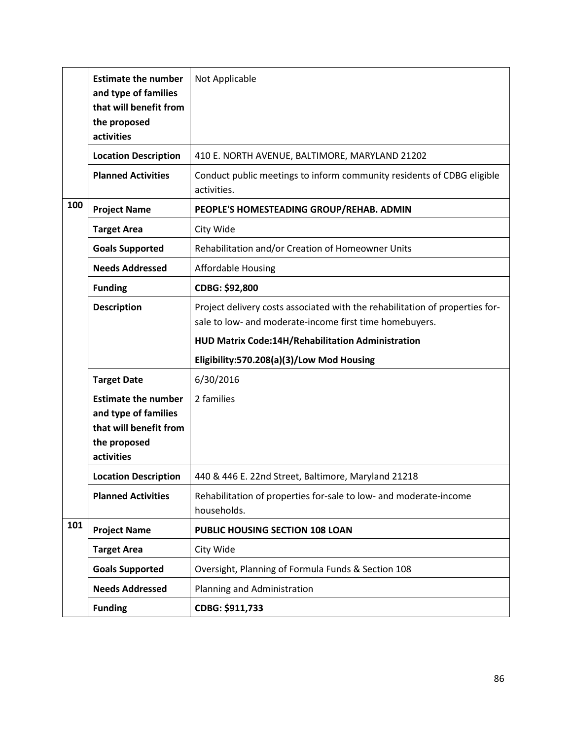| | | |
|---|---|---|
| | **Estimate the number and type of families that will benefit from the proposed activities** | Not Applicable |
| | **Location Description** | 410 E. NORTH AVENUE, BALTIMORE, MARYLAND 21202 |
| | **Planned Activities** | Conduct public meetings to inform community residents of CDBG eligible activities. |
| **100** | **Project Name** | **PEOPLE'S HOMESTEADING GROUP/REHAB. ADMIN** |
| | **Target Area** | City Wide |
| | **Goals Supported** | Rehabilitation and/or Creation of Homeowner Units |
| | **Needs Addressed** | Affordable Housing |
| | **Funding** | **CDBG: $92,800** |
| | **Description** | Project delivery costs associated with the rehabilitation of properties for-sale to low- and moderate-income first time homebuyers. **HUD Matrix Code:14H/Rehabilitation Administration** **Eligibility:570.208(a)(3)/Low Mod Housing** |
| | **Target Date** | 6/30/2016 |
| | **Estimate the number and type of families that will benefit from the proposed activities** | 2 families |
| | **Location Description** | 440 & 446 E. 22nd Street, Baltimore, Maryland 21218 |
| | **Planned Activities** | Rehabilitation of properties for-sale to low- and moderate-income households. |
| **101** | **Project Name** | **PUBLIC HOUSING SECTION 108 LOAN** |
| | **Target Area** | City Wide |
| | **Goals Supported** | Oversight, Planning of Formula Funds & Section 108 |
| | **Needs Addressed** | Planning and Administration |
| | **Funding** | **CDBG: $911,733** |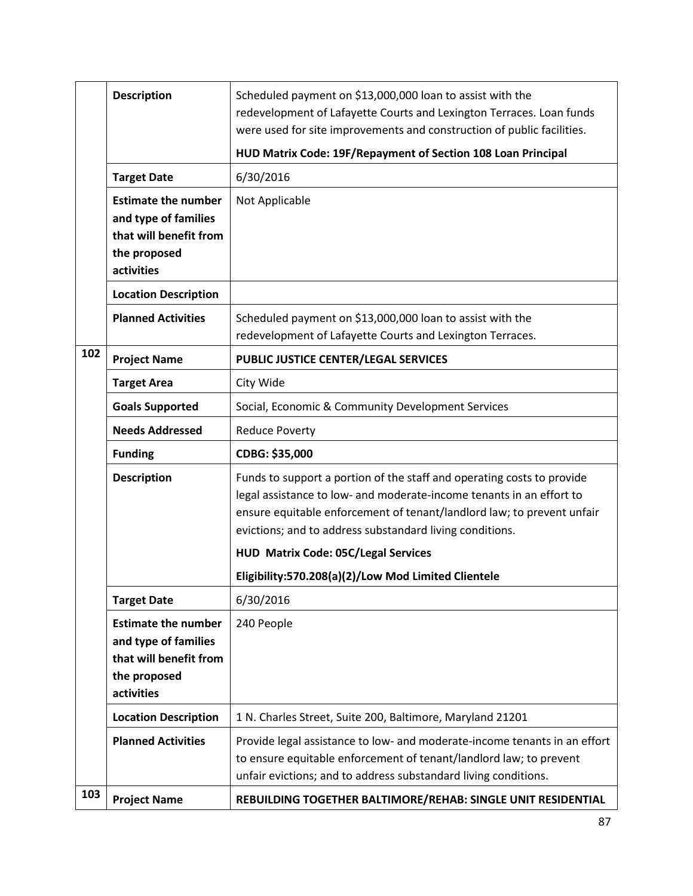|  |  |  |
| --- | --- | --- |
|  | **Description** | Scheduled payment on $13,000,000 loan to assist with the redevelopment of Lafayette Courts and Lexington Terraces. Loan funds were used for site improvements and construction of public facilities.<br><br>**HUD Matrix Code: 19F/Repayment of Section 108 Loan Principal** |
|  | **Target Date** | 6/30/2016 |
|  | **Estimate the number and type of families that will benefit from the proposed activities** | Not Applicable |
|  | **Location Description** |  |
|  | **Planned Activities** | Scheduled payment on $13,000,000 loan to assist with the redevelopment of Lafayette Courts and Lexington Terraces. |
| **102** | **Project Name** | **PUBLIC JUSTICE CENTER/LEGAL SERVICES** |
|  | **Target Area** | City Wide |
|  | **Goals Supported** | Social, Economic & Community Development Services |
|  | **Needs Addressed** | Reduce Poverty |
|  | **Funding** | **CDBG: $35,000** |
|  | **Description** | Funds to support a portion of the staff and operating costs to provide legal assistance to low- and moderate-income tenants in an effort to ensure equitable enforcement of tenant/landlord law; to prevent unfair evictions; and to address substandard living conditions.<br><br>**HUD Matrix Code: 05C/Legal Services**<br><br>**Eligibility:570.208(a)(2)/Low Mod Limited Clientele** |
|  | **Target Date** | 6/30/2016 |
|  | **Estimate the number and type of families that will benefit from the proposed activities** | 240 People |
|  | **Location Description** | 1 N. Charles Street, Suite 200, Baltimore, Maryland 21201 |
|  | **Planned Activities** | Provide legal assistance to low- and moderate-income tenants in an effort to ensure equitable enforcement of tenant/landlord law; to prevent unfair evictions; and to address substandard living conditions. |
| **103** | **Project Name** | **REBUILDING TOGETHER BALTIMORE/REHAB: SINGLE UNIT RESIDENTIAL** |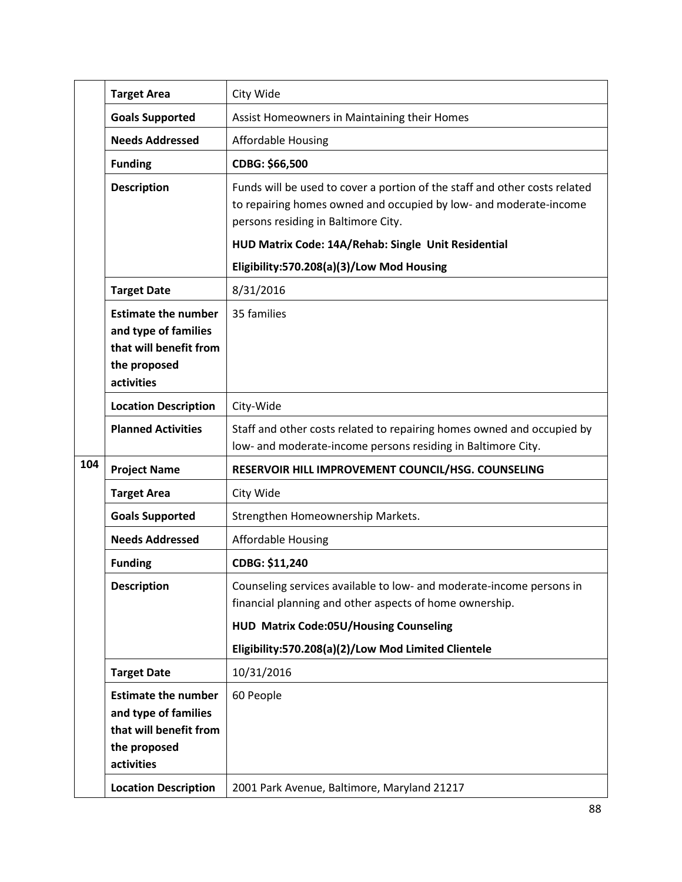| | | |
|---|---|---|
| | **Target Area** | City Wide |
| | **Goals Supported** | Assist Homeowners in Maintaining their Homes |
| | **Needs Addressed** | Affordable Housing |
| | **Funding** | **CDBG: $66,500** |
| | **Description** | Funds will be used to cover a portion of the staff and other costs related to repairing homes owned and occupied by low- and moderate-income persons residing in Baltimore City.<br>**HUD Matrix Code: 14A/Rehab: Single Unit Residential**<br>**Eligibility:570.208(a)(3)/Low Mod Housing** |
| | **Target Date** | 8/31/2016 |
| | **Estimate the number and type of families that will benefit from the proposed activities** | 35 families |
| | **Location Description** | City-Wide |
| | **Planned Activities** | Staff and other costs related to repairing homes owned and occupied by low- and moderate-income persons residing in Baltimore City. |
| **104** | **Project Name** | **RESERVOIR HILL IMPROVEMENT COUNCIL/HSG. COUNSELING** |
| | **Target Area** | City Wide |
| | **Goals Supported** | Strengthen Homeownership Markets. |
| | **Needs Addressed** | Affordable Housing |
| | **Funding** | **CDBG: $11,240** |
| | **Description** | Counseling services available to low- and moderate-income persons in financial planning and other aspects of home ownership.<br>**HUD Matrix Code:05U/Housing Counseling**<br>**Eligibility:570.208(a)(2)/Low Mod Limited Clientele** |
| | **Target Date** | 10/31/2016 |
| | **Estimate the number and type of families that will benefit from the proposed activities** | 60 People |
| | **Location Description** | 2001 Park Avenue, Baltimore, Maryland 21217 |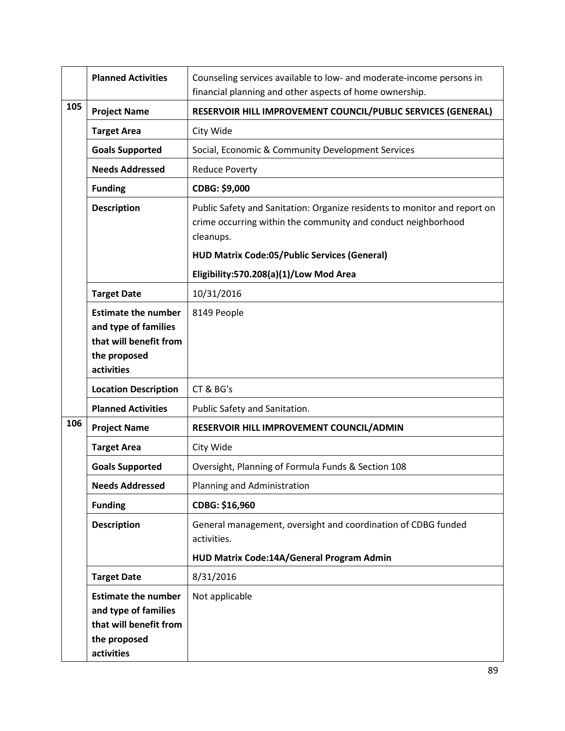| | | |
|---|---|---|
| | **Planned Activities** | Counseling services available to low- and moderate-income persons in financial planning and other aspects of home ownership. |
| **105** | **Project Name** | **RESERVOIR HILL IMPROVEMENT COUNCIL/PUBLIC SERVICES (GENERAL)** |
| | **Target Area** | City Wide |
| | **Goals Supported** | Social, Economic & Community Development Services |
| | **Needs Addressed** | Reduce Poverty |
| | **Funding** | **CDBG: $9,000** |
| | **Description** | Public Safety and Sanitation: Organize residents to monitor and report on crime occurring within the community and conduct neighborhood cleanups.<br>**HUD Matrix Code:05/Public Services (General)**<br>**Eligibility:570.208(a)(1)/Low Mod Area** |
| | **Target Date** | 10/31/2016 |
| | **Estimate the number and type of families that will benefit from the proposed activities** | 8149 People |
| | **Location Description** | CT & BG's |
| | **Planned Activities** | Public Safety and Sanitation. |
| **106** | **Project Name** | **RESERVOIR HILL IMPROVEMENT COUNCIL/ADMIN** |
| | **Target Area** | City Wide |
| | **Goals Supported** | Oversight, Planning of Formula Funds & Section 108 |
| | **Needs Addressed** | Planning and Administration |
| | **Funding** | **CDBG: $16,960** |
| | **Description** | General management, oversight and coordination of CDBG funded activities.<br>**HUD Matrix Code:14A/General Program Admin** |
| | **Target Date** | 8/31/2016 |
| | **Estimate the number and type of families that will benefit from the proposed activities** | Not applicable |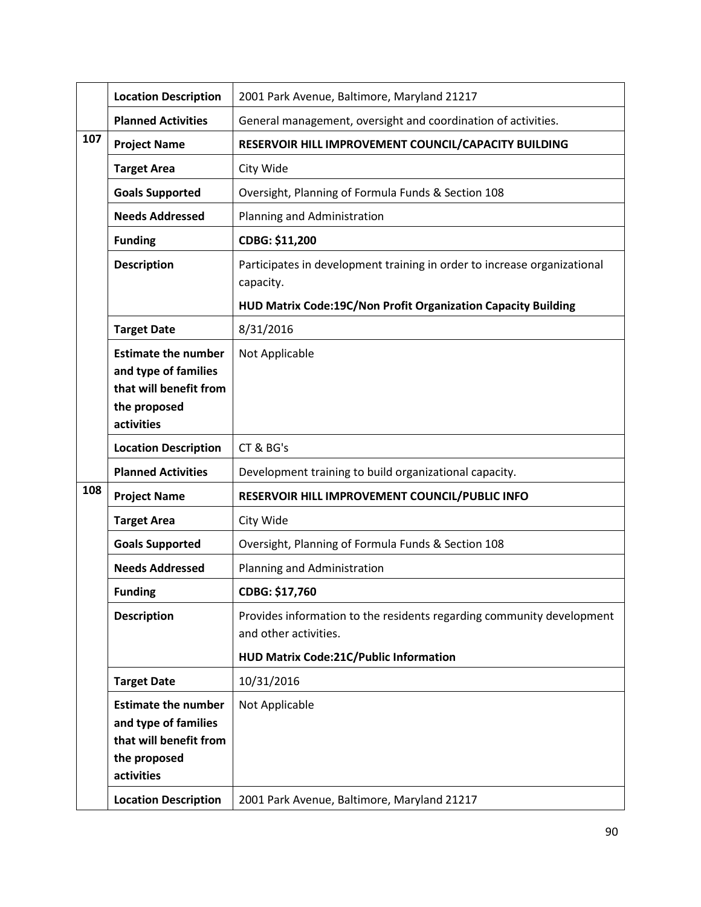| | | |
|---|---|---|
| | **Location Description** | 2001 Park Avenue, Baltimore, Maryland 21217 |
| | **Planned Activities** | General management, oversight and coordination of activities. |
| **107** | **Project Name** | **RESERVOIR HILL IMPROVEMENT COUNCIL/CAPACITY BUILDING** |
| | **Target Area** | City Wide |
| | **Goals Supported** | Oversight, Planning of Formula Funds & Section 108 |
| | **Needs Addressed** | Planning and Administration |
| | **Funding** | **CDBG: $11,200** |
| | **Description** | Participates in development training in order to increase organizational capacity. **HUD Matrix Code:19C/Non Profit Organization Capacity Building** |
| | **Target Date** | 8/31/2016 |
| | **Estimate the number and type of families that will benefit from the proposed activities** | Not Applicable |
| | **Location Description** | CT & BG's |
| | **Planned Activities** | Development training to build organizational capacity. |
| **108** | **Project Name** | **RESERVOIR HILL IMPROVEMENT COUNCIL/PUBLIC INFO** |
| | **Target Area** | City Wide |
| | **Goals Supported** | Oversight, Planning of Formula Funds & Section 108 |
| | **Needs Addressed** | Planning and Administration |
| | **Funding** | **CDBG: $17,760** |
| | **Description** | Provides information to the residents regarding community development and other activities. **HUD Matrix Code:21C/Public Information** |
| | **Target Date** | 10/31/2016 |
| | **Estimate the number and type of families that will benefit from the proposed activities** | Not Applicable |
| | **Location Description** | 2001 Park Avenue, Baltimore, Maryland 21217 |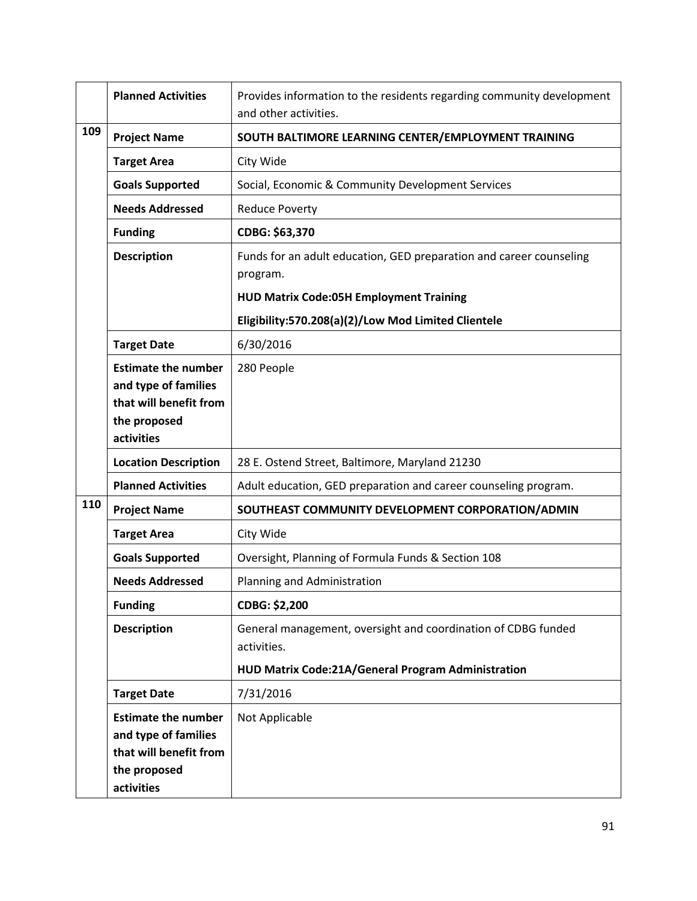| | | |
|---|---|---|
| | **Planned Activities** | Provides information to the residents regarding community development and other activities. |
| **109** | **Project Name** | **SOUTH BALTIMORE LEARNING CENTER/EMPLOYMENT TRAINING** |
| | **Target Area** | City Wide |
| | **Goals Supported** | Social, Economic & Community Development Services |
| | **Needs Addressed** | Reduce Poverty |
| | **Funding** | **CDBG: $63,370** |
| | **Description** | Funds for an adult education, GED preparation and career counseling program. **HUD Matrix Code:05H Employment Training** **Eligibility:570.208(a)(2)/Low Mod Limited Clientele** |
| | **Target Date** | 6/30/2016 |
| | **Estimate the number and type of families that will benefit from the proposed activities** | 280 People |
| | **Location Description** | 28 E. Ostend Street, Baltimore, Maryland 21230 |
| | **Planned Activities** | Adult education, GED preparation and career counseling program. |
| **110** | **Project Name** | **SOUTHEAST COMMUNITY DEVELOPMENT CORPORATION/ADMIN** |
| | **Target Area** | City Wide |
| | **Goals Supported** | Oversight, Planning of Formula Funds & Section 108 |
| | **Needs Addressed** | Planning and Administration |
| | **Funding** | **CDBG: $2,200** |
| | **Description** | General management, oversight and coordination of CDBG funded activities. **HUD Matrix Code:21A/General Program Administration** |
| | **Target Date** | 7/31/2016 |
| | **Estimate the number and type of families that will benefit from the proposed activities** | Not Applicable |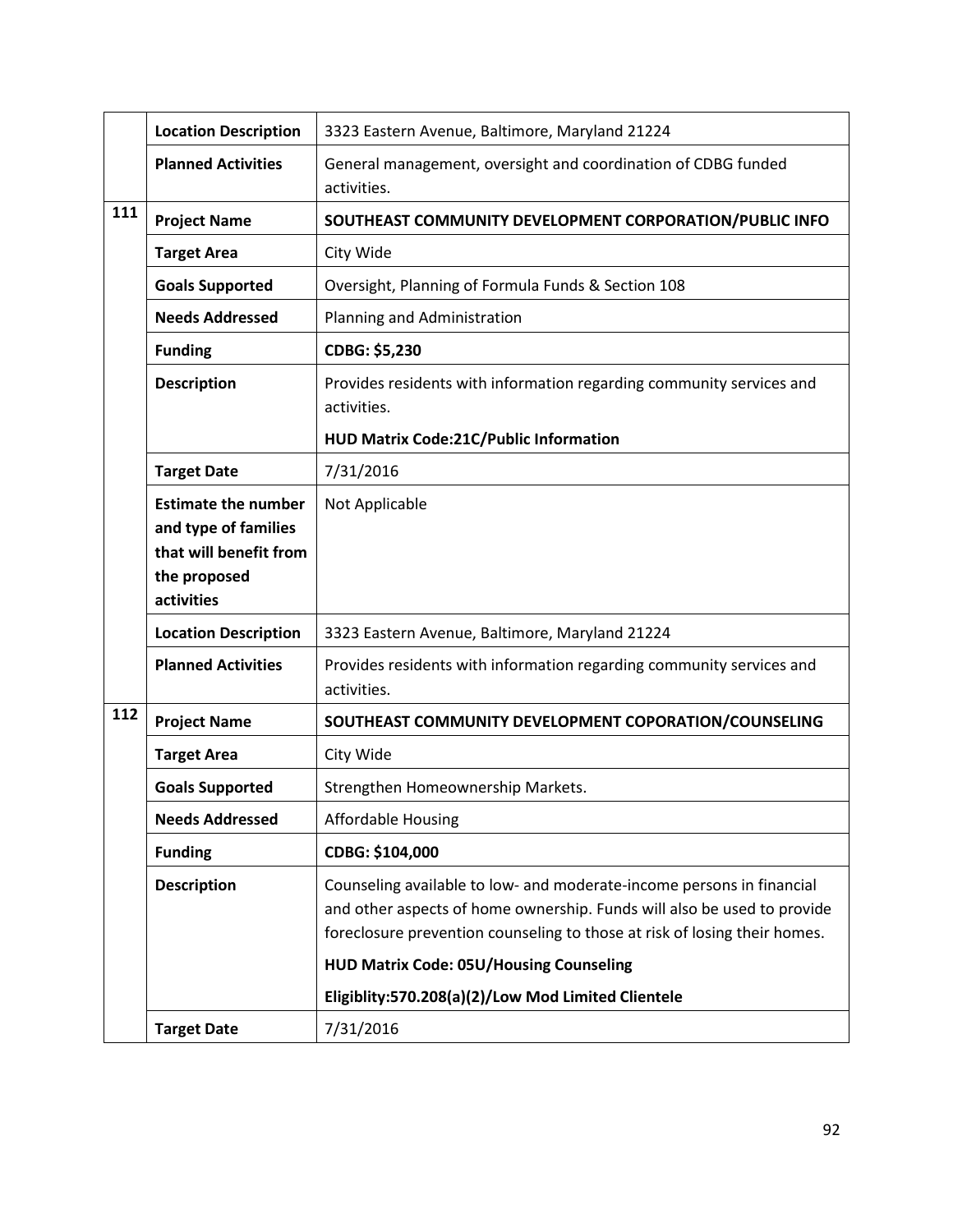| | | |
|---|---|---|
| | **Location Description** | 3323 Eastern Avenue, Baltimore, Maryland 21224 |
| | **Planned Activities** | General management, oversight and coordination of CDBG funded activities. |
| **111** | **Project Name** | **SOUTHEAST COMMUNITY DEVELOPMENT CORPORATION/PUBLIC INFO** |
| | **Target Area** | City Wide |
| | **Goals Supported** | Oversight, Planning of Formula Funds & Section 108 |
| | **Needs Addressed** | Planning and Administration |
| | **Funding** | **CDBG: $5,230** |
| | **Description** | Provides residents with information regarding community services and activities.<br>**HUD Matrix Code:21C/Public Information** |
| | **Target Date** | 7/31/2016 |
| | **Estimate the number and type of families that will benefit from the proposed activities** | Not Applicable |
| | **Location Description** | 3323 Eastern Avenue, Baltimore, Maryland 21224 |
| | **Planned Activities** | Provides residents with information regarding community services and activities. |
| **112** | **Project Name** | **SOUTHEAST COMMUNITY DEVELOPMENT COPORATION/COUNSELING** |
| | **Target Area** | City Wide |
| | **Goals Supported** | Strengthen Homeownership Markets. |
| | **Needs Addressed** | Affordable Housing |
| | **Funding** | **CDBG: $104,000** |
| | **Description** | Counseling available to low- and moderate-income persons in financial and other aspects of home ownership. Funds will also be used to provide foreclosure prevention counseling to those at risk of losing their homes.<br>**HUD Matrix Code: 05U/Housing Counseling**<br>**Eligiblity:570.208(a)(2)/Low Mod Limited Clientele** |
| | **Target Date** | 7/31/2016 |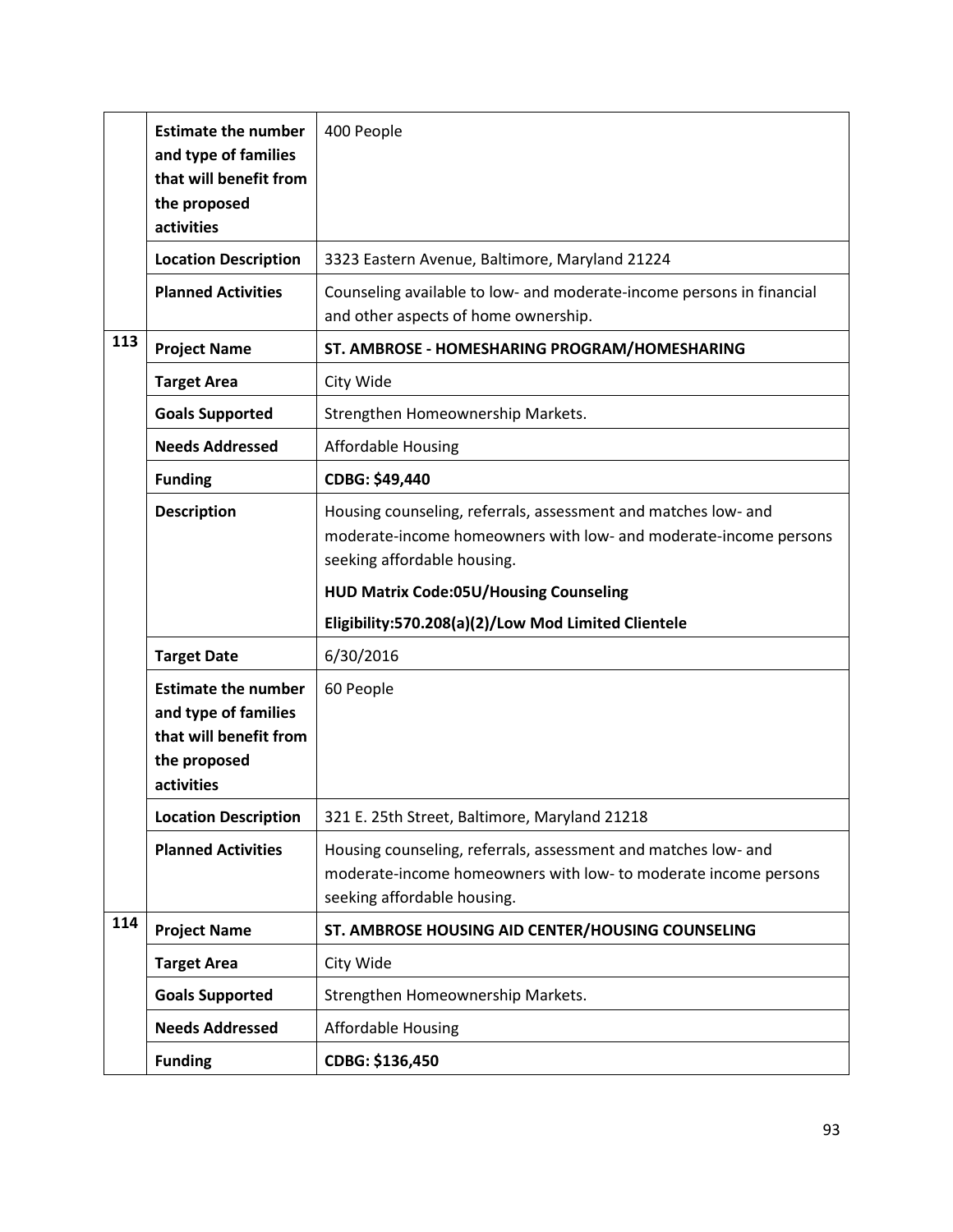| | | |
|---|---|---|
| | **Estimate the number and type of families that will benefit from the proposed activities** | 400 People |
| | **Location Description** | 3323 Eastern Avenue, Baltimore, Maryland 21224 |
| | **Planned Activities** | Counseling available to low- and moderate-income persons in financial and other aspects of home ownership. |
| 113 | **Project Name** | **ST. AMBROSE - HOMESHARING PROGRAM/HOMESHARING** |
| | **Target Area** | City Wide |
| | **Goals Supported** | Strengthen Homeownership Markets. |
| | **Needs Addressed** | Affordable Housing |
| | **Funding** | **CDBG: $49,440** |
| | **Description** | Housing counseling, referrals, assessment and matches low- and moderate-income homeowners with low- and moderate-income persons seeking affordable housing.<br><br>**HUD Matrix Code:05U/Housing Counseling**<br><br>**Eligibility:570.208(a)(2)/Low Mod Limited Clientele** |
| | **Target Date** | 6/30/2016 |
| | **Estimate the number and type of families that will benefit from the proposed activities** | 60 People |
| | **Location Description** | 321 E. 25th Street, Baltimore, Maryland 21218 |
| | **Planned Activities** | Housing counseling, referrals, assessment and matches low- and moderate-income homeowners with low- to moderate income persons seeking affordable housing. |
| 114 | **Project Name** | **ST. AMBROSE HOUSING AID CENTER/HOUSING COUNSELING** |
| | **Target Area** | City Wide |
| | **Goals Supported** | Strengthen Homeownership Markets. |
| | **Needs Addressed** | Affordable Housing |
| | **Funding** | **CDBG: $136,450** |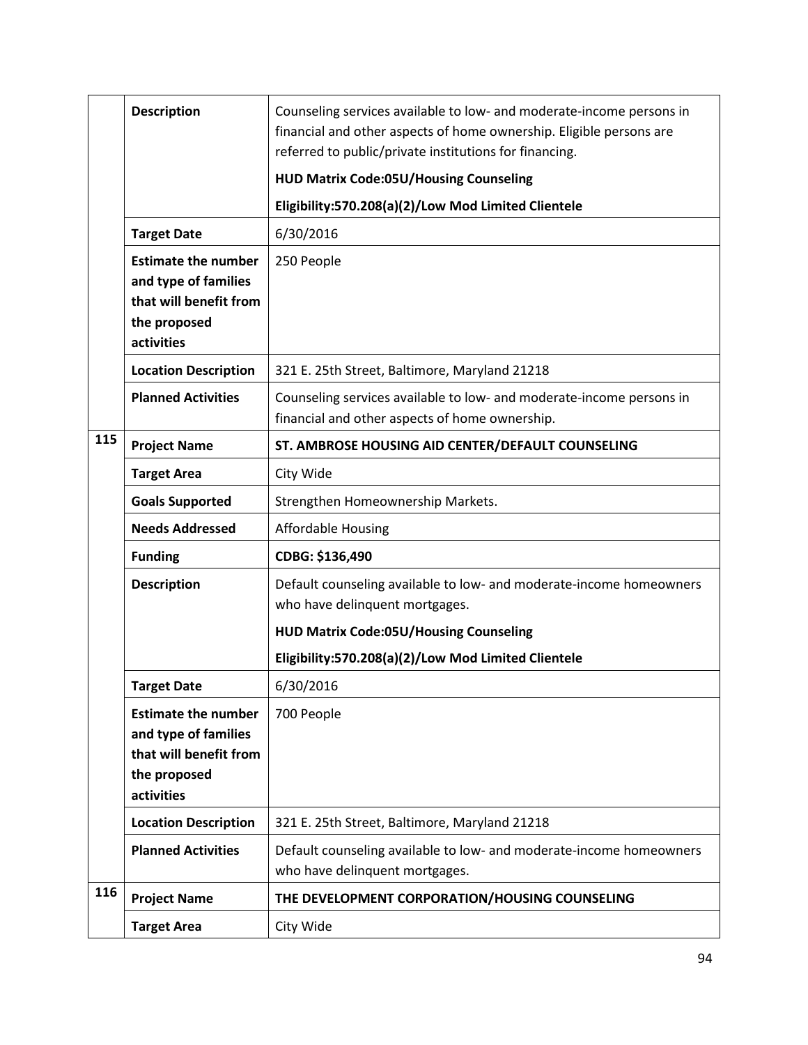| | | |
|---|---|---|
| | **Description** | Counseling services available to low- and moderate-income persons in financial and other aspects of home ownership. Eligible persons are referred to public/private institutions for financing.<br>**HUD Matrix Code:05U/Housing Counseling**<br>**Eligibility:570.208(a)(2)/Low Mod Limited Clientele** |
| | **Target Date** | 6/30/2016 |
| | **Estimate the number and type of families that will benefit from the proposed activities** | 250 People |
| | **Location Description** | 321 E. 25th Street, Baltimore, Maryland 21218 |
| | **Planned Activities** | Counseling services available to low- and moderate-income persons in financial and other aspects of home ownership. |
| **115** | **Project Name** | **ST. AMBROSE HOUSING AID CENTER/DEFAULT COUNSELING** |
| | **Target Area** | City Wide |
| | **Goals Supported** | Strengthen Homeownership Markets. |
| | **Needs Addressed** | Affordable Housing |
| | **Funding** | **CDBG: $136,490** |
| | **Description** | Default counseling available to low- and moderate-income homeowners who have delinquent mortgages.<br>**HUD Matrix Code:05U/Housing Counseling**<br>**Eligibility:570.208(a)(2)/Low Mod Limited Clientele** |
| | **Target Date** | 6/30/2016 |
| | **Estimate the number and type of families that will benefit from the proposed activities** | 700 People |
| | **Location Description** | 321 E. 25th Street, Baltimore, Maryland 21218 |
| | **Planned Activities** | Default counseling available to low- and moderate-income homeowners who have delinquent mortgages. |
| **116** | **Project Name** | **THE DEVELOPMENT CORPORATION/HOUSING COUNSELING** |
| | **Target Area** | City Wide |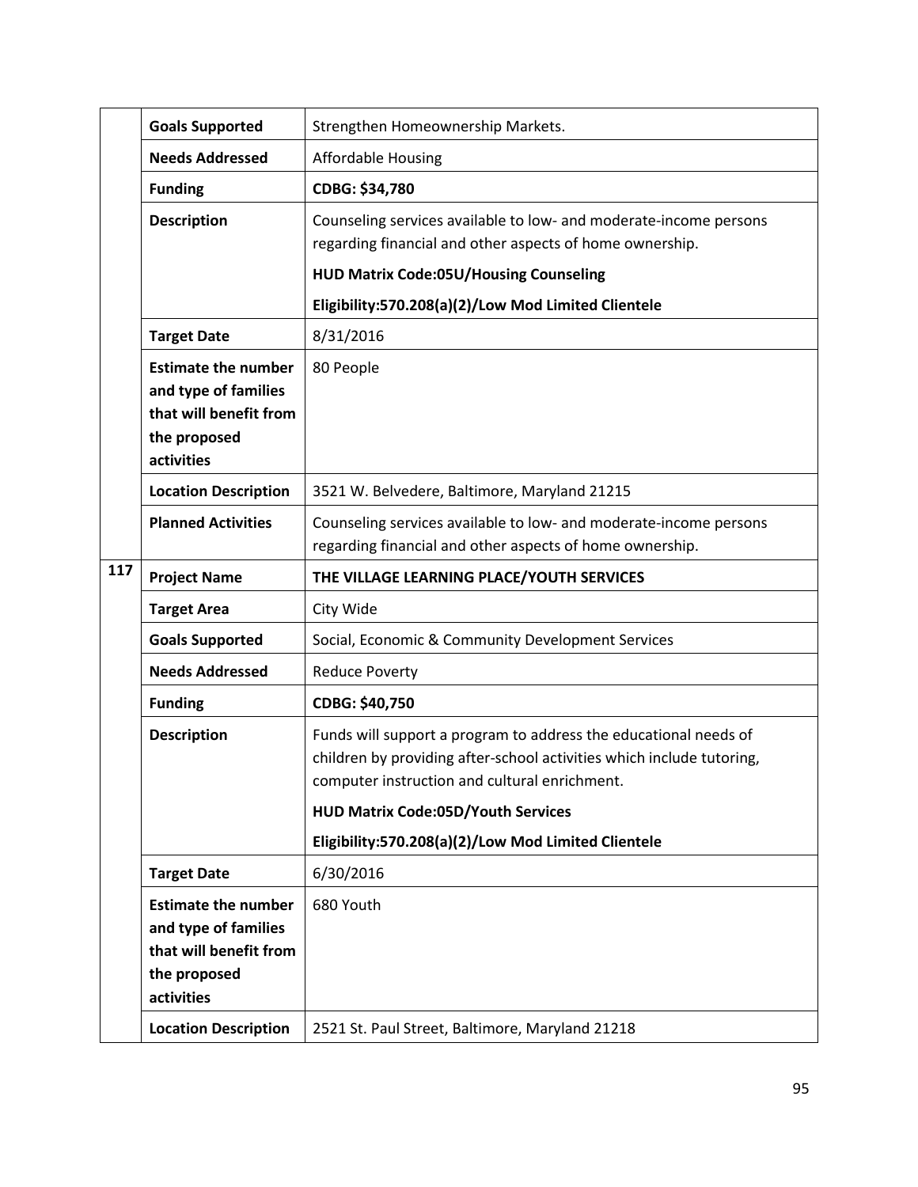| | | |
|---|---|---|
| | **Goals Supported** | Strengthen Homeownership Markets. |
| | **Needs Addressed** | Affordable Housing |
| | **Funding** | **CDBG: $34,780** |
| | **Description** | Counseling services available to low- and moderate-income persons regarding financial and other aspects of home ownership.<br>**HUD Matrix Code:05U/Housing Counseling**<br>**Eligibility:570.208(a)(2)/Low Mod Limited Clientele** |
| | **Target Date** | 8/31/2016 |
| | **Estimate the number and type of families that will benefit from the proposed activities** | 80 People |
| | **Location Description** | 3521 W. Belvedere, Baltimore, Maryland 21215 |
| | **Planned Activities** | Counseling services available to low- and moderate-income persons regarding financial and other aspects of home ownership. |
| **117** | **Project Name** | **THE VILLAGE LEARNING PLACE/YOUTH SERVICES** |
| | **Target Area** | City Wide |
| | **Goals Supported** | Social, Economic & Community Development Services |
| | **Needs Addressed** | Reduce Poverty |
| | **Funding** | **CDBG: $40,750** |
| | **Description** | Funds will support a program to address the educational needs of children by providing after-school activities which include tutoring, computer instruction and cultural enrichment.<br>**HUD Matrix Code:05D/Youth Services**<br>**Eligibility:570.208(a)(2)/Low Mod Limited Clientele** |
| | **Target Date** | 6/30/2016 |
| | **Estimate the number and type of families that will benefit from the proposed activities** | 680 Youth |
| | **Location Description** | 2521 St. Paul Street, Baltimore, Maryland 21218 |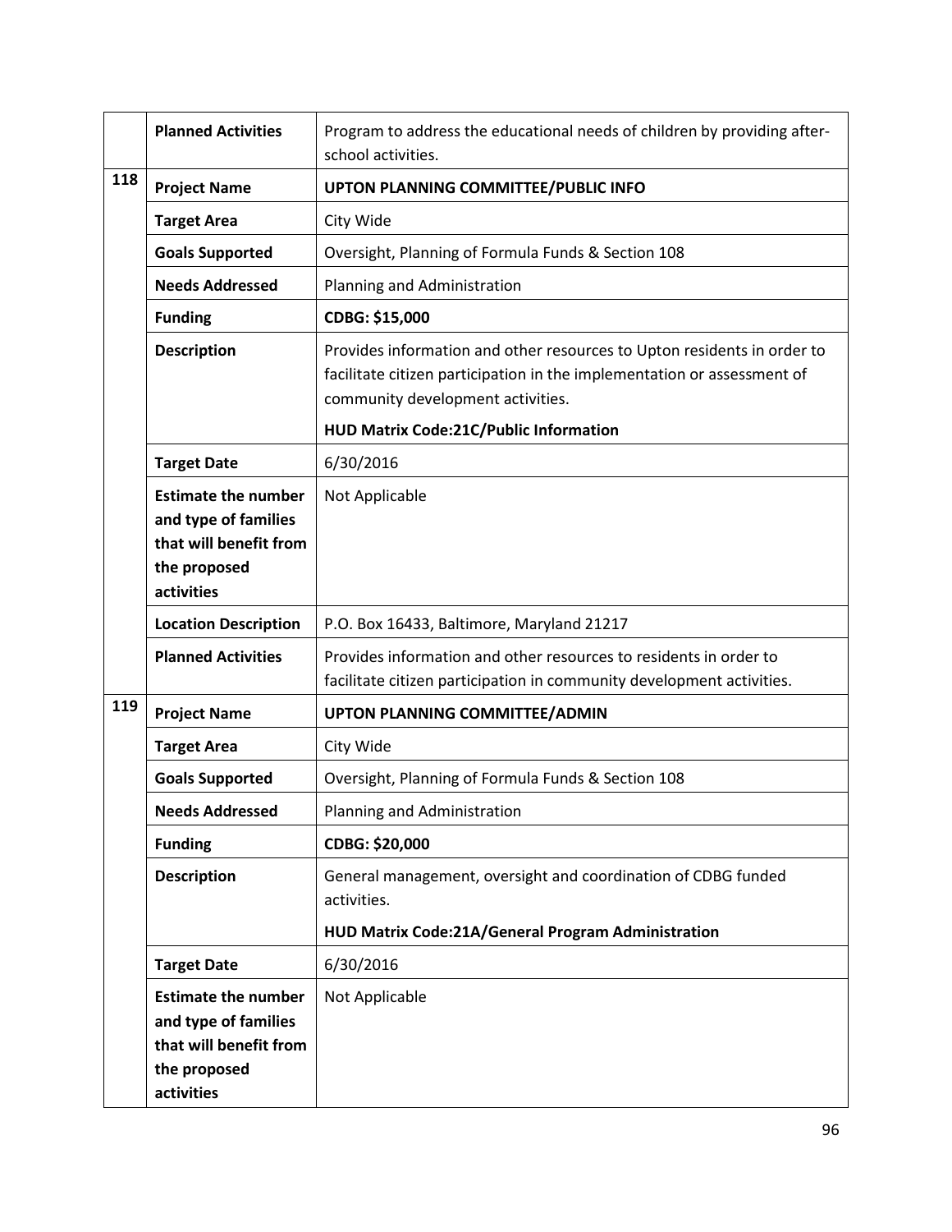| | | |
|---|---|---|
| | **Planned Activities** | Program to address the educational needs of children by providing after-school activities. |
| **118** | **Project Name** | **UPTON PLANNING COMMITTEE/PUBLIC INFO** |
| | **Target Area** | City Wide |
| | **Goals Supported** | Oversight, Planning of Formula Funds & Section 108 |
| | **Needs Addressed** | Planning and Administration |
| | **Funding** | **CDBG: $15,000** |
| | **Description** | Provides information and other resources to Upton residents in order to facilitate citizen participation in the implementation or assessment of community development activities.<br><br>**HUD Matrix Code:21C/Public Information** |
| | **Target Date** | 6/30/2016 |
| | **Estimate the number and type of families that will benefit from the proposed activities** | Not Applicable |
| | **Location Description** | P.O. Box 16433, Baltimore, Maryland 21217 |
| | **Planned Activities** | Provides information and other resources to residents in order to facilitate citizen participation in community development activities. |
| **119** | **Project Name** | **UPTON PLANNING COMMITTEE/ADMIN** |
| | **Target Area** | City Wide |
| | **Goals Supported** | Oversight, Planning of Formula Funds & Section 108 |
| | **Needs Addressed** | Planning and Administration |
| | **Funding** | **CDBG: $20,000** |
| | **Description** | General management, oversight and coordination of CDBG funded activities.<br><br>**HUD Matrix Code:21A/General Program Administration** |
| | **Target Date** | 6/30/2016 |
| | **Estimate the number and type of families that will benefit from the proposed activities** | Not Applicable |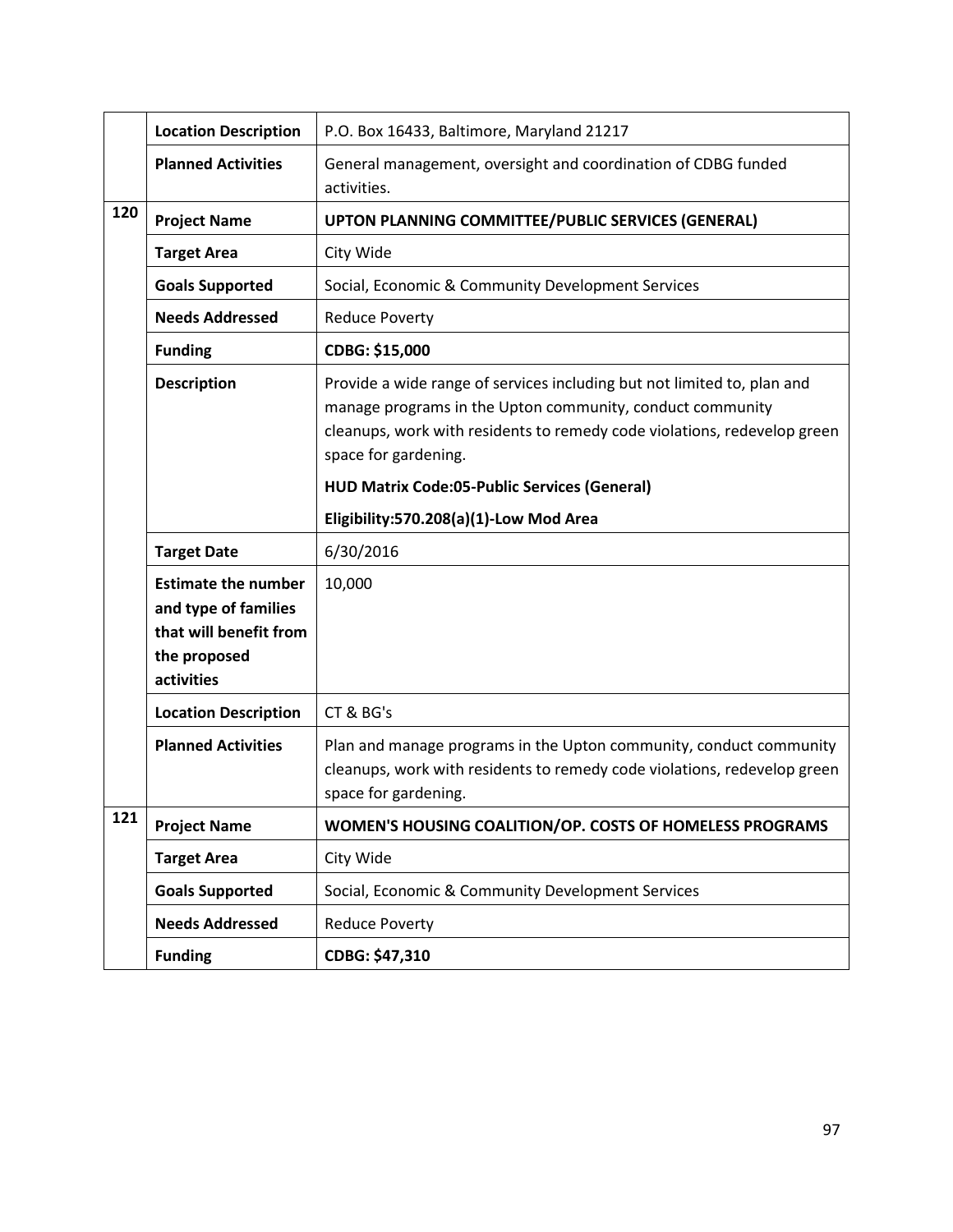| | | |
|---|---|---|
| | **Location Description** | P.O. Box 16433, Baltimore, Maryland 21217 |
| | **Planned Activities** | General management, oversight and coordination of CDBG funded activities. |
| **120** | **Project Name** | **UPTON PLANNING COMMITTEE/PUBLIC SERVICES (GENERAL)** |
| | **Target Area** | City Wide |
| | **Goals Supported** | Social, Economic & Community Development Services |
| | **Needs Addressed** | Reduce Poverty |
| | **Funding** | **CDBG: $15,000** |
| | **Description** | Provide a wide range of services including but not limited to, plan and manage programs in the Upton community, conduct community cleanups, work with residents to remedy code violations, redevelop green space for gardening.<br><br>**HUD Matrix Code:05-Public Services (General)**<br><br>**Eligibility:570.208(a)(1)-Low Mod Area** |
| | **Target Date** | 6/30/2016 |
| | **Estimate the number and type of families that will benefit from the proposed activities** | 10,000 |
| | **Location Description** | CT & BG's |
| | **Planned Activities** | Plan and manage programs in the Upton community, conduct community cleanups, work with residents to remedy code violations, redevelop green space for gardening. |
| **121** | **Project Name** | **WOMEN'S HOUSING COALITION/OP. COSTS OF HOMELESS PROGRAMS** |
| | **Target Area** | City Wide |
| | **Goals Supported** | Social, Economic & Community Development Services |
| | **Needs Addressed** | Reduce Poverty |
| | **Funding** | **CDBG: $47,310** |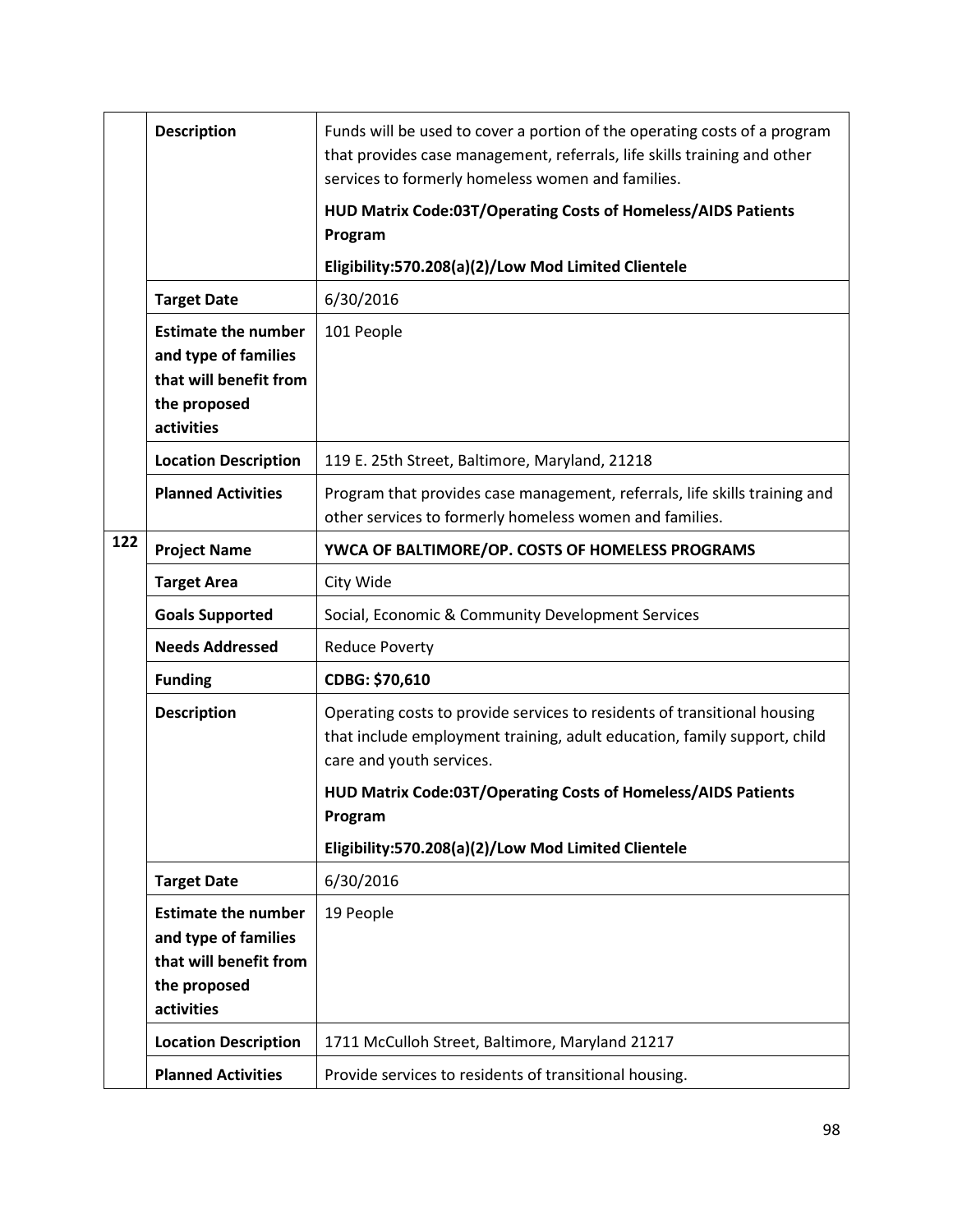| | | |
|---|---|---|
| | **Description** | Funds will be used to cover a portion of the operating costs of a program that provides case management, referrals, life skills training and other services to formerly homeless women and families.<br><br>**HUD Matrix Code:03T/Operating Costs of Homeless/AIDS Patients Program**<br><br>**Eligibility:570.208(a)(2)/Low Mod Limited Clientele** |
| | **Target Date** | 6/30/2016 |
| | **Estimate the number and type of families that will benefit from the proposed activities** | 101 People |
| | **Location Description** | 119 E. 25th Street, Baltimore, Maryland, 21218 |
| | **Planned Activities** | Program that provides case management, referrals, life skills training and other services to formerly homeless women and families. |
| **122** | **Project Name** | **YWCA OF BALTIMORE/OP. COSTS OF HOMELESS PROGRAMS** |
| | **Target Area** | City Wide |
| | **Goals Supported** | Social, Economic & Community Development Services |
| | **Needs Addressed** | Reduce Poverty |
| | **Funding** | **CDBG: $70,610** |
| | **Description** | Operating costs to provide services to residents of transitional housing that include employment training, adult education, family support, child care and youth services.<br><br>**HUD Matrix Code:03T/Operating Costs of Homeless/AIDS Patients Program**<br><br>**Eligibility:570.208(a)(2)/Low Mod Limited Clientele** |
| | **Target Date** | 6/30/2016 |
| | **Estimate the number and type of families that will benefit from the proposed activities** | 19 People |
| | **Location Description** | 1711 McCulloh Street, Baltimore, Maryland 21217 |
| | **Planned Activities** | Provide services to residents of transitional housing. |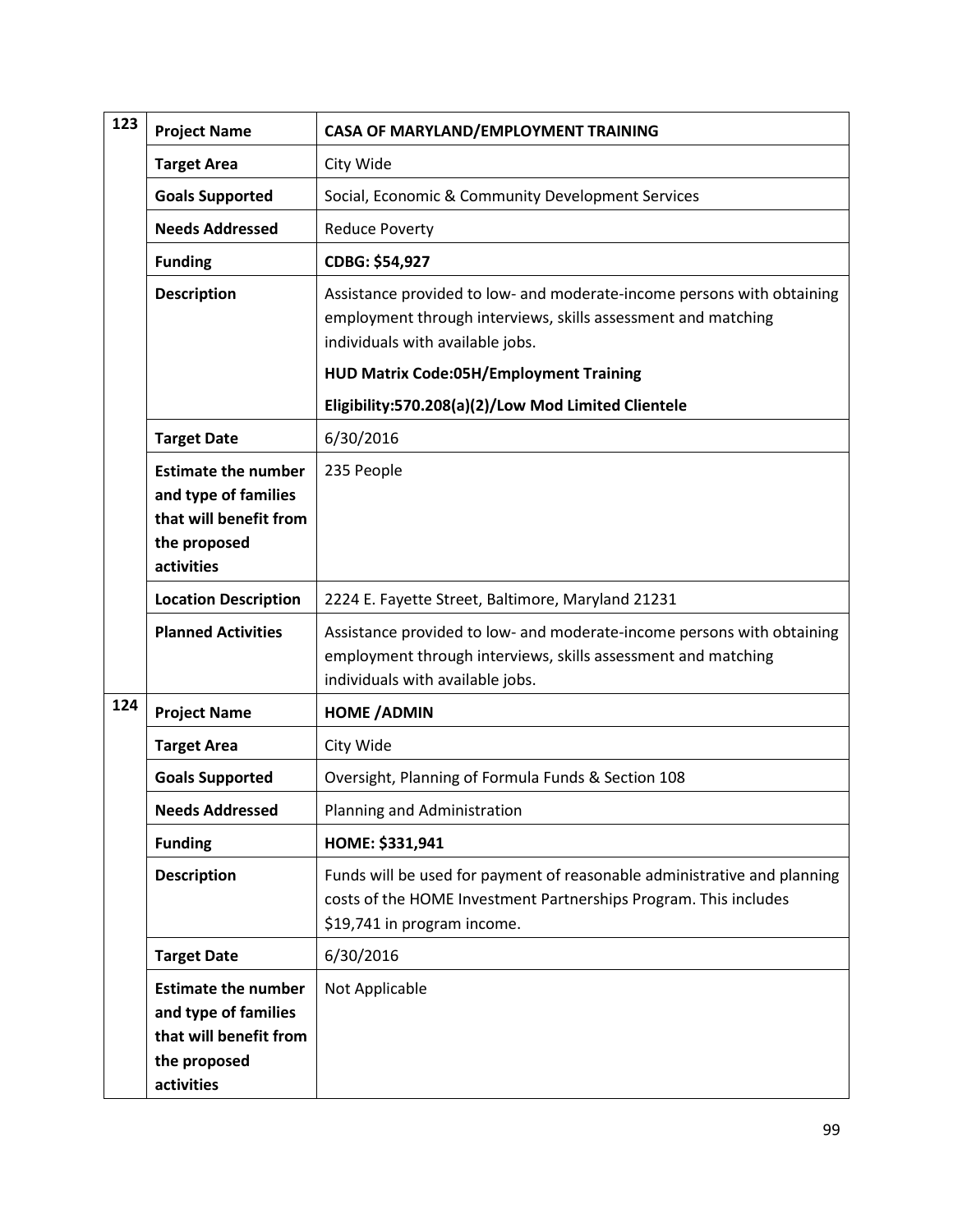| | | |
|---|---|---|
| **123** | **Project Name** | **CASA OF MARYLAND/EMPLOYMENT TRAINING** |
| | **Target Area** | City Wide |
| | **Goals Supported** | Social, Economic & Community Development Services |
| | **Needs Addressed** | Reduce Poverty |
| | **Funding** | **CDBG: $54,927** |
| | **Description** | Assistance provided to low- and moderate-income persons with obtaining employment through interviews, skills assessment and matching individuals with available jobs.<br>**HUD Matrix Code:05H/Employment Training**<br>**Eligibility:570.208(a)(2)/Low Mod Limited Clientele** |
| | **Target Date** | 6/30/2016 |
| | **Estimate the number and type of families that will benefit from the proposed activities** | 235 People |
| | **Location Description** | 2224 E. Fayette Street, Baltimore, Maryland 21231 |
| | **Planned Activities** | Assistance provided to low- and moderate-income persons with obtaining employment through interviews, skills assessment and matching individuals with available jobs. |
| **124** | **Project Name** | **HOME /ADMIN** |
| | **Target Area** | City Wide |
| | **Goals Supported** | Oversight, Planning of Formula Funds & Section 108 |
| | **Needs Addressed** | Planning and Administration |
| | **Funding** | **HOME: $331,941** |
| | **Description** | Funds will be used for payment of reasonable administrative and planning costs of the HOME Investment Partnerships Program. This includes $19,741 in program income. |
| | **Target Date** | 6/30/2016 |
| | **Estimate the number and type of families that will benefit from the proposed activities** | Not Applicable |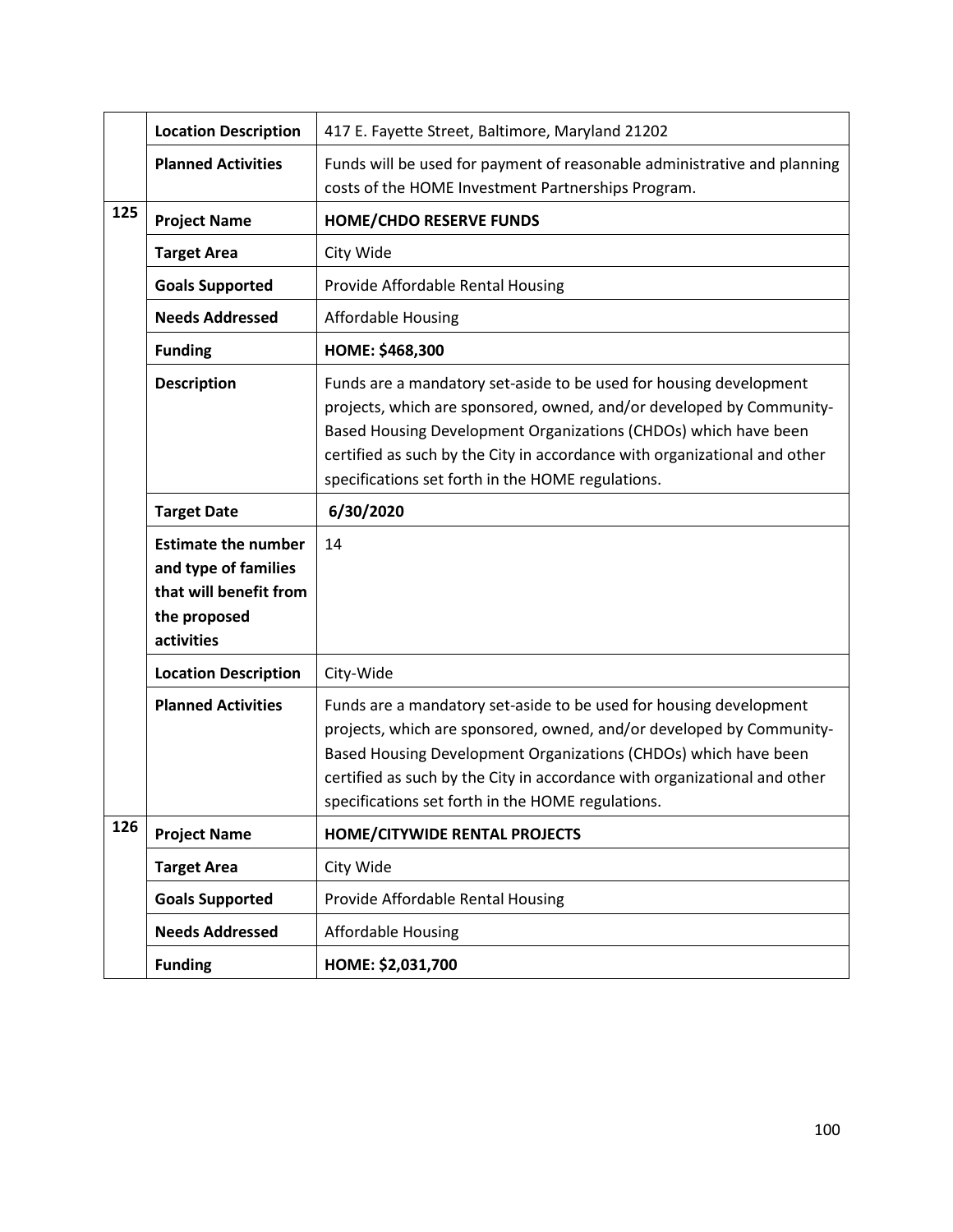| | | |
|---|---|---|
| | **Location Description** | 417 E. Fayette Street, Baltimore, Maryland 21202 |
| | **Planned Activities** | Funds will be used for payment of reasonable administrative and planning costs of the HOME Investment Partnerships Program. |
| **125** | **Project Name** | **HOME/CHDO RESERVE FUNDS** |
| | **Target Area** | City Wide |
| | **Goals Supported** | Provide Affordable Rental Housing |
| | **Needs Addressed** | Affordable Housing |
| | **Funding** | **HOME: $468,300** |
| | **Description** | Funds are a mandatory set-aside to be used for housing development projects, which are sponsored, owned, and/or developed by Community-Based Housing Development Organizations (CHDOs) which have been certified as such by the City in accordance with organizational and other specifications set forth in the HOME regulations. |
| | **Target Date** | **6/30/2020** |
| | **Estimate the number and type of families that will benefit from the proposed activities** | 14 |
| | **Location Description** | City-Wide |
| | **Planned Activities** | Funds are a mandatory set-aside to be used for housing development projects, which are sponsored, owned, and/or developed by Community-Based Housing Development Organizations (CHDOs) which have been certified as such by the City in accordance with organizational and other specifications set forth in the HOME regulations. |
| **126** | **Project Name** | **HOME/CITYWIDE RENTAL PROJECTS** |
| | **Target Area** | City Wide |
| | **Goals Supported** | Provide Affordable Rental Housing |
| | **Needs Addressed** | Affordable Housing |
| | **Funding** | **HOME: $2,031,700** |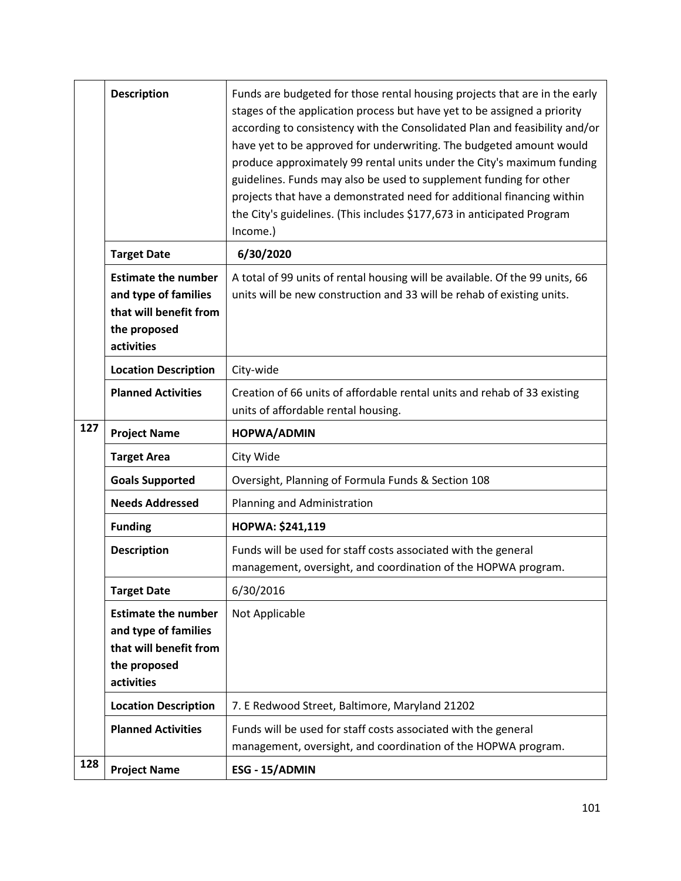| | | |
|---|---|---|
| | **Description** | Funds are budgeted for those rental housing projects that are in the early stages of the application process but have yet to be assigned a priority according to consistency with the Consolidated Plan and feasibility and/or have yet to be approved for underwriting. The budgeted amount would produce approximately 99 rental units under the City's maximum funding guidelines. Funds may also be used to supplement funding for other projects that have a demonstrated need for additional financing within the City's guidelines. (This includes $177,673 in anticipated Program Income.) |
| | **Target Date** | **6/30/2020** |
| | **Estimate the number and type of families that will benefit from the proposed activities** | A total of 99 units of rental housing will be available. Of the 99 units, 66 units will be new construction and 33 will be rehab of existing units. |
| | **Location Description** | City-wide |
| | **Planned Activities** | Creation of 66 units of affordable rental units and rehab of 33 existing units of affordable rental housing. |
| **127** | **Project Name** | **HOPWA/ADMIN** |
| | **Target Area** | City Wide |
| | **Goals Supported** | Oversight, Planning of Formula Funds & Section 108 |
| | **Needs Addressed** | Planning and Administration |
| | **Funding** | **HOPWA: $241,119** |
| | **Description** | Funds will be used for staff costs associated with the general management, oversight, and coordination of the HOPWA program. |
| | **Target Date** | 6/30/2016 |
| | **Estimate the number and type of families that will benefit from the proposed activities** | Not Applicable |
| | **Location Description** | 7. E Redwood Street, Baltimore, Maryland 21202 |
| | **Planned Activities** | Funds will be used for staff costs associated with the general management, oversight, and coordination of the HOPWA program. |
| **128** | **Project Name** | **ESG - 15/ADMIN** |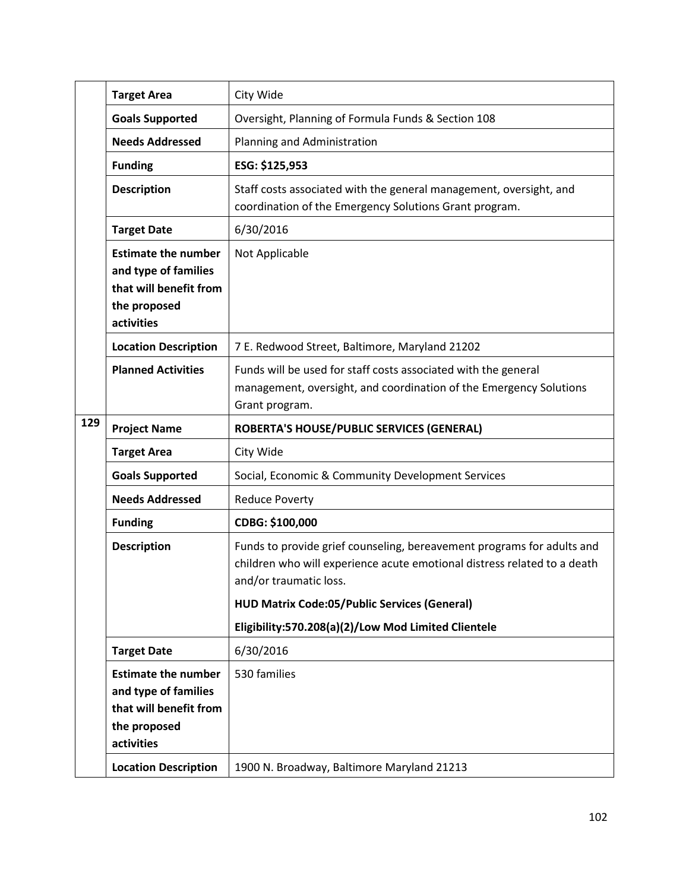| | | |
|---|---|---|
| | **Target Area** | City Wide |
| | **Goals Supported** | Oversight, Planning of Formula Funds & Section 108 |
| | **Needs Addressed** | Planning and Administration |
| | **Funding** | **ESG: $125,953** |
| | **Description** | Staff costs associated with the general management, oversight, and coordination of the Emergency Solutions Grant program. |
| | **Target Date** | 6/30/2016 |
| | **Estimate the number and type of families that will benefit from the proposed activities** | Not Applicable |
| | **Location Description** | 7 E. Redwood Street, Baltimore, Maryland 21202 |
| | **Planned Activities** | Funds will be used for staff costs associated with the general management, oversight, and coordination of the Emergency Solutions Grant program. |
| **129** | **Project Name** | **ROBERTA'S HOUSE/PUBLIC SERVICES (GENERAL)** |
| | **Target Area** | City Wide |
| | **Goals Supported** | Social, Economic & Community Development Services |
| | **Needs Addressed** | Reduce Poverty |
| | **Funding** | **CDBG: $100,000** |
| | **Description** | Funds to provide grief counseling, bereavement programs for adults and children who will experience acute emotional distress related to a death and/or traumatic loss.<br>**HUD Matrix Code:05/Public Services (General)**<br>**Eligibility:570.208(a)(2)/Low Mod Limited Clientele** |
| | **Target Date** | 6/30/2016 |
| | **Estimate the number and type of families that will benefit from the proposed activities** | 530 families |
| | **Location Description** | 1900 N. Broadway, Baltimore Maryland 21213 |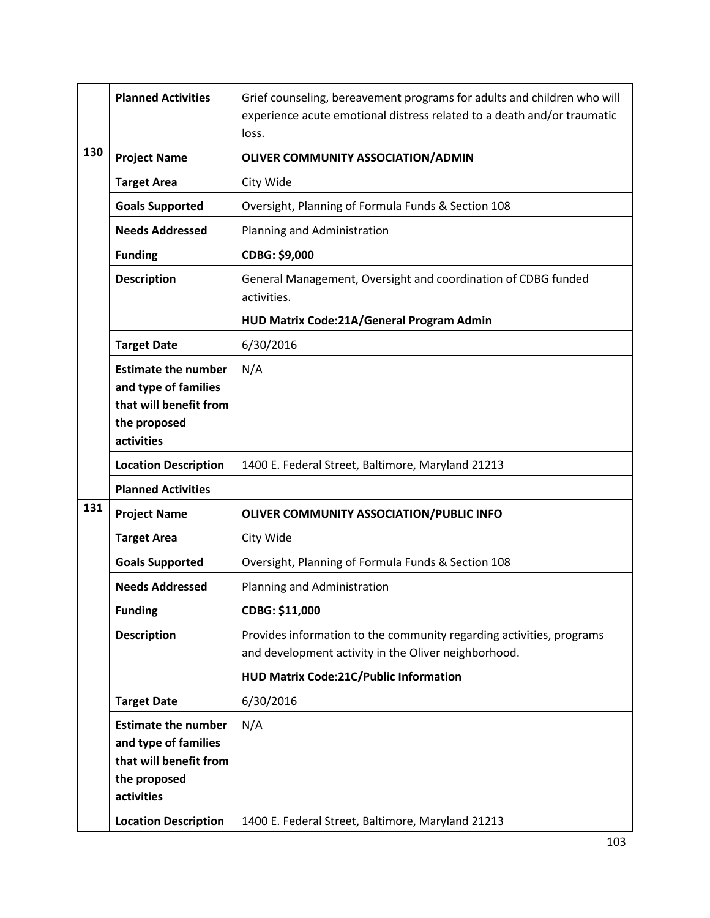| | | |
|---|---|---|
| | **Planned Activities** | Grief counseling, bereavement programs for adults and children who will experience acute emotional distress related to a death and/or traumatic loss. |
| **130** | **Project Name** | **OLIVER COMMUNITY ASSOCIATION/ADMIN** |
| | **Target Area** | City Wide |
| | **Goals Supported** | Oversight, Planning of Formula Funds & Section 108 |
| | **Needs Addressed** | Planning and Administration |
| | **Funding** | **CDBG: $9,000** |
| | **Description** | General Management, Oversight and coordination of CDBG funded activities. **HUD Matrix Code:21A/General Program Admin** |
| | **Target Date** | 6/30/2016 |
| | **Estimate the number and type of families that will benefit from the proposed activities** | N/A |
| | **Location Description** | 1400 E. Federal Street, Baltimore, Maryland 21213 |
| | **Planned Activities** | |
| **131** | **Project Name** | **OLIVER COMMUNITY ASSOCIATION/PUBLIC INFO** |
| | **Target Area** | City Wide |
| | **Goals Supported** | Oversight, Planning of Formula Funds & Section 108 |
| | **Needs Addressed** | Planning and Administration |
| | **Funding** | **CDBG: $11,000** |
| | **Description** | Provides information to the community regarding activities, programs and development activity in the Oliver neighborhood. **HUD Matrix Code:21C/Public Information** |
| | **Target Date** | 6/30/2016 |
| | **Estimate the number and type of families that will benefit from the proposed activities** | N/A |
| | **Location Description** | 1400 E. Federal Street, Baltimore, Maryland 21213 |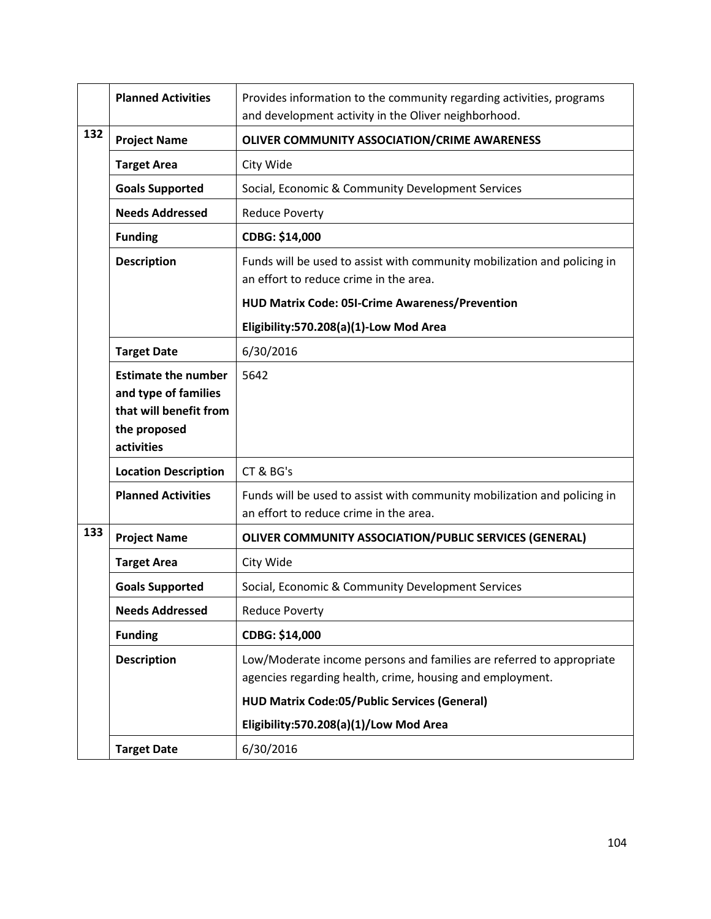| | | |
|---|---|---|
| | **Planned Activities** | Provides information to the community regarding activities, programs and development activity in the Oliver neighborhood. |
| **132** | **Project Name** | **OLIVER COMMUNITY ASSOCIATION/CRIME AWARENESS** |
| | **Target Area** | City Wide |
| | **Goals Supported** | Social, Economic & Community Development Services |
| | **Needs Addressed** | Reduce Poverty |
| | **Funding** | **CDBG: $14,000** |
| | **Description** | Funds will be used to assist with community mobilization and policing in an effort to reduce crime in the area. **HUD Matrix Code: 05I-Crime Awareness/Prevention** **Eligibility:570.208(a)(1)-Low Mod Area** |
| | **Target Date** | 6/30/2016 |
| | **Estimate the number and type of families that will benefit from the proposed activities** | 5642 |
| | **Location Description** | CT & BG's |
| | **Planned Activities** | Funds will be used to assist with community mobilization and policing in an effort to reduce crime in the area. |
| **133** | **Project Name** | **OLIVER COMMUNITY ASSOCIATION/PUBLIC SERVICES (GENERAL)** |
| | **Target Area** | City Wide |
| | **Goals Supported** | Social, Economic & Community Development Services |
| | **Needs Addressed** | Reduce Poverty |
| | **Funding** | **CDBG: $14,000** |
| | **Description** | Low/Moderate income persons and families are referred to appropriate agencies regarding health, crime, housing and employment. **HUD Matrix Code:05/Public Services (General)** **Eligibility:570.208(a)(1)/Low Mod Area** |
| | **Target Date** | 6/30/2016 |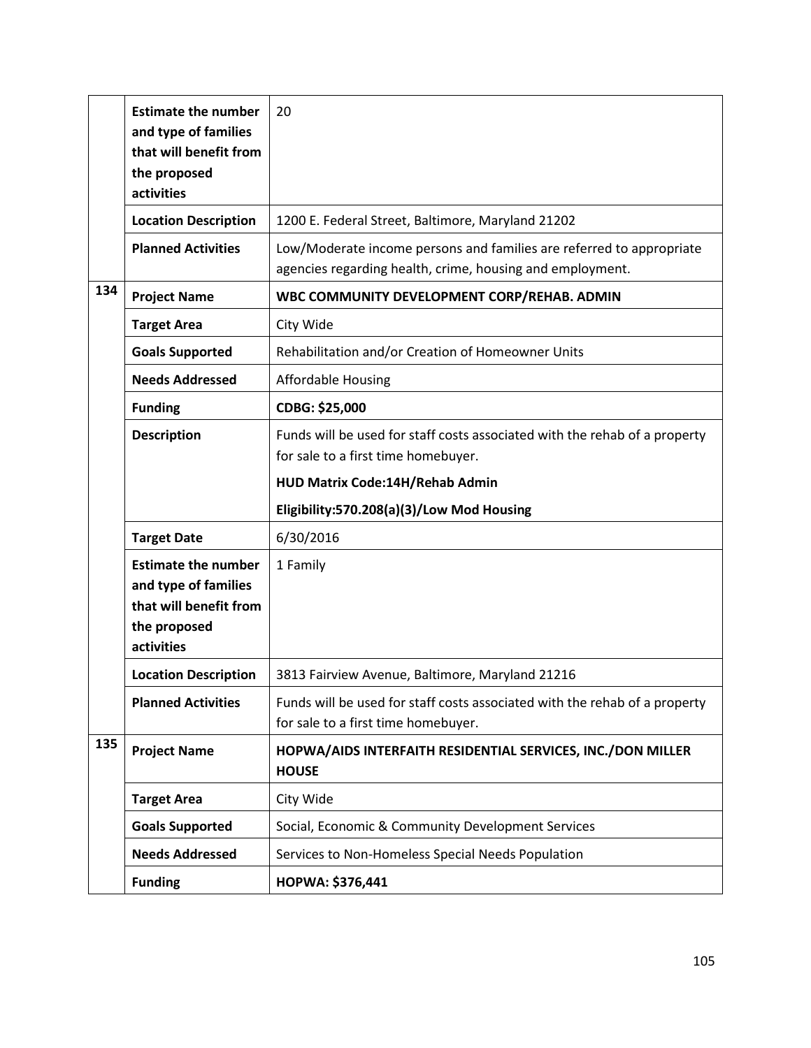| | | |
|---|---|---|
| | **Estimate the number and type of families that will benefit from the proposed activities** | 20 |
| | **Location Description** | 1200 E. Federal Street, Baltimore, Maryland 21202 |
| | **Planned Activities** | Low/Moderate income persons and families are referred to appropriate agencies regarding health, crime, housing and employment. |
| **134** | **Project Name** | **WBC COMMUNITY DEVELOPMENT CORP/REHAB. ADMIN** |
| | **Target Area** | City Wide |
| | **Goals Supported** | Rehabilitation and/or Creation of Homeowner Units |
| | **Needs Addressed** | Affordable Housing |
| | **Funding** | **CDBG: $25,000** |
| | **Description** | Funds will be used for staff costs associated with the rehab of a property for sale to a first time homebuyer.<br>**HUD Matrix Code:14H/Rehab Admin**<br>**Eligibility:570.208(a)(3)/Low Mod Housing** |
| | **Target Date** | 6/30/2016 |
| | **Estimate the number and type of families that will benefit from the proposed activities** | 1 Family |
| | **Location Description** | 3813 Fairview Avenue, Baltimore, Maryland 21216 |
| | **Planned Activities** | Funds will be used for staff costs associated with the rehab of a property for sale to a first time homebuyer. |
| **135** | **Project Name** | **HOPWA/AIDS INTERFAITH RESIDENTIAL SERVICES, INC./DON MILLER HOUSE** |
| | **Target Area** | City Wide |
| | **Goals Supported** | Social, Economic & Community Development Services |
| | **Needs Addressed** | Services to Non-Homeless Special Needs Population |
| | **Funding** | **HOPWA: $376,441** |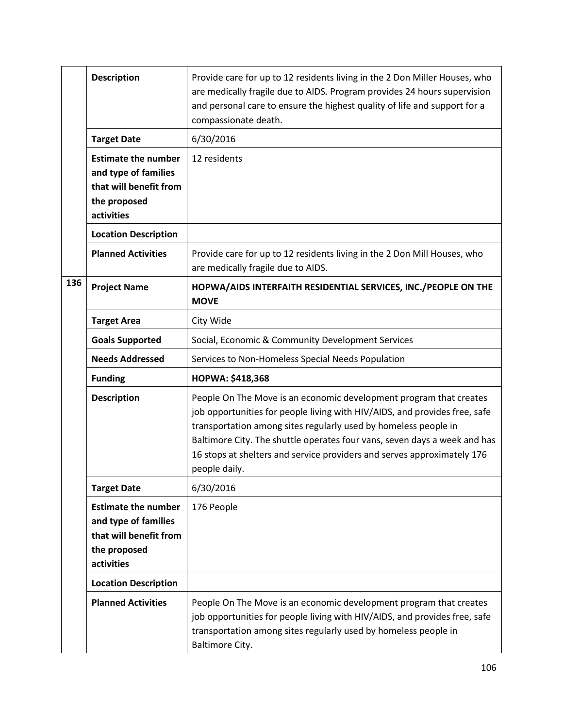| | | |
|---|---|---|
| | **Description** | Provide care for up to 12 residents living in the 2 Don Miller Houses, who are medically fragile due to AIDS. Program provides 24 hours supervision and personal care to ensure the highest quality of life and support for a compassionate death. |
| | **Target Date** | 6/30/2016 |
| | **Estimate the number and type of families that will benefit from the proposed activities** | 12 residents |
| | **Location Description** | |
| | **Planned Activities** | Provide care for up to 12 residents living in the 2 Don Mill Houses, who are medically fragile due to AIDS. |
| **136** | **Project Name** | **HOPWA/AIDS INTERFAITH RESIDENTIAL SERVICES, INC./PEOPLE ON THE MOVE** |
| | **Target Area** | City Wide |
| | **Goals Supported** | Social, Economic & Community Development Services |
| | **Needs Addressed** | Services to Non-Homeless Special Needs Population |
| | **Funding** | **HOPWA: $418,368** |
| | **Description** | People On The Move is an economic development program that creates job opportunities for people living with HIV/AIDS, and provides free, safe transportation among sites regularly used by homeless people in Baltimore City. The shuttle operates four vans, seven days a week and has 16 stops at shelters and service providers and serves approximately 176 people daily. |
| | **Target Date** | 6/30/2016 |
| | **Estimate the number and type of families that will benefit from the proposed activities** | 176 People |
| | **Location Description** | |
| | **Planned Activities** | People On The Move is an economic development program that creates job opportunities for people living with HIV/AIDS, and provides free, safe transportation among sites regularly used by homeless people in Baltimore City. |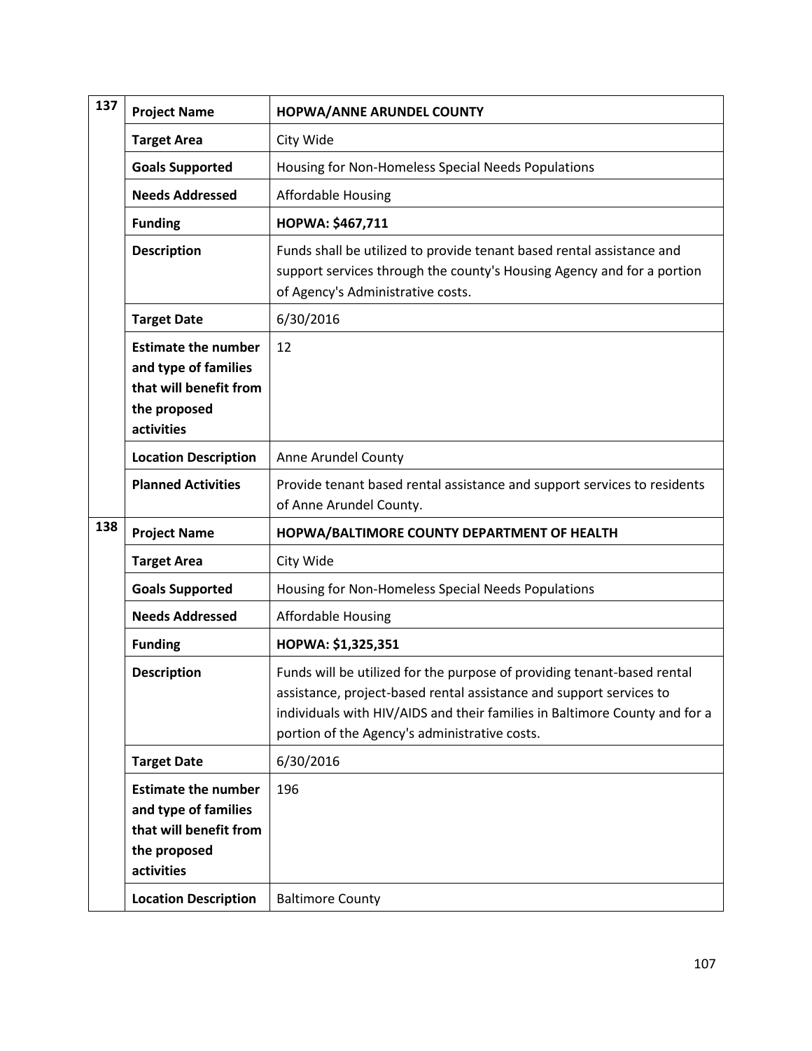| | | |
|---|---|---|
| 137 | **Project Name** | **HOPWA/ANNE ARUNDEL COUNTY** |
| | **Target Area** | City Wide |
| | **Goals Supported** | Housing for Non-Homeless Special Needs Populations |
| | **Needs Addressed** | Affordable Housing |
| | **Funding** | **HOPWA: $467,711** |
| | **Description** | Funds shall be utilized to provide tenant based rental assistance and support services through the county's Housing Agency and for a portion of Agency's Administrative costs. |
| | **Target Date** | 6/30/2016 |
| | **Estimate the number and type of families that will benefit from the proposed activities** | 12 |
| | **Location Description** | Anne Arundel County |
| | **Planned Activities** | Provide tenant based rental assistance and support services to residents of Anne Arundel County. |
| 138 | **Project Name** | **HOPWA/BALTIMORE COUNTY DEPARTMENT OF HEALTH** |
| | **Target Area** | City Wide |
| | **Goals Supported** | Housing for Non-Homeless Special Needs Populations |
| | **Needs Addressed** | Affordable Housing |
| | **Funding** | **HOPWA: $1,325,351** |
| | **Description** | Funds will be utilized for the purpose of providing tenant-based rental assistance, project-based rental assistance and support services to individuals with HIV/AIDS and their families in Baltimore County and for a portion of the Agency's administrative costs. |
| | **Target Date** | 6/30/2016 |
| | **Estimate the number and type of families that will benefit from the proposed activities** | 196 |
| | **Location Description** | Baltimore County |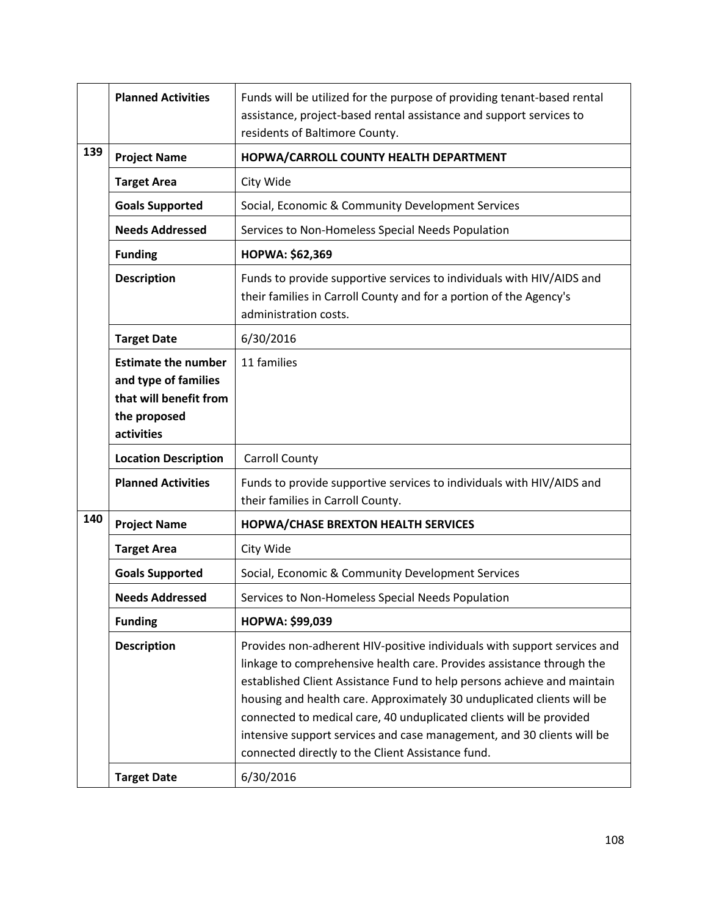| | | |
|---|---|---|
| | **Planned Activities** | Funds will be utilized for the purpose of providing tenant-based rental assistance, project-based rental assistance and support services to residents of Baltimore County. |
| **139** | **Project Name** | **HOPWA/CARROLL COUNTY HEALTH DEPARTMENT** |
| | **Target Area** | City Wide |
| | **Goals Supported** | Social, Economic & Community Development Services |
| | **Needs Addressed** | Services to Non-Homeless Special Needs Population |
| | **Funding** | **HOPWA: $62,369** |
| | **Description** | Funds to provide supportive services to individuals with HIV/AIDS and their families in Carroll County and for a portion of the Agency's administration costs. |
| | **Target Date** | 6/30/2016 |
| | **Estimate the number and type of families that will benefit from the proposed activities** | 11 families |
| | **Location Description** | Carroll County |
| | **Planned Activities** | Funds to provide supportive services to individuals with HIV/AIDS and their families in Carroll County. |
| **140** | **Project Name** | **HOPWA/CHASE BREXTON HEALTH SERVICES** |
| | **Target Area** | City Wide |
| | **Goals Supported** | Social, Economic & Community Development Services |
| | **Needs Addressed** | Services to Non-Homeless Special Needs Population |
| | **Funding** | **HOPWA: $99,039** |
| | **Description** | Provides non-adherent HIV-positive individuals with support services and linkage to comprehensive health care. Provides assistance through the established Client Assistance Fund to help persons achieve and maintain housing and health care. Approximately 30 unduplicated clients will be connected to medical care, 40 unduplicated clients will be provided intensive support services and case management, and 30 clients will be connected directly to the Client Assistance fund. |
| | **Target Date** | 6/30/2016 |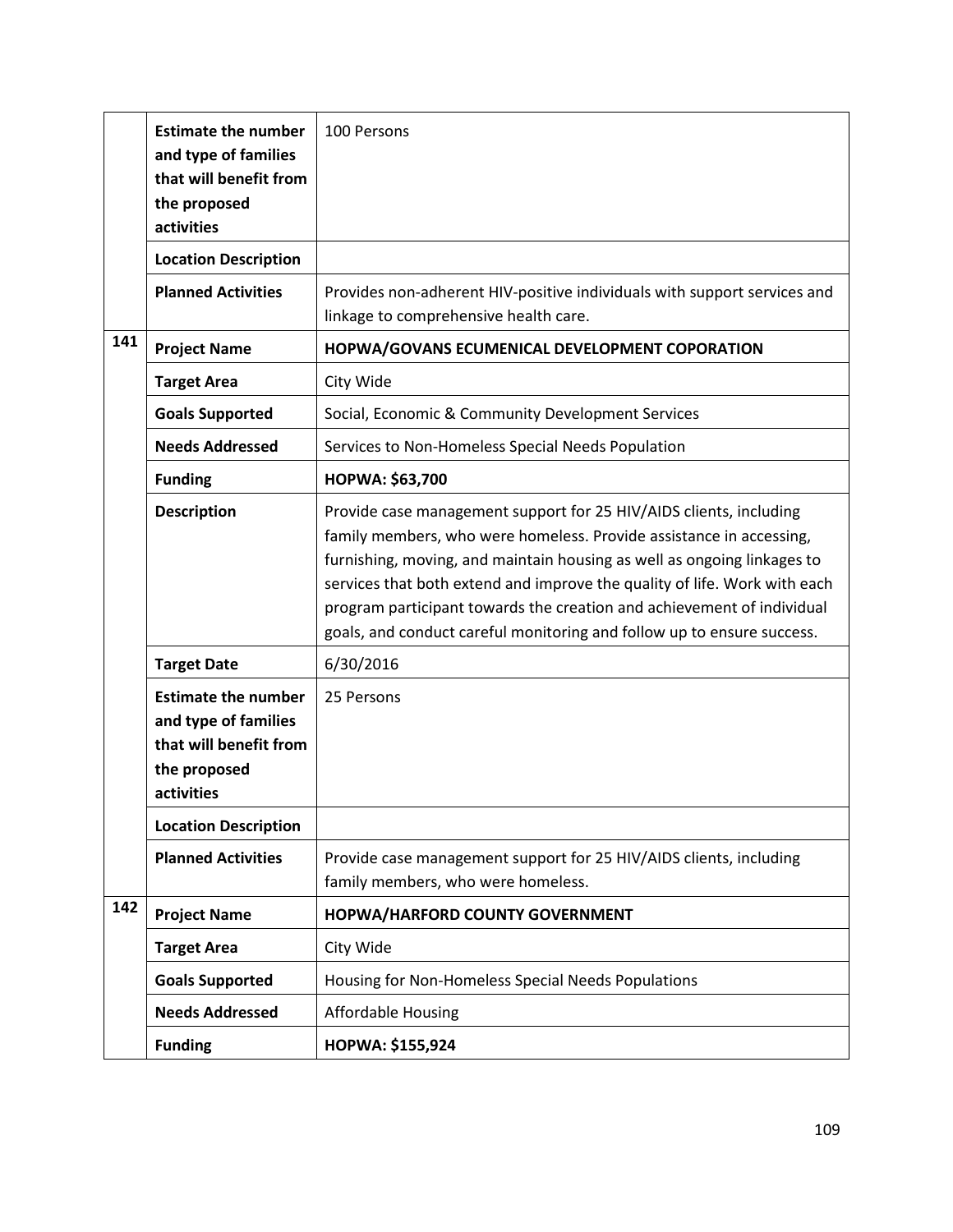| | | |
|---|---|---|
| | **Estimate the number and type of families that will benefit from the proposed activities** | 100 Persons |
| | **Location Description** | |
| | **Planned Activities** | Provides non-adherent HIV-positive individuals with support services and linkage to comprehensive health care. |
| **141** | **Project Name** | **HOPWA/GOVANS ECUMENICAL DEVELOPMENT COPORATION** |
| | **Target Area** | City Wide |
| | **Goals Supported** | Social, Economic & Community Development Services |
| | **Needs Addressed** | Services to Non-Homeless Special Needs Population |
| | **Funding** | **HOPWA: $63,700** |
| | **Description** | Provide case management support for 25 HIV/AIDS clients, including family members, who were homeless. Provide assistance in accessing, furnishing, moving, and maintain housing as well as ongoing linkages to services that both extend and improve the quality of life. Work with each program participant towards the creation and achievement of individual goals, and conduct careful monitoring and follow up to ensure success. |
| | **Target Date** | 6/30/2016 |
| | **Estimate the number and type of families that will benefit from the proposed activities** | 25 Persons |
| | **Location Description** | |
| | **Planned Activities** | Provide case management support for 25 HIV/AIDS clients, including family members, who were homeless. |
| **142** | **Project Name** | **HOPWA/HARFORD COUNTY GOVERNMENT** |
| | **Target Area** | City Wide |
| | **Goals Supported** | Housing for Non-Homeless Special Needs Populations |
| | **Needs Addressed** | Affordable Housing |
| | **Funding** | **HOPWA: $155,924** |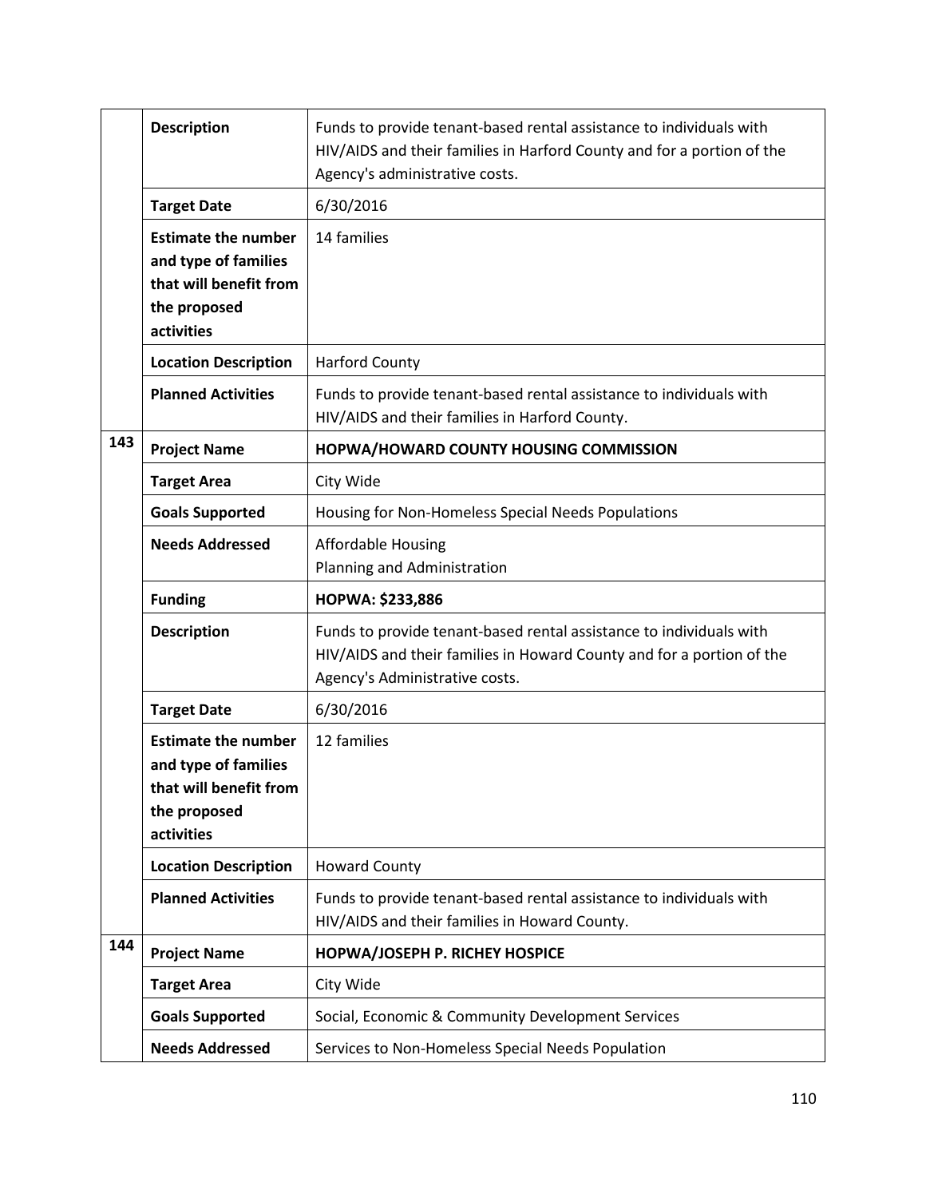| | | |
|---|---|---|
| | **Description** | Funds to provide tenant-based rental assistance to individuals with HIV/AIDS and their families in Harford County and for a portion of the Agency's administrative costs. |
| | **Target Date** | 6/30/2016 |
| | **Estimate the number and type of families that will benefit from the proposed activities** | 14 families |
| | **Location Description** | Harford County |
| | **Planned Activities** | Funds to provide tenant-based rental assistance to individuals with HIV/AIDS and their families in Harford County. |
| **143** | **Project Name** | **HOPWA/HOWARD COUNTY HOUSING COMMISSION** |
| | **Target Area** | City Wide |
| | **Goals Supported** | Housing for Non-Homeless Special Needs Populations |
| | **Needs Addressed** | Affordable Housing<br>Planning and Administration |
| | **Funding** | **HOPWA: $233,886** |
| | **Description** | Funds to provide tenant-based rental assistance to individuals with HIV/AIDS and their families in Howard County and for a portion of the Agency's Administrative costs. |
| | **Target Date** | 6/30/2016 |
| | **Estimate the number and type of families that will benefit from the proposed activities** | 12 families |
| | **Location Description** | Howard County |
| | **Planned Activities** | Funds to provide tenant-based rental assistance to individuals with HIV/AIDS and their families in Howard County. |
| **144** | **Project Name** | **HOPWA/JOSEPH P. RICHEY HOSPICE** |
| | **Target Area** | City Wide |
| | **Goals Supported** | Social, Economic & Community Development Services |
| | **Needs Addressed** | Services to Non-Homeless Special Needs Population |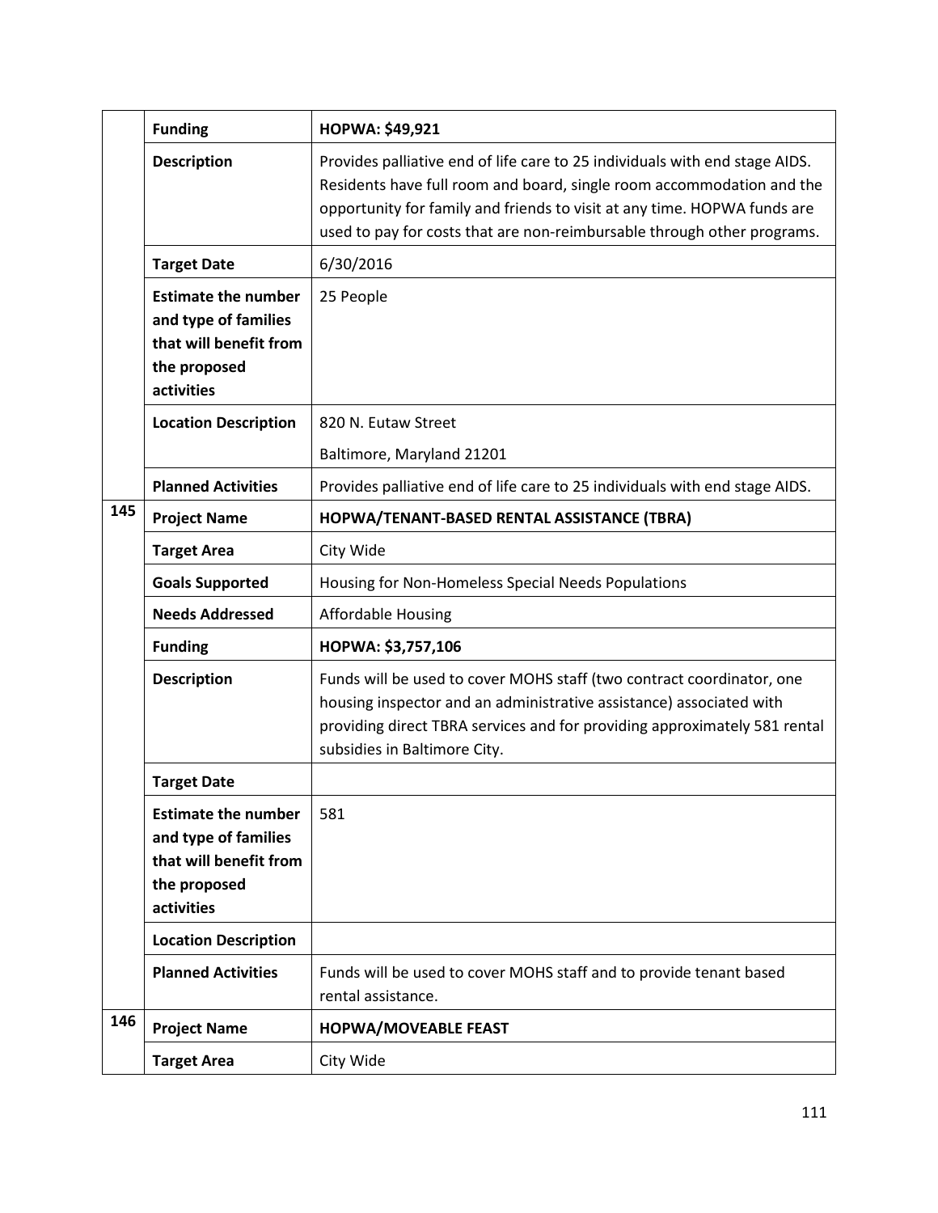| | | |
|---|---|---|
| | **Funding** | **HOPWA: $49,921** |
| | **Description** | Provides palliative end of life care to 25 individuals with end stage AIDS. Residents have full room and board, single room accommodation and the opportunity for family and friends to visit at any time. HOPWA funds are used to pay for costs that are non-reimbursable through other programs. |
| | **Target Date** | 6/30/2016 |
| | **Estimate the number and type of families that will benefit from the proposed activities** | 25 People |
| | **Location Description** | 820 N. Eutaw Street<br>Baltimore, Maryland 21201 |
| | **Planned Activities** | Provides palliative end of life care to 25 individuals with end stage AIDS. |
| **145** | **Project Name** | **HOPWA/TENANT-BASED RENTAL ASSISTANCE (TBRA)** |
| | **Target Area** | City Wide |
| | **Goals Supported** | Housing for Non-Homeless Special Needs Populations |
| | **Needs Addressed** | Affordable Housing |
| | **Funding** | **HOPWA: $3,757,106** |
| | **Description** | Funds will be used to cover MOHS staff (two contract coordinator, one housing inspector and an administrative assistance) associated with providing direct TBRA services and for providing approximately 581 rental subsidies in Baltimore City. |
| | **Target Date** | |
| | **Estimate the number and type of families that will benefit from the proposed activities** | 581 |
| | **Location Description** | |
| | **Planned Activities** | Funds will be used to cover MOHS staff and to provide tenant based rental assistance. |
| **146** | **Project Name** | **HOPWA/MOVEABLE FEAST** |
| | **Target Area** | City Wide |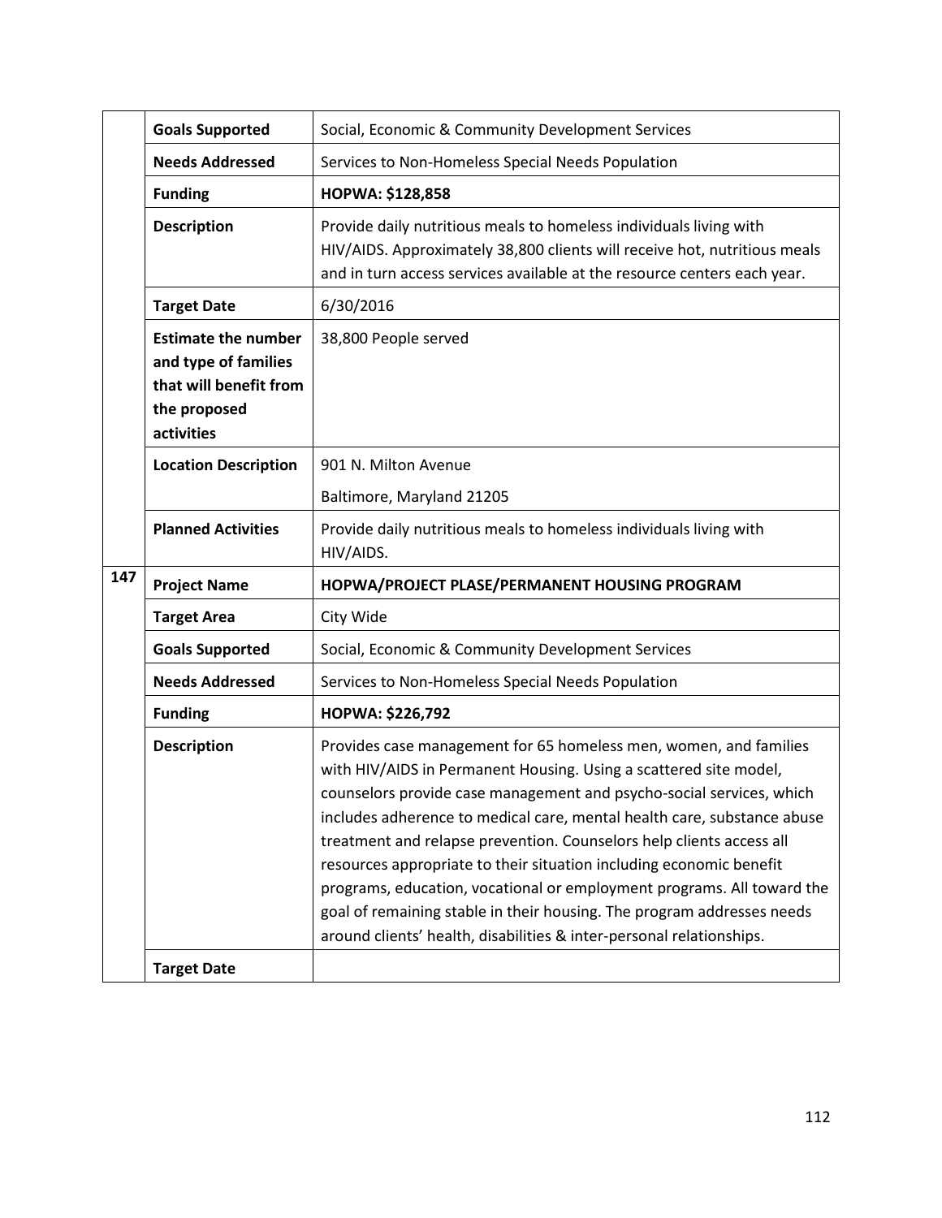| | | |
|---|---|---|
| | **Goals Supported** | Social, Economic & Community Development Services |
| | **Needs Addressed** | Services to Non-Homeless Special Needs Population |
| | **Funding** | **HOPWA: $128,858** |
| | **Description** | Provide daily nutritious meals to homeless individuals living with HIV/AIDS. Approximately 38,800 clients will receive hot, nutritious meals and in turn access services available at the resource centers each year. |
| | **Target Date** | 6/30/2016 |
| | **Estimate the number and type of families that will benefit from the proposed activities** | 38,800 People served |
| | **Location Description** | 901 N. Milton Avenue<br>Baltimore, Maryland 21205 |
| | **Planned Activities** | Provide daily nutritious meals to homeless individuals living with HIV/AIDS. |
| **147** | **Project Name** | **HOPWA/PROJECT PLASE/PERMANENT HOUSING PROGRAM** |
| | **Target Area** | City Wide |
| | **Goals Supported** | Social, Economic & Community Development Services |
| | **Needs Addressed** | Services to Non-Homeless Special Needs Population |
| | **Funding** | **HOPWA: $226,792** |
| | **Description** | Provides case management for 65 homeless men, women, and families with HIV/AIDS in Permanent Housing. Using a scattered site model, counselors provide case management and psycho-social services, which includes adherence to medical care, mental health care, substance abuse treatment and relapse prevention. Counselors help clients access all resources appropriate to their situation including economic benefit programs, education, vocational or employment programs. All toward the goal of remaining stable in their housing. The program addresses needs around clients' health, disabilities & inter-personal relationships. |
| | **Target Date** | |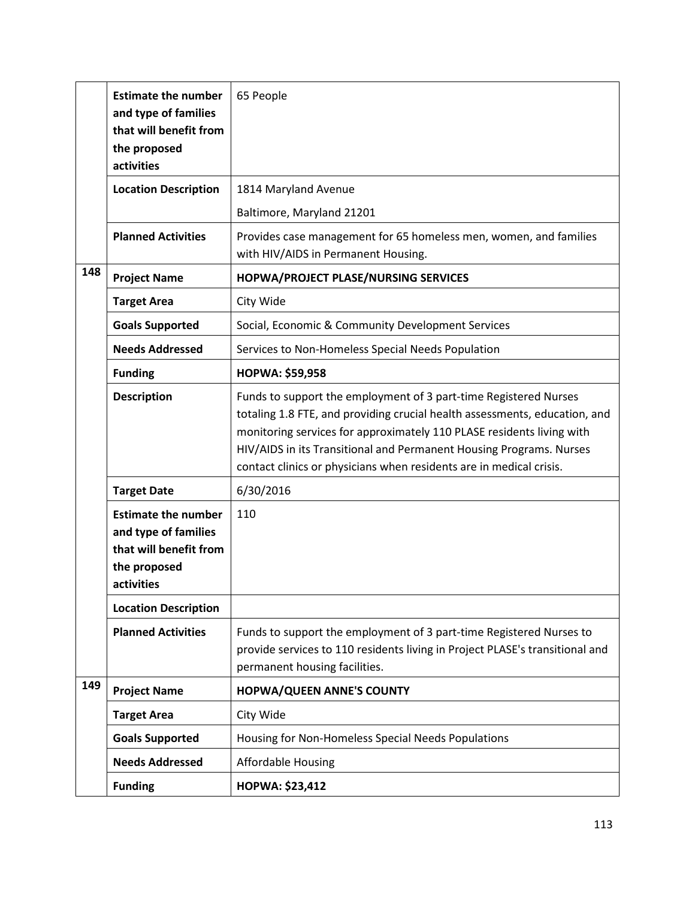| | | |
|---|---|---|
| | **Estimate the number and type of families that will benefit from the proposed activities** | 65 People |
| | **Location Description** | 1814 Maryland Avenue<br>Baltimore, Maryland 21201 |
| | **Planned Activities** | Provides case management for 65 homeless men, women, and families with HIV/AIDS in Permanent Housing. |
| **148** | **Project Name** | **HOPWA/PROJECT PLASE/NURSING SERVICES** |
| | **Target Area** | City Wide |
| | **Goals Supported** | Social, Economic & Community Development Services |
| | **Needs Addressed** | Services to Non-Homeless Special Needs Population |
| | **Funding** | **HOPWA: $59,958** |
| | **Description** | Funds to support the employment of 3 part-time Registered Nurses totaling 1.8 FTE, and providing crucial health assessments, education, and monitoring services for approximately 110 PLASE residents living with HIV/AIDS in its Transitional and Permanent Housing Programs. Nurses contact clinics or physicians when residents are in medical crisis. |
| | **Target Date** | 6/30/2016 |
| | **Estimate the number and type of families that will benefit from the proposed activities** | 110 |
| | **Location Description** | |
| | **Planned Activities** | Funds to support the employment of 3 part-time Registered Nurses to provide services to 110 residents living in Project PLASE's transitional and permanent housing facilities. |
| **149** | **Project Name** | **HOPWA/QUEEN ANNE'S COUNTY** |
| | **Target Area** | City Wide |
| | **Goals Supported** | Housing for Non-Homeless Special Needs Populations |
| | **Needs Addressed** | Affordable Housing |
| | **Funding** | **HOPWA: $23,412** |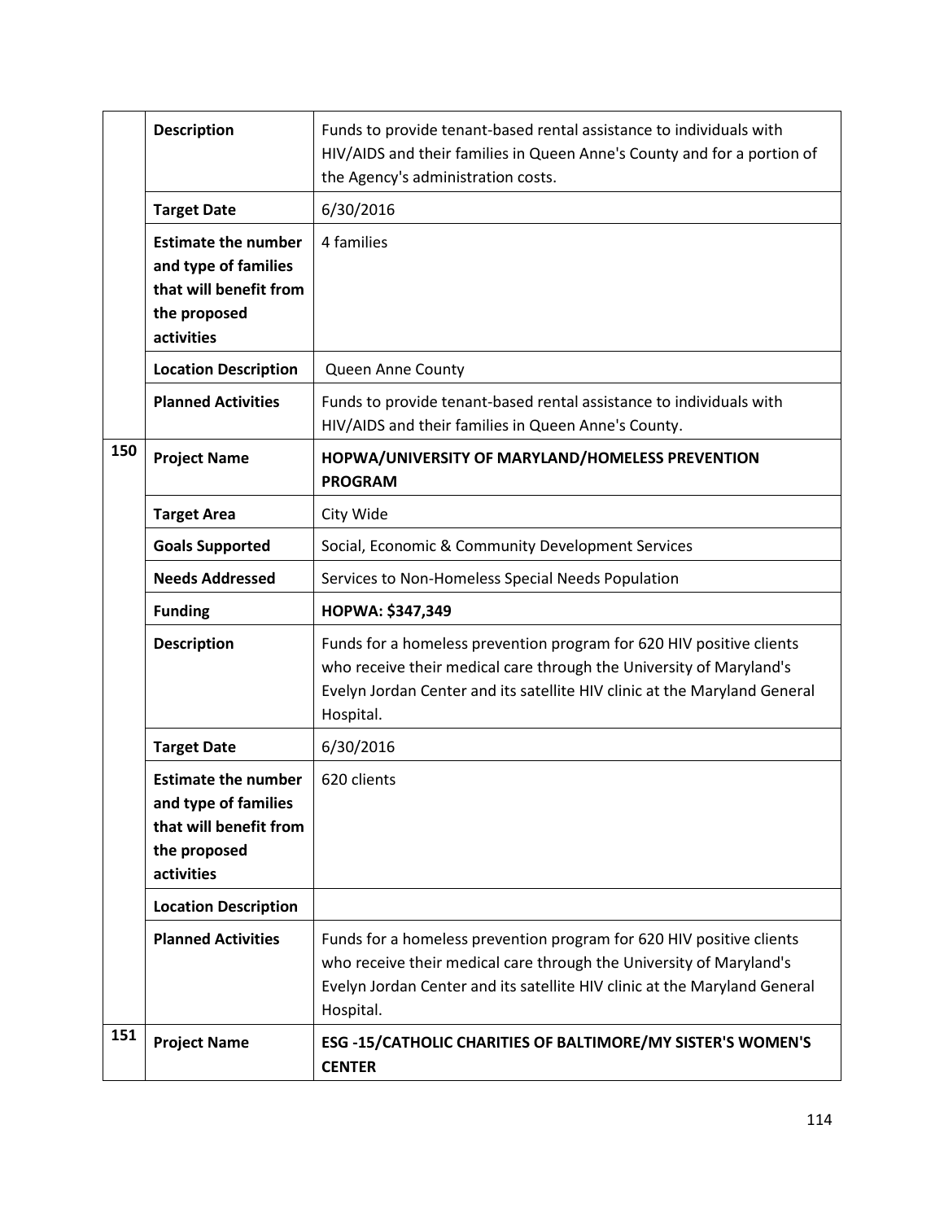| | | |
|---|---|---|
| | **Description** | Funds to provide tenant-based rental assistance to individuals with HIV/AIDS and their families in Queen Anne's County and for a portion of the Agency's administration costs. |
| | **Target Date** | 6/30/2016 |
| | **Estimate the number and type of families that will benefit from the proposed activities** | 4 families |
| | **Location Description** | Queen Anne County |
| | **Planned Activities** | Funds to provide tenant-based rental assistance to individuals with HIV/AIDS and their families in Queen Anne's County. |
| **150** | **Project Name** | **HOPWA/UNIVERSITY OF MARYLAND/HOMELESS PREVENTION PROGRAM** |
| | **Target Area** | City Wide |
| | **Goals Supported** | Social, Economic & Community Development Services |
| | **Needs Addressed** | Services to Non-Homeless Special Needs Population |
| | **Funding** | **HOPWA: $347,349** |
| | **Description** | Funds for a homeless prevention program for 620 HIV positive clients who receive their medical care through the University of Maryland's Evelyn Jordan Center and its satellite HIV clinic at the Maryland General Hospital. |
| | **Target Date** | 6/30/2016 |
| | **Estimate the number and type of families that will benefit from the proposed activities** | 620 clients |
| | **Location Description** | |
| | **Planned Activities** | Funds for a homeless prevention program for 620 HIV positive clients who receive their medical care through the University of Maryland's Evelyn Jordan Center and its satellite HIV clinic at the Maryland General Hospital. |
| **151** | **Project Name** | **ESG -15/CATHOLIC CHARITIES OF BALTIMORE/MY SISTER'S WOMEN'S CENTER** |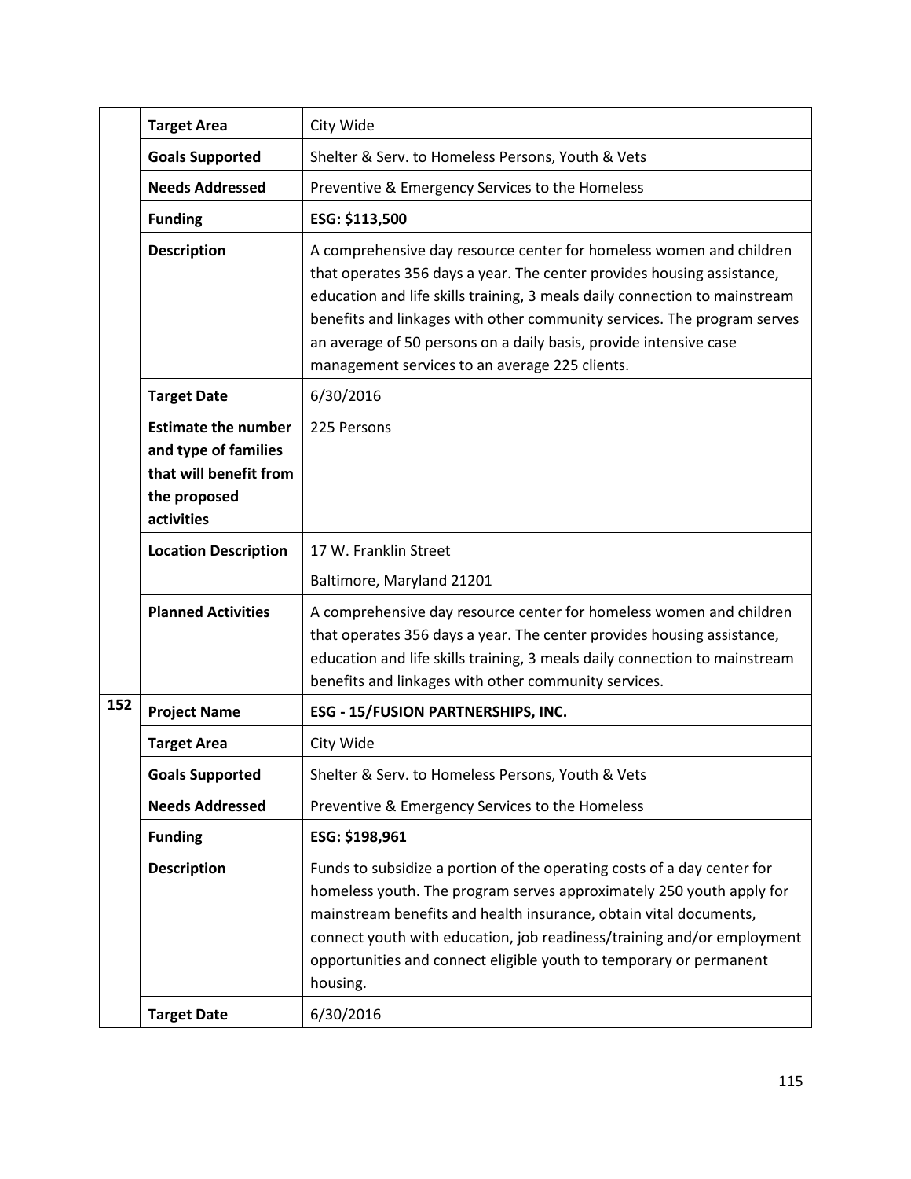| | | |
|---|---|---|
| | **Target Area** | City Wide |
| | **Goals Supported** | Shelter & Serv. to Homeless Persons, Youth & Vets |
| | **Needs Addressed** | Preventive & Emergency Services to the Homeless |
| | **Funding** | **ESG: $113,500** |
| | **Description** | A comprehensive day resource center for homeless women and children that operates 356 days a year. The center provides housing assistance, education and life skills training, 3 meals daily connection to mainstream benefits and linkages with other community services. The program serves an average of 50 persons on a daily basis, provide intensive case management services to an average 225 clients. |
| | **Target Date** | 6/30/2016 |
| | **Estimate the number and type of families that will benefit from the proposed activities** | 225 Persons |
| | **Location Description** | 17 W. Franklin Street<br>Baltimore, Maryland 21201 |
| | **Planned Activities** | A comprehensive day resource center for homeless women and children that operates 356 days a year. The center provides housing assistance, education and life skills training, 3 meals daily connection to mainstream benefits and linkages with other community services. |
| **152** | **Project Name** | **ESG - 15/FUSION PARTNERSHIPS, INC.** |
| | **Target Area** | City Wide |
| | **Goals Supported** | Shelter & Serv. to Homeless Persons, Youth & Vets |
| | **Needs Addressed** | Preventive & Emergency Services to the Homeless |
| | **Funding** | **ESG: $198,961** |
| | **Description** | Funds to subsidize a portion of the operating costs of a day center for homeless youth. The program serves approximately 250 youth apply for mainstream benefits and health insurance, obtain vital documents, connect youth with education, job readiness/training and/or employment opportunities and connect eligible youth to temporary or permanent housing. |
| | **Target Date** | 6/30/2016 |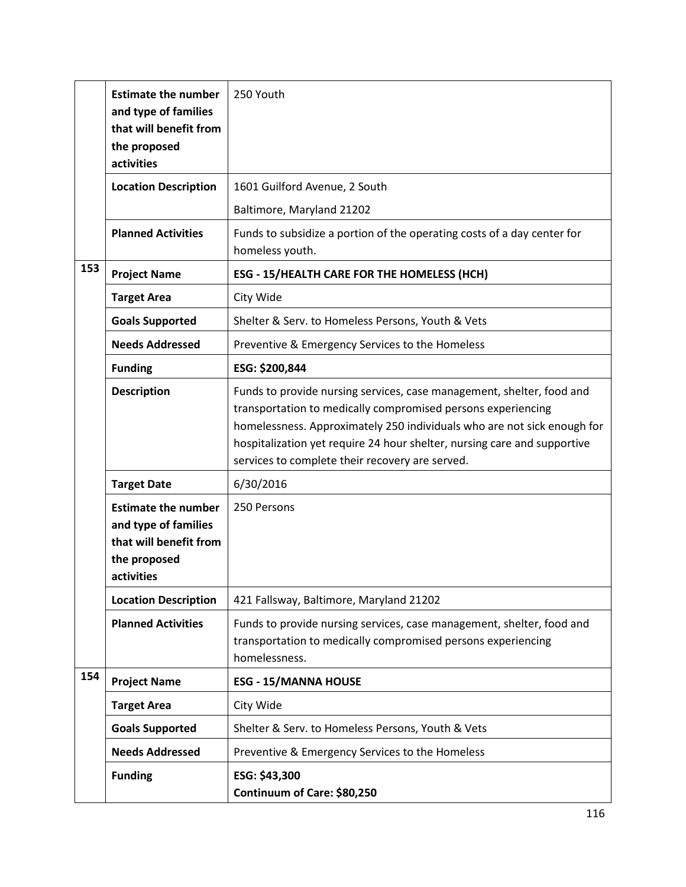| | | |
|---|---|---|
| | **Estimate the number and type of families that will benefit from the proposed activities** | 250 Youth |
| | **Location Description** | 1601 Guilford Avenue, 2 South<br>Baltimore, Maryland 21202 |
| | **Planned Activities** | Funds to subsidize a portion of the operating costs of a day center for homeless youth. |
| **153** | **Project Name** | **ESG - 15/HEALTH CARE FOR THE HOMELESS (HCH)** |
| | **Target Area** | City Wide |
| | **Goals Supported** | Shelter & Serv. to Homeless Persons, Youth & Vets |
| | **Needs Addressed** | Preventive & Emergency Services to the Homeless |
| | **Funding** | **ESG: $200,844** |
| | **Description** | Funds to provide nursing services, case management, shelter, food and transportation to medically compromised persons experiencing homelessness. Approximately 250 individuals who are not sick enough for hospitalization yet require 24 hour shelter, nursing care and supportive services to complete their recovery are served. |
| | **Target Date** | 6/30/2016 |
| | **Estimate the number and type of families that will benefit from the proposed activities** | 250 Persons |
| | **Location Description** | 421 Fallsway, Baltimore, Maryland 21202 |
| | **Planned Activities** | Funds to provide nursing services, case management, shelter, food and transportation to medically compromised persons experiencing homelessness. |
| **154** | **Project Name** | **ESG - 15/MANNA HOUSE** |
| | **Target Area** | City Wide |
| | **Goals Supported** | Shelter & Serv. to Homeless Persons, Youth & Vets |
| | **Needs Addressed** | Preventive & Emergency Services to the Homeless |
| | **Funding** | **ESG: $43,300**<br>**Continuum of Care: $80,250** |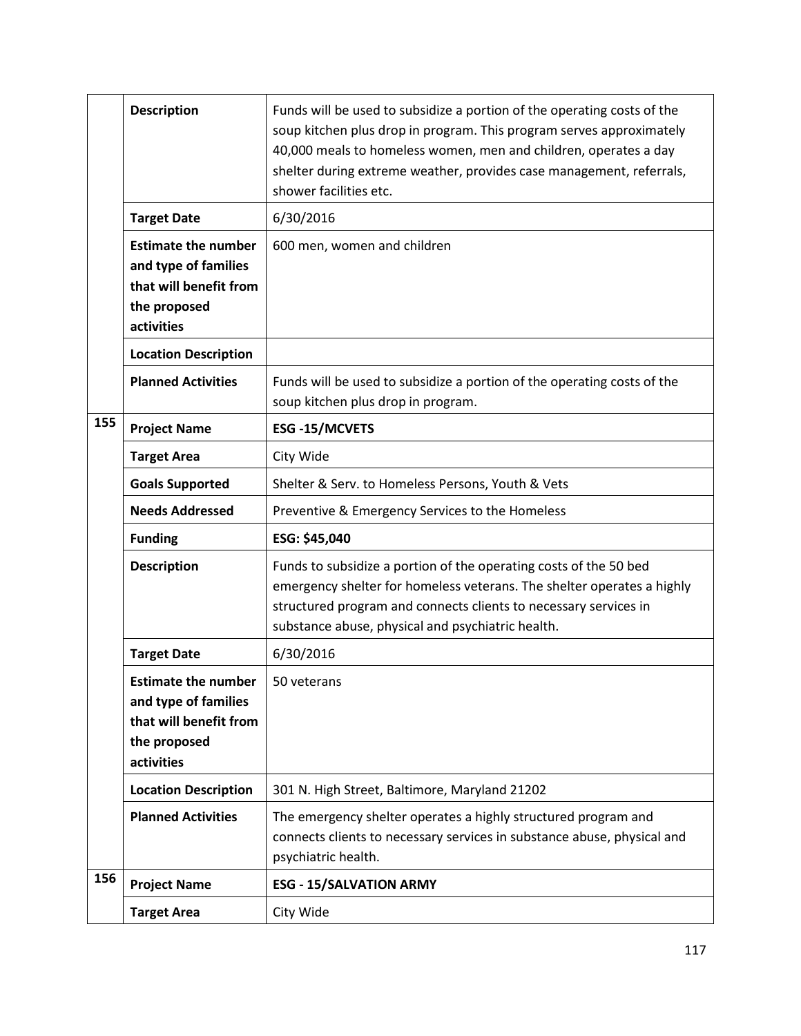| | | |
|---|---|---|
| | **Description** | Funds will be used to subsidize a portion of the operating costs of the soup kitchen plus drop in program. This program serves approximately 40,000 meals to homeless women, men and children, operates a day shelter during extreme weather, provides case management, referrals, shower facilities etc. |
| | **Target Date** | 6/30/2016 |
| | **Estimate the number and type of families that will benefit from the proposed activities** | 600 men, women and children |
| | **Location Description** | |
| | **Planned Activities** | Funds will be used to subsidize a portion of the operating costs of the soup kitchen plus drop in program. |
| **155** | **Project Name** | **ESG -15/MCVETS** |
| | **Target Area** | City Wide |
| | **Goals Supported** | Shelter & Serv. to Homeless Persons, Youth & Vets |
| | **Needs Addressed** | Preventive & Emergency Services to the Homeless |
| | **Funding** | **ESG: $45,040** |
| | **Description** | Funds to subsidize a portion of the operating costs of the 50 bed emergency shelter for homeless veterans. The shelter operates a highly structured program and connects clients to necessary services in substance abuse, physical and psychiatric health. |
| | **Target Date** | 6/30/2016 |
| | **Estimate the number and type of families that will benefit from the proposed activities** | 50 veterans |
| | **Location Description** | 301 N. High Street, Baltimore, Maryland 21202 |
| | **Planned Activities** | The emergency shelter operates a highly structured program and connects clients to necessary services in substance abuse, physical and psychiatric health. |
| **156** | **Project Name** | **ESG - 15/SALVATION ARMY** |
| | **Target Area** | City Wide |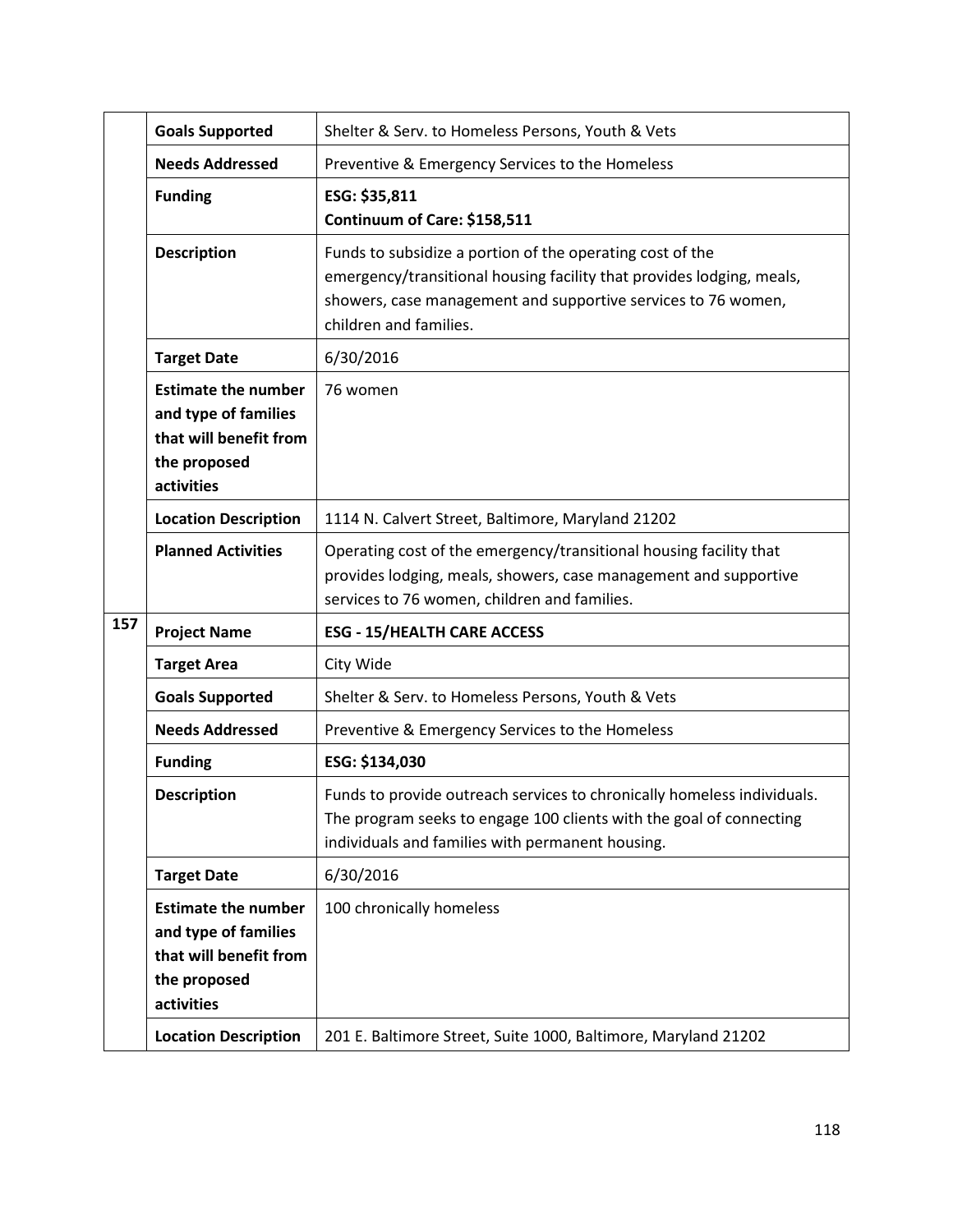| | | |
|---|---|---|
| | **Goals Supported** | Shelter & Serv. to Homeless Persons, Youth & Vets |
| | **Needs Addressed** | Preventive & Emergency Services to the Homeless |
| | **Funding** | **ESG: $35,811**<br>**Continuum of Care: $158,511** |
| | **Description** | Funds to subsidize a portion of the operating cost of the emergency/transitional housing facility that provides lodging, meals, showers, case management and supportive services to 76 women, children and families. |
| | **Target Date** | 6/30/2016 |
| | **Estimate the number and type of families that will benefit from the proposed activities** | 76 women |
| | **Location Description** | 1114 N. Calvert Street, Baltimore, Maryland 21202 |
| | **Planned Activities** | Operating cost of the emergency/transitional housing facility that provides lodging, meals, showers, case management and supportive services to 76 women, children and families. |
| **157** | **Project Name** | **ESG - 15/HEALTH CARE ACCESS** |
| | **Target Area** | City Wide |
| | **Goals Supported** | Shelter & Serv. to Homeless Persons, Youth & Vets |
| | **Needs Addressed** | Preventive & Emergency Services to the Homeless |
| | **Funding** | **ESG: $134,030** |
| | **Description** | Funds to provide outreach services to chronically homeless individuals. The program seeks to engage 100 clients with the goal of connecting individuals and families with permanent housing. |
| | **Target Date** | 6/30/2016 |
| | **Estimate the number and type of families that will benefit from the proposed activities** | 100 chronically homeless |
| | **Location Description** | 201 E. Baltimore Street, Suite 1000, Baltimore, Maryland 21202 |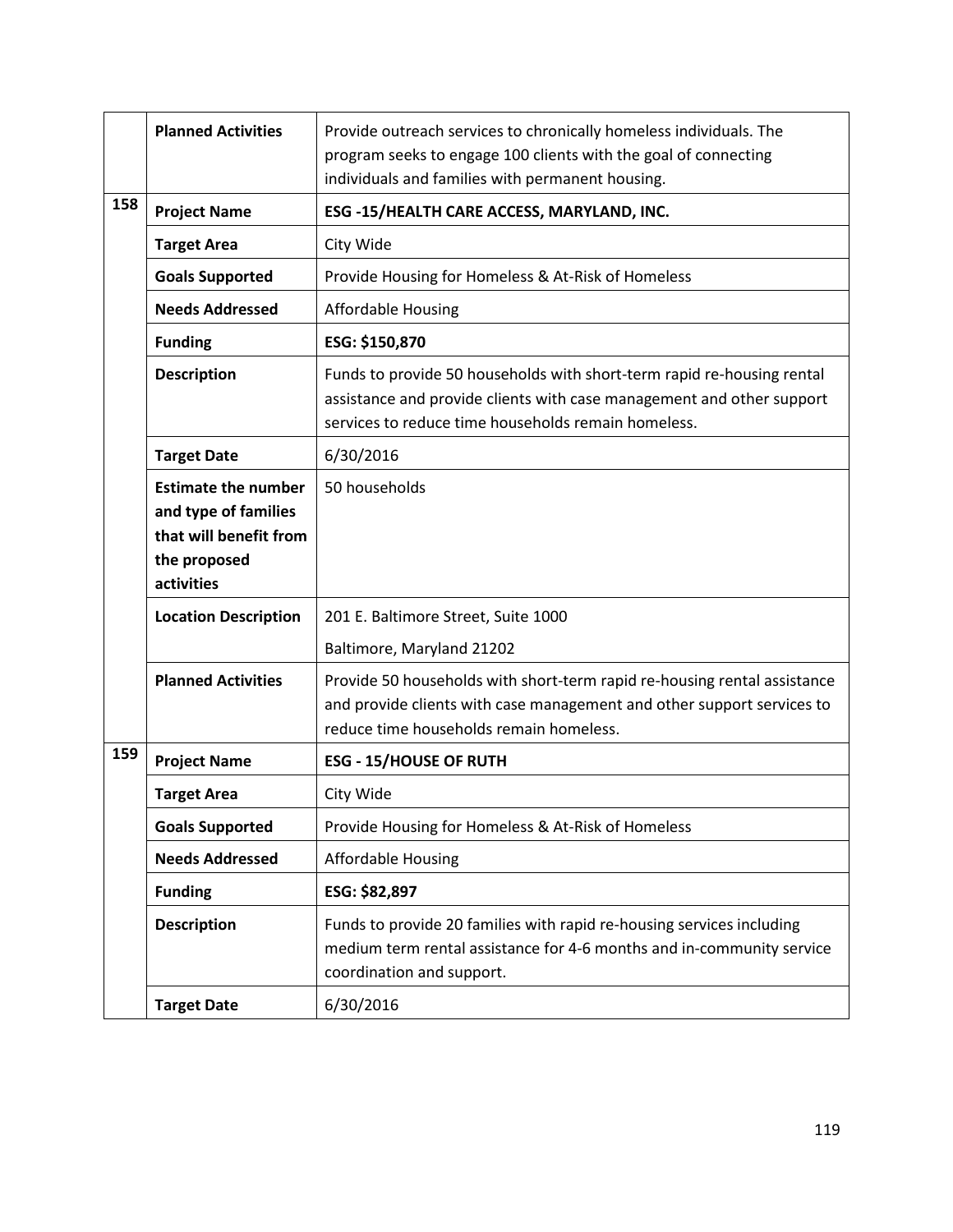| | | |
|---|---|---|
| | **Planned Activities** | Provide outreach services to chronically homeless individuals. The program seeks to engage 100 clients with the goal of connecting individuals and families with permanent housing. |
| **158** | **Project Name** | **ESG -15/HEALTH CARE ACCESS, MARYLAND, INC.** |
| | **Target Area** | City Wide |
| | **Goals Supported** | Provide Housing for Homeless & At-Risk of Homeless |
| | **Needs Addressed** | Affordable Housing |
| | **Funding** | **ESG: $150,870** |
| | **Description** | Funds to provide 50 households with short-term rapid re-housing rental assistance and provide clients with case management and other support services to reduce time households remain homeless. |
| | **Target Date** | 6/30/2016 |
| | **Estimate the number and type of families that will benefit from the proposed activities** | 50 households |
| | **Location Description** | 201 E. Baltimore Street, Suite 1000<br>Baltimore, Maryland 21202 |
| | **Planned Activities** | Provide 50 households with short-term rapid re-housing rental assistance and provide clients with case management and other support services to reduce time households remain homeless. |
| **159** | **Project Name** | **ESG - 15/HOUSE OF RUTH** |
| | **Target Area** | City Wide |
| | **Goals Supported** | Provide Housing for Homeless & At-Risk of Homeless |
| | **Needs Addressed** | Affordable Housing |
| | **Funding** | **ESG: $82,897** |
| | **Description** | Funds to provide 20 families with rapid re-housing services including medium term rental assistance for 4-6 months and in-community service coordination and support. |
| | **Target Date** | 6/30/2016 |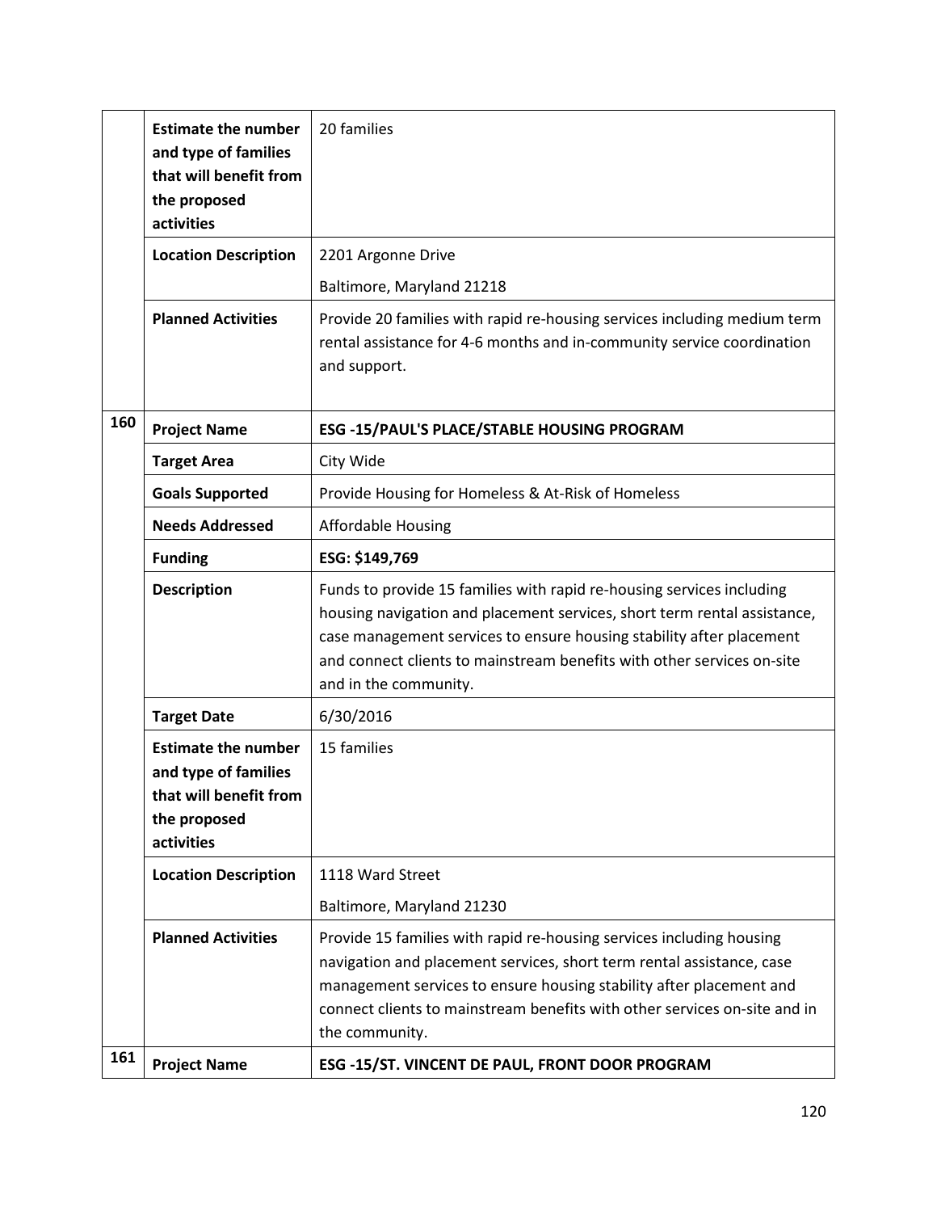| | | |
|---|---|---|
| | **Estimate the number and type of families that will benefit from the proposed activities** | 20 families |
| | **Location Description** | 2201 Argonne Drive<br>Baltimore, Maryland 21218 |
| | **Planned Activities** | Provide 20 families with rapid re-housing services including medium term rental assistance for 4-6 months and in-community service coordination and support. |
| **160** | **Project Name** | **ESG -15/PAUL'S PLACE/STABLE HOUSING PROGRAM** |
| | **Target Area** | City Wide |
| | **Goals Supported** | Provide Housing for Homeless & At-Risk of Homeless |
| | **Needs Addressed** | Affordable Housing |
| | **Funding** | **ESG: $149,769** |
| | **Description** | Funds to provide 15 families with rapid re-housing services including housing navigation and placement services, short term rental assistance, case management services to ensure housing stability after placement and connect clients to mainstream benefits with other services on-site and in the community. |
| | **Target Date** | 6/30/2016 |
| | **Estimate the number and type of families that will benefit from the proposed activities** | 15 families |
| | **Location Description** | 1118 Ward Street<br>Baltimore, Maryland 21230 |
| | **Planned Activities** | Provide 15 families with rapid re-housing services including housing navigation and placement services, short term rental assistance, case management services to ensure housing stability after placement and connect clients to mainstream benefits with other services on-site and in the community. |
| **161** | **Project Name** | **ESG -15/ST. VINCENT DE PAUL, FRONT DOOR PROGRAM** |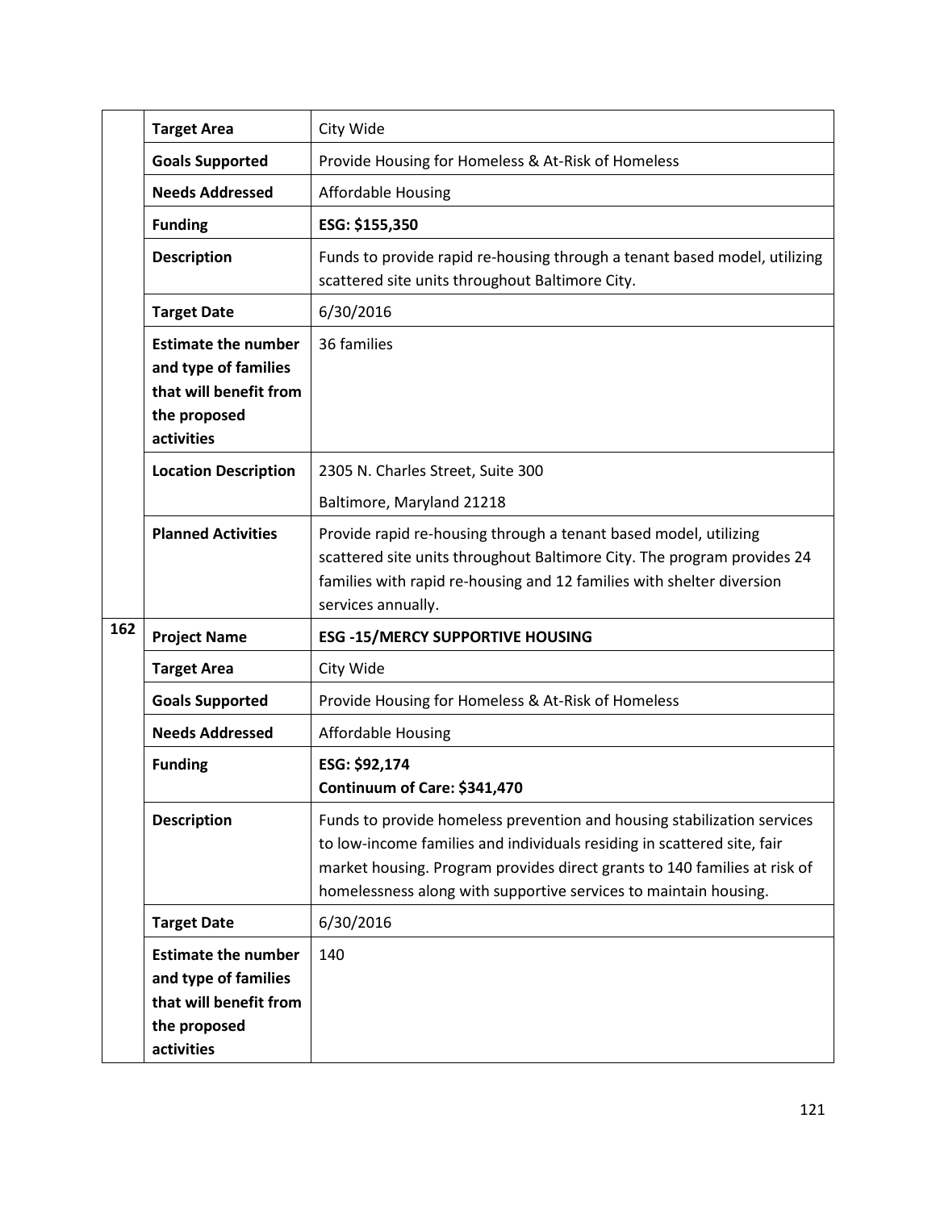| | | |
|---|---|---|
| | **Target Area** | City Wide |
| | **Goals Supported** | Provide Housing for Homeless & At-Risk of Homeless |
| | **Needs Addressed** | Affordable Housing |
| | **Funding** | **ESG: $155,350** |
| | **Description** | Funds to provide rapid re-housing through a tenant based model, utilizing scattered site units throughout Baltimore City. |
| | **Target Date** | 6/30/2016 |
| | **Estimate the number and type of families that will benefit from the proposed activities** | 36 families |
| | **Location Description** | 2305 N. Charles Street, Suite 300<br>Baltimore, Maryland 21218 |
| | **Planned Activities** | Provide rapid re-housing through a tenant based model, utilizing scattered site units throughout Baltimore City. The program provides 24 families with rapid re-housing and 12 families with shelter diversion services annually. |
| 162 | **Project Name** | **ESG -15/MERCY SUPPORTIVE HOUSING** |
| | **Target Area** | City Wide |
| | **Goals Supported** | Provide Housing for Homeless & At-Risk of Homeless |
| | **Needs Addressed** | Affordable Housing |
| | **Funding** | **ESG: $92,174**<br>**Continuum of Care: $341,470** |
| | **Description** | Funds to provide homeless prevention and housing stabilization services to low-income families and individuals residing in scattered site, fair market housing. Program provides direct grants to 140 families at risk of homelessness along with supportive services to maintain housing. |
| | **Target Date** | 6/30/2016 |
| | **Estimate the number and type of families that will benefit from the proposed activities** | 140 |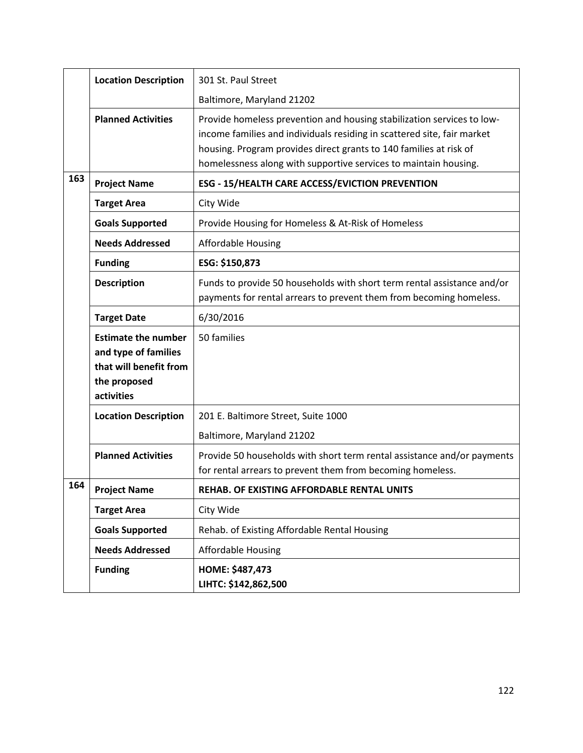| | | |
|---|---|---|
| | **Location Description** | 301 St. Paul Street<br>Baltimore, Maryland 21202 |
| | **Planned Activities** | Provide homeless prevention and housing stabilization services to low-income families and individuals residing in scattered site, fair market housing. Program provides direct grants to 140 families at risk of homelessness along with supportive services to maintain housing. |
| **163** | **Project Name** | **ESG - 15/HEALTH CARE ACCESS/EVICTION PREVENTION** |
| | **Target Area** | City Wide |
| | **Goals Supported** | Provide Housing for Homeless & At-Risk of Homeless |
| | **Needs Addressed** | Affordable Housing |
| | **Funding** | **ESG: $150,873** |
| | **Description** | Funds to provide 50 households with short term rental assistance and/or payments for rental arrears to prevent them from becoming homeless. |
| | **Target Date** | 6/30/2016 |
| | **Estimate the number and type of families that will benefit from the proposed activities** | 50 families |
| | **Location Description** | 201 E. Baltimore Street, Suite 1000<br>Baltimore, Maryland 21202 |
| | **Planned Activities** | Provide 50 households with short term rental assistance and/or payments for rental arrears to prevent them from becoming homeless. |
| **164** | **Project Name** | **REHAB. OF EXISTING AFFORDABLE RENTAL UNITS** |
| | **Target Area** | City Wide |
| | **Goals Supported** | Rehab. of Existing Affordable Rental Housing |
| | **Needs Addressed** | Affordable Housing |
| | **Funding** | **HOME: $487,473**<br>**LIHTC: $142,862,500** |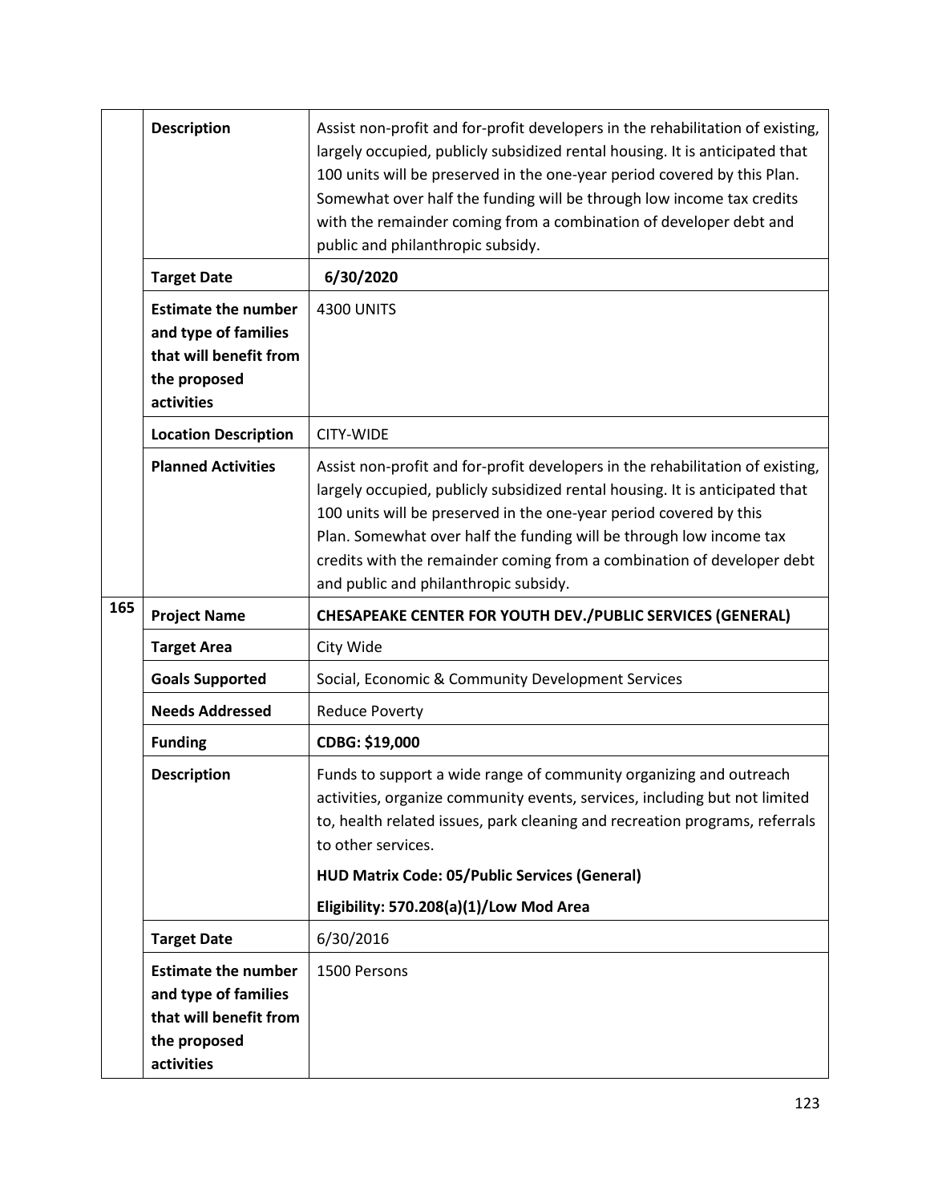| | | |
|---|---|---|
| | **Description** | Assist non-profit and for-profit developers in the rehabilitation of existing, largely occupied, publicly subsidized rental housing. It is anticipated that 100 units will be preserved in the one-year period covered by this Plan. Somewhat over half the funding will be through low income tax credits with the remainder coming from a combination of developer debt and public and philanthropic subsidy. |
| | **Target Date** | **6/30/2020** |
| | **Estimate the number and type of families that will benefit from the proposed activities** | 4300 UNITS |
| | **Location Description** | CITY-WIDE |
| | **Planned Activities** | Assist non-profit and for-profit developers in the rehabilitation of existing, largely occupied, publicly subsidized rental housing. It is anticipated that 100 units will be preserved in the one-year period covered by this Plan. Somewhat over half the funding will be through low income tax credits with the remainder coming from a combination of developer debt and public and philanthropic subsidy. |
| **165** | **Project Name** | **CHESAPEAKE CENTER FOR YOUTH DEV./PUBLIC SERVICES (GENERAL)** |
| | **Target Area** | City Wide |
| | **Goals Supported** | Social, Economic & Community Development Services |
| | **Needs Addressed** | Reduce Poverty |
| | **Funding** | **CDBG: $19,000** |
| | **Description** | Funds to support a wide range of community organizing and outreach activities, organize community events, services, including but not limited to, health related issues, park cleaning and recreation programs, referrals to other services.<br>**HUD Matrix Code: 05/Public Services (General)**<br>**Eligibility: 570.208(a)(1)/Low Mod Area** |
| | **Target Date** | 6/30/2016 |
| | **Estimate the number and type of families that will benefit from the proposed activities** | 1500 Persons |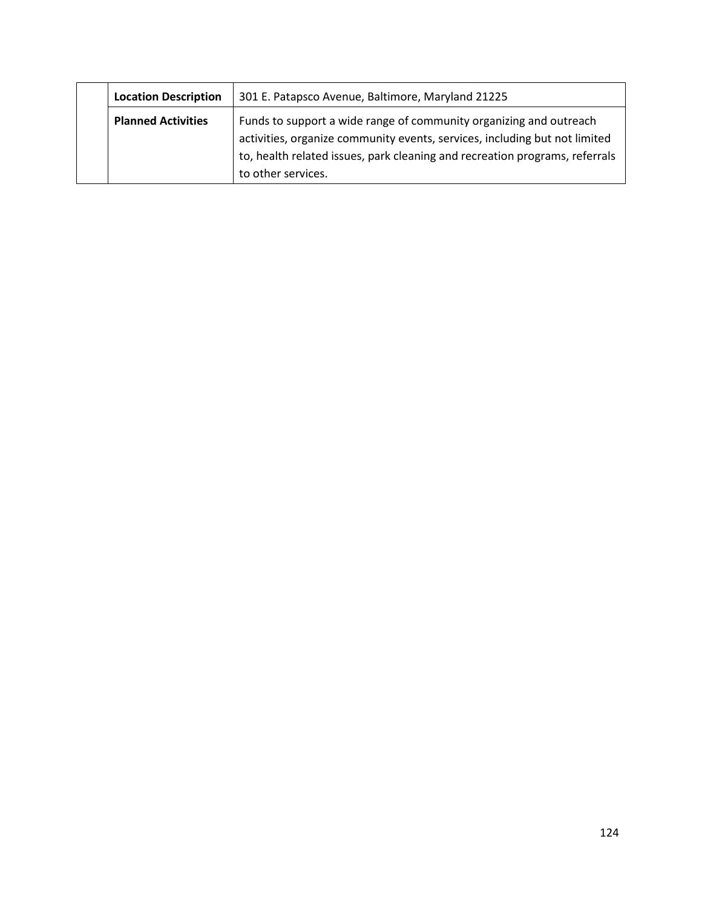| | | |
|---|---|---|
| | **Location Description** | 301 E. Patapsco Avenue, Baltimore, Maryland 21225 |
| | **Planned Activities** | Funds to support a wide range of community organizing and outreach activities, organize community events, services, including but not limited to, health related issues, park cleaning and recreation programs, referrals to other services. |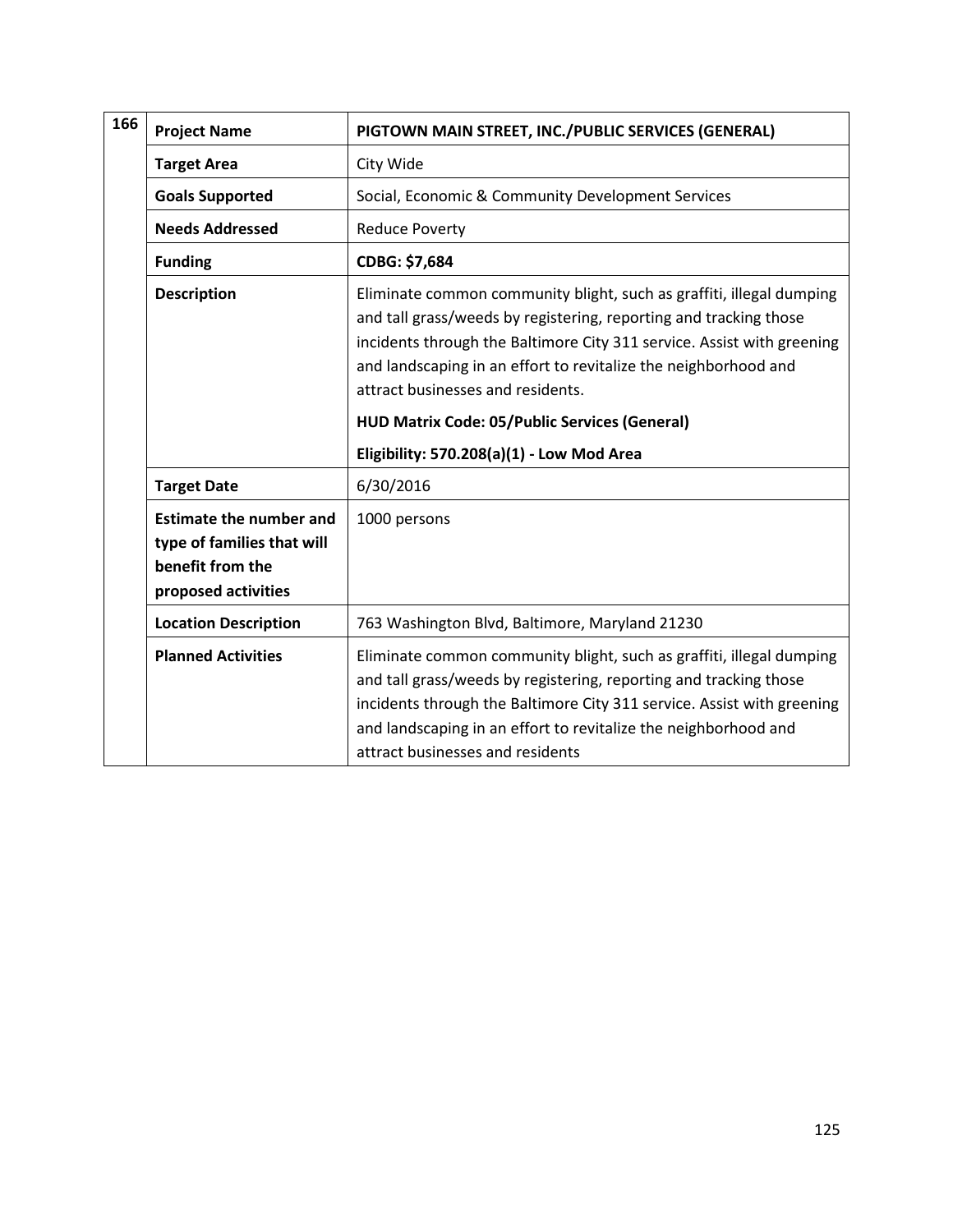| 166 | | |
|---|---|---|
| | **Project Name** | **PIGTOWN MAIN STREET, INC./PUBLIC SERVICES (GENERAL)** |
| | **Target Area** | City Wide |
| | **Goals Supported** | Social, Economic & Community Development Services |
| | **Needs Addressed** | Reduce Poverty |
| | **Funding** | **CDBG: $7,684** |
| | **Description** | Eliminate common community blight, such as graffiti, illegal dumping and tall grass/weeds by registering, reporting and tracking those incidents through the Baltimore City 311 service. Assist with greening and landscaping in an effort to revitalize the neighborhood and attract businesses and residents.<br><br>**HUD Matrix Code: 05/Public Services (General)**<br><br>**Eligibility: 570.208(a)(1) - Low Mod Area** |
| | **Target Date** | 6/30/2016 |
| | **Estimate the number and type of families that will benefit from the proposed activities** | 1000 persons |
| | **Location Description** | 763 Washington Blvd, Baltimore, Maryland 21230 |
| | **Planned Activities** | Eliminate common community blight, such as graffiti, illegal dumping and tall grass/weeds by registering, reporting and tracking those incidents through the Baltimore City 311 service. Assist with greening and landscaping in an effort to revitalize the neighborhood and attract businesses and residents |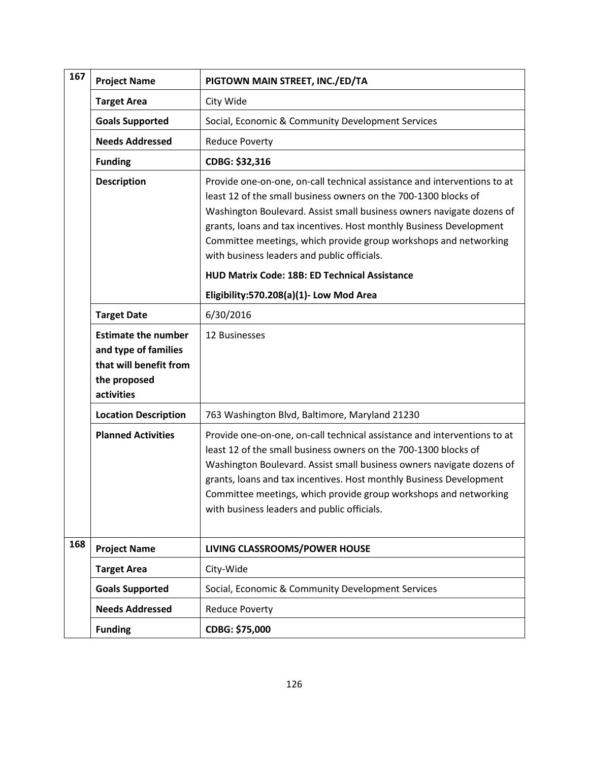| | | |
|---|---|---|
| **167** | **Project Name** | **PIGTOWN MAIN STREET, INC./ED/TA** |
| | **Target Area** | City Wide |
| | **Goals Supported** | Social, Economic & Community Development Services |
| | **Needs Addressed** | Reduce Poverty |
| | **Funding** | **CDBG: $32,316** |
| | **Description** | Provide one-on-one, on-call technical assistance and interventions to at least 12 of the small business owners on the 700-1300 blocks of Washington Boulevard. Assist small business owners navigate dozens of grants, loans and tax incentives. Host monthly Business Development Committee meetings, which provide group workshops and networking with business leaders and public officials.<br><br>**HUD Matrix Code: 18B: ED Technical Assistance**<br><br>**Eligibility:570.208(a)(1)- Low Mod Area** |
| | **Target Date** | 6/30/2016 |
| | **Estimate the number and type of families that will benefit from the proposed activities** | 12 Businesses |
| | **Location Description** | 763 Washington Blvd, Baltimore, Maryland 21230 |
| | **Planned Activities** | Provide one-on-one, on-call technical assistance and interventions to at least 12 of the small business owners on the 700-1300 blocks of Washington Boulevard. Assist small business owners navigate dozens of grants, loans and tax incentives. Host monthly Business Development Committee meetings, which provide group workshops and networking with business leaders and public officials. |
| **168** | **Project Name** | **LIVING CLASSROOMS/POWER HOUSE** |
| | **Target Area** | City-Wide |
| | **Goals Supported** | Social, Economic & Community Development Services |
| | **Needs Addressed** | Reduce Poverty |
| | **Funding** | **CDBG: $75,000** |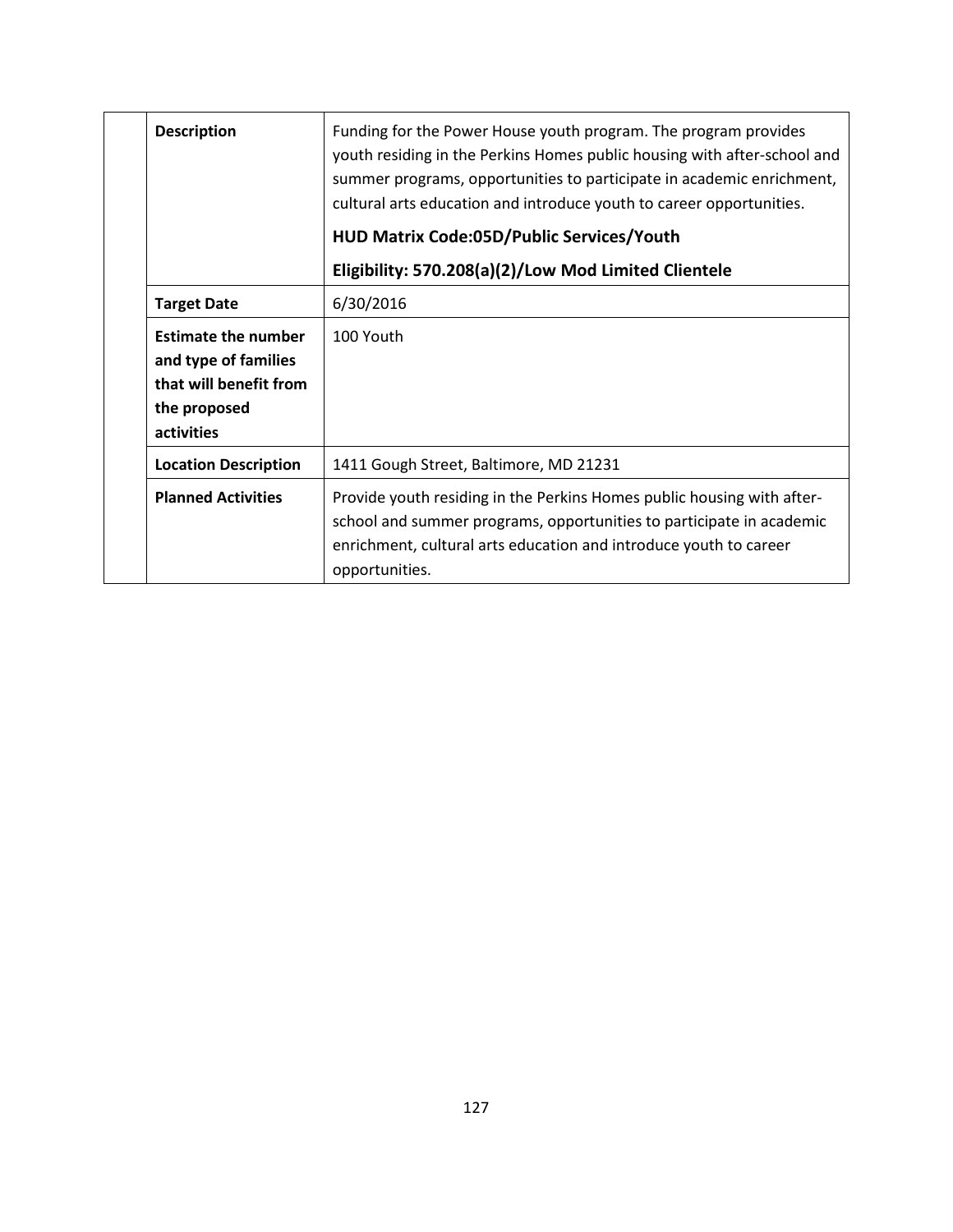| | | |
|---|---|---|
| | **Description** | Funding for the Power House youth program. The program provides youth residing in the Perkins Homes public housing with after-school and summer programs, opportunities to participate in academic enrichment, cultural arts education and introduce youth to career opportunities.<br>**HUD Matrix Code:05D/Public Services/Youth**<br>**Eligibility: 570.208(a)(2)/Low Mod Limited Clientele** |
| | **Target Date** | 6/30/2016 |
| | **Estimate the number and type of families that will benefit from the proposed activities** | 100 Youth |
| | **Location Description** | 1411 Gough Street, Baltimore, MD 21231 |
| | **Planned Activities** | Provide youth residing in the Perkins Homes public housing with after-school and summer programs, opportunities to participate in academic enrichment, cultural arts education and introduce youth to career opportunities. |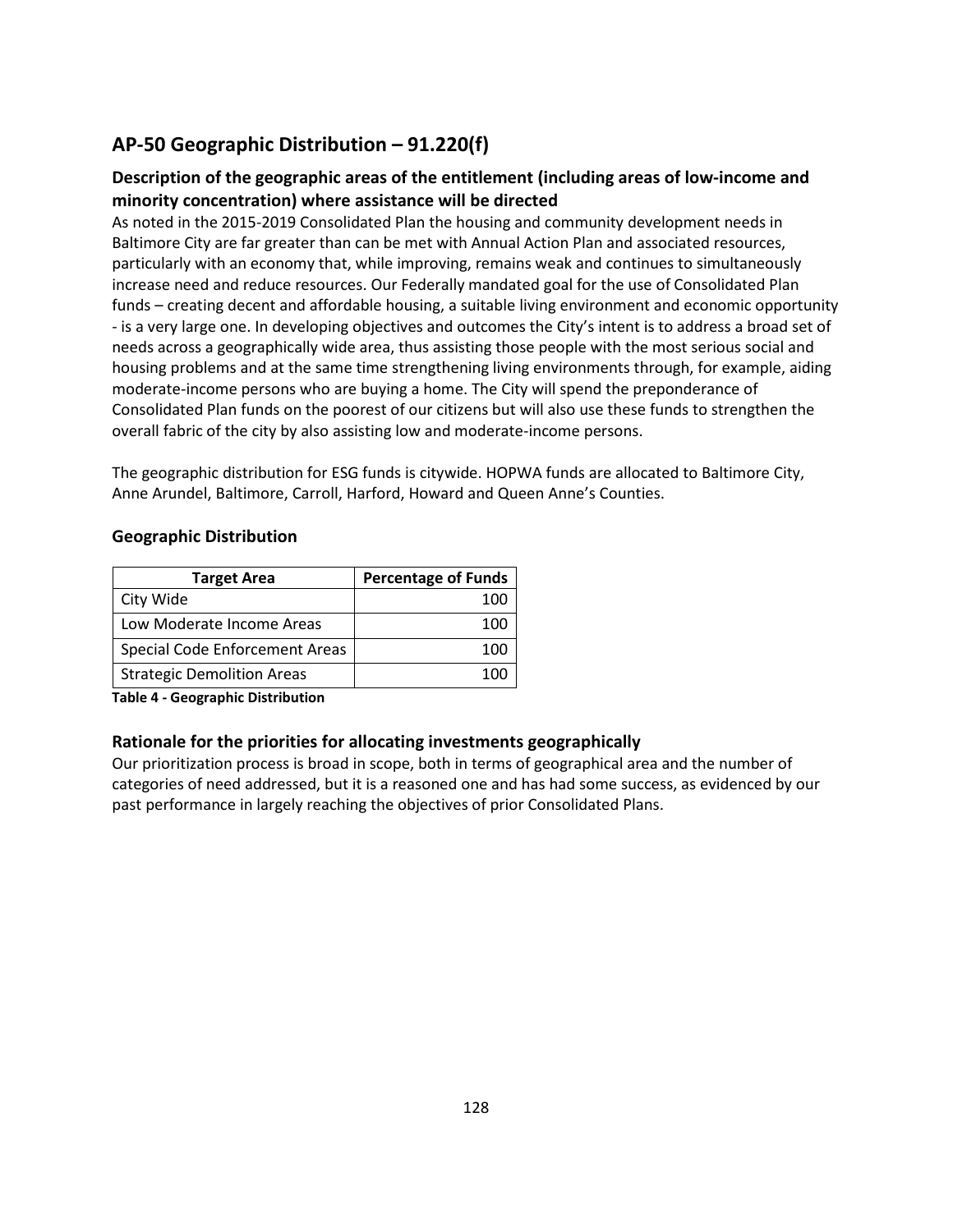## AP-50 Geographic Distribution – 91.220(f)

### Description of the geographic areas of the entitlement (including areas of low-income and minority concentration) where assistance will be directed

As noted in the 2015-2019 Consolidated Plan the housing and community development needs in Baltimore City are far greater than can be met with Annual Action Plan and associated resources, particularly with an economy that, while improving, remains weak and continues to simultaneously increase need and reduce resources. Our Federally mandated goal for the use of Consolidated Plan funds – creating decent and affordable housing, a suitable living environment and economic opportunity - is a very large one. In developing objectives and outcomes the City's intent is to address a broad set of needs across a geographically wide area, thus assisting those people with the most serious social and housing problems and at the same time strengthening living environments through, for example, aiding moderate-income persons who are buying a home. The City will spend the preponderance of Consolidated Plan funds on the poorest of our citizens but will also use these funds to strengthen the overall fabric of the city by also assisting low and moderate-income persons.

The geographic distribution for ESG funds is citywide. HOPWA funds are allocated to Baltimore City, Anne Arundel, Baltimore, Carroll, Harford, Howard and Queen Anne's Counties.

### Geographic Distribution

| Target Area | Percentage of Funds |
|---|---|
| City Wide | 100 |
| Low Moderate Income Areas | 100 |
| Special Code Enforcement Areas | 100 |
| Strategic Demolition Areas | 100 |

**Table 4 - Geographic Distribution**

### Rationale for the priorities for allocating investments geographically

Our prioritization process is broad in scope, both in terms of geographical area and the number of categories of need addressed, but it is a reasoned one and has had some success, as evidenced by our past performance in largely reaching the objectives of prior Consolidated Plans.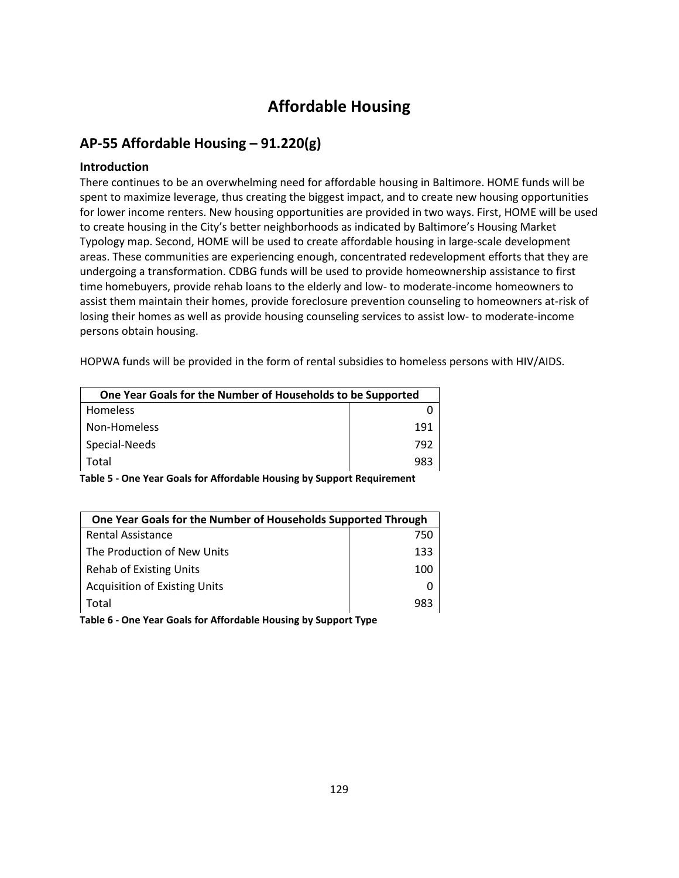# Affordable Housing

## AP-55 Affordable Housing – 91.220(g)

### Introduction

There continues to be an overwhelming need for affordable housing in Baltimore. HOME funds will be spent to maximize leverage, thus creating the biggest impact, and to create new housing opportunities for lower income renters. New housing opportunities are provided in two ways. First, HOME will be used to create housing in the City's better neighborhoods as indicated by Baltimore's Housing Market Typology map. Second, HOME will be used to create affordable housing in large-scale development areas. These communities are experiencing enough, concentrated redevelopment efforts that they are undergoing a transformation. CDBG funds will be used to provide homeownership assistance to first time homebuyers, provide rehab loans to the elderly and low- to moderate-income homeowners to assist them maintain their homes, provide foreclosure prevention counseling to homeowners at-risk of losing their homes as well as provide housing counseling services to assist low- to moderate-income persons obtain housing.

HOPWA funds will be provided in the form of rental subsidies to homeless persons with HIV/AIDS.

| One Year Goals for the Number of Households to be Supported | |
|---|---|
| Homeless | 0 |
| Non-Homeless | 191 |
| Special-Needs | 792 |
| Total | 983 |

**Table 5 - One Year Goals for Affordable Housing by Support Requirement**

| One Year Goals for the Number of Households Supported Through | |
|---|---|
| Rental Assistance | 750 |
| The Production of New Units | 133 |
| Rehab of Existing Units | 100 |
| Acquisition of Existing Units | 0 |
| Total | 983 |

**Table 6 - One Year Goals for Affordable Housing by Support Type**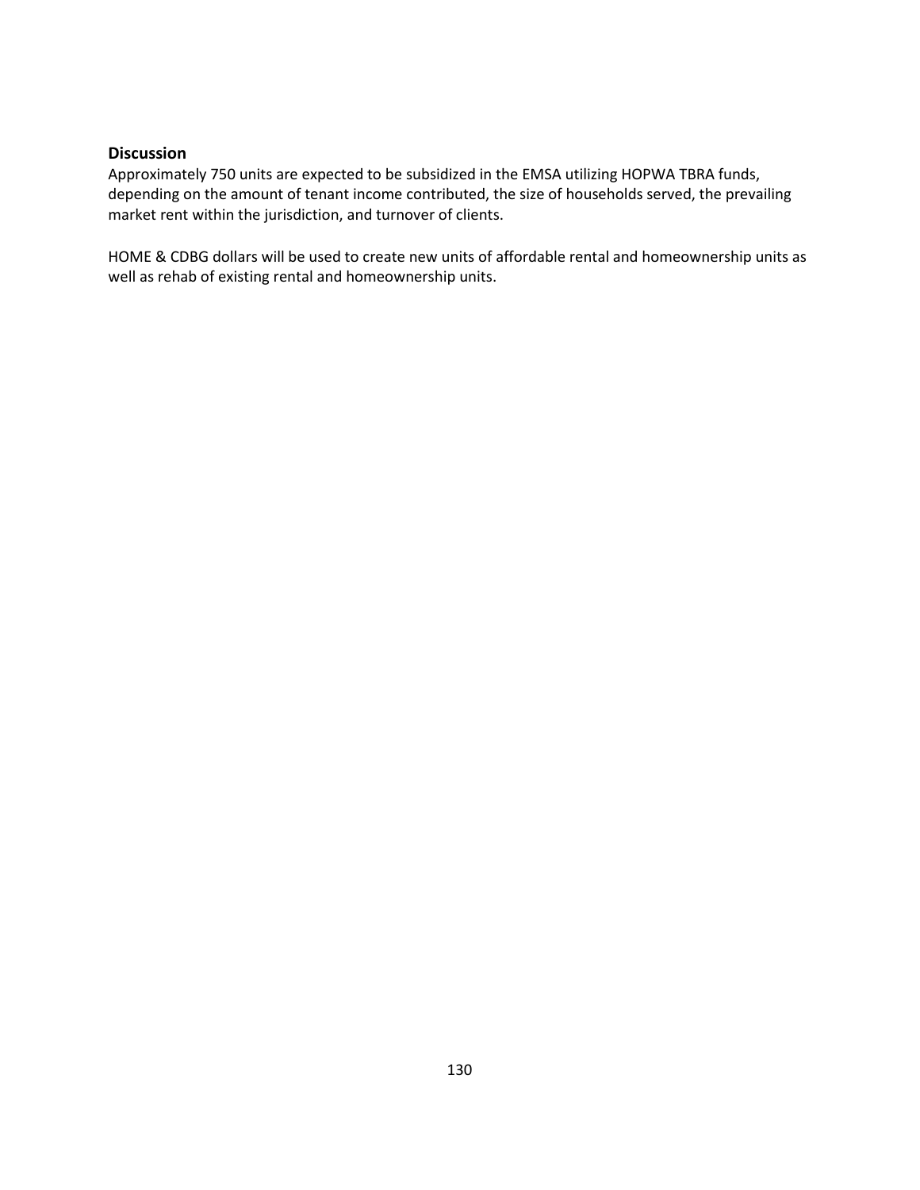**Discussion**

Approximately 750 units are expected to be subsidized in the EMSA utilizing HOPWA TBRA funds, depending on the amount of tenant income contributed, the size of households served, the prevailing market rent within the jurisdiction, and turnover of clients.

HOME & CDBG dollars will be used to create new units of affordable rental and homeownership units as well as rehab of existing rental and homeownership units.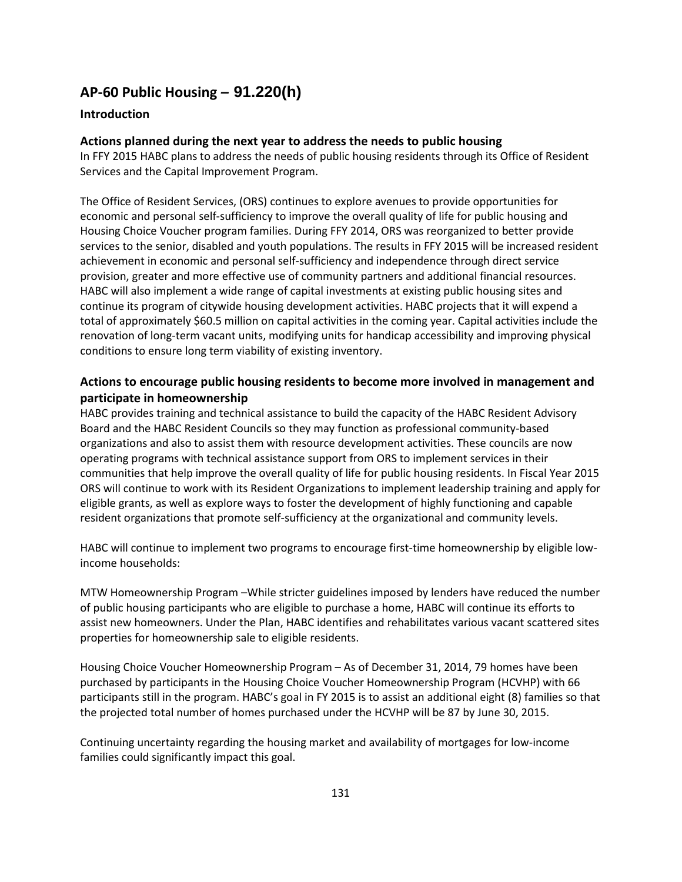## AP-60 Public Housing – 91.220(h)

### Introduction

### Actions planned during the next year to address the needs to public housing

In FFY 2015 HABC plans to address the needs of public housing residents through its Office of Resident Services and the Capital Improvement Program.

The Office of Resident Services, (ORS) continues to explore avenues to provide opportunities for economic and personal self-sufficiency to improve the overall quality of life for public housing and Housing Choice Voucher program families. During FFY 2014, ORS was reorganized to better provide services to the senior, disabled and youth populations. The results in FFY 2015 will be increased resident achievement in economic and personal self-sufficiency and independence through direct service provision, greater and more effective use of community partners and additional financial resources. HABC will also implement a wide range of capital investments at existing public housing sites and continue its program of citywide housing development activities. HABC projects that it will expend a total of approximately $60.5 million on capital activities in the coming year. Capital activities include the renovation of long-term vacant units, modifying units for handicap accessibility and improving physical conditions to ensure long term viability of existing inventory.

### Actions to encourage public housing residents to become more involved in management and participate in homeownership

HABC provides training and technical assistance to build the capacity of the HABC Resident Advisory Board and the HABC Resident Councils so they may function as professional community-based organizations and also to assist them with resource development activities. These councils are now operating programs with technical assistance support from ORS to implement services in their communities that help improve the overall quality of life for public housing residents. In Fiscal Year 2015 ORS will continue to work with its Resident Organizations to implement leadership training and apply for eligible grants, as well as explore ways to foster the development of highly functioning and capable resident organizations that promote self-sufficiency at the organizational and community levels.

HABC will continue to implement two programs to encourage first-time homeownership by eligible low-income households:

MTW Homeownership Program –While stricter guidelines imposed by lenders have reduced the number of public housing participants who are eligible to purchase a home, HABC will continue its efforts to assist new homeowners. Under the Plan, HABC identifies and rehabilitates various vacant scattered sites properties for homeownership sale to eligible residents.

Housing Choice Voucher Homeownership Program – As of December 31, 2014, 79 homes have been purchased by participants in the Housing Choice Voucher Homeownership Program (HCVHP) with 66 participants still in the program. HABC's goal in FY 2015 is to assist an additional eight (8) families so that the projected total number of homes purchased under the HCVHP will be 87 by June 30, 2015.

Continuing uncertainty regarding the housing market and availability of mortgages for low-income families could significantly impact this goal.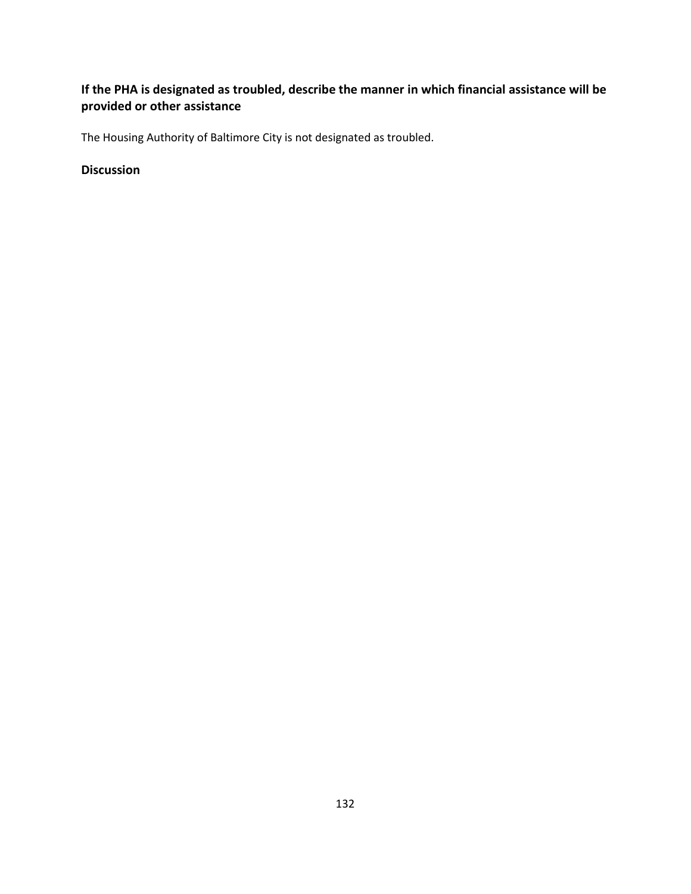## If the PHA is designated as troubled, describe the manner in which financial assistance will be provided or other assistance

The Housing Authority of Baltimore City is not designated as troubled.

## Discussion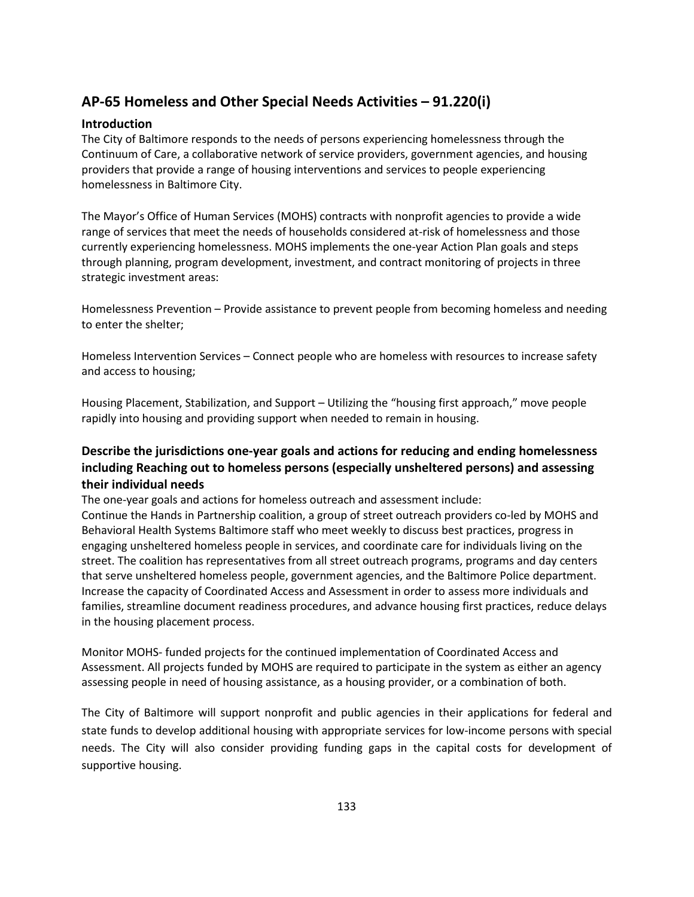## AP-65 Homeless and Other Special Needs Activities – 91.220(i)

### Introduction

The City of Baltimore responds to the needs of persons experiencing homelessness through the Continuum of Care, a collaborative network of service providers, government agencies, and housing providers that provide a range of housing interventions and services to people experiencing homelessness in Baltimore City.

The Mayor's Office of Human Services (MOHS) contracts with nonprofit agencies to provide a wide range of services that meet the needs of households considered at-risk of homelessness and those currently experiencing homelessness. MOHS implements the one-year Action Plan goals and steps through planning, program development, investment, and contract monitoring of projects in three strategic investment areas:

Homelessness Prevention – Provide assistance to prevent people from becoming homeless and needing to enter the shelter;

Homeless Intervention Services – Connect people who are homeless with resources to increase safety and access to housing;

Housing Placement, Stabilization, and Support – Utilizing the "housing first approach," move people rapidly into housing and providing support when needed to remain in housing.

### Describe the jurisdictions one-year goals and actions for reducing and ending homelessness including Reaching out to homeless persons (especially unsheltered persons) and assessing their individual needs

The one-year goals and actions for homeless outreach and assessment include:
Continue the Hands in Partnership coalition, a group of street outreach providers co-led by MOHS and Behavioral Health Systems Baltimore staff who meet weekly to discuss best practices, progress in engaging unsheltered homeless people in services, and coordinate care for individuals living on the street. The coalition has representatives from all street outreach programs, programs and day centers that serve unsheltered homeless people, government agencies, and the Baltimore Police department. Increase the capacity of Coordinated Access and Assessment in order to assess more individuals and families, streamline document readiness procedures, and advance housing first practices, reduce delays in the housing placement process.

Monitor MOHS- funded projects for the continued implementation of Coordinated Access and Assessment. All projects funded by MOHS are required to participate in the system as either an agency assessing people in need of housing assistance, as a housing provider, or a combination of both.

The City of Baltimore will support nonprofit and public agencies in their applications for federal and state funds to develop additional housing with appropriate services for low-income persons with special needs. The City will also consider providing funding gaps in the capital costs for development of supportive housing.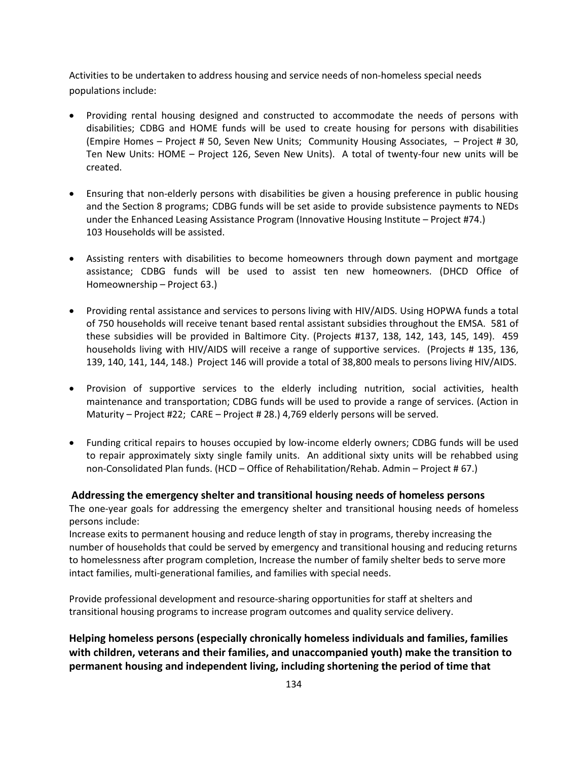Activities to be undertaken to address housing and service needs of non-homeless special needs populations include:

- Providing rental housing designed and constructed to accommodate the needs of persons with disabilities; CDBG and HOME funds will be used to create housing for persons with disabilities (Empire Homes – Project # 50, Seven New Units; Community Housing Associates, – Project # 30, Ten New Units: HOME – Project 126, Seven New Units). A total of twenty-four new units will be created.

- Ensuring that non-elderly persons with disabilities be given a housing preference in public housing and the Section 8 programs; CDBG funds will be set aside to provide subsistence payments to NEDs under the Enhanced Leasing Assistance Program (Innovative Housing Institute – Project #74.) 103 Households will be assisted.

- Assisting renters with disabilities to become homeowners through down payment and mortgage assistance; CDBG funds will be used to assist ten new homeowners. (DHCD Office of Homeownership – Project 63.)

- Providing rental assistance and services to persons living with HIV/AIDS. Using HOPWA funds a total of 750 households will receive tenant based rental assistant subsidies throughout the EMSA. 581 of these subsidies will be provided in Baltimore City. (Projects #137, 138, 142, 143, 145, 149). 459 households living with HIV/AIDS will receive a range of supportive services. (Projects # 135, 136, 139, 140, 141, 144, 148.) Project 146 will provide a total of 38,800 meals to persons living HIV/AIDS.

- Provision of supportive services to the elderly including nutrition, social activities, health maintenance and transportation; CDBG funds will be used to provide a range of services. (Action in Maturity – Project #22; CARE – Project # 28.) 4,769 elderly persons will be served.

- Funding critical repairs to houses occupied by low-income elderly owners; CDBG funds will be used to repair approximately sixty single family units. An additional sixty units will be rehabbed using non-Consolidated Plan funds. (HCD – Office of Rehabilitation/Rehab. Admin – Project # 67.)

**Addressing the emergency shelter and transitional housing needs of homeless persons**

The one-year goals for addressing the emergency shelter and transitional housing needs of homeless persons include:

Increase exits to permanent housing and reduce length of stay in programs, thereby increasing the number of households that could be served by emergency and transitional housing and reducing returns to homelessness after program completion, Increase the number of family shelter beds to serve more intact families, multi-generational families, and families with special needs.

Provide professional development and resource-sharing opportunities for staff at shelters and transitional housing programs to increase program outcomes and quality service delivery.

**Helping homeless persons (especially chronically homeless individuals and families, families with children, veterans and their families, and unaccompanied youth) make the transition to permanent housing and independent living, including shortening the period of time that**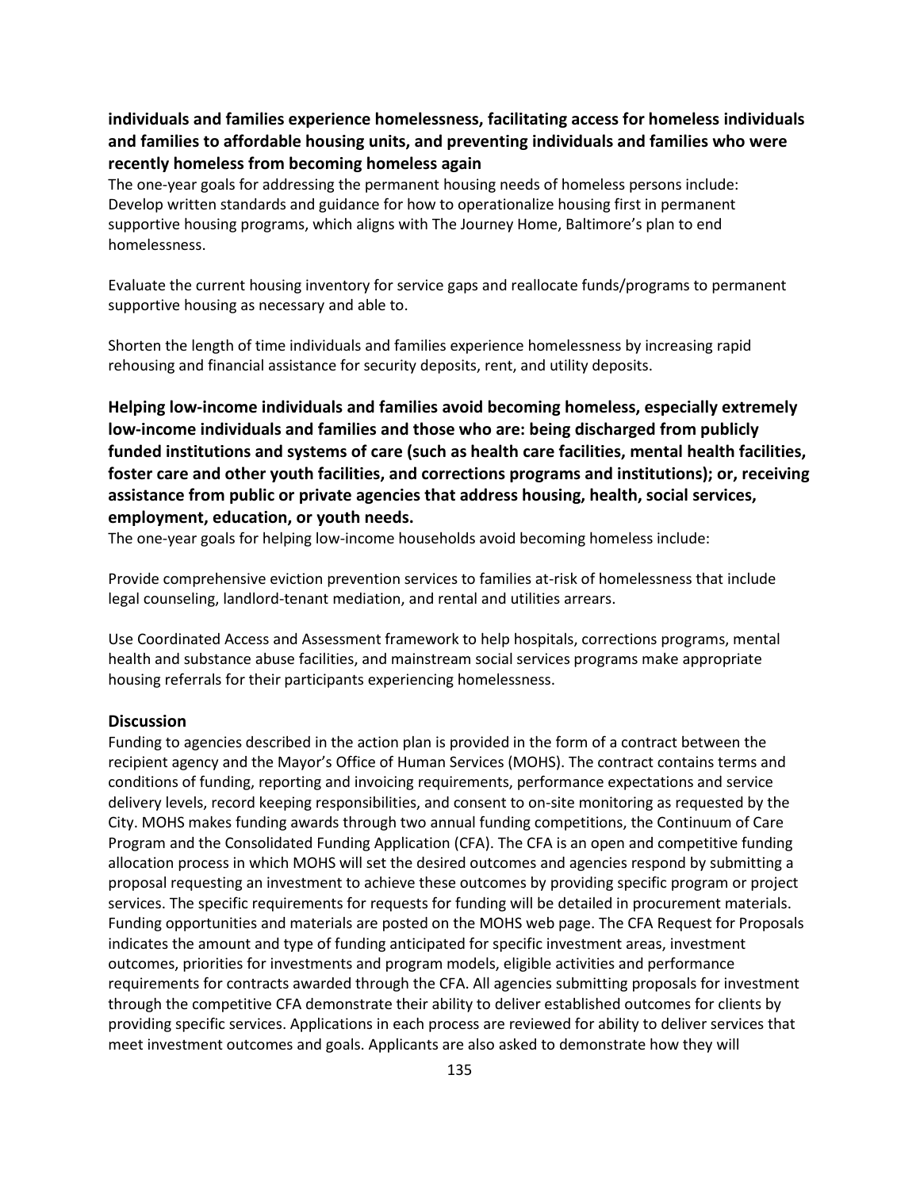**individuals and families experience homelessness, facilitating access for homeless individuals and families to affordable housing units, and preventing individuals and families who were recently homeless from becoming homeless again**

The one-year goals for addressing the permanent housing needs of homeless persons include: Develop written standards and guidance for how to operationalize housing first in permanent supportive housing programs, which aligns with The Journey Home, Baltimore's plan to end homelessness.

Evaluate the current housing inventory for service gaps and reallocate funds/programs to permanent supportive housing as necessary and able to.

Shorten the length of time individuals and families experience homelessness by increasing rapid rehousing and financial assistance for security deposits, rent, and utility deposits.

### Helping low-income individuals and families avoid becoming homeless, especially extremely low-income individuals and families and those who are: being discharged from publicly funded institutions and systems of care (such as health care facilities, mental health facilities, foster care and other youth facilities, and corrections programs and institutions); or, receiving assistance from public or private agencies that address housing, health, social services, employment, education, or youth needs.

The one-year goals for helping low-income households avoid becoming homeless include:

Provide comprehensive eviction prevention services to families at-risk of homelessness that include legal counseling, landlord-tenant mediation, and rental and utilities arrears.

Use Coordinated Access and Assessment framework to help hospitals, corrections programs, mental health and substance abuse facilities, and mainstream social services programs make appropriate housing referrals for their participants experiencing homelessness.

### Discussion

Funding to agencies described in the action plan is provided in the form of a contract between the recipient agency and the Mayor's Office of Human Services (MOHS). The contract contains terms and conditions of funding, reporting and invoicing requirements, performance expectations and service delivery levels, record keeping responsibilities, and consent to on-site monitoring as requested by the City. MOHS makes funding awards through two annual funding competitions, the Continuum of Care Program and the Consolidated Funding Application (CFA). The CFA is an open and competitive funding allocation process in which MOHS will set the desired outcomes and agencies respond by submitting a proposal requesting an investment to achieve these outcomes by providing specific program or project services. The specific requirements for requests for funding will be detailed in procurement materials. Funding opportunities and materials are posted on the MOHS web page. The CFA Request for Proposals indicates the amount and type of funding anticipated for specific investment areas, investment outcomes, priorities for investments and program models, eligible activities and performance requirements for contracts awarded through the CFA. All agencies submitting proposals for investment through the competitive CFA demonstrate their ability to deliver established outcomes for clients by providing specific services. Applications in each process are reviewed for ability to deliver services that meet investment outcomes and goals. Applicants are also asked to demonstrate how they will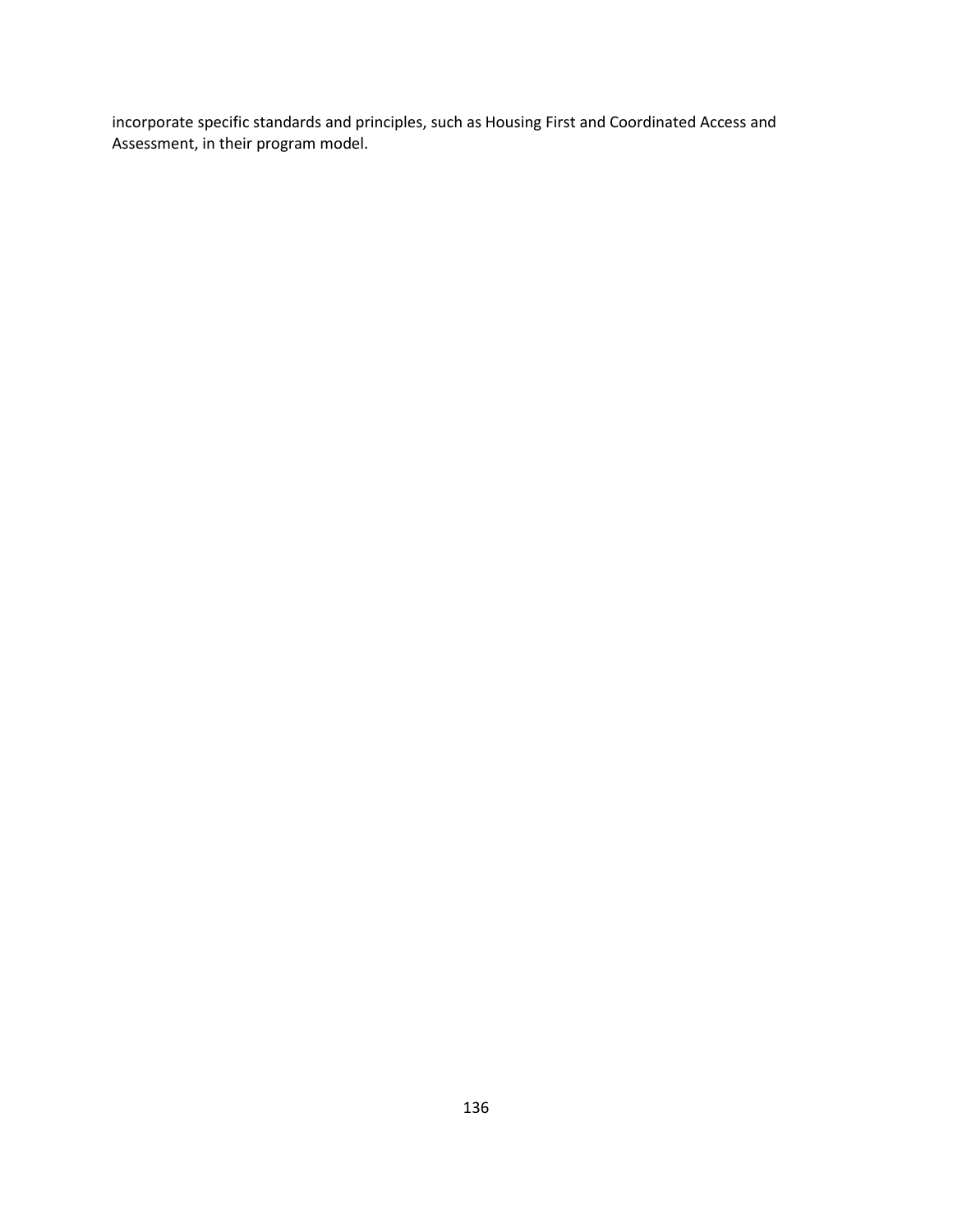incorporate specific standards and principles, such as Housing First and Coordinated Access and Assessment, in their program model.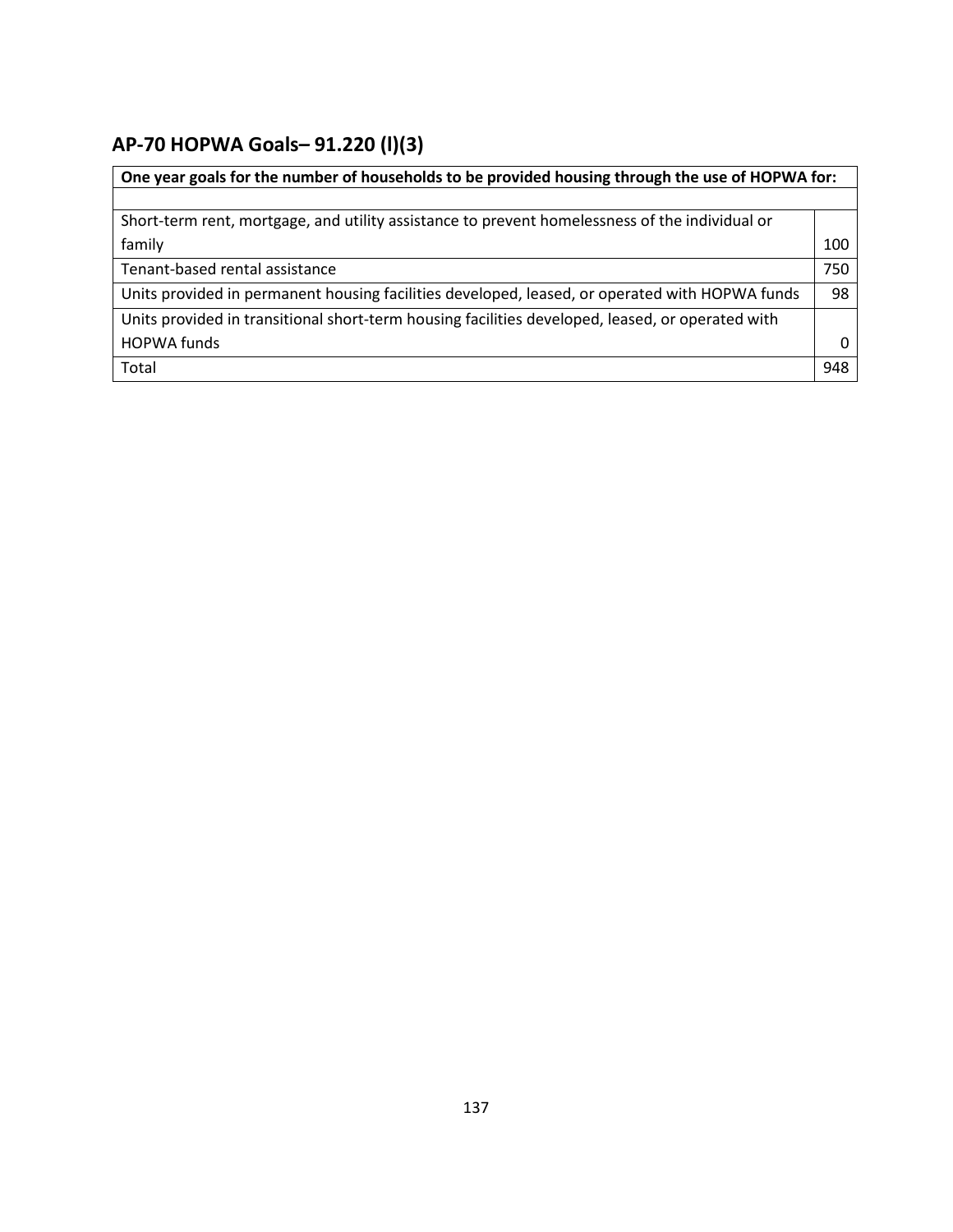## AP-70 HOPWA Goals– 91.220 (l)(3)

| One year goals for the number of households to be provided housing through the use of HOPWA for: | |
|---|---|
| | |
| Short-term rent, mortgage, and utility assistance to prevent homelessness of the individual or family | 100 |
| Tenant-based rental assistance | 750 |
| Units provided in permanent housing facilities developed, leased, or operated with HOPWA funds | 98 |
| Units provided in transitional short-term housing facilities developed, leased, or operated with HOPWA funds | 0 |
| Total | 948 |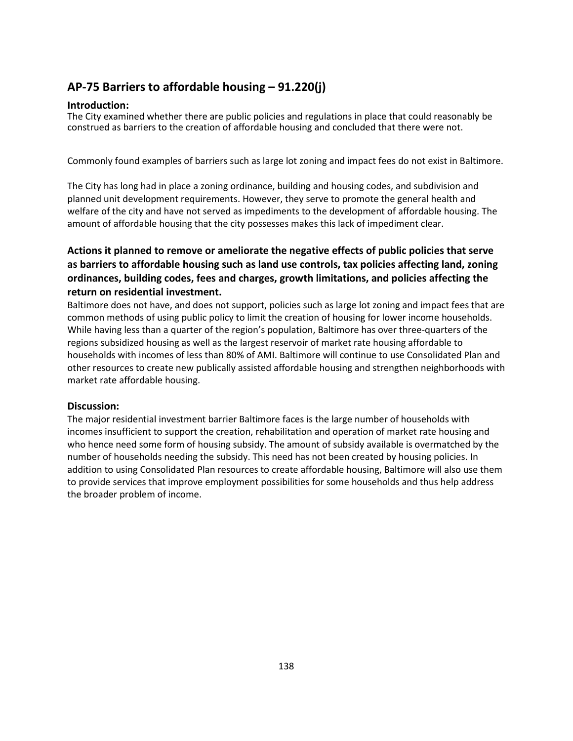## AP-75 Barriers to affordable housing – 91.220(j)

### Introduction:

The City examined whether there are public policies and regulations in place that could reasonably be construed as barriers to the creation of affordable housing and concluded that there were not.

Commonly found examples of barriers such as large lot zoning and impact fees do not exist in Baltimore.

The City has long had in place a zoning ordinance, building and housing codes, and subdivision and planned unit development requirements. However, they serve to promote the general health and welfare of the city and have not served as impediments to the development of affordable housing. The amount of affordable housing that the city possesses makes this lack of impediment clear.

### Actions it planned to remove or ameliorate the negative effects of public policies that serve as barriers to affordable housing such as land use controls, tax policies affecting land, zoning ordinances, building codes, fees and charges, growth limitations, and policies affecting the return on residential investment.

Baltimore does not have, and does not support, policies such as large lot zoning and impact fees that are common methods of using public policy to limit the creation of housing for lower income households. While having less than a quarter of the region's population, Baltimore has over three-quarters of the regions subsidized housing as well as the largest reservoir of market rate housing affordable to households with incomes of less than 80% of AMI. Baltimore will continue to use Consolidated Plan and other resources to create new publically assisted affordable housing and strengthen neighborhoods with market rate affordable housing.

### Discussion:

The major residential investment barrier Baltimore faces is the large number of households with incomes insufficient to support the creation, rehabilitation and operation of market rate housing and who hence need some form of housing subsidy. The amount of subsidy available is overmatched by the number of households needing the subsidy. This need has not been created by housing policies. In addition to using Consolidated Plan resources to create affordable housing, Baltimore will also use them to provide services that improve employment possibilities for some households and thus help address the broader problem of income.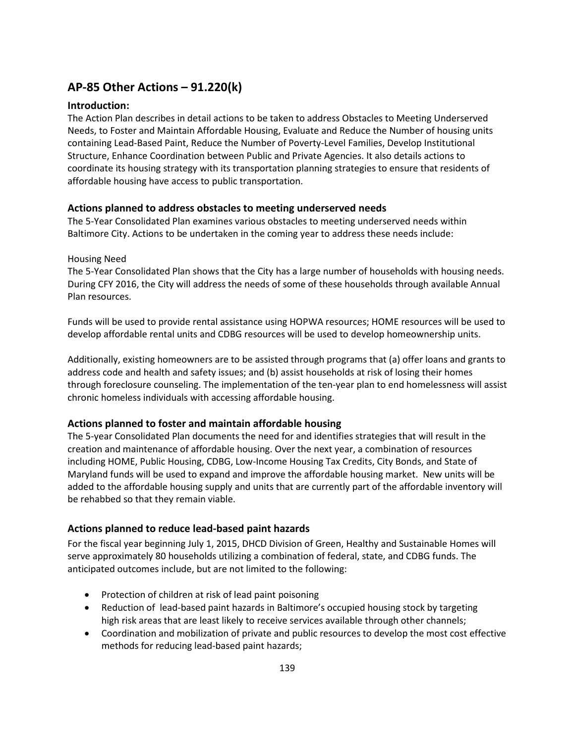## AP-85 Other Actions – 91.220(k)

### Introduction:

The Action Plan describes in detail actions to be taken to address Obstacles to Meeting Underserved Needs, to Foster and Maintain Affordable Housing, Evaluate and Reduce the Number of housing units containing Lead-Based Paint, Reduce the Number of Poverty-Level Families, Develop Institutional Structure, Enhance Coordination between Public and Private Agencies. It also details actions to coordinate its housing strategy with its transportation planning strategies to ensure that residents of affordable housing have access to public transportation.

### Actions planned to address obstacles to meeting underserved needs

The 5-Year Consolidated Plan examines various obstacles to meeting underserved needs within Baltimore City. Actions to be undertaken in the coming year to address these needs include:

Housing Need

The 5-Year Consolidated Plan shows that the City has a large number of households with housing needs. During CFY 2016, the City will address the needs of some of these households through available Annual Plan resources.

Funds will be used to provide rental assistance using HOPWA resources; HOME resources will be used to develop affordable rental units and CDBG resources will be used to develop homeownership units.

Additionally, existing homeowners are to be assisted through programs that (a) offer loans and grants to address code and health and safety issues; and (b) assist households at risk of losing their homes through foreclosure counseling. The implementation of the ten-year plan to end homelessness will assist chronic homeless individuals with accessing affordable housing.

### Actions planned to foster and maintain affordable housing

The 5-year Consolidated Plan documents the need for and identifies strategies that will result in the creation and maintenance of affordable housing. Over the next year, a combination of resources including HOME, Public Housing, CDBG, Low-Income Housing Tax Credits, City Bonds, and State of Maryland funds will be used to expand and improve the affordable housing market. New units will be added to the affordable housing supply and units that are currently part of the affordable inventory will be rehabbed so that they remain viable.

### Actions planned to reduce lead-based paint hazards

For the fiscal year beginning July 1, 2015, DHCD Division of Green, Healthy and Sustainable Homes will serve approximately 80 households utilizing a combination of federal, state, and CDBG funds. The anticipated outcomes include, but are not limited to the following:

- Protection of children at risk of lead paint poisoning
- Reduction of lead-based paint hazards in Baltimore's occupied housing stock by targeting high risk areas that are least likely to receive services available through other channels;
- Coordination and mobilization of private and public resources to develop the most cost effective methods for reducing lead-based paint hazards;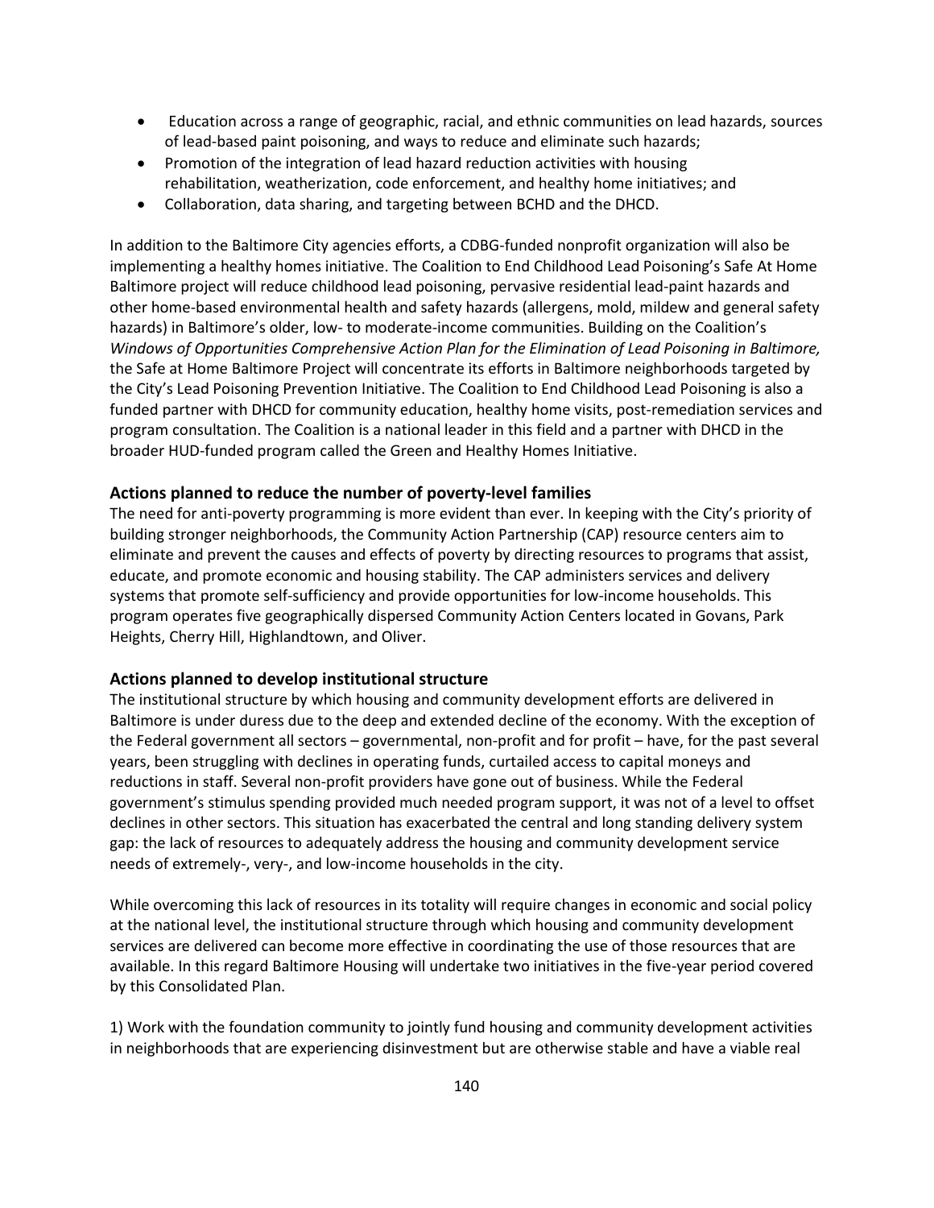- Education across a range of geographic, racial, and ethnic communities on lead hazards, sources of lead-based paint poisoning, and ways to reduce and eliminate such hazards;
- Promotion of the integration of lead hazard reduction activities with housing rehabilitation, weatherization, code enforcement, and healthy home initiatives; and
- Collaboration, data sharing, and targeting between BCHD and the DHCD.

In addition to the Baltimore City agencies efforts, a CDBG-funded nonprofit organization will also be implementing a healthy homes initiative. The Coalition to End Childhood Lead Poisoning's Safe At Home Baltimore project will reduce childhood lead poisoning, pervasive residential lead-paint hazards and other home-based environmental health and safety hazards (allergens, mold, mildew and general safety hazards) in Baltimore's older, low- to moderate-income communities. Building on the Coalition's *Windows of Opportunities Comprehensive Action Plan for the Elimination of Lead Poisoning in Baltimore,* the Safe at Home Baltimore Project will concentrate its efforts in Baltimore neighborhoods targeted by the City's Lead Poisoning Prevention Initiative. The Coalition to End Childhood Lead Poisoning is also a funded partner with DHCD for community education, healthy home visits, post-remediation services and program consultation. The Coalition is a national leader in this field and a partner with DHCD in the broader HUD-funded program called the Green and Healthy Homes Initiative.

### Actions planned to reduce the number of poverty-level families

The need for anti-poverty programming is more evident than ever. In keeping with the City's priority of building stronger neighborhoods, the Community Action Partnership (CAP) resource centers aim to eliminate and prevent the causes and effects of poverty by directing resources to programs that assist, educate, and promote economic and housing stability. The CAP administers services and delivery systems that promote self-sufficiency and provide opportunities for low-income households. This program operates five geographically dispersed Community Action Centers located in Govans, Park Heights, Cherry Hill, Highlandtown, and Oliver.

### Actions planned to develop institutional structure

The institutional structure by which housing and community development efforts are delivered in Baltimore is under duress due to the deep and extended decline of the economy. With the exception of the Federal government all sectors – governmental, non-profit and for profit – have, for the past several years, been struggling with declines in operating funds, curtailed access to capital moneys and reductions in staff. Several non-profit providers have gone out of business. While the Federal government's stimulus spending provided much needed program support, it was not of a level to offset declines in other sectors. This situation has exacerbated the central and long standing delivery system gap: the lack of resources to adequately address the housing and community development service needs of extremely-, very-, and low-income households in the city.

While overcoming this lack of resources in its totality will require changes in economic and social policy at the national level, the institutional structure through which housing and community development services are delivered can become more effective in coordinating the use of those resources that are available. In this regard Baltimore Housing will undertake two initiatives in the five-year period covered by this Consolidated Plan.

1) Work with the foundation community to jointly fund housing and community development activities in neighborhoods that are experiencing disinvestment but are otherwise stable and have a viable real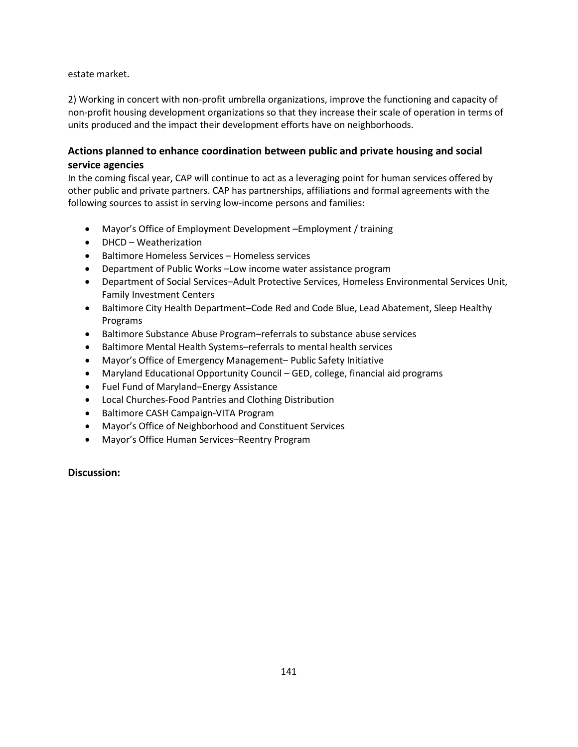estate market.

2) Working in concert with non-profit umbrella organizations, improve the functioning and capacity of non-profit housing development organizations so that they increase their scale of operation in terms of units produced and the impact their development efforts have on neighborhoods.

### Actions planned to enhance coordination between public and private housing and social service agencies

In the coming fiscal year, CAP will continue to act as a leveraging point for human services offered by other public and private partners. CAP has partnerships, affiliations and formal agreements with the following sources to assist in serving low-income persons and families:

- Mayor's Office of Employment Development –Employment / training
- DHCD – Weatherization
- Baltimore Homeless Services – Homeless services
- Department of Public Works –Low income water assistance program
- Department of Social Services–Adult Protective Services, Homeless Environmental Services Unit, Family Investment Centers
- Baltimore City Health Department–Code Red and Code Blue, Lead Abatement, Sleep Healthy Programs
- Baltimore Substance Abuse Program–referrals to substance abuse services
- Baltimore Mental Health Systems–referrals to mental health services
- Mayor's Office of Emergency Management– Public Safety Initiative
- Maryland Educational Opportunity Council – GED, college, financial aid programs
- Fuel Fund of Maryland–Energy Assistance
- Local Churches-Food Pantries and Clothing Distribution
- Baltimore CASH Campaign-VITA Program
- Mayor's Office of Neighborhood and Constituent Services
- Mayor's Office Human Services–Reentry Program

### Discussion: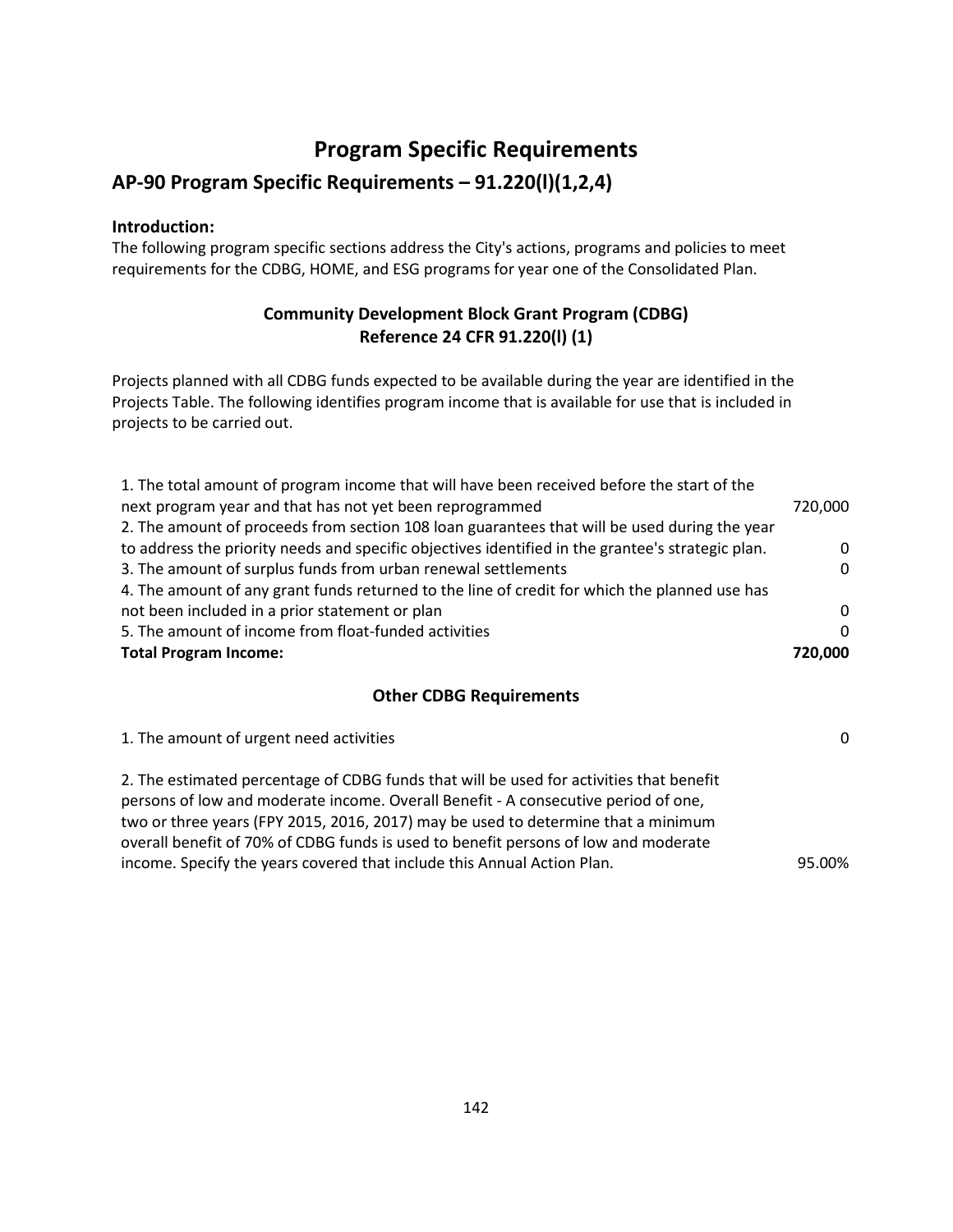# Program Specific Requirements

## AP-90 Program Specific Requirements – 91.220(l)(1,2,4)

**Introduction:**
The following program specific sections address the City's actions, programs and policies to meet requirements for the CDBG, HOME, and ESG programs for year one of the Consolidated Plan.

### Community Development Block Grant Program (CDBG)
### Reference 24 CFR 91.220(l) (1)

Projects planned with all CDBG funds expected to be available during the year are identified in the Projects Table. The following identifies program income that is available for use that is included in projects to be carried out.

| | |
|---|---|
| 1. The total amount of program income that will have been received before the start of the next program year and that has not yet been reprogrammed | 720,000 |
| 2. The amount of proceeds from section 108 loan guarantees that will be used during the year to address the priority needs and specific objectives identified in the grantee's strategic plan. | 0 |
| 3. The amount of surplus funds from urban renewal settlements | 0 |
| 4. The amount of any grant funds returned to the line of credit for which the planned use has not been included in a prior statement or plan | 0 |
| 5. The amount of income from float-funded activities | 0 |
| **Total Program Income:** | **720,000** |

### Other CDBG Requirements

| | |
|---|---|
| 1. The amount of urgent need activities | 0 |
| 2. The estimated percentage of CDBG funds that will be used for activities that benefit persons of low and moderate income. Overall Benefit - A consecutive period of one, two or three years (FPY 2015, 2016, 2017) may be used to determine that a minimum overall benefit of 70% of CDBG funds is used to benefit persons of low and moderate income. Specify the years covered that include this Annual Action Plan. | 95.00% |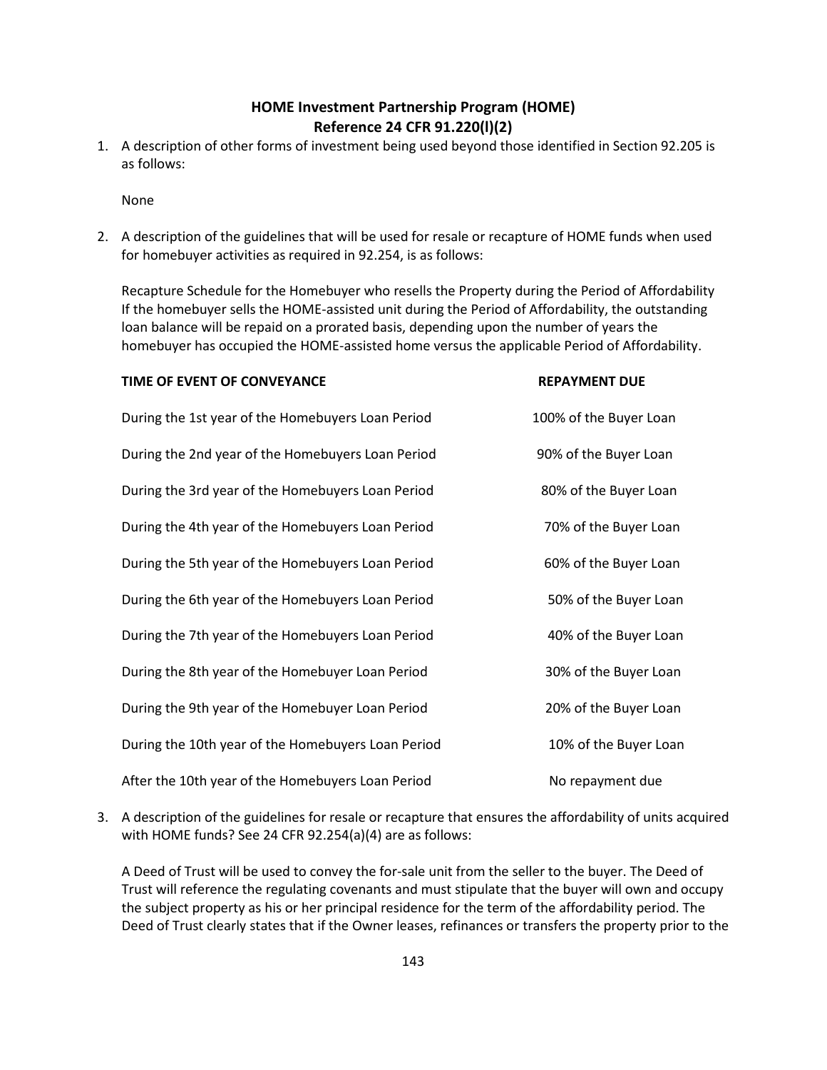## HOME Investment Partnership Program (HOME)
## Reference 24 CFR 91.220(l)(2)

1. A description of other forms of investment being used beyond those identified in Section 92.205 is as follows:

   None

2. A description of the guidelines that will be used for resale or recapture of HOME funds when used for homebuyer activities as required in 92.254, is as follows:

   Recapture Schedule for the Homebuyer who resells the Property during the Period of Affordability If the homebuyer sells the HOME-assisted unit during the Period of Affordability, the outstanding loan balance will be repaid on a prorated basis, depending upon the number of years the homebuyer has occupied the HOME-assisted home versus the applicable Period of Affordability.

| TIME OF EVENT OF CONVEYANCE | REPAYMENT DUE |
|---|---|
| During the 1st year of the Homebuyers Loan Period | 100% of the Buyer Loan |
| During the 2nd year of the Homebuyers Loan Period | 90% of the Buyer Loan |
| During the 3rd year of the Homebuyers Loan Period | 80% of the Buyer Loan |
| During the 4th year of the Homebuyers Loan Period | 70% of the Buyer Loan |
| During the 5th year of the Homebuyers Loan Period | 60% of the Buyer Loan |
| During the 6th year of the Homebuyers Loan Period | 50% of the Buyer Loan |
| During the 7th year of the Homebuyers Loan Period | 40% of the Buyer Loan |
| During the 8th year of the Homebuyer Loan Period | 30% of the Buyer Loan |
| During the 9th year of the Homebuyer Loan Period | 20% of the Buyer Loan |
| During the 10th year of the Homebuyers Loan Period | 10% of the Buyer Loan |
| After the 10th year of the Homebuyers Loan Period | No repayment due |

3. A description of the guidelines for resale or recapture that ensures the affordability of units acquired with HOME funds? See 24 CFR 92.254(a)(4) are as follows:

   A Deed of Trust will be used to convey the for-sale unit from the seller to the buyer. The Deed of Trust will reference the regulating covenants and must stipulate that the buyer will own and occupy the subject property as his or her principal residence for the term of the affordability period. The Deed of Trust clearly states that if the Owner leases, refinances or transfers the property prior to the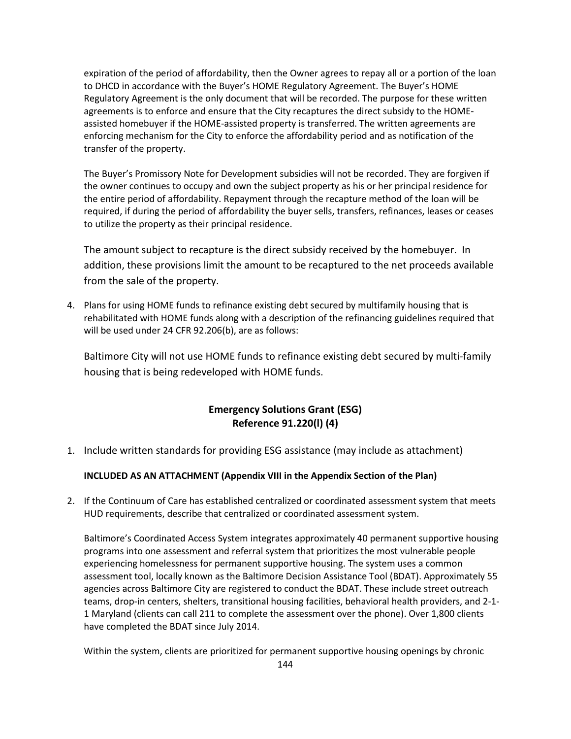expiration of the period of affordability, then the Owner agrees to repay all or a portion of the loan to DHCD in accordance with the Buyer's HOME Regulatory Agreement. The Buyer's HOME Regulatory Agreement is the only document that will be recorded. The purpose for these written agreements is to enforce and ensure that the City recaptures the direct subsidy to the HOME-assisted homebuyer if the HOME-assisted property is transferred. The written agreements are enforcing mechanism for the City to enforce the affordability period and as notification of the transfer of the property.

The Buyer's Promissory Note for Development subsidies will not be recorded. They are forgiven if the owner continues to occupy and own the subject property as his or her principal residence for the entire period of affordability. Repayment through the recapture method of the loan will be required, if during the period of affordability the buyer sells, transfers, refinances, leases or ceases to utilize the property as their principal residence.

The amount subject to recapture is the direct subsidy received by the homebuyer. In addition, these provisions limit the amount to be recaptured to the net proceeds available from the sale of the property.

4. Plans for using HOME funds to refinance existing debt secured by multifamily housing that is rehabilitated with HOME funds along with a description of the refinancing guidelines required that will be used under 24 CFR 92.206(b), are as follows:

   Baltimore City will not use HOME funds to refinance existing debt secured by multi-family housing that is being redeveloped with HOME funds.

## Emergency Solutions Grant (ESG)
## Reference 91.220(l) (4)

1. Include written standards for providing ESG assistance (may include as attachment)

   **INCLUDED AS AN ATTACHMENT (Appendix VIII in the Appendix Section of the Plan)**

2. If the Continuum of Care has established centralized or coordinated assessment system that meets HUD requirements, describe that centralized or coordinated assessment system.

   Baltimore's Coordinated Access System integrates approximately 40 permanent supportive housing programs into one assessment and referral system that prioritizes the most vulnerable people experiencing homelessness for permanent supportive housing. The system uses a common assessment tool, locally known as the Baltimore Decision Assistance Tool (BDAT). Approximately 55 agencies across Baltimore City are registered to conduct the BDAT. These include street outreach teams, drop-in centers, shelters, transitional housing facilities, behavioral health providers, and 2-1-1 Maryland (clients can call 211 to complete the assessment over the phone). Over 1,800 clients have completed the BDAT since July 2014.

   Within the system, clients are prioritized for permanent supportive housing openings by chronic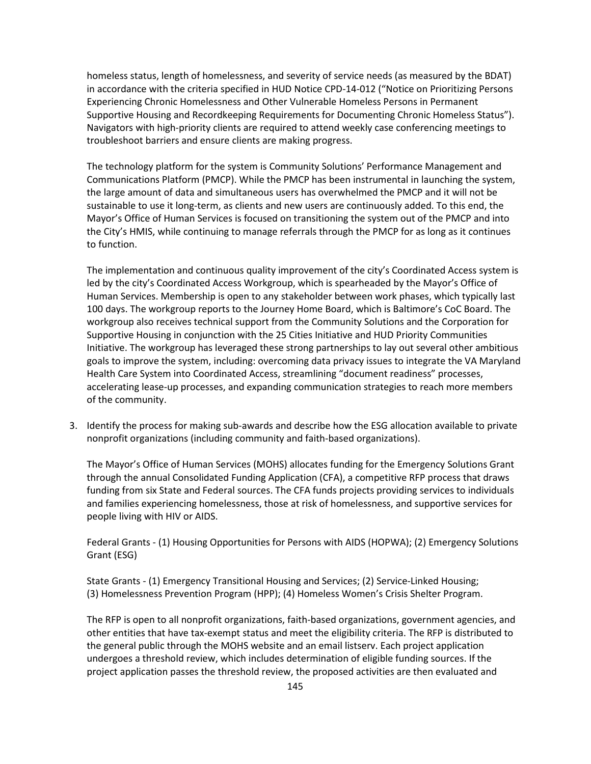homeless status, length of homelessness, and severity of service needs (as measured by the BDAT) in accordance with the criteria specified in HUD Notice CPD-14-012 ("Notice on Prioritizing Persons Experiencing Chronic Homelessness and Other Vulnerable Homeless Persons in Permanent Supportive Housing and Recordkeeping Requirements for Documenting Chronic Homeless Status"). Navigators with high-priority clients are required to attend weekly case conferencing meetings to troubleshoot barriers and ensure clients are making progress.

The technology platform for the system is Community Solutions' Performance Management and Communications Platform (PMCP). While the PMCP has been instrumental in launching the system, the large amount of data and simultaneous users has overwhelmed the PMCP and it will not be sustainable to use it long-term, as clients and new users are continuously added. To this end, the Mayor's Office of Human Services is focused on transitioning the system out of the PMCP and into the City's HMIS, while continuing to manage referrals through the PMCP for as long as it continues to function.

The implementation and continuous quality improvement of the city's Coordinated Access system is led by the city's Coordinated Access Workgroup, which is spearheaded by the Mayor's Office of Human Services. Membership is open to any stakeholder between work phases, which typically last 100 days. The workgroup reports to the Journey Home Board, which is Baltimore's CoC Board. The workgroup also receives technical support from the Community Solutions and the Corporation for Supportive Housing in conjunction with the 25 Cities Initiative and HUD Priority Communities Initiative. The workgroup has leveraged these strong partnerships to lay out several other ambitious goals to improve the system, including: overcoming data privacy issues to integrate the VA Maryland Health Care System into Coordinated Access, streamlining "document readiness" processes, accelerating lease-up processes, and expanding communication strategies to reach more members of the community.

3. Identify the process for making sub-awards and describe how the ESG allocation available to private nonprofit organizations (including community and faith-based organizations).

   The Mayor's Office of Human Services (MOHS) allocates funding for the Emergency Solutions Grant through the annual Consolidated Funding Application (CFA), a competitive RFP process that draws funding from six State and Federal sources. The CFA funds projects providing services to individuals and families experiencing homelessness, those at risk of homelessness, and supportive services for people living with HIV or AIDS.

   Federal Grants - (1) Housing Opportunities for Persons with AIDS (HOPWA); (2) Emergency Solutions Grant (ESG)

   State Grants - (1) Emergency Transitional Housing and Services; (2) Service-Linked Housing; (3) Homelessness Prevention Program (HPP); (4) Homeless Women's Crisis Shelter Program.

   The RFP is open to all nonprofit organizations, faith-based organizations, government agencies, and other entities that have tax-exempt status and meet the eligibility criteria. The RFP is distributed to the general public through the MOHS website and an email listserv. Each project application undergoes a threshold review, which includes determination of eligible funding sources. If the project application passes the threshold review, the proposed activities are then evaluated and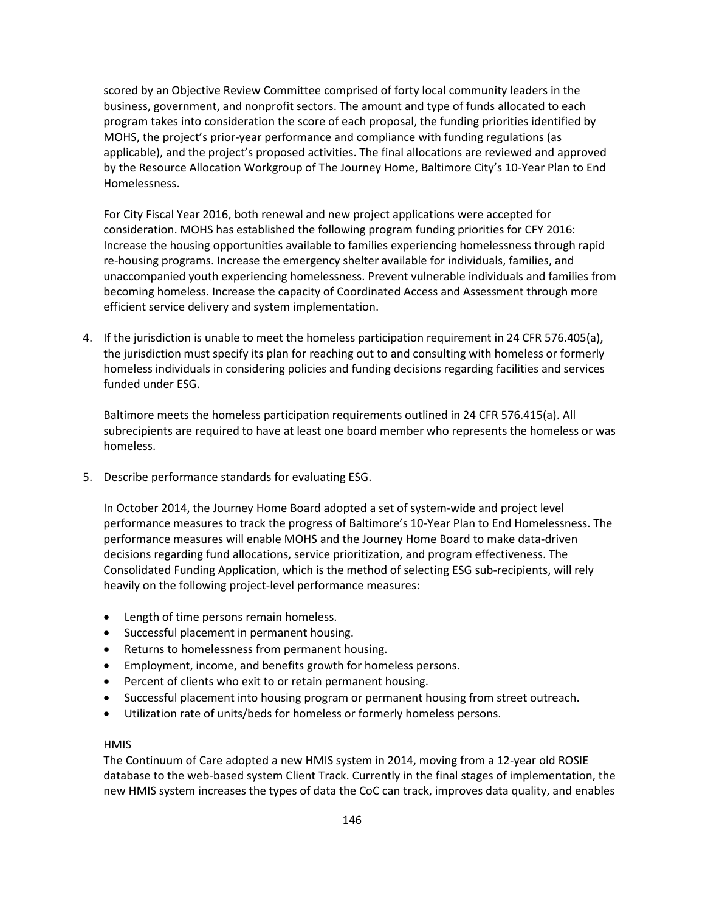scored by an Objective Review Committee comprised of forty local community leaders in the business, government, and nonprofit sectors. The amount and type of funds allocated to each program takes into consideration the score of each proposal, the funding priorities identified by MOHS, the project's prior-year performance and compliance with funding regulations (as applicable), and the project's proposed activities. The final allocations are reviewed and approved by the Resource Allocation Workgroup of The Journey Home, Baltimore City's 10-Year Plan to End Homelessness.

For City Fiscal Year 2016, both renewal and new project applications were accepted for consideration. MOHS has established the following program funding priorities for CFY 2016: Increase the housing opportunities available to families experiencing homelessness through rapid re-housing programs. Increase the emergency shelter available for individuals, families, and unaccompanied youth experiencing homelessness. Prevent vulnerable individuals and families from becoming homeless. Increase the capacity of Coordinated Access and Assessment through more efficient service delivery and system implementation.

4. If the jurisdiction is unable to meet the homeless participation requirement in 24 CFR 576.405(a), the jurisdiction must specify its plan for reaching out to and consulting with homeless or formerly homeless individuals in considering policies and funding decisions regarding facilities and services funded under ESG.

   Baltimore meets the homeless participation requirements outlined in 24 CFR 576.415(a). All subrecipients are required to have at least one board member who represents the homeless or was homeless.

5. Describe performance standards for evaluating ESG.

   In October 2014, the Journey Home Board adopted a set of system-wide and project level performance measures to track the progress of Baltimore's 10-Year Plan to End Homelessness. The performance measures will enable MOHS and the Journey Home Board to make data-driven decisions regarding fund allocations, service prioritization, and program effectiveness. The Consolidated Funding Application, which is the method of selecting ESG sub-recipients, will rely heavily on the following project-level performance measures:

   - Length of time persons remain homeless.
   - Successful placement in permanent housing.
   - Returns to homelessness from permanent housing.
   - Employment, income, and benefits growth for homeless persons.
   - Percent of clients who exit to or retain permanent housing.
   - Successful placement into housing program or permanent housing from street outreach.
   - Utilization rate of units/beds for homeless or formerly homeless persons.

   HMIS

   The Continuum of Care adopted a new HMIS system in 2014, moving from a 12-year old ROSIE database to the web-based system Client Track. Currently in the final stages of implementation, the new HMIS system increases the types of data the CoC can track, improves data quality, and enables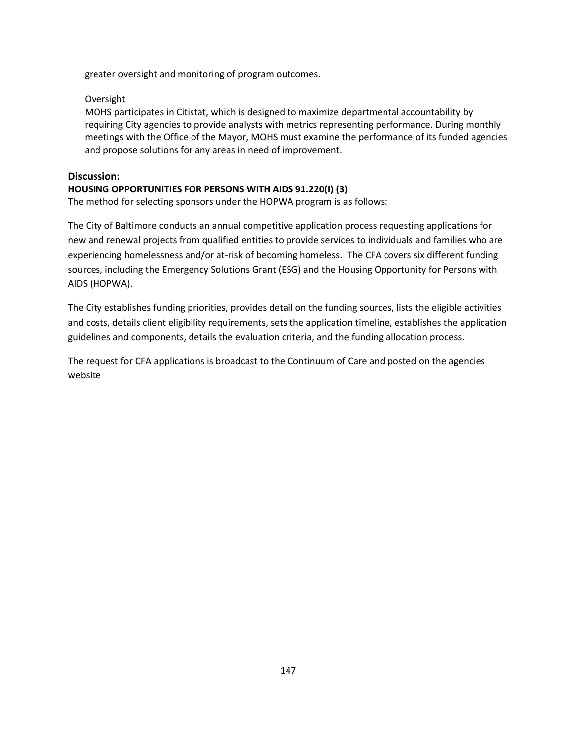greater oversight and monitoring of program outcomes.

Oversight
MOHS participates in Citistat, which is designed to maximize departmental accountability by requiring City agencies to provide analysts with metrics representing performance. During monthly meetings with the Office of the Mayor, MOHS must examine the performance of its funded agencies and propose solutions for any areas in need of improvement.

## Discussion:

**HOUSING OPPORTUNITIES FOR PERSONS WITH AIDS 91.220(l) (3)**

The method for selecting sponsors under the HOPWA program is as follows:

The City of Baltimore conducts an annual competitive application process requesting applications for new and renewal projects from qualified entities to provide services to individuals and families who are experiencing homelessness and/or at-risk of becoming homeless. The CFA covers six different funding sources, including the Emergency Solutions Grant (ESG) and the Housing Opportunity for Persons with AIDS (HOPWA).

The City establishes funding priorities, provides detail on the funding sources, lists the eligible activities and costs, details client eligibility requirements, sets the application timeline, establishes the application guidelines and components, details the evaluation criteria, and the funding allocation process.

The request for CFA applications is broadcast to the Continuum of Care and posted on the agencies website